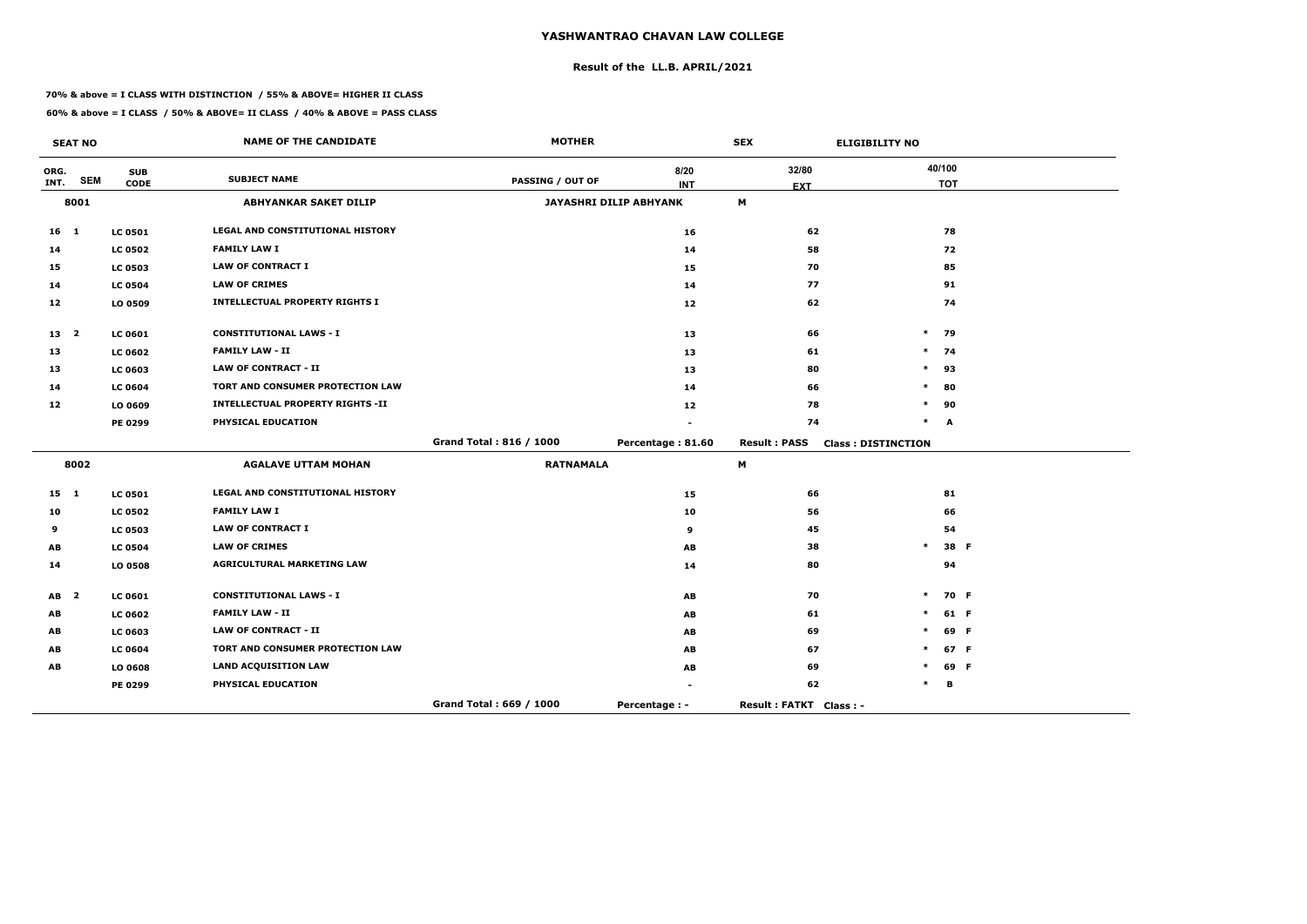# YASHWANTRAO CHAVAN LAW COLLEGE

## Result of the LL.B. APRIL/2021

**70% & above = I CLASS WITH DISTINCTION / 55% & ABOVE= HIGHER II CLASS**

**60% & above = I CLASS / 50% & ABOVE= II CLASS / 40% & ABOVE = PASS CLASS**

| SEAT NO | | | NAME OF THE CANDIDATE | MOTHER | | SEX | ELIGIBILITY NO |
|---|---|---|---|---|---|---|---|
| ORG. INT. | SEM | SUB CODE | SUBJECT NAME | PASSING / OUT OF | 8/20 INT | 32/80 EXT | 40/100 TOT |
| **8001** | | | **ABHYANKAR SAKET DILIP** | **JAYASHRI DILIP ABHYANK** | | **M** | |
| 16 | 1 | LC 0501 | LEGAL AND CONSTITUTIONAL HISTORY | | 16 | 62 | 78 |
| 14 | | LC 0502 | FAMILY LAW I | | 14 | 58 | 72 |
| 15 | | LC 0503 | LAW OF CONTRACT I | | 15 | 70 | 85 |
| 14 | | LC 0504 | LAW OF CRIMES | | 14 | 77 | 91 |
| 12 | | LO 0509 | INTELLECTUAL PROPERTY RIGHTS I | | 12 | 62 | 74 |
| 13 | 2 | LC 0601 | CONSTITUTIONAL LAWS - I | | 13 | 66 | * 79 |
| 13 | | LC 0602 | FAMILY LAW - II | | 13 | 61 | * 74 |
| 13 | | LC 0603 | LAW OF CONTRACT - II | | 13 | 80 | * 93 |
| 14 | | LC 0604 | TORT AND CONSUMER PROTECTION LAW | | 14 | 66 | * 80 |
| 12 | | LO 0609 | INTELLECTUAL PROPERTY RIGHTS -II | | 12 | 78 | * 90 |
| | | PE 0299 | PHYSICAL EDUCATION | | - | 74 | * A |
| | | | | Grand Total : 816 / 1000 | Percentage : 81.60 | Result : PASS | Class : DISTINCTION |
| **8002** | | | **AGALAVE UTTAM MOHAN** | **RATNAMALA** | | **M** | |
| 15 | 1 | LC 0501 | LEGAL AND CONSTITUTIONAL HISTORY | | 15 | 66 | 81 |
| 10 | | LC 0502 | FAMILY LAW I | | 10 | 56 | 66 |
| 9 | | LC 0503 | LAW OF CONTRACT I | | 9 | 45 | 54 |
| AB | | LC 0504 | LAW OF CRIMES | | AB | 38 | * 38 F |
| 14 | | LO 0508 | AGRICULTURAL MARKETING LAW | | 14 | 80 | 94 |
| AB | 2 | LC 0601 | CONSTITUTIONAL LAWS - I | | AB | 70 | * 70 F |
| AB | | LC 0602 | FAMILY LAW - II | | AB | 61 | * 61 F |
| AB | | LC 0603 | LAW OF CONTRACT - II | | AB | 69 | * 69 F |
| AB | | LC 0604 | TORT AND CONSUMER PROTECTION LAW | | AB | 67 | * 67 F |
| AB | | LO 0608 | LAND ACQUISITION LAW | | AB | 69 | * 69 F |
| | | PE 0299 | PHYSICAL EDUCATION | | - | 62 | * B |
| | | | | Grand Total : 669 / 1000 | Percentage : - | Result : FATKT | Class : - |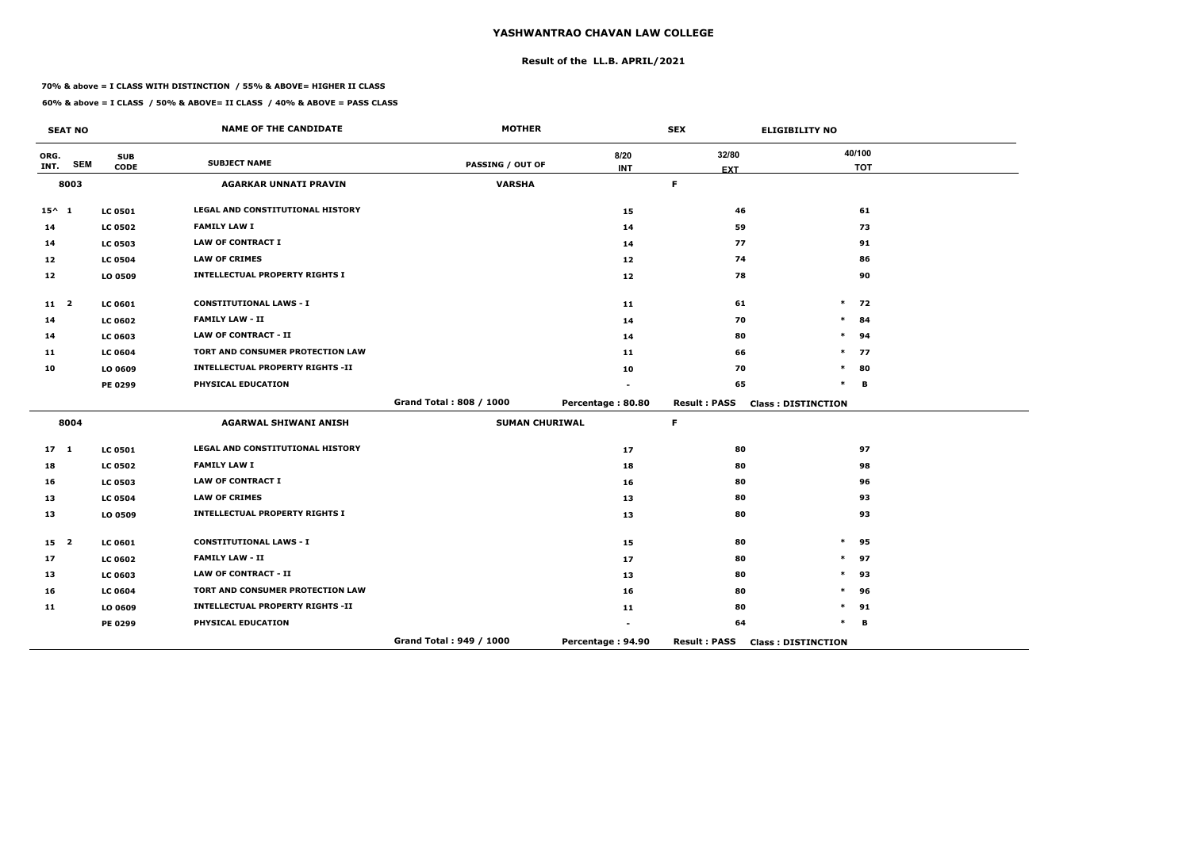# YASHWANTRAO CHAVAN LAW COLLEGE

## Result of the LL.B. APRIL/2021

**70% & above = I CLASS WITH DISTINCTION / 55% & ABOVE= HIGHER II CLASS**

**60% & above = I CLASS / 50% & ABOVE= II CLASS / 40% & ABOVE = PASS CLASS**

| SEAT NO | | | NAME OF THE CANDIDATE | MOTHER | | SEX | ELIGIBILITY NO |
|---|---|---|---|---|---|---|---|
| ORG. INT. | SEM | SUB CODE | SUBJECT NAME | PASSING / OUT OF | 8/20 INT | 32/80 EXT | 40/100 TOT |
| 8003 | | | AGARKAR UNNATI PRAVIN | VARSHA | | F | |
| 15^ | 1 | LC 0501 | LEGAL AND CONSTITUTIONAL HISTORY | | 15 | 46 | 61 |
| 14 | | LC 0502 | FAMILY LAW I | | 14 | 59 | 73 |
| 14 | | LC 0503 | LAW OF CONTRACT I | | 14 | 77 | 91 |
| 12 | | LC 0504 | LAW OF CRIMES | | 12 | 74 | 86 |
| 12 | | LO 0509 | INTELLECTUAL PROPERTY RIGHTS I | | 12 | 78 | 90 |
| 11 | 2 | LC 0601 | CONSTITUTIONAL LAWS - I | | 11 | 61 | * 72 |
| 14 | | LC 0602 | FAMILY LAW - II | | 14 | 70 | * 84 |
| 14 | | LC 0603 | LAW OF CONTRACT - II | | 14 | 80 | * 94 |
| 11 | | LC 0604 | TORT AND CONSUMER PROTECTION LAW | | 11 | 66 | * 77 |
| 10 | | LO 0609 | INTELLECTUAL PROPERTY RIGHTS -II | | 10 | 70 | * 80 |
| | | PE 0299 | PHYSICAL EDUCATION | | - | 65 | * B |
| | | | | Grand Total : 808 / 1000 | Percentage : 80.80 | Result : PASS | Class : DISTINCTION |
| 8004 | | | AGARWAL SHIWANI ANISH | SUMAN CHURIWAL | | F | |
| 17 | 1 | LC 0501 | LEGAL AND CONSTITUTIONAL HISTORY | | 17 | 80 | 97 |
| 18 | | LC 0502 | FAMILY LAW I | | 18 | 80 | 98 |
| 16 | | LC 0503 | LAW OF CONTRACT I | | 16 | 80 | 96 |
| 13 | | LC 0504 | LAW OF CRIMES | | 13 | 80 | 93 |
| 13 | | LO 0509 | INTELLECTUAL PROPERTY RIGHTS I | | 13 | 80 | 93 |
| 15 | 2 | LC 0601 | CONSTITUTIONAL LAWS - I | | 15 | 80 | * 95 |
| 17 | | LC 0602 | FAMILY LAW - II | | 17 | 80 | * 97 |
| 13 | | LC 0603 | LAW OF CONTRACT - II | | 13 | 80 | * 93 |
| 16 | | LC 0604 | TORT AND CONSUMER PROTECTION LAW | | 16 | 80 | * 96 |
| 11 | | LO 0609 | INTELLECTUAL PROPERTY RIGHTS -II | | 11 | 80 | * 91 |
| | | PE 0299 | PHYSICAL EDUCATION | | - | 64 | * B |
| | | | | Grand Total : 949 / 1000 | Percentage : 94.90 | Result : PASS | Class : DISTINCTION |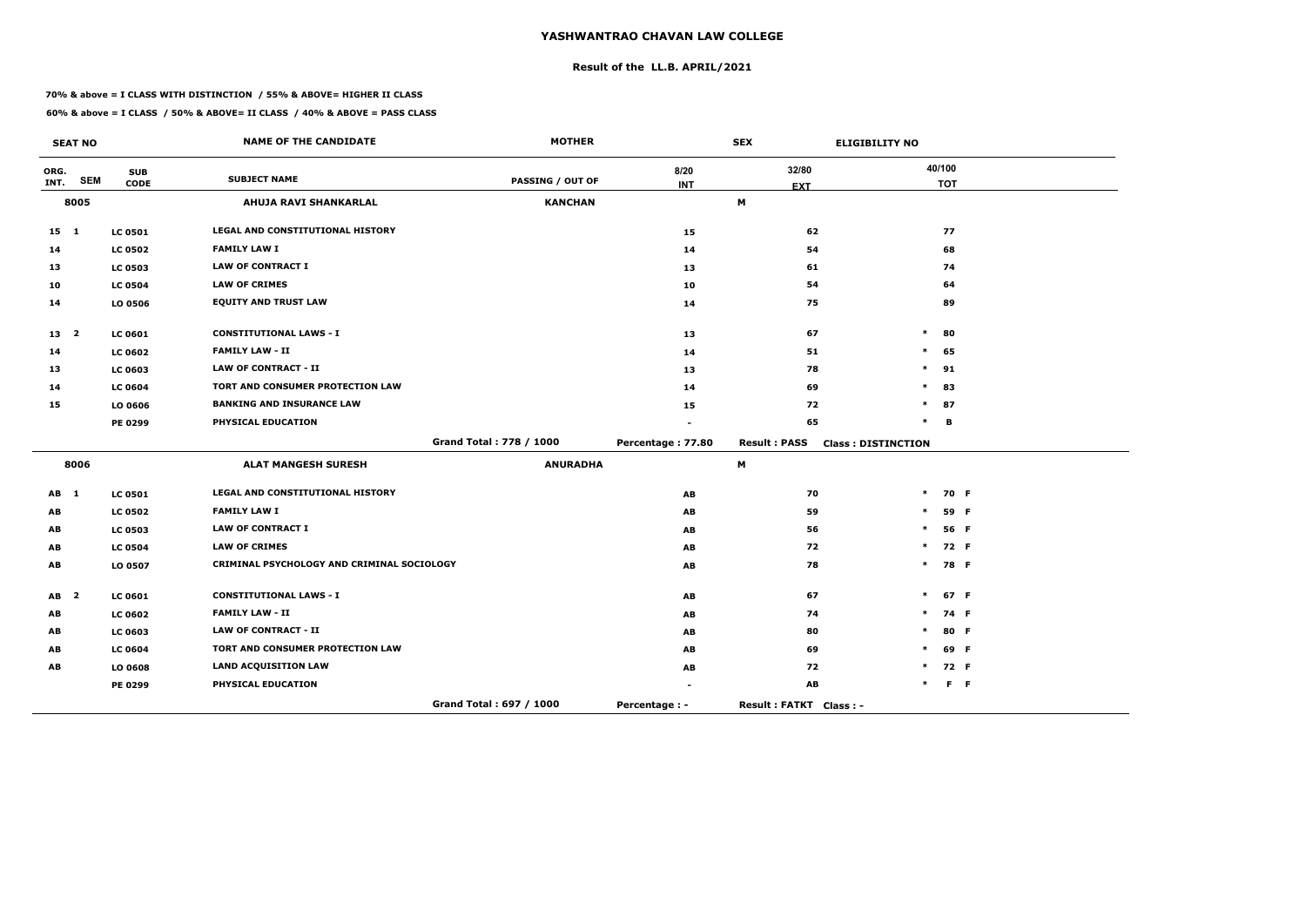# YASHWANTRAO CHAVAN LAW COLLEGE

## Result of the LL.B. APRIL/2021

**70% & above = I CLASS WITH DISTINCTION / 55% & ABOVE= HIGHER II CLASS**

**60% & above = I CLASS / 50% & ABOVE= II CLASS / 40% & ABOVE = PASS CLASS**

| SEAT NO | | | NAME OF THE CANDIDATE | MOTHER | | SEX | ELIGIBILITY NO |
|---|---|---|---|---|---|---|---|
| ORG. INT. | SEM | SUB CODE | SUBJECT NAME | PASSING / OUT OF | 8/20 INT | 32/80 EXT | 40/100 TOT |
| 8005 | | | AHUJA RAVI SHANKARLAL | KANCHAN | | M | |
| 15 | 1 | LC 0501 | LEGAL AND CONSTITUTIONAL HISTORY | | 15 | 62 | 77 |
| 14 | | LC 0502 | FAMILY LAW I | | 14 | 54 | 68 |
| 13 | | LC 0503 | LAW OF CONTRACT I | | 13 | 61 | 74 |
| 10 | | LC 0504 | LAW OF CRIMES | | 10 | 54 | 64 |
| 14 | | LO 0506 | EQUITY AND TRUST LAW | | 14 | 75 | 89 |
| 13 | 2 | LC 0601 | CONSTITUTIONAL LAWS - I | | 13 | 67 | * 80 |
| 14 | | LC 0602 | FAMILY LAW - II | | 14 | 51 | * 65 |
| 13 | | LC 0603 | LAW OF CONTRACT - II | | 13 | 78 | * 91 |
| 14 | | LC 0604 | TORT AND CONSUMER PROTECTION LAW | | 14 | 69 | * 83 |
| 15 | | LO 0606 | BANKING AND INSURANCE LAW | | 15 | 72 | * 87 |
| | | PE 0299 | PHYSICAL EDUCATION | | - | 65 | * B |
| | | | | Grand Total : 778 / 1000 | Percentage : 77.80 | Result : PASS | Class : DISTINCTION |
| 8006 | | | ALAT MANGESH SURESH | ANURADHA | | M | |
| AB | 1 | LC 0501 | LEGAL AND CONSTITUTIONAL HISTORY | | AB | 70 | * 70 F |
| AB | | LC 0502 | FAMILY LAW I | | AB | 59 | * 59 F |
| AB | | LC 0503 | LAW OF CONTRACT I | | AB | 56 | * 56 F |
| AB | | LC 0504 | LAW OF CRIMES | | AB | 72 | * 72 F |
| AB | | LO 0507 | CRIMINAL PSYCHOLOGY AND CRIMINAL SOCIOLOGY | | AB | 78 | * 78 F |
| AB | 2 | LC 0601 | CONSTITUTIONAL LAWS - I | | AB | 67 | * 67 F |
| AB | | LC 0602 | FAMILY LAW - II | | AB | 74 | * 74 F |
| AB | | LC 0603 | LAW OF CONTRACT - II | | AB | 80 | * 80 F |
| AB | | LC 0604 | TORT AND CONSUMER PROTECTION LAW | | AB | 69 | * 69 F |
| AB | | LO 0608 | LAND ACQUISITION LAW | | AB | 72 | * 72 F |
| | | PE 0299 | PHYSICAL EDUCATION | | - | AB | * F F |
| | | | | Grand Total : 697 / 1000 | Percentage : - | Result : FATKT | Class : - |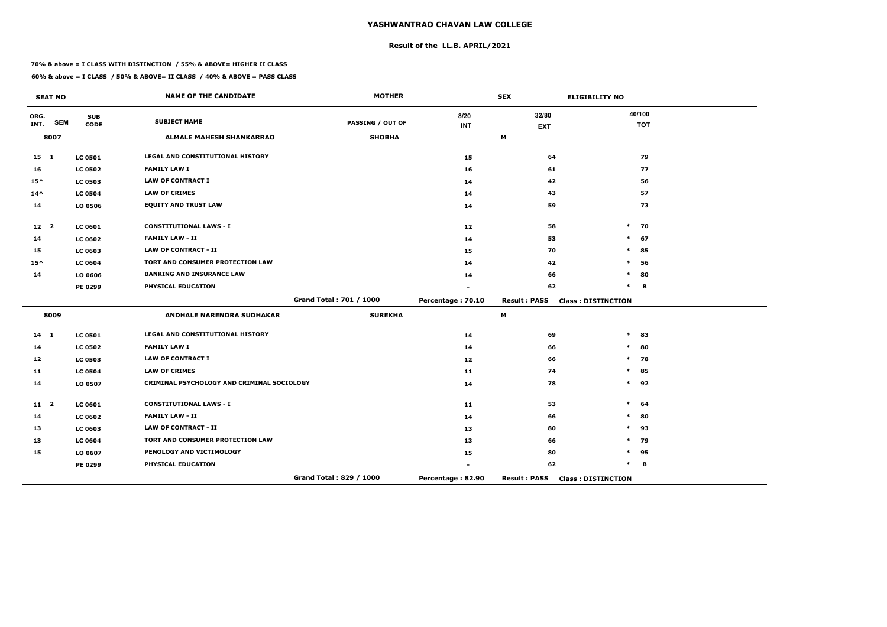# YASHWANTRAO CHAVAN LAW COLLEGE

## Result of the LL.B. APRIL/2021

**70% & above = I CLASS WITH DISTINCTION / 55% & ABOVE= HIGHER II CLASS**

**60% & above = I CLASS / 50% & ABOVE= II CLASS / 40% & ABOVE = PASS CLASS**

| SEAT NO | | | NAME OF THE CANDIDATE | MOTHER | | SEX | | ELIGIBILITY NO |
|---|---|---|---|---|---|---|---|---|
| ORG. INT. | SEM | SUB CODE | SUBJECT NAME | PASSING / OUT OF | 8/20 INT | 32/80 EXT | | 40/100 TOT |
| 8007 | | | ALMALE MAHESH SHANKARRAO | SHOBHA | | M | | |
| 15 | 1 | LC 0501 | LEGAL AND CONSTITUTIONAL HISTORY | | 15 | 64 | | 79 |
| 16 | | LC 0502 | FAMILY LAW I | | 16 | 61 | | 77 |
| 15^ | | LC 0503 | LAW OF CONTRACT I | | 14 | 42 | | 56 |
| 14^ | | LC 0504 | LAW OF CRIMES | | 14 | 43 | | 57 |
| 14 | | LO 0506 | EQUITY AND TRUST LAW | | 14 | 59 | | 73 |
| 12 | 2 | LC 0601 | CONSTITUTIONAL LAWS - I | | 12 | 58 | * | 70 |
| 14 | | LC 0602 | FAMILY LAW - II | | 14 | 53 | * | 67 |
| 15 | | LC 0603 | LAW OF CONTRACT - II | | 15 | 70 | * | 85 |
| 15^ | | LC 0604 | TORT AND CONSUMER PROTECTION LAW | | 14 | 42 | * | 56 |
| 14 | | LO 0606 | BANKING AND INSURANCE LAW | | 14 | 66 | * | 80 |
| | | PE 0299 | PHYSICAL EDUCATION | | - | 62 | * | B |
| | | | | Grand Total : 701 / 1000 | Percentage : 70.10 | Result : PASS | | Class : DISTINCTION |
| 8009 | | | ANDHALE NARENDRA SUDHAKAR | SUREKHA | | M | | |
| 14 | 1 | LC 0501 | LEGAL AND CONSTITUTIONAL HISTORY | | 14 | 69 | * | 83 |
| 14 | | LC 0502 | FAMILY LAW I | | 14 | 66 | * | 80 |
| 12 | | LC 0503 | LAW OF CONTRACT I | | 12 | 66 | * | 78 |
| 11 | | LC 0504 | LAW OF CRIMES | | 11 | 74 | * | 85 |
| 14 | | LO 0507 | CRIMINAL PSYCHOLOGY AND CRIMINAL SOCIOLOGY | | 14 | 78 | * | 92 |
| 11 | 2 | LC 0601 | CONSTITUTIONAL LAWS - I | | 11 | 53 | * | 64 |
| 14 | | LC 0602 | FAMILY LAW - II | | 14 | 66 | * | 80 |
| 13 | | LC 0603 | LAW OF CONTRACT - II | | 13 | 80 | * | 93 |
| 13 | | LC 0604 | TORT AND CONSUMER PROTECTION LAW | | 13 | 66 | * | 79 |
| 15 | | LO 0607 | PENOLOGY AND VICTIMOLOGY | | 15 | 80 | * | 95 |
| | | PE 0299 | PHYSICAL EDUCATION | | - | 62 | * | B |
| | | | | Grand Total : 829 / 1000 | Percentage : 82.90 | Result : PASS | | Class : DISTINCTION |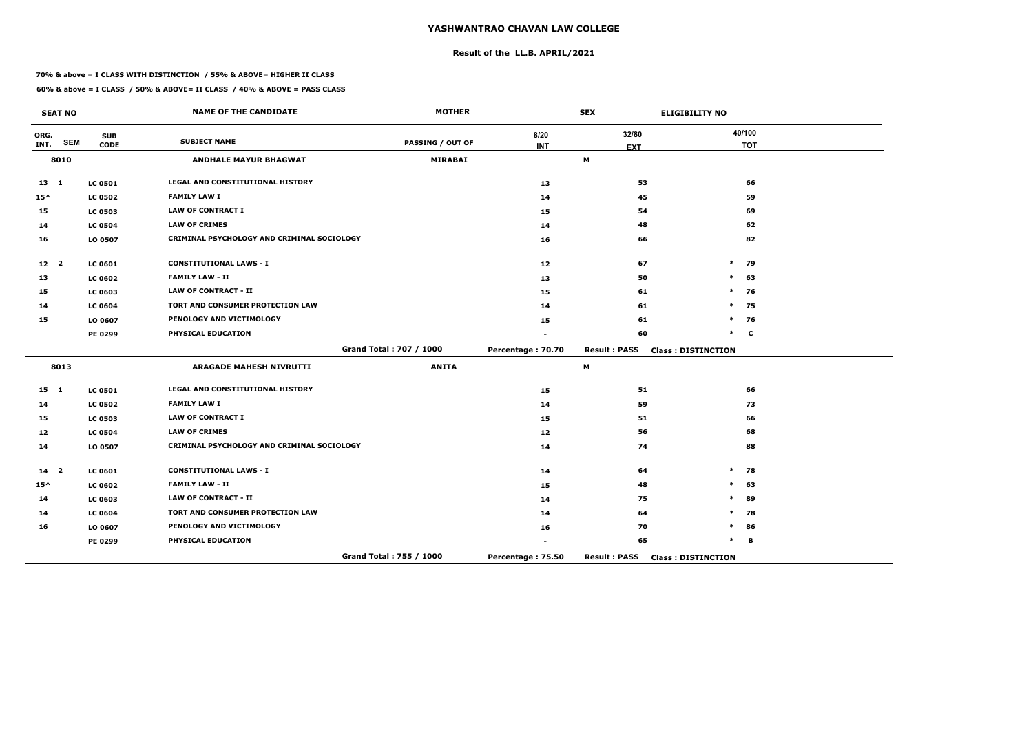# YASHWANTRAO CHAVAN LAW COLLEGE

## Result of the LL.B. APRIL/2021

**70% & above = I CLASS WITH DISTINCTION / 55% & ABOVE= HIGHER II CLASS**

**60% & above = I CLASS / 50% & ABOVE= II CLASS / 40% & ABOVE = PASS CLASS**

| SEAT NO | | | NAME OF THE CANDIDATE | MOTHER | SEX | | ELIGIBILITY NO | |
|---|---|---|---|---|---|---|---|---|
| ORG. INT. | SEM | SUB CODE | SUBJECT NAME | PASSING / OUT OF | 8/20 INT | 32/80 EXT | | 40/100 TOT |
| 8010 | | | ANDHALE MAYUR BHAGWAT | MIRABAI | | M | | |
| 13 | 1 | LC 0501 | LEGAL AND CONSTITUTIONAL HISTORY | | 13 | 53 | | 66 |
| 15^ | | LC 0502 | FAMILY LAW I | | 14 | 45 | | 59 |
| 15 | | LC 0503 | LAW OF CONTRACT I | | 15 | 54 | | 69 |
| 14 | | LC 0504 | LAW OF CRIMES | | 14 | 48 | | 62 |
| 16 | | LO 0507 | CRIMINAL PSYCHOLOGY AND CRIMINAL SOCIOLOGY | | 16 | 66 | | 82 |
| 12 | 2 | LC 0601 | CONSTITUTIONAL LAWS - I | | 12 | 67 | * | 79 |
| 13 | | LC 0602 | FAMILY LAW - II | | 13 | 50 | * | 63 |
| 15 | | LC 0603 | LAW OF CONTRACT - II | | 15 | 61 | * | 76 |
| 14 | | LC 0604 | TORT AND CONSUMER PROTECTION LAW | | 14 | 61 | * | 75 |
| 15 | | LO 0607 | PENOLOGY AND VICTIMOLOGY | | 15 | 61 | * | 76 |
| | | PE 0299 | PHYSICAL EDUCATION | | - | 60 | * | C |
| | | | | Grand Total : 707 / 1000 | Percentage : 70.70 | Result : PASS | Class : DISTINCTION | |
| 8013 | | | ARAGADE MAHESH NIVRUTTI | ANITA | | M | | |
| 15 | 1 | LC 0501 | LEGAL AND CONSTITUTIONAL HISTORY | | 15 | 51 | | 66 |
| 14 | | LC 0502 | FAMILY LAW I | | 14 | 59 | | 73 |
| 15 | | LC 0503 | LAW OF CONTRACT I | | 15 | 51 | | 66 |
| 12 | | LC 0504 | LAW OF CRIMES | | 12 | 56 | | 68 |
| 14 | | LO 0507 | CRIMINAL PSYCHOLOGY AND CRIMINAL SOCIOLOGY | | 14 | 74 | | 88 |
| 14 | 2 | LC 0601 | CONSTITUTIONAL LAWS - I | | 14 | 64 | * | 78 |
| 15^ | | LC 0602 | FAMILY LAW - II | | 15 | 48 | * | 63 |
| 14 | | LO 0603 | LAW OF CONTRACT - II | | 14 | 75 | * | 89 |
| 14 | | LC 0604 | TORT AND CONSUMER PROTECTION LAW | | 14 | 64 | * | 78 |
| 16 | | LO 0607 | PENOLOGY AND VICTIMOLOGY | | 16 | 70 | * | 86 |
| | | PE 0299 | PHYSICAL EDUCATION | | - | 65 | * | B |
| | | | | Grand Total : 755 / 1000 | Percentage : 75.50 | Result : PASS | Class : DISTINCTION | |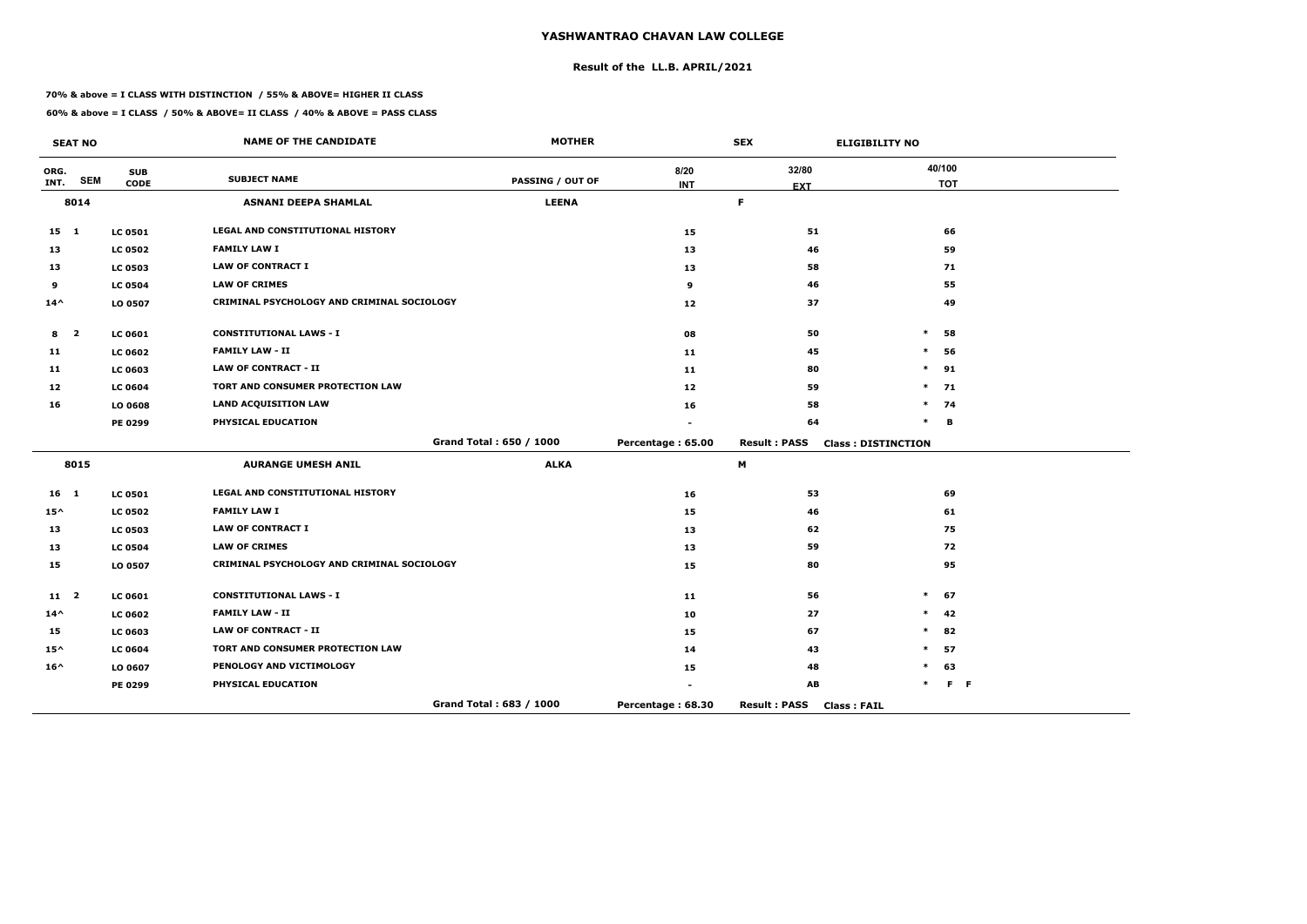# YASHWANTRAO CHAVAN LAW COLLEGE

## Result of the LL.B. APRIL/2021

**70% & above = I CLASS WITH DISTINCTION / 55% & ABOVE= HIGHER II CLASS**

**60% & above = I CLASS / 50% & ABOVE= II CLASS / 40% & ABOVE = PASS CLASS**

| SEAT NO | | | NAME OF THE CANDIDATE | MOTHER | SEX | | ELIGIBILITY NO |
|---|---|---|---|---|---|---|---|
| ORG. INT. | SEM | SUB CODE | SUBJECT NAME | PASSING / OUT OF | 8/20 INT | 32/80 EXT | 40/100 TOT |
| 8014 | | | ASNANI DEEPA SHAMLAL | LEENA | | F | |
| 15 | 1 | LC 0501 | LEGAL AND CONSTITUTIONAL HISTORY | | 15 | 51 | 66 |
| 13 | | LC 0502 | FAMILY LAW I | | 13 | 46 | 59 |
| 13 | | LC 0503 | LAW OF CONTRACT I | | 13 | 58 | 71 |
| 9 | | LC 0504 | LAW OF CRIMES | | 9 | 46 | 55 |
| 14^ | | LO 0507 | CRIMINAL PSYCHOLOGY AND CRIMINAL SOCIOLOGY | | 12 | 37 | 49 |
| 8 | 2 | LC 0601 | CONSTITUTIONAL LAWS - I | | 08 | 50 | * 58 |
| 11 | | LC 0602 | FAMILY LAW - II | | 11 | 45 | * 56 |
| 11 | | LC 0603 | LAW OF CONTRACT - II | | 11 | 80 | * 91 |
| 12 | | LC 0604 | TORT AND CONSUMER PROTECTION LAW | | 12 | 59 | * 71 |
| 16 | | LO 0608 | LAND ACQUISITION LAW | | 16 | 58 | * 74 |
| | | PE 0299 | PHYSICAL EDUCATION | | - | 64 | * B |
| | | | | Grand Total : 650 / 1000 | Percentage : 65.00 | Result : PASS | Class : DISTINCTION |
| 8015 | | | AURANGE UMESH ANIL | ALKA | | M | |
| 16 | 1 | LC 0501 | LEGAL AND CONSTITUTIONAL HISTORY | | 16 | 53 | 69 |
| 15^ | | LC 0502 | FAMILY LAW I | | 15 | 46 | 61 |
| 13 | | LC 0503 | LAW OF CONTRACT I | | 13 | 62 | 75 |
| 13 | | LC 0504 | LAW OF CRIMES | | 13 | 59 | 72 |
| 15 | | LO 0507 | CRIMINAL PSYCHOLOGY AND CRIMINAL SOCIOLOGY | | 15 | 80 | 95 |
| 11 | 2 | LC 0601 | CONSTITUTIONAL LAWS - I | | 11 | 56 | * 67 |
| 14^ | | LC 0602 | FAMILY LAW - II | | 10 | 27 | * 42 |
| 15 | | LC 0603 | LAW OF CONTRACT - II | | 15 | 67 | * 82 |
| 15^ | | LC 0604 | TORT AND CONSUMER PROTECTION LAW | | 14 | 43 | * 57 |
| 16^ | | LO 0607 | PENOLOGY AND VICTIMOLOGY | | 15 | 48 | * 63 |
| | | PE 0299 | PHYSICAL EDUCATION | | - | AB | * F F |
| | | | | Grand Total : 683 / 1000 | Percentage : 68.30 | Result : PASS | Class : FAIL |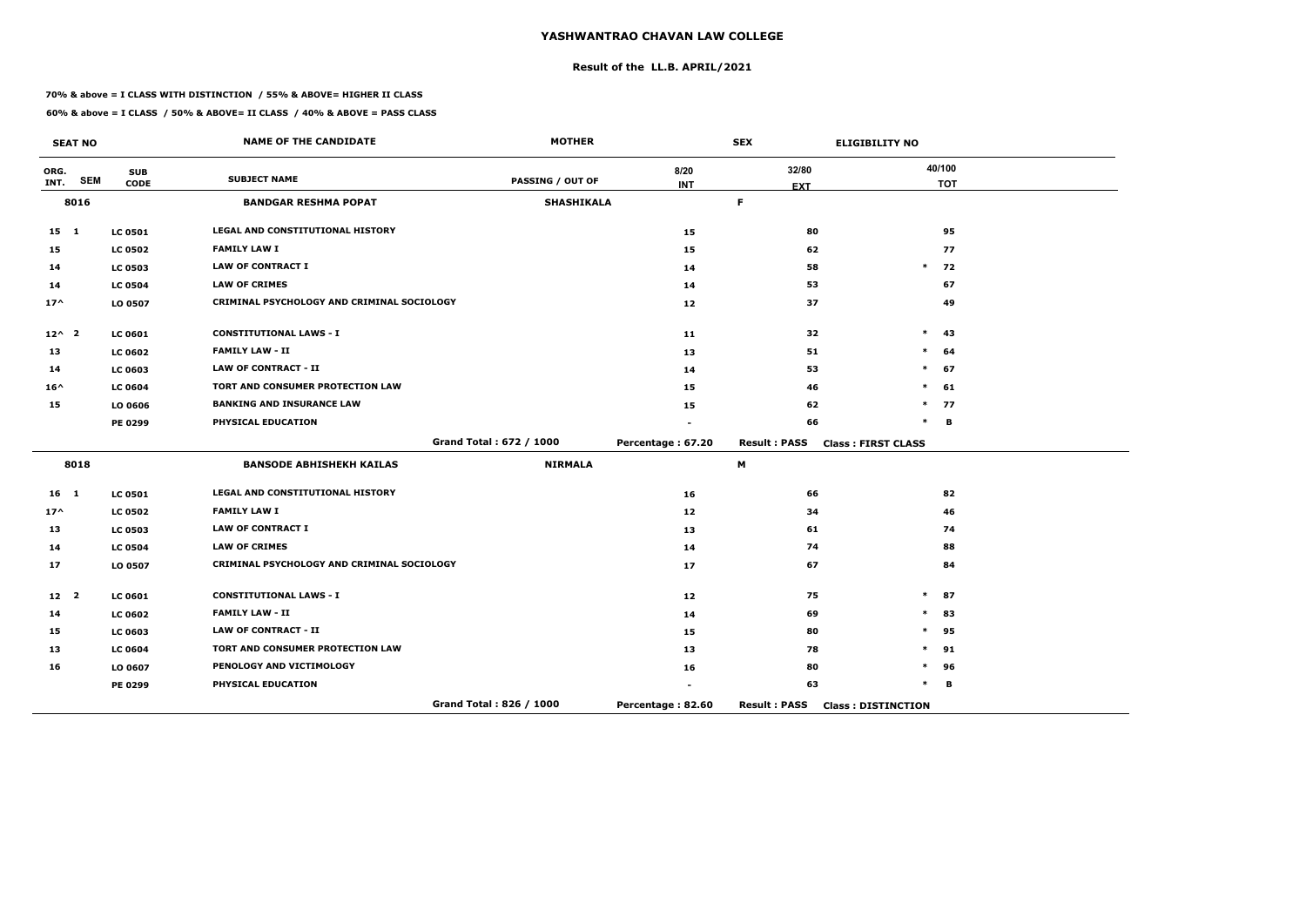# YASHWANTRAO CHAVAN LAW COLLEGE

## Result of the LL.B. APRIL/2021

**70% & above = I CLASS WITH DISTINCTION / 55% & ABOVE= HIGHER II CLASS**

**60% & above = I CLASS / 50% & ABOVE= II CLASS / 40% & ABOVE = PASS CLASS**

| SEAT NO | | | NAME OF THE CANDIDATE | MOTHER | | SEX | ELIGIBILITY NO | |
|---|---|---|---|---|---|---|---|---|
| ORG. INT. | SEM | SUB CODE | SUBJECT NAME | PASSING / OUT OF | 8/20 INT | 32/80 EXT | | 40/100 TOT |
| 8016 | | | BANDGAR RESHMA POPAT | SHASHIKALA | | F | | |
| 15 | 1 | LC 0501 | LEGAL AND CONSTITUTIONAL HISTORY | | 15 | 80 | | 95 |
| 15 | | LC 0502 | FAMILY LAW I | | 15 | 62 | | 77 |
| 14 | | LC 0503 | LAW OF CONTRACT I | | 14 | 58 | * | 72 |
| 14 | | LC 0504 | LAW OF CRIMES | | 14 | 53 | | 67 |
| 17^ | | LO 0507 | CRIMINAL PSYCHOLOGY AND CRIMINAL SOCIOLOGY | | 12 | 37 | | 49 |
| 12^ | 2 | LC 0601 | CONSTITUTIONAL LAWS - I | | 11 | 32 | * | 43 |
| 13 | | LC 0602 | FAMILY LAW - II | | 13 | 51 | * | 64 |
| 14 | | LC 0603 | LAW OF CONTRACT - II | | 14 | 53 | * | 67 |
| 16^ | | LC 0604 | TORT AND CONSUMER PROTECTION LAW | | 15 | 46 | * | 61 |
| 15 | | LO 0606 | BANKING AND INSURANCE LAW | | 15 | 62 | * | 77 |
| | | PE 0299 | PHYSICAL EDUCATION | | - | 66 | * | B |
| | | | | Grand Total : 672 / 1000 | Percentage : 67.20 | Result : PASS | Class : FIRST CLASS | |
| 8018 | | | BANSODE ABHISHEKH KAILAS | NIRMALA | | M | | |
| 16 | 1 | LC 0501 | LEGAL AND CONSTITUTIONAL HISTORY | | 16 | 66 | | 82 |
| 17^ | | LC 0502 | FAMILY LAW I | | 12 | 34 | | 46 |
| 13 | | LC 0503 | LAW OF CONTRACT I | | 13 | 61 | | 74 |
| 14 | | LC 0504 | LAW OF CRIMES | | 14 | 74 | | 88 |
| 17 | | LO 0507 | CRIMINAL PSYCHOLOGY AND CRIMINAL SOCIOLOGY | | 17 | 67 | | 84 |
| 12 | 2 | LC 0601 | CONSTITUTIONAL LAWS - I | | 12 | 75 | * | 87 |
| 14 | | LC 0602 | FAMILY LAW - II | | 14 | 69 | * | 83 |
| 15 | | LC 0603 | LAW OF CONTRACT - II | | 15 | 80 | * | 95 |
| 13 | | LC 0604 | TORT AND CONSUMER PROTECTION LAW | | 13 | 78 | * | 91 |
| 16 | | LO 0607 | PENOLOGY AND VICTIMOLOGY | | 16 | 80 | * | 96 |
| | | PE 0299 | PHYSICAL EDUCATION | | - | 63 | * | B |
| | | | | Grand Total : 826 / 1000 | Percentage : 82.60 | Result : PASS | Class : DISTINCTION | |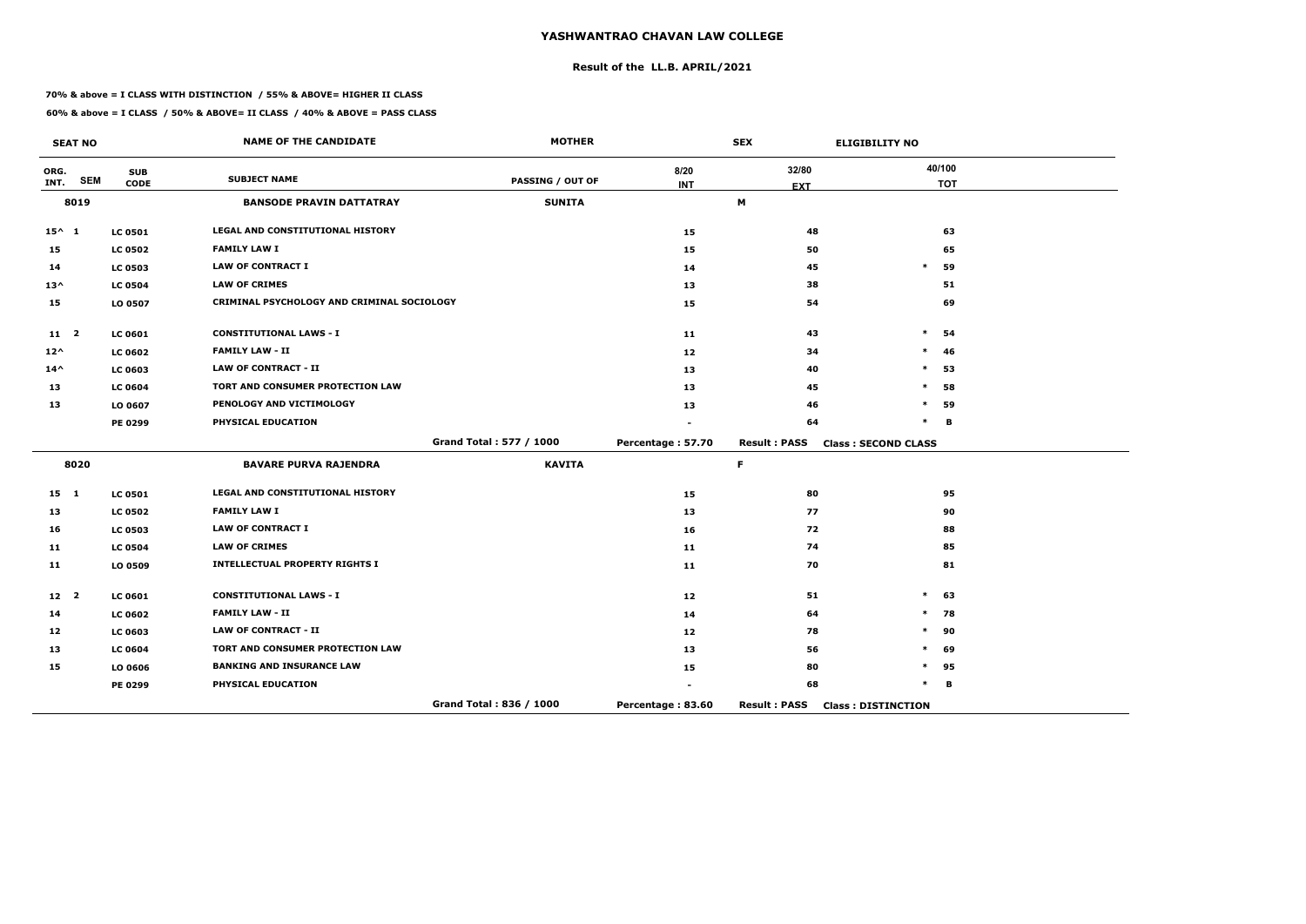# YASHWANTRAO CHAVAN LAW COLLEGE

## Result of the LL.B. APRIL/2021

**70% & above = I CLASS WITH DISTINCTION / 55% & ABOVE= HIGHER II CLASS**

**60% & above = I CLASS / 50% & ABOVE= II CLASS / 40% & ABOVE = PASS CLASS**

| SEAT NO | | NAME OF THE CANDIDATE | MOTHER | SEX | ELIGIBILITY NO | |
|---|---|---|---|---|---|---|
| ORG. INT. SEM | SUB CODE | SUBJECT NAME | PASSING / OUT OF | 8/20 INT | 32/80 EXT | 40/100 TOT |
| **8019** | | **BANSODE PRAVIN DATTATRAY** | **SUNITA** | | **M** | |
| 15^ 1 | LC 0501 | LEGAL AND CONSTITUTIONAL HISTORY | | 15 | 48 | 63 |
| 15 | LC 0502 | FAMILY LAW I | | 15 | 50 | 65 |
| 14 | LC 0503 | LAW OF CONTRACT I | | 14 | 45 | * 59 |
| 13^ | LC 0504 | LAW OF CRIMES | | 13 | 38 | 51 |
| 15 | LO 0507 | CRIMINAL PSYCHOLOGY AND CRIMINAL SOCIOLOGY | | 15 | 54 | 69 |
| 11 2 | LC 0601 | CONSTITUTIONAL LAWS - I | | 11 | 43 | * 54 |
| 12^ | LC 0602 | FAMILY LAW - II | | 12 | 34 | * 46 |
| 14^ | LC 0603 | LAW OF CONTRACT - II | | 13 | 40 | * 53 |
| 13 | LC 0604 | TORT AND CONSUMER PROTECTION LAW | | 13 | 45 | * 58 |
| 13 | LO 0607 | PENOLOGY AND VICTIMOLOGY | | 13 | 46 | * 59 |
| | PE 0299 | PHYSICAL EDUCATION | | - | 64 | * B |
| | | | Grand Total : 577 / 1000 | Percentage : 57.70 | Result : PASS | Class : SECOND CLASS |
| **8020** | | **BAVARE PURVA RAJENDRA** | **KAVITA** | | **F** | |
| 15 1 | LC 0501 | LEGAL AND CONSTITUTIONAL HISTORY | | 15 | 80 | 95 |
| 13 | LC 0502 | FAMILY LAW I | | 13 | 77 | 90 |
| 16 | LC 0503 | LAW OF CONTRACT I | | 16 | 72 | 88 |
| 11 | LC 0504 | LAW OF CRIMES | | 11 | 74 | 85 |
| 11 | LO 0509 | INTELLECTUAL PROPERTY RIGHTS I | | 11 | 70 | 81 |
| 12 2 | LC 0601 | CONSTITUTIONAL LAWS - I | | 12 | 51 | * 63 |
| 14 | LC 0602 | FAMILY LAW - II | | 14 | 64 | * 78 |
| 12 | LC 0603 | LAW OF CONTRACT - II | | 12 | 78 | * 90 |
| 13 | LC 0604 | TORT AND CONSUMER PROTECTION LAW | | 13 | 56 | * 69 |
| 15 | LO 0606 | BANKING AND INSURANCE LAW | | 15 | 80 | * 95 |
| | PE 0299 | PHYSICAL EDUCATION | | - | 68 | * B |
| | | | Grand Total : 836 / 1000 | Percentage : 83.60 | Result : PASS | Class : DISTINCTION |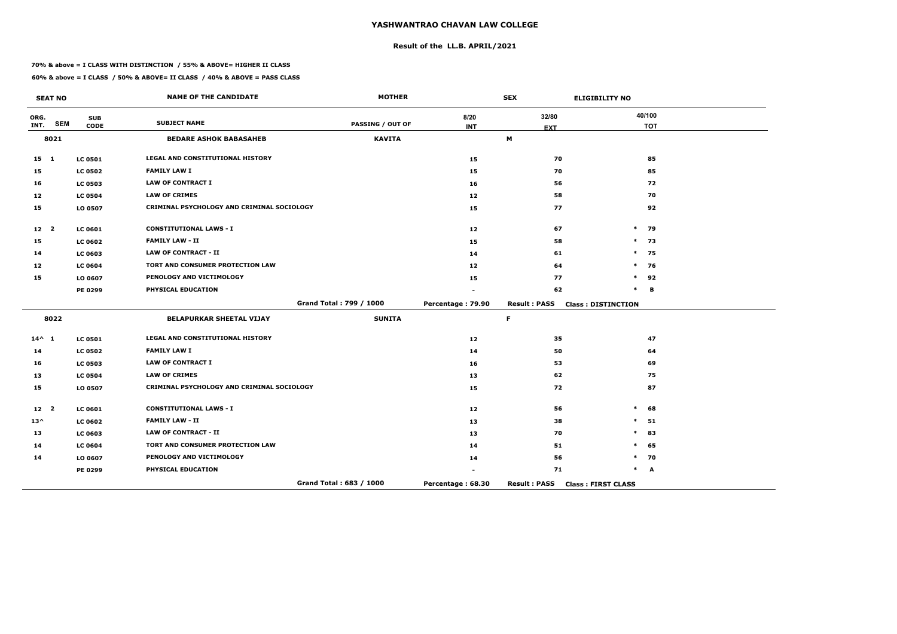# YASHWANTRAO CHAVAN LAW COLLEGE

## Result of the LL.B. APRIL/2021

**70% & above = I CLASS WITH DISTINCTION / 55% & ABOVE= HIGHER II CLASS**

**60% & above = I CLASS / 50% & ABOVE= II CLASS / 40% & ABOVE = PASS CLASS**

| SEAT NO | | | NAME OF THE CANDIDATE | MOTHER | | SEX | ELIGIBILITY NO |
|---|---|---|---|---|---|---|---|
| ORG. INT. | SEM | SUB CODE | SUBJECT NAME | PASSING / OUT OF | 8/20 INT | 32/80 EXT | 40/100 TOT |
| 8021 | | | BEDARE ASHOK BABASAHEB | KAVITA | | M | |
| 15 | 1 | LC 0501 | LEGAL AND CONSTITUTIONAL HISTORY | | 15 | 70 | 85 |
| 15 | | LC 0502 | FAMILY LAW I | | 15 | 70 | 85 |
| 16 | | LC 0503 | LAW OF CONTRACT I | | 16 | 56 | 72 |
| 12 | | LC 0504 | LAW OF CRIMES | | 12 | 58 | 70 |
| 15 | | LO 0507 | CRIMINAL PSYCHOLOGY AND CRIMINAL SOCIOLOGY | | 15 | 77 | 92 |
| 12 | 2 | LC 0601 | CONSTITUTIONAL LAWS - I | | 12 | 67 | * 79 |
| 15 | | LC 0602 | FAMILY LAW - II | | 15 | 58 | * 73 |
| 14 | | LC 0603 | LAW OF CONTRACT - II | | 14 | 61 | * 75 |
| 12 | | LC 0604 | TORT AND CONSUMER PROTECTION LAW | | 12 | 64 | * 76 |
| 15 | | LO 0607 | PENOLOGY AND VICTIMOLOGY | | 15 | 77 | * 92 |
| | | PE 0299 | PHYSICAL EDUCATION | | - | 62 | * B |
| | | | | Grand Total : 799 / 1000 | Percentage : 79.90 | Result : PASS | Class : DISTINCTION |
| 8022 | | | BELAPURKAR SHEETAL VIJAY | SUNITA | | F | |
| 14^ | 1 | LC 0501 | LEGAL AND CONSTITUTIONAL HISTORY | | 12 | 35 | 47 |
| 14 | | LC 0502 | FAMILY LAW I | | 14 | 50 | 64 |
| 16 | | LC 0503 | LAW OF CONTRACT I | | 16 | 53 | 69 |
| 13 | | LC 0504 | LAW OF CRIMES | | 13 | 62 | 75 |
| 15 | | LO 0507 | CRIMINAL PSYCHOLOGY AND CRIMINAL SOCIOLOGY | | 15 | 72 | 87 |
| 12 | 2 | LC 0601 | CONSTITUTIONAL LAWS - I | | 12 | 56 | * 68 |
| 13^ | | LC 0602 | FAMILY LAW - II | | 13 | 38 | * 51 |
| 13 | | LC 0603 | LAW OF CONTRACT - II | | 13 | 70 | * 83 |
| 14 | | LC 0604 | TORT AND CONSUMER PROTECTION LAW | | 14 | 51 | * 65 |
| 14 | | LO 0607 | PENOLOGY AND VICTIMOLOGY | | 14 | 56 | * 70 |
| | | PE 0299 | PHYSICAL EDUCATION | | - | 71 | * A |
| | | | | Grand Total : 683 / 1000 | Percentage : 68.30 | Result : PASS | Class : FIRST CLASS |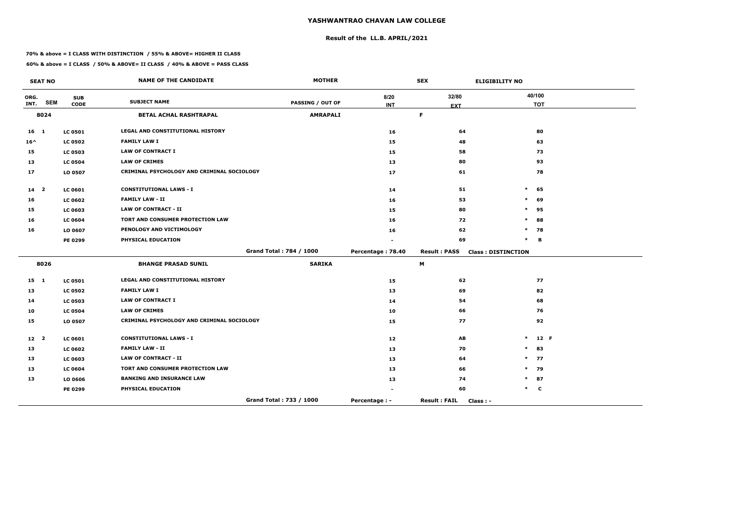# YASHWANTRAO CHAVAN LAW COLLEGE

## Result of the LL.B. APRIL/2021

**70% & above = I CLASS WITH DISTINCTION / 55% & ABOVE= HIGHER II CLASS**

**60% & above = I CLASS / 50% & ABOVE= II CLASS / 40% & ABOVE = PASS CLASS**

| SEAT NO | | | NAME OF THE CANDIDATE | MOTHER | | SEX | ELIGIBILITY NO |
|---|---|---|---|---|---|---|---|
| ORG. INT. | SEM | SUB CODE | SUBJECT NAME | PASSING / OUT OF | 8/20 INT | 32/80 EXT | 40/100 TOT |
| 8024 | | | BETAL ACHAL RASHTRAPAL | AMRAPALI | | F | |
| 16 | 1 | LC 0501 | LEGAL AND CONSTITUTIONAL HISTORY | | 16 | 64 | 80 |
| 16^ | | LC 0502 | FAMILY LAW I | | 15 | 48 | 63 |
| 15 | | LC 0503 | LAW OF CONTRACT I | | 15 | 58 | 73 |
| 13 | | LC 0504 | LAW OF CRIMES | | 13 | 80 | 93 |
| 17 | | LO 0507 | CRIMINAL PSYCHOLOGY AND CRIMINAL SOCIOLOGY | | 17 | 61 | 78 |
| 14 | 2 | LC 0601 | CONSTITUTIONAL LAWS - I | | 14 | 51 | * 65 |
| 16 | | LC 0602 | FAMILY LAW - II | | 16 | 53 | * 69 |
| 15 | | LC 0603 | LAW OF CONTRACT - II | | 15 | 80 | * 95 |
| 16 | | LC 0604 | TORT AND CONSUMER PROTECTION LAW | | 16 | 72 | * 88 |
| 16 | | LO 0607 | PENOLOGY AND VICTIMOLOGY | | 16 | 62 | * 78 |
| | | PE 0299 | PHYSICAL EDUCATION | | - | 69 | * B |
| | | | | Grand Total : 784 / 1000 | Percentage : 78.40 | Result : PASS | Class : DISTINCTION |
| 8026 | | | BHANGE PRASAD SUNIL | SARIKA | | M | |
| 15 | 1 | LC 0501 | LEGAL AND CONSTITUTIONAL HISTORY | | 15 | 62 | 77 |
| 13 | | LC 0502 | FAMILY LAW I | | 13 | 69 | 82 |
| 14 | | LC 0503 | LAW OF CONTRACT I | | 14 | 54 | 68 |
| 10 | | LC 0504 | LAW OF CRIMES | | 10 | 66 | 76 |
| 15 | | LO 0507 | CRIMINAL PSYCHOLOGY AND CRIMINAL SOCIOLOGY | | 15 | 77 | 92 |
| 12 | 2 | LC 0601 | CONSTITUTIONAL LAWS - I | | 12 | AB | * 12 F |
| 13 | | LC 0602 | FAMILY LAW - II | | 13 | 70 | * 83 |
| 13 | | LC 0603 | LAW OF CONTRACT - II | | 13 | 64 | * 77 |
| 13 | | LC 0604 | TORT AND CONSUMER PROTECTION LAW | | 13 | 66 | * 79 |
| 13 | | LO 0606 | BANKING AND INSURANCE LAW | | 13 | 74 | * 87 |
| | | PE 0299 | PHYSICAL EDUCATION | | - | 60 | * C |
| | | | | Grand Total : 733 / 1000 | Percentage : - | Result : FAIL | Class : - |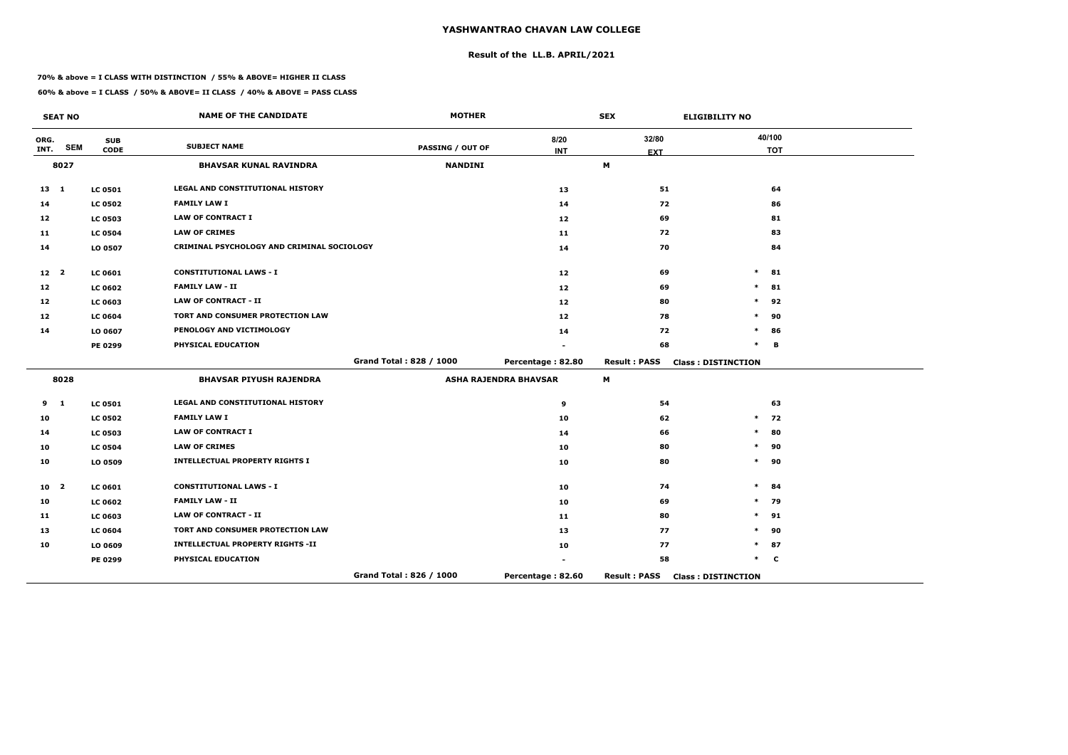# YASHWANTRAO CHAVAN LAW COLLEGE

## Result of the LL.B. APRIL/2021

**70% & above = I CLASS WITH DISTINCTION / 55% & ABOVE= HIGHER II CLASS**

**60% & above = I CLASS / 50% & ABOVE= II CLASS / 40% & ABOVE = PASS CLASS**

| SEAT NO | | | NAME OF THE CANDIDATE | MOTHER | | SEX | ELIGIBILITY NO |
|---|---|---|---|---|---|---|---|
| ORG. INT. | SEM | SUB CODE | SUBJECT NAME | PASSING / OUT OF | 8/20 INT | 32/80 EXT | 40/100 TOT |
| **8027** | | | **BHAVSAR KUNAL RAVINDRA** | **NANDINI** | | **M** | |
| 13 | 1 | LC 0501 | LEGAL AND CONSTITUTIONAL HISTORY | | 13 | 51 | 64 |
| 14 | | LC 0502 | FAMILY LAW I | | 14 | 72 | 86 |
| 12 | | LC 0503 | LAW OF CONTRACT I | | 12 | 69 | 81 |
| 11 | | LC 0504 | LAW OF CRIMES | | 11 | 72 | 83 |
| 14 | | LO 0507 | CRIMINAL PSYCHOLOGY AND CRIMINAL SOCIOLOGY | | 14 | 70 | 84 |
| 12 | 2 | LC 0601 | CONSTITUTIONAL LAWS - I | | 12 | 69 | * 81 |
| 12 | | LC 0602 | FAMILY LAW - II | | 12 | 69 | * 81 |
| 12 | | LC 0603 | LAW OF CONTRACT - II | | 12 | 80 | * 92 |
| 12 | | LC 0604 | TORT AND CONSUMER PROTECTION LAW | | 12 | 78 | * 90 |
| 14 | | LO 0607 | PENOLOGY AND VICTIMOLOGY | | 14 | 72 | * 86 |
| | | PE 0299 | PHYSICAL EDUCATION | | - | 68 | * B |
| | | | | Grand Total : 828 / 1000 | Percentage : 82.80 | Result : PASS | Class : DISTINCTION |
| **8028** | | | **BHAVSAR PIYUSH RAJENDRA** | **ASHA RAJENDRA BHAVSAR** | | **M** | |
| 9 | 1 | LC 0501 | LEGAL AND CONSTITUTIONAL HISTORY | | 9 | 54 | 63 |
| 10 | | LC 0502 | FAMILY LAW I | | 10 | 62 | * 72 |
| 14 | | LC 0503 | LAW OF CONTRACT I | | 14 | 66 | * 80 |
| 10 | | LC 0504 | LAW OF CRIMES | | 10 | 80 | * 90 |
| 10 | | LO 0509 | INTELLECTUAL PROPERTY RIGHTS I | | 10 | 80 | * 90 |
| 10 | 2 | LC 0601 | CONSTITUTIONAL LAWS - I | | 10 | 74 | * 84 |
| 10 | | LC 0602 | FAMILY LAW - II | | 10 | 69 | * 79 |
| 11 | | LC 0603 | LAW OF CONTRACT - II | | 11 | 80 | * 91 |
| 13 | | LC 0604 | TORT AND CONSUMER PROTECTION LAW | | 13 | 77 | * 90 |
| 10 | | LO 0609 | INTELLECTUAL PROPERTY RIGHTS -II | | 10 | 77 | * 87 |
| | | PE 0299 | PHYSICAL EDUCATION | | - | 58 | * C |
| | | | | Grand Total : 826 / 1000 | Percentage : 82.60 | Result : PASS | Class : DISTINCTION |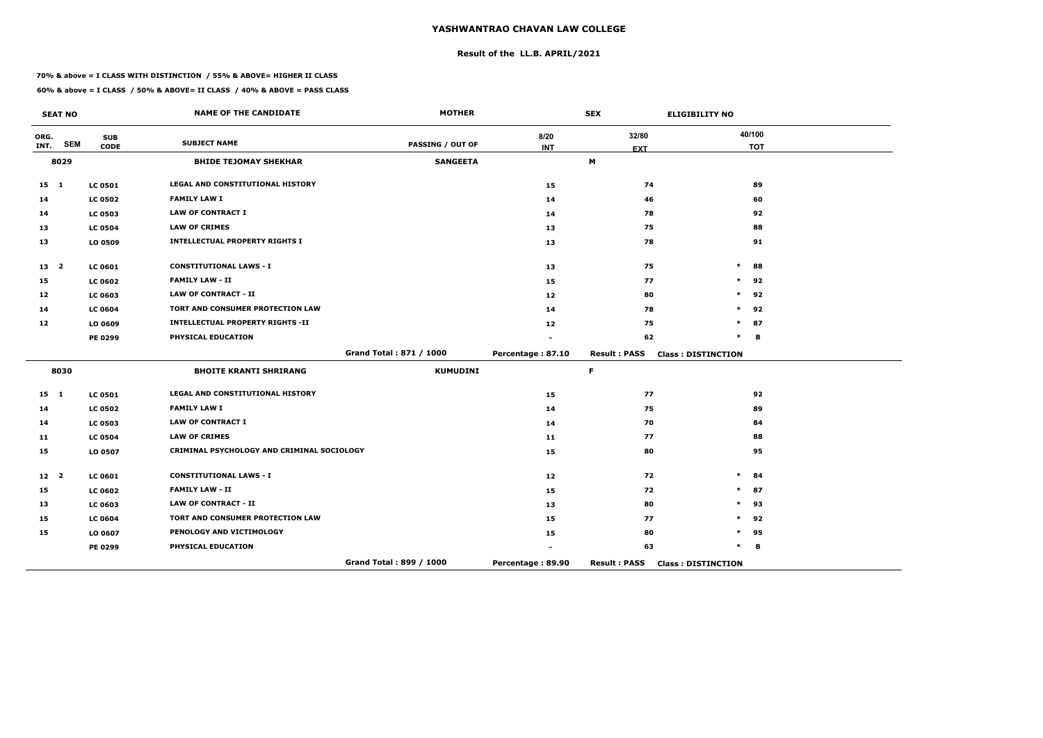# YASHWANTRAO CHAVAN LAW COLLEGE

## Result of the LL.B. APRIL/2021

**70% & above = I CLASS WITH DISTINCTION / 55% & ABOVE= HIGHER II CLASS**

**60% & above = I CLASS / 50% & ABOVE= II CLASS / 40% & ABOVE = PASS CLASS**

| SEAT NO | | | NAME OF THE CANDIDATE | MOTHER | SEX | ELIGIBILITY NO | |
|---|---|---|---|---|---|---|---|
| ORG. INT. | SEM | SUB CODE | SUBJECT NAME | PASSING / OUT OF | 8/20 INT | 32/80 EXT | 40/100 TOT |
| 8029 | | | BHIDE TEJOMAY SHEKHAR | SANGEETA | | M | |
| 15 | 1 | LC 0501 | LEGAL AND CONSTITUTIONAL HISTORY | | 15 | 74 | 89 |
| 14 | | LC 0502 | FAMILY LAW I | | 14 | 46 | 60 |
| 14 | | LC 0503 | LAW OF CONTRACT I | | 14 | 78 | 92 |
| 13 | | LC 0504 | LAW OF CRIMES | | 13 | 75 | 88 |
| 13 | | LO 0509 | INTELLECTUAL PROPERTY RIGHTS I | | 13 | 78 | 91 |
| 13 | 2 | LC 0601 | CONSTITUTIONAL LAWS - I | | 13 | 75 | * 88 |
| 15 | | LC 0602 | FAMILY LAW - II | | 15 | 77 | * 92 |
| 12 | | LC 0603 | LAW OF CONTRACT - II | | 12 | 80 | * 92 |
| 14 | | LC 0604 | TORT AND CONSUMER PROTECTION LAW | | 14 | 78 | * 92 |
| 12 | | LO 0609 | INTELLECTUAL PROPERTY RIGHTS -II | | 12 | 75 | * 87 |
| | | PE 0299 | PHYSICAL EDUCATION | | - | 62 | * B |
| | | | | Grand Total : 871 / 1000 | Percentage : 87.10 | Result : PASS | Class : DISTINCTION |
| 8030 | | | BHOITE KRANTI SHRIRANG | KUMUDINI | | F | |
| 15 | 1 | LC 0501 | LEGAL AND CONSTITUTIONAL HISTORY | | 15 | 77 | 92 |
| 14 | | LC 0502 | FAMILY LAW I | | 14 | 75 | 89 |
| 14 | | LC 0503 | LAW OF CONTRACT I | | 14 | 70 | 84 |
| 11 | | LC 0504 | LAW OF CRIMES | | 11 | 77 | 88 |
| 15 | | LO 0507 | CRIMINAL PSYCHOLOGY AND CRIMINAL SOCIOLOGY | | 15 | 80 | 95 |
| 12 | 2 | LC 0601 | CONSTITUTIONAL LAWS - I | | 12 | 72 | * 84 |
| 15 | | LC 0602 | FAMILY LAW - II | | 15 | 72 | * 87 |
| 13 | | LC 0603 | LAW OF CONTRACT - II | | 13 | 80 | * 93 |
| 15 | | LC 0604 | TORT AND CONSUMER PROTECTION LAW | | 15 | 77 | * 92 |
| 15 | | LO 0607 | PENOLOGY AND VICTIMOLOGY | | 15 | 80 | * 95 |
| | | PE 0299 | PHYSICAL EDUCATION | | - | 63 | * B |
| | | | | Grand Total : 899 / 1000 | Percentage : 89.90 | Result : PASS | Class : DISTINCTION |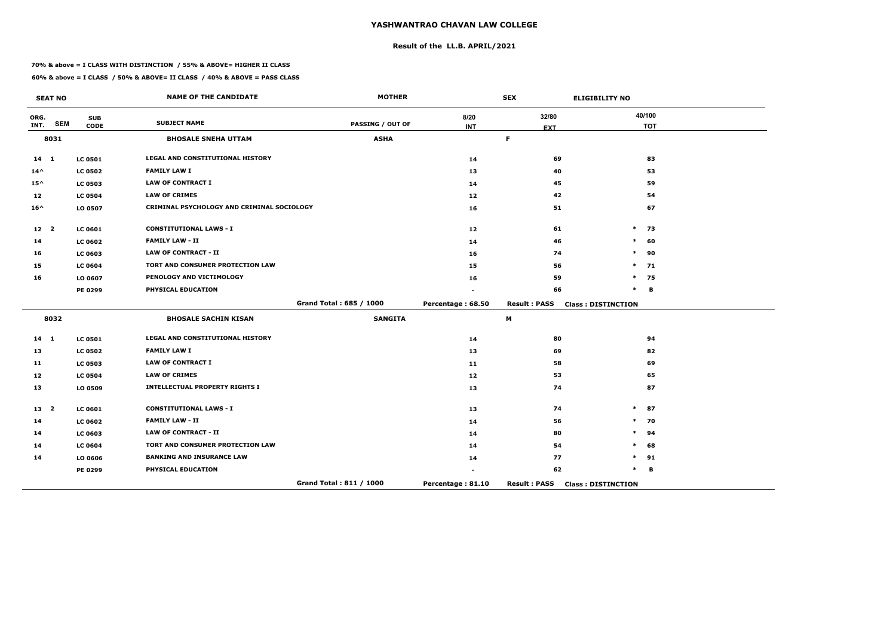# YASHWANTRAO CHAVAN LAW COLLEGE

## Result of the LL.B. APRIL/2021

**70% & above = I CLASS WITH DISTINCTION / 55% & ABOVE= HIGHER II CLASS**

**60% & above = I CLASS / 50% & ABOVE= II CLASS / 40% & ABOVE = PASS CLASS**

| SEAT NO | | | NAME OF THE CANDIDATE | MOTHER | SEX | | ELIGIBILITY NO |
|---|---|---|---|---|---|---|---|
| ORG. INT. | SEM | SUB CODE | SUBJECT NAME | PASSING / OUT OF | 8/20 INT | 32/80 EXT | 40/100 TOT |
| 8031 | | | **BHOSALE SNEHA UTTAM** | **ASHA** | | F | |
| 14 | 1 | LC 0501 | LEGAL AND CONSTITUTIONAL HISTORY | | 14 | 69 | 83 |
| 14^ | | LC 0502 | FAMILY LAW I | | 13 | 40 | 53 |
| 15^ | | LC 0503 | LAW OF CONTRACT I | | 14 | 45 | 59 |
| 12 | | LC 0504 | LAW OF CRIMES | | 12 | 42 | 54 |
| 16^ | | LO 0507 | CRIMINAL PSYCHOLOGY AND CRIMINAL SOCIOLOGY | | 16 | 51 | 67 |
| 12 | 2 | LC 0601 | CONSTITUTIONAL LAWS - I | | 12 | 61 | * 73 |
| 14 | | LC 0602 | FAMILY LAW - II | | 14 | 46 | * 60 |
| 16 | | LC 0603 | LAW OF CONTRACT - II | | 16 | 74 | * 90 |
| 15 | | LC 0604 | TORT AND CONSUMER PROTECTION LAW | | 15 | 56 | * 71 |
| 16 | | LO 0607 | PENOLOGY AND VICTIMOLOGY | | 16 | 59 | * 75 |
| | | PE 0299 | PHYSICAL EDUCATION | | - | 66 | * B |
| | | | | Grand Total : 685 / 1000 | Percentage : 68.50 | Result : PASS | Class : DISTINCTION |
| 8032 | | | **BHOSALE SACHIN KISAN** | **SANGITA** | | M | |
| 14 | 1 | LC 0501 | LEGAL AND CONSTITUTIONAL HISTORY | | 14 | 80 | 94 |
| 13 | | LC 0502 | FAMILY LAW I | | 13 | 69 | 82 |
| 11 | | LC 0503 | LAW OF CONTRACT I | | 11 | 58 | 69 |
| 12 | | LC 0504 | LAW OF CRIMES | | 12 | 53 | 65 |
| 13 | | LO 0509 | INTELLECTUAL PROPERTY RIGHTS I | | 13 | 74 | 87 |
| 13 | 2 | LC 0601 | CONSTITUTIONAL LAWS - I | | 13 | 74 | * 87 |
| 14 | | LC 0602 | FAMILY LAW - II | | 14 | 56 | * 70 |
| 14 | | LC 0603 | LAW OF CONTRACT - II | | 14 | 80 | * 94 |
| 14 | | LC 0604 | TORT AND CONSUMER PROTECTION LAW | | 14 | 54 | * 68 |
| 14 | | LO 0606 | BANKING AND INSURANCE LAW | | 14 | 77 | * 91 |
| | | PE 0299 | PHYSICAL EDUCATION | | - | 62 | * B |
| | | | | Grand Total : 811 / 1000 | Percentage : 81.10 | Result : PASS | Class : DISTINCTION |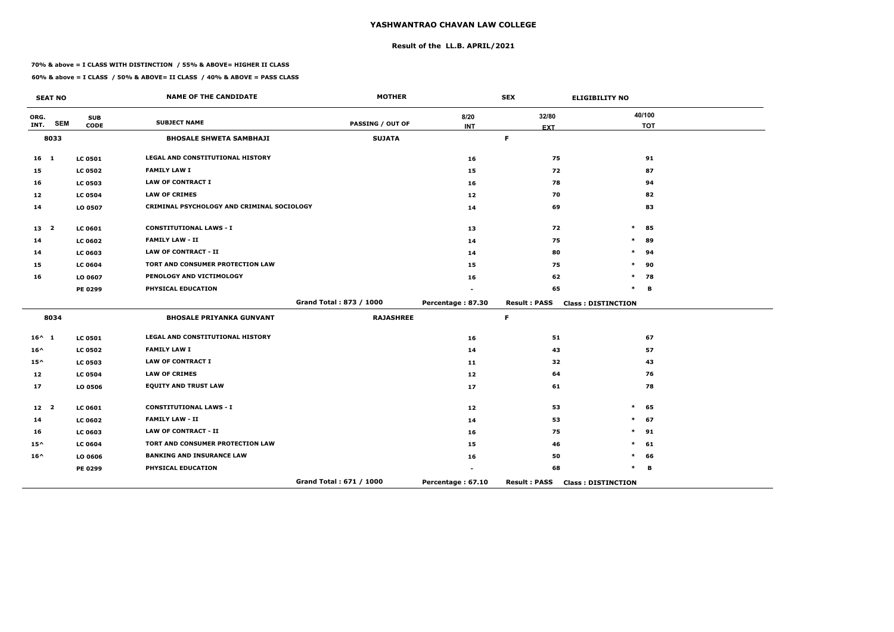# YASHWANTRAO CHAVAN LAW COLLEGE

## Result of the LL.B. APRIL/2021

**70% & above = I CLASS WITH DISTINCTION / 55% & ABOVE= HIGHER II CLASS**

**60% & above = I CLASS / 50% & ABOVE= II CLASS / 40% & ABOVE = PASS CLASS**

| SEAT NO | | | NAME OF THE CANDIDATE | MOTHER | | SEX | ELIGIBILITY NO |
|---|---|---|---|---|---|---|---|
| ORG. INT. | SEM | SUB CODE | SUBJECT NAME | PASSING / OUT OF | 8/20 INT | 32/80 EXT | 40/100 TOT |
| 8033 | | | **BHOSALE SHWETA SAMBHAJI** | **SUJATA** | | F | |
| 16 | 1 | LC 0501 | LEGAL AND CONSTITUTIONAL HISTORY | | 16 | 75 | 91 |
| 15 | | LC 0502 | FAMILY LAW I | | 15 | 72 | 87 |
| 16 | | LC 0503 | LAW OF CONTRACT I | | 16 | 78 | 94 |
| 12 | | LC 0504 | LAW OF CRIMES | | 12 | 70 | 82 |
| 14 | | LO 0507 | CRIMINAL PSYCHOLOGY AND CRIMINAL SOCIOLOGY | | 14 | 69 | 83 |
| 13 | 2 | LC 0601 | CONSTITUTIONAL LAWS - I | | 13 | 72 | * 85 |
| 14 | | LC 0602 | FAMILY LAW - II | | 14 | 75 | * 89 |
| 14 | | LC 0603 | LAW OF CONTRACT - II | | 14 | 80 | * 94 |
| 15 | | LC 0604 | TORT AND CONSUMER PROTECTION LAW | | 15 | 75 | * 90 |
| 16 | | LO 0607 | PENOLOGY AND VICTIMOLOGY | | 16 | 62 | * 78 |
| | | PE 0299 | PHYSICAL EDUCATION | | - | 65 | * B |
| | | | | Grand Total : 873 / 1000 | Percentage : 87.30 | Result : PASS | Class : DISTINCTION |
| 8034 | | | **BHOSALE PRIYANKA GUNVANT** | **RAJASHREE** | | F | |
| 16^ | 1 | LC 0501 | LEGAL AND CONSTITUTIONAL HISTORY | | 16 | 51 | 67 |
| 16^ | | LC 0502 | FAMILY LAW I | | 14 | 43 | 57 |
| 15^ | | LC 0503 | LAW OF CONTRACT I | | 11 | 32 | 43 |
| 12 | | LC 0504 | LAW OF CRIMES | | 12 | 64 | 76 |
| 17 | | LO 0506 | EQUITY AND TRUST LAW | | 17 | 61 | 78 |
| 12 | 2 | LC 0601 | CONSTITUTIONAL LAWS - I | | 12 | 53 | * 65 |
| 14 | | LC 0602 | FAMILY LAW - II | | 14 | 53 | * 67 |
| 16 | | LC 0603 | LAW OF CONTRACT - II | | 16 | 75 | * 91 |
| 15^ | | LC 0604 | TORT AND CONSUMER PROTECTION LAW | | 15 | 46 | * 61 |
| 16^ | | LO 0606 | BANKING AND INSURANCE LAW | | 16 | 50 | * 66 |
| | | PE 0299 | PHYSICAL EDUCATION | | - | 68 | * B |
| | | | | Grand Total : 671 / 1000 | Percentage : 67.10 | Result : PASS | Class : DISTINCTION |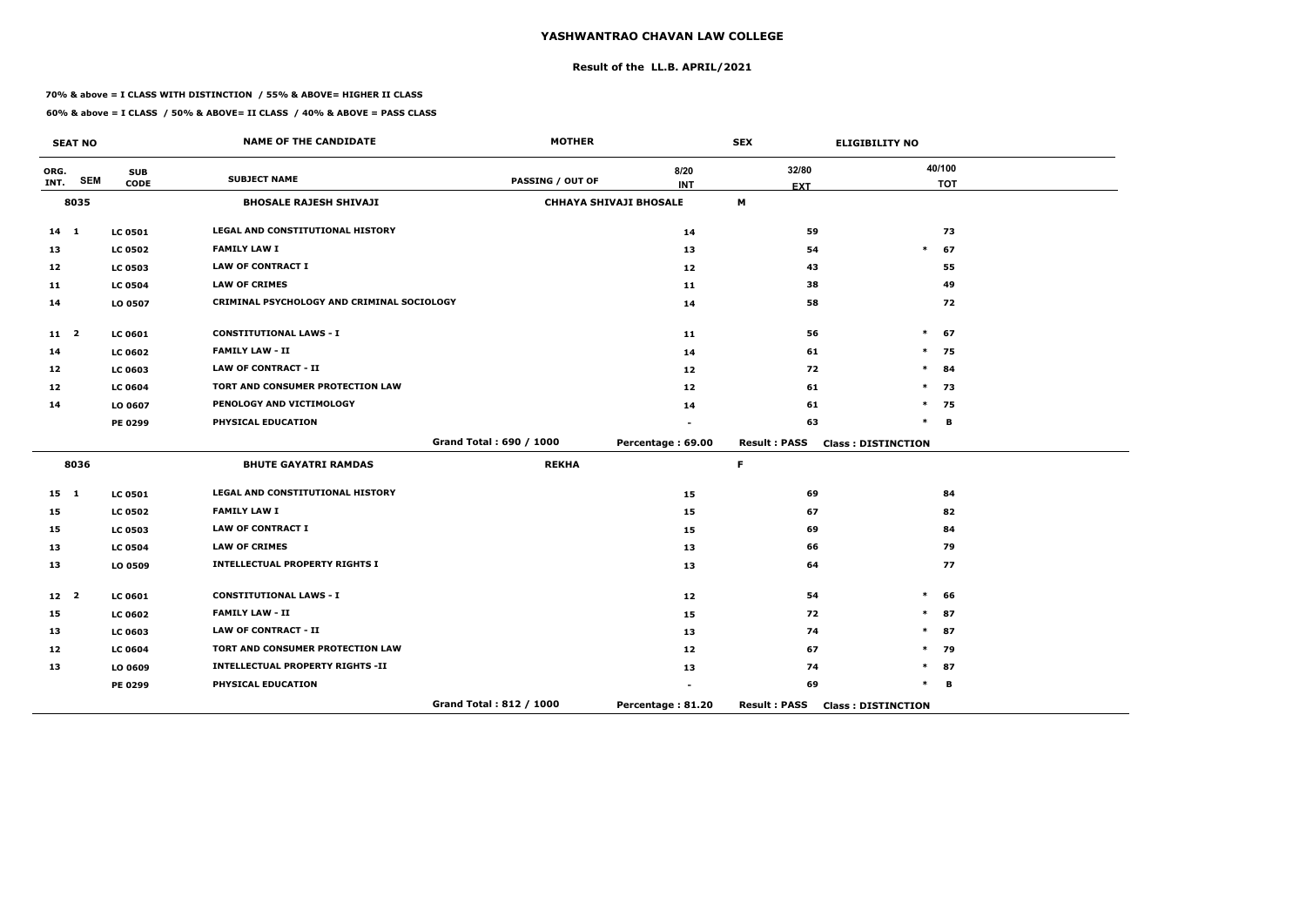# YASHWANTRAO CHAVAN LAW COLLEGE

## Result of the LL.B. APRIL/2021

**70% & above = I CLASS WITH DISTINCTION / 55% & ABOVE= HIGHER II CLASS**

**60% & above = I CLASS / 50% & ABOVE= II CLASS / 40% & ABOVE = PASS CLASS**

| SEAT NO | | | NAME OF THE CANDIDATE | MOTHER | | SEX | ELIGIBILITY NO | |
|---|---|---|---|---|---|---|---|---|
| ORG. INT. | SEM | SUB CODE | SUBJECT NAME | PASSING / OUT OF | 8/20 INT | 32/80 EXT | | 40/100 TOT |
| **8035** | | | **BHOSALE RAJESH SHIVAJI** | **CHHAYA SHIVAJI BHOSALE** | | **M** | | |
| 14 | 1 | LC 0501 | LEGAL AND CONSTITUTIONAL HISTORY | | 14 | 59 | | 73 |
| 13 | | LC 0502 | FAMILY LAW I | | 13 | 54 | * | 67 |
| 12 | | LC 0503 | LAW OF CONTRACT I | | 12 | 43 | | 55 |
| 11 | | LC 0504 | LAW OF CRIMES | | 11 | 38 | | 49 |
| 14 | | LO 0507 | CRIMINAL PSYCHOLOGY AND CRIMINAL SOCIOLOGY | | 14 | 58 | | 72 |
| 11 | 2 | LC 0601 | CONSTITUTIONAL LAWS - I | | 11 | 56 | * | 67 |
| 14 | | LC 0602 | FAMILY LAW - II | | 14 | 61 | * | 75 |
| 12 | | LC 0603 | LAW OF CONTRACT - II | | 12 | 72 | * | 84 |
| 12 | | LC 0604 | TORT AND CONSUMER PROTECTION LAW | | 12 | 61 | * | 73 |
| 14 | | LO 0607 | PENOLOGY AND VICTIMOLOGY | | 14 | 61 | * | 75 |
| | | PE 0299 | PHYSICAL EDUCATION | | - | 63 | * | B |
| | | | | Grand Total : 690 / 1000 | Percentage : 69.00 | Result : PASS | Class : DISTINCTION | |
| **8036** | | | **BHUTE GAYATRI RAMDAS** | **REKHA** | | **F** | | |
| 15 | 1 | LC 0501 | LEGAL AND CONSTITUTIONAL HISTORY | | 15 | 69 | | 84 |
| 15 | | LC 0502 | FAMILY LAW I | | 15 | 67 | | 82 |
| 15 | | LC 0503 | LAW OF CONTRACT I | | 15 | 69 | | 84 |
| 13 | | LC 0504 | LAW OF CRIMES | | 13 | 66 | | 79 |
| 13 | | LO 0509 | INTELLECTUAL PROPERTY RIGHTS I | | 13 | 64 | | 77 |
| 12 | 2 | LC 0601 | CONSTITUTIONAL LAWS - I | | 12 | 54 | * | 66 |
| 15 | | LC 0602 | FAMILY LAW - II | | 15 | 72 | * | 87 |
| 13 | | LC 0603 | LAW OF CONTRACT - II | | 13 | 74 | * | 87 |
| 12 | | LC 0604 | TORT AND CONSUMER PROTECTION LAW | | 12 | 67 | * | 79 |
| 13 | | LO 0609 | INTELLECTUAL PROPERTY RIGHTS -II | | 13 | 74 | * | 87 |
| | | PE 0299 | PHYSICAL EDUCATION | | - | 69 | * | B |
| | | | | Grand Total : 812 / 1000 | Percentage : 81.20 | Result : PASS | Class : DISTINCTION | |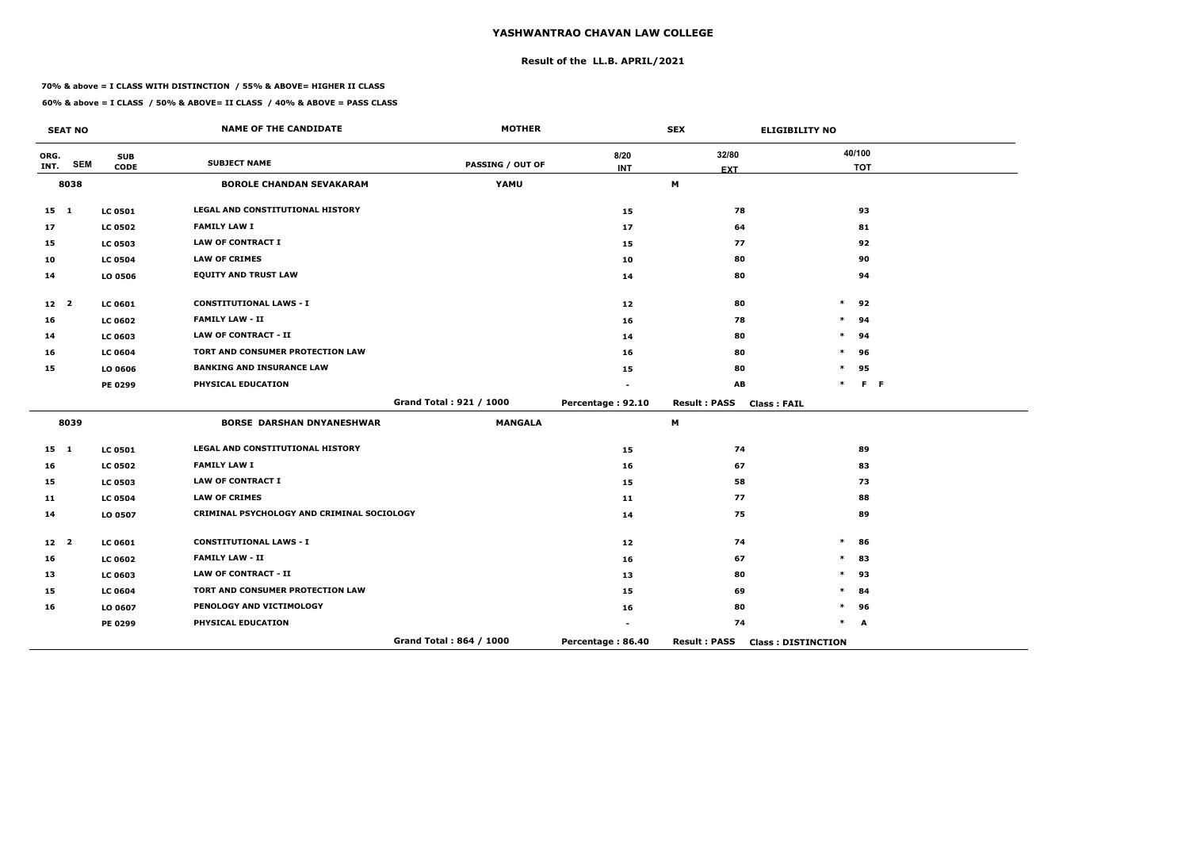# YASHWANTRAO CHAVAN LAW COLLEGE

## Result of the LL.B. APRIL/2021

**70% & above = I CLASS WITH DISTINCTION / 55% & ABOVE= HIGHER II CLASS**

**60% & above = I CLASS / 50% & ABOVE= II CLASS / 40% & ABOVE = PASS CLASS**

| SEAT NO | | | NAME OF THE CANDIDATE | MOTHER | | SEX | ELIGIBILITY NO |
|---|---|---|---|---|---|---|---|
| ORG. INT. | SEM | SUB CODE | SUBJECT NAME | PASSING / OUT OF | 8/20 INT | 32/80 EXT | 40/100 TOT |
| 8038 | | | BOROLE CHANDAN SEVAKARAM | YAMU | | M | |
| 15 | 1 | LC 0501 | LEGAL AND CONSTITUTIONAL HISTORY | | 15 | 78 | 93 |
| 17 | | LC 0502 | FAMILY LAW I | | 17 | 64 | 81 |
| 15 | | LC 0503 | LAW OF CONTRACT I | | 15 | 77 | 92 |
| 10 | | LC 0504 | LAW OF CRIMES | | 10 | 80 | 90 |
| 14 | | LO 0506 | EQUITY AND TRUST LAW | | 14 | 80 | 94 |
| 12 | 2 | LC 0601 | CONSTITUTIONAL LAWS - I | | 12 | 80 | * 92 |
| 16 | | LC 0602 | FAMILY LAW - II | | 16 | 78 | * 94 |
| 14 | | LC 0603 | LAW OF CONTRACT - II | | 14 | 80 | * 94 |
| 16 | | LC 0604 | TORT AND CONSUMER PROTECTION LAW | | 16 | 80 | * 96 |
| 15 | | LO 0606 | BANKING AND INSURANCE LAW | | 15 | 80 | * 95 |
| | | PE 0299 | PHYSICAL EDUCATION | | - | AB | * F F |
| | | | | Grand Total : 921 / 1000 | Percentage : 92.10 | Result : PASS | Class : FAIL |
| 8039 | | | BORSE DARSHAN DNYANESHWAR | MANGALA | | M | |
| 15 | 1 | LC 0501 | LEGAL AND CONSTITUTIONAL HISTORY | | 15 | 74 | 89 |
| 16 | | LC 0502 | FAMILY LAW I | | 16 | 67 | 83 |
| 15 | | LC 0503 | LAW OF CONTRACT I | | 15 | 58 | 73 |
| 11 | | LC 0504 | LAW OF CRIMES | | 11 | 77 | 88 |
| 14 | | LO 0507 | CRIMINAL PSYCHOLOGY AND CRIMINAL SOCIOLOGY | | 14 | 75 | 89 |
| 12 | 2 | LC 0601 | CONSTITUTIONAL LAWS - I | | 12 | 74 | * 86 |
| 16 | | LC 0602 | FAMILY LAW - II | | 16 | 67 | * 83 |
| 13 | | LC 0603 | LAW OF CONTRACT - II | | 13 | 80 | * 93 |
| 15 | | LC 0604 | TORT AND CONSUMER PROTECTION LAW | | 15 | 69 | * 84 |
| 16 | | LO 0607 | PENOLOGY AND VICTIMOLOGY | | 16 | 80 | * 96 |
| | | PE 0299 | PHYSICAL EDUCATION | | - | 74 | * A |
| | | | | Grand Total : 864 / 1000 | Percentage : 86.40 | Result : PASS | Class : DISTINCTION |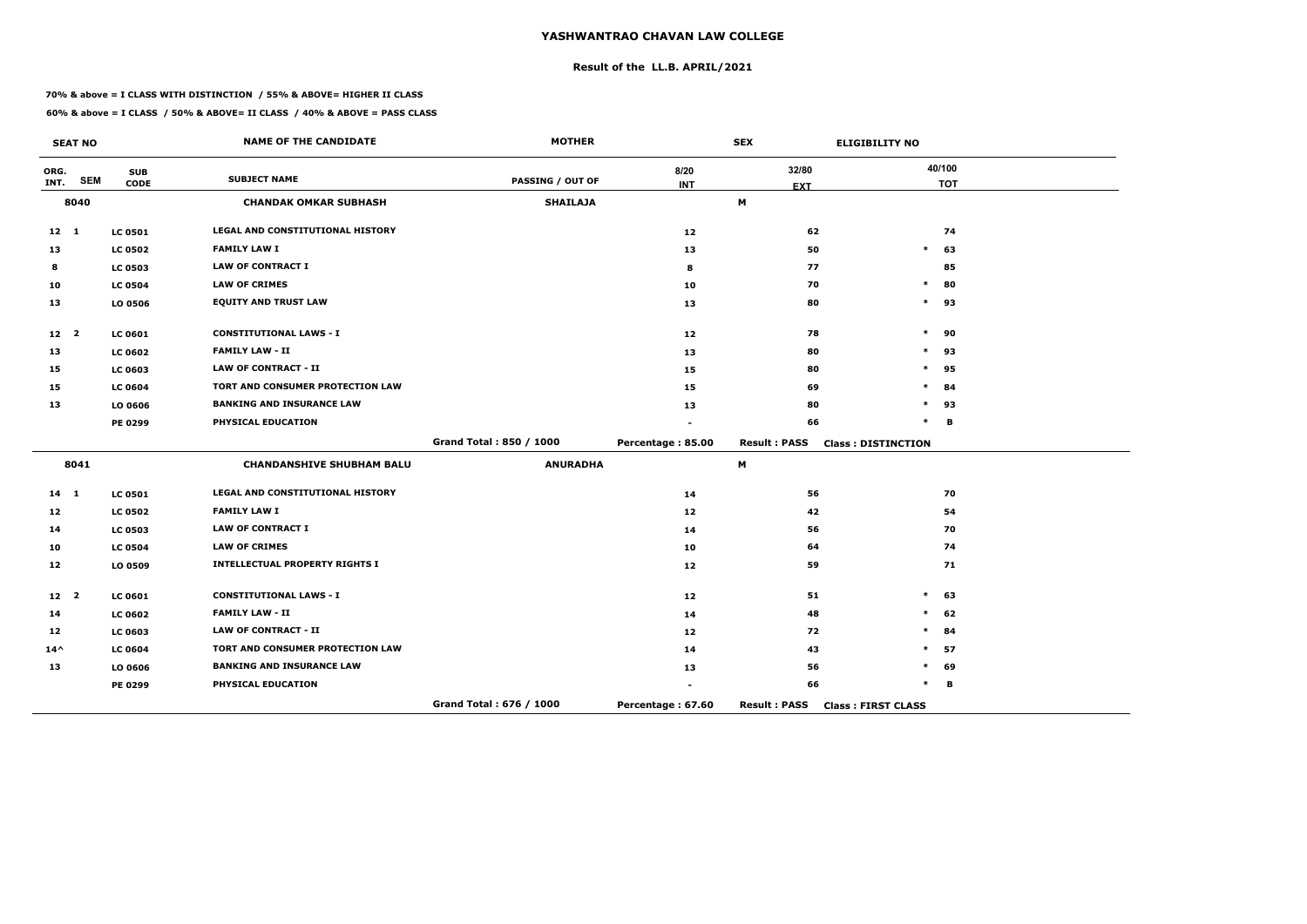# YASHWANTRAO CHAVAN LAW COLLEGE

## Result of the LL.B. APRIL/2021

**70% & above = I CLASS WITH DISTINCTION / 55% & ABOVE= HIGHER II CLASS**

**60% & above = I CLASS / 50% & ABOVE= II CLASS / 40% & ABOVE = PASS CLASS**

| SEAT NO | | | NAME OF THE CANDIDATE | MOTHER | | SEX | ELIGIBILITY NO | |
|---|---|---|---|---|---|---|---|---|
| ORG. INT. | SEM | SUB CODE | SUBJECT NAME | PASSING / OUT OF | 8/20 INT | 32/80 EXT | | 40/100 TOT |
| 8040 | | | CHANDAK OMKAR SUBHASH | SHAILAJA | | M | | |
| 12 | 1 | LC 0501 | LEGAL AND CONSTITUTIONAL HISTORY | | 12 | 62 | | 74 |
| 13 | | LC 0502 | FAMILY LAW I | | 13 | 50 | * | 63 |
| 8 | | LC 0503 | LAW OF CONTRACT I | | 8 | 77 | | 85 |
| 10 | | LC 0504 | LAW OF CRIMES | | 10 | 70 | * | 80 |
| 13 | | LO 0506 | EQUITY AND TRUST LAW | | 13 | 80 | * | 93 |
| 12 | 2 | LC 0601 | CONSTITUTIONAL LAWS - I | | 12 | 78 | * | 90 |
| 13 | | LC 0602 | FAMILY LAW - II | | 13 | 80 | * | 93 |
| 15 | | LC 0603 | LAW OF CONTRACT - II | | 15 | 80 | * | 95 |
| 15 | | LC 0604 | TORT AND CONSUMER PROTECTION LAW | | 15 | 69 | * | 84 |
| 13 | | LO 0606 | BANKING AND INSURANCE LAW | | 13 | 80 | * | 93 |
| | | PE 0299 | PHYSICAL EDUCATION | | - | 66 | * | B |
| | | | | Grand Total : 850 / 1000 | Percentage : 85.00 | Result : PASS | Class : DISTINCTION | |
| 8041 | | | CHANDANSHIVE SHUBHAM BALU | ANURADHA | | M | | |
| 14 | 1 | LC 0501 | LEGAL AND CONSTITUTIONAL HISTORY | | 14 | 56 | | 70 |
| 12 | | LC 0502 | FAMILY LAW I | | 12 | 42 | | 54 |
| 14 | | LC 0503 | LAW OF CONTRACT I | | 14 | 56 | | 70 |
| 10 | | LC 0504 | LAW OF CRIMES | | 10 | 64 | | 74 |
| 12 | | LO 0509 | INTELLECTUAL PROPERTY RIGHTS I | | 12 | 59 | | 71 |
| 12 | 2 | LC 0601 | CONSTITUTIONAL LAWS - I | | 12 | 51 | * | 63 |
| 14 | | LC 0602 | FAMILY LAW - II | | 14 | 48 | * | 62 |
| 12 | | LC 0603 | LAW OF CONTRACT - II | | 12 | 72 | * | 84 |
| 14^ | | LC 0604 | TORT AND CONSUMER PROTECTION LAW | | 14 | 43 | * | 57 |
| 13 | | LO 0606 | BANKING AND INSURANCE LAW | | 13 | 56 | * | 69 |
| | | PE 0299 | PHYSICAL EDUCATION | | - | 66 | * | B |
| | | | | Grand Total : 676 / 1000 | Percentage : 67.60 | Result : PASS | Class : FIRST CLASS | |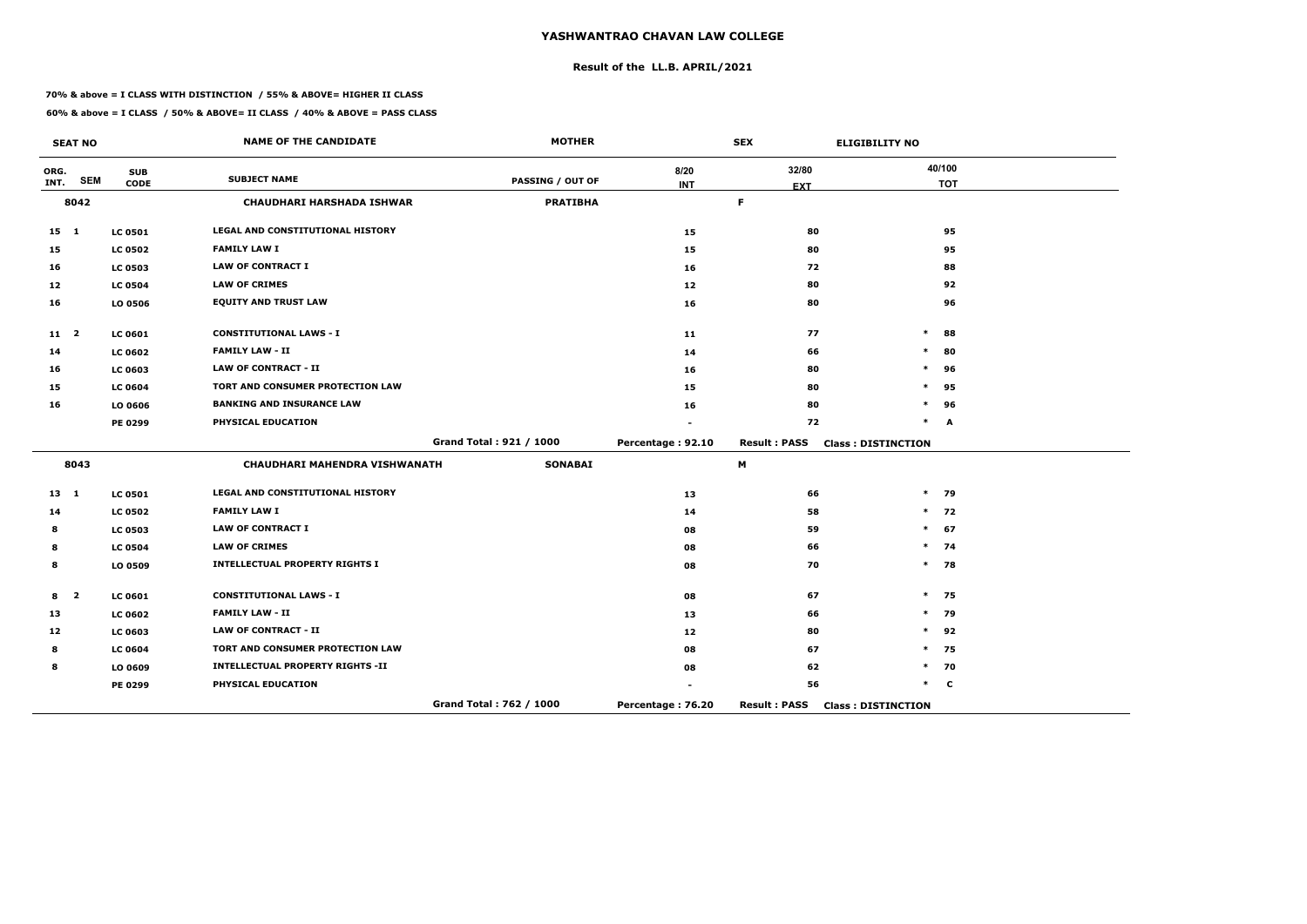# YASHWANTRAO CHAVAN LAW COLLEGE

## Result of the LL.B. APRIL/2021

**70% & above = I CLASS WITH DISTINCTION / 55% & ABOVE= HIGHER II CLASS**

**60% & above = I CLASS / 50% & ABOVE= II CLASS / 40% & ABOVE = PASS CLASS**

| SEAT NO | | | NAME OF THE CANDIDATE | MOTHER | | SEX | ELIGIBILITY NO | |
|---|---|---|---|---|---|---|---|---|
| ORG. INT. | SEM | SUB CODE | SUBJECT NAME | PASSING / OUT OF | 8/20 INT | 32/80 EXT | | 40/100 TOT |
| 8042 | | | CHAUDHARI HARSHADA ISHWAR | PRATIBHA | | F | | |
| 15 | 1 | LC 0501 | LEGAL AND CONSTITUTIONAL HISTORY | | 15 | 80 | | 95 |
| 15 | | LC 0502 | FAMILY LAW I | | 15 | 80 | | 95 |
| 16 | | LC 0503 | LAW OF CONTRACT I | | 16 | 72 | | 88 |
| 12 | | LC 0504 | LAW OF CRIMES | | 12 | 80 | | 92 |
| 16 | | LO 0506 | EQUITY AND TRUST LAW | | 16 | 80 | | 96 |
| 11 | 2 | LC 0601 | CONSTITUTIONAL LAWS - I | | 11 | 77 | * | 88 |
| 14 | | LC 0602 | FAMILY LAW - II | | 14 | 66 | * | 80 |
| 16 | | LC 0603 | LAW OF CONTRACT - II | | 16 | 80 | * | 96 |
| 15 | | LC 0604 | TORT AND CONSUMER PROTECTION LAW | | 15 | 80 | * | 95 |
| 16 | | LO 0606 | BANKING AND INSURANCE LAW | | 16 | 80 | * | 96 |
| | | PE 0299 | PHYSICAL EDUCATION | | - | 72 | * | A |
| | | | | Grand Total : 921 / 1000 | Percentage : 92.10 | Result : PASS | Class : DISTINCTION | |
| 8043 | | | CHAUDHARI MAHENDRA VISHWANATH | SONABAI | | M | | |
| 13 | 1 | LC 0501 | LEGAL AND CONSTITUTIONAL HISTORY | | 13 | 66 | * | 79 |
| 14 | | LC 0502 | FAMILY LAW I | | 14 | 58 | * | 72 |
| 8 | | LC 0503 | LAW OF CONTRACT I | | 08 | 59 | * | 67 |
| 8 | | LC 0504 | LAW OF CRIMES | | 08 | 66 | * | 74 |
| 8 | | LO 0509 | INTELLECTUAL PROPERTY RIGHTS I | | 08 | 70 | * | 78 |
| 8 | 2 | LC 0601 | CONSTITUTIONAL LAWS - I | | 08 | 67 | * | 75 |
| 13 | | LC 0602 | FAMILY LAW - II | | 13 | 66 | * | 79 |
| 12 | | LC 0603 | LAW OF CONTRACT - II | | 12 | 80 | * | 92 |
| 8 | | LC 0604 | TORT AND CONSUMER PROTECTION LAW | | 08 | 67 | * | 75 |
| 8 | | LO 0609 | INTELLECTUAL PROPERTY RIGHTS -II | | 08 | 62 | * | 70 |
| | | PE 0299 | PHYSICAL EDUCATION | | - | 56 | * | C |
| | | | | Grand Total : 762 / 1000 | Percentage : 76.20 | Result : PASS | Class : DISTINCTION | |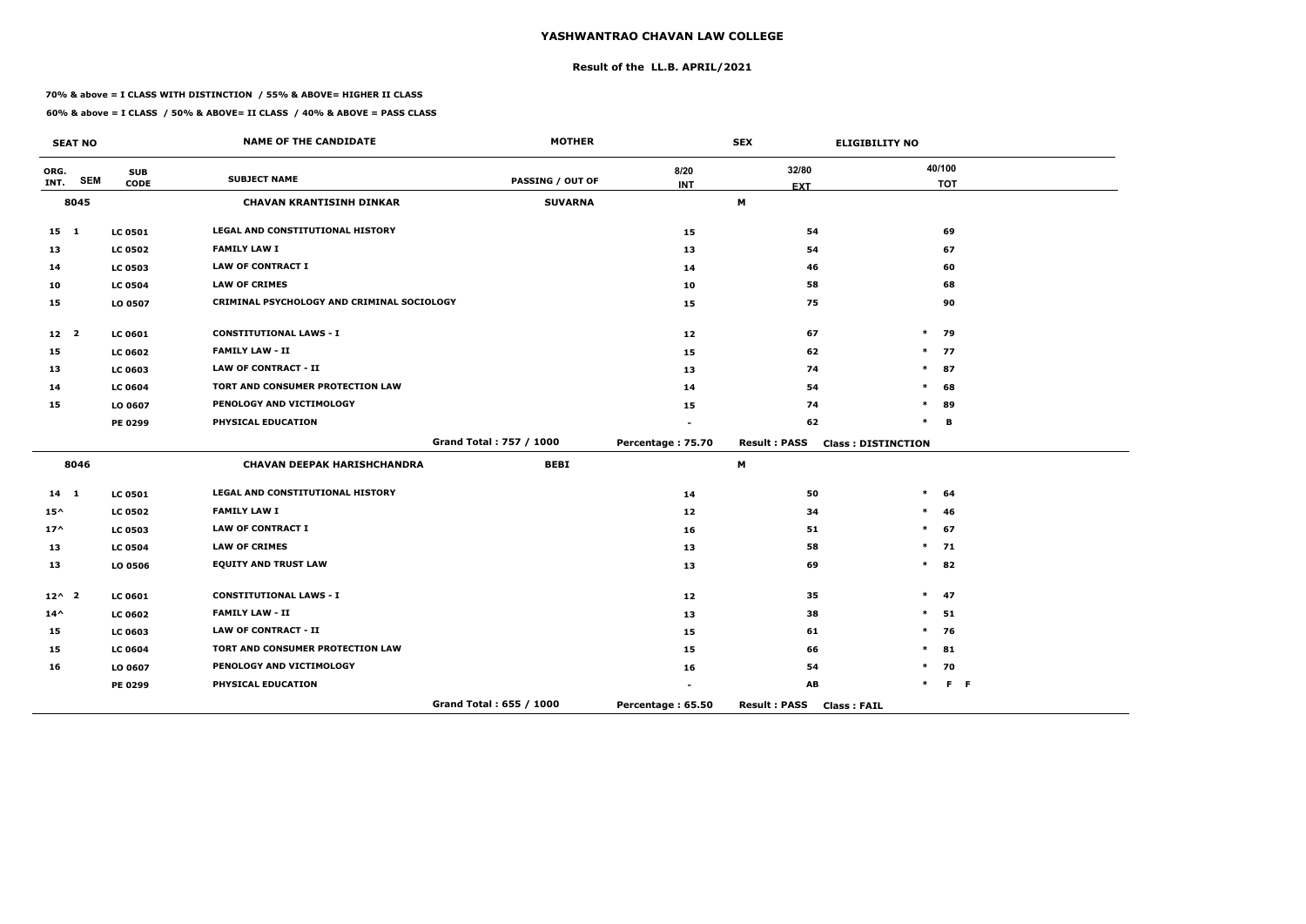# YASHWANTRAO CHAVAN LAW COLLEGE

## Result of the LL.B. APRIL/2021

**70% & above = I CLASS WITH DISTINCTION / 55% & ABOVE= HIGHER II CLASS**

**60% & above = I CLASS / 50% & ABOVE= II CLASS / 40% & ABOVE = PASS CLASS**

| SEAT NO | | | NAME OF THE CANDIDATE | MOTHER | | SEX | ELIGIBILITY NO |
|---|---|---|---|---|---|---|---|
| ORG. INT. | SEM | SUB CODE | SUBJECT NAME | PASSING / OUT OF | 8/20 INT | 32/80 EXT | 40/100 TOT |
| 8045 | | | CHAVAN KRANTISINH DINKAR | SUVARNA | | M | |
| 15 | 1 | LC 0501 | LEGAL AND CONSTITUTIONAL HISTORY | | 15 | 54 | 69 |
| 13 | | LC 0502 | FAMILY LAW I | | 13 | 54 | 67 |
| 14 | | LC 0503 | LAW OF CONTRACT I | | 14 | 46 | 60 |
| 10 | | LC 0504 | LAW OF CRIMES | | 10 | 58 | 68 |
| 15 | | LO 0507 | CRIMINAL PSYCHOLOGY AND CRIMINAL SOCIOLOGY | | 15 | 75 | 90 |
| 12 | 2 | LC 0601 | CONSTITUTIONAL LAWS - I | | 12 | 67 | * 79 |
| 15 | | LC 0602 | FAMILY LAW - II | | 15 | 62 | * 77 |
| 13 | | LC 0603 | LAW OF CONTRACT - II | | 13 | 74 | * 87 |
| 14 | | LC 0604 | TORT AND CONSUMER PROTECTION LAW | | 14 | 54 | * 68 |
| 15 | | LO 0607 | PENOLOGY AND VICTIMOLOGY | | 15 | 74 | * 89 |
| | | PE 0299 | PHYSICAL EDUCATION | | - | 62 | * B |
| | | | | Grand Total : 757 / 1000 | Percentage : 75.70 | Result : PASS | Class : DISTINCTION |
| 8046 | | | CHAVAN DEEPAK HARISHCHANDRA | BEBI | | M | |
| 14 | 1 | LC 0501 | LEGAL AND CONSTITUTIONAL HISTORY | | 14 | 50 | * 64 |
| 15^ | | LC 0502 | FAMILY LAW I | | 12 | 34 | * 46 |
| 17^ | | LC 0503 | LAW OF CONTRACT I | | 16 | 51 | * 67 |
| 13 | | LC 0504 | LAW OF CRIMES | | 13 | 58 | * 71 |
| 13 | | LO 0506 | EQUITY AND TRUST LAW | | 13 | 69 | * 82 |
| 12^ | 2 | LC 0601 | CONSTITUTIONAL LAWS - I | | 12 | 35 | * 47 |
| 14^ | | LC 0602 | FAMILY LAW - II | | 13 | 38 | * 51 |
| 15 | | LC 0603 | LAW OF CONTRACT - II | | 15 | 61 | * 76 |
| 15 | | LC 0604 | TORT AND CONSUMER PROTECTION LAW | | 15 | 66 | * 81 |
| 16 | | LO 0607 | PENOLOGY AND VICTIMOLOGY | | 16 | 54 | * 70 |
| | | PE 0299 | PHYSICAL EDUCATION | | - | AB | * F F |
| | | | | Grand Total : 655 / 1000 | Percentage : 65.50 | Result : PASS | Class : FAIL |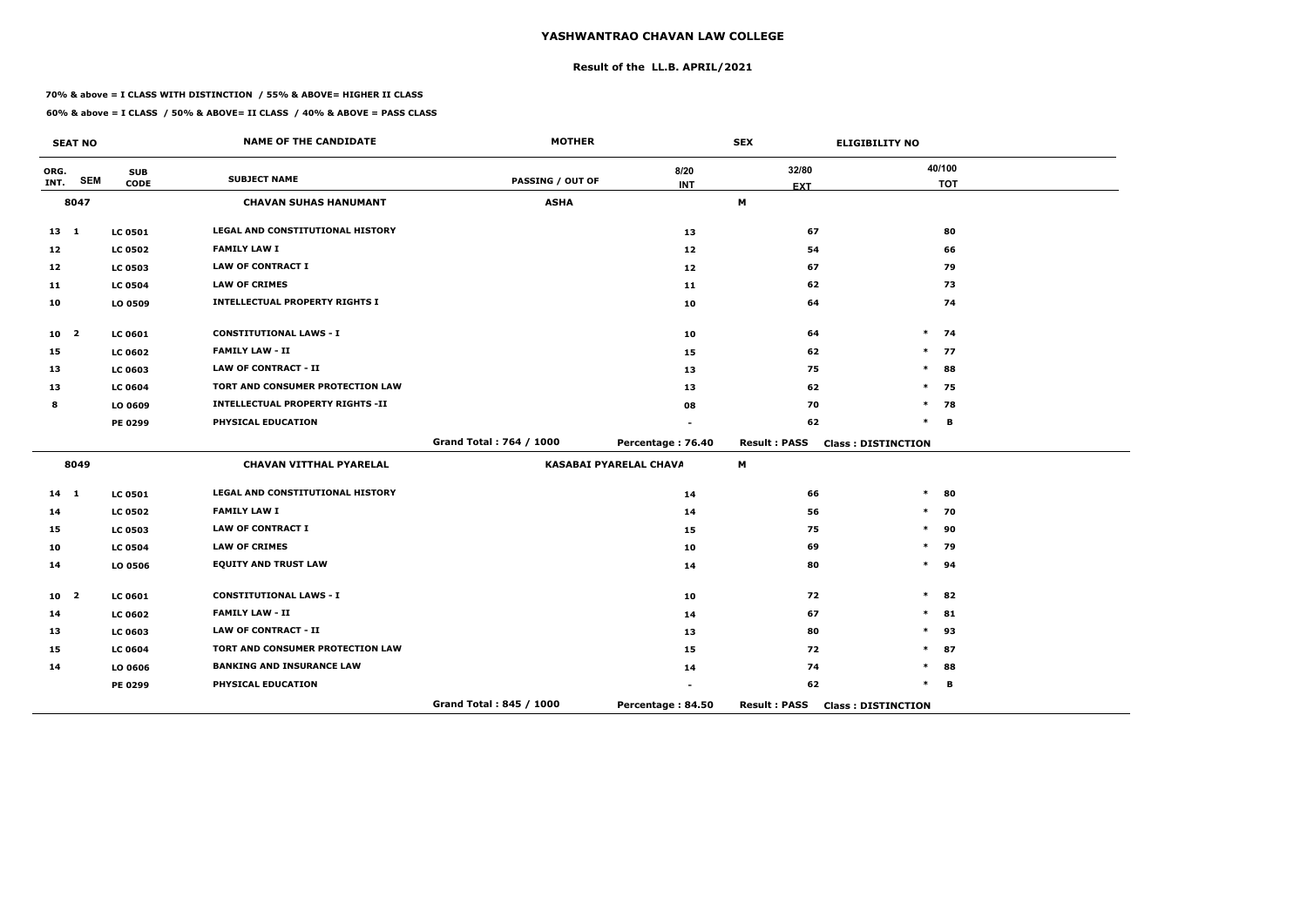# YASHWANTRAO CHAVAN LAW COLLEGE

## Result of the LL.B. APRIL/2021

**70% & above = I CLASS WITH DISTINCTION / 55% & ABOVE= HIGHER II CLASS**

**60% & above = I CLASS / 50% & ABOVE= II CLASS / 40% & ABOVE = PASS CLASS**

| SEAT NO | | | NAME OF THE CANDIDATE | MOTHER | | SEX | ELIGIBILITY NO |
|---|---|---|---|---|---|---|---|
| ORG. INT. | SEM | SUB CODE | SUBJECT NAME | PASSING / OUT OF | 8/20 INT | 32/80 EXT | 40/100 TOT |
| **8047** | | | **CHAVAN SUHAS HANUMANT** | **ASHA** | | **M** | |
| 13 | 1 | LC 0501 | LEGAL AND CONSTITUTIONAL HISTORY | | 13 | 67 | 80 |
| 12 | | LC 0502 | FAMILY LAW I | | 12 | 54 | 66 |
| 12 | | LC 0503 | LAW OF CONTRACT I | | 12 | 67 | 79 |
| 11 | | LC 0504 | LAW OF CRIMES | | 11 | 62 | 73 |
| 10 | | LO 0509 | INTELLECTUAL PROPERTY RIGHTS I | | 10 | 64 | 74 |
| 10 | 2 | LC 0601 | CONSTITUTIONAL LAWS - I | | 10 | 64 | * 74 |
| 15 | | LC 0602 | FAMILY LAW - II | | 15 | 62 | * 77 |
| 13 | | LC 0603 | LAW OF CONTRACT - II | | 13 | 75 | * 88 |
| 13 | | LC 0604 | TORT AND CONSUMER PROTECTION LAW | | 13 | 62 | * 75 |
| 8 | | LO 0609 | INTELLECTUAL PROPERTY RIGHTS -II | | 08 | 70 | * 78 |
| | | PE 0299 | PHYSICAL EDUCATION | | - | 62 | * B |
| | | | | Grand Total : 764 / 1000 | Percentage : 76.40 | Result : PASS | Class : DISTINCTION |
| **8049** | | | **CHAVAN VITTHAL PYARELAL** | **KASABAI PYARELAL CHAVA** | | **M** | |
| 14 | 1 | LC 0501 | LEGAL AND CONSTITUTIONAL HISTORY | | 14 | 66 | * 80 |
| 14 | | LC 0502 | FAMILY LAW I | | 14 | 56 | * 70 |
| 15 | | LC 0503 | LAW OF CONTRACT I | | 15 | 75 | * 90 |
| 10 | | LC 0504 | LAW OF CRIMES | | 10 | 69 | * 79 |
| 14 | | LO 0506 | EQUITY AND TRUST LAW | | 14 | 80 | * 94 |
| 10 | 2 | LC 0601 | CONSTITUTIONAL LAWS - I | | 10 | 72 | * 82 |
| 14 | | LC 0602 | FAMILY LAW - II | | 14 | 67 | * 81 |
| 13 | | LC 0603 | LAW OF CONTRACT - II | | 13 | 80 | * 93 |
| 15 | | LC 0604 | TORT AND CONSUMER PROTECTION LAW | | 15 | 72 | * 87 |
| 14 | | LO 0606 | BANKING AND INSURANCE LAW | | 14 | 74 | * 88 |
| | | PE 0299 | PHYSICAL EDUCATION | | - | 62 | * B |
| | | | | Grand Total : 845 / 1000 | Percentage : 84.50 | Result : PASS | Class : DISTINCTION |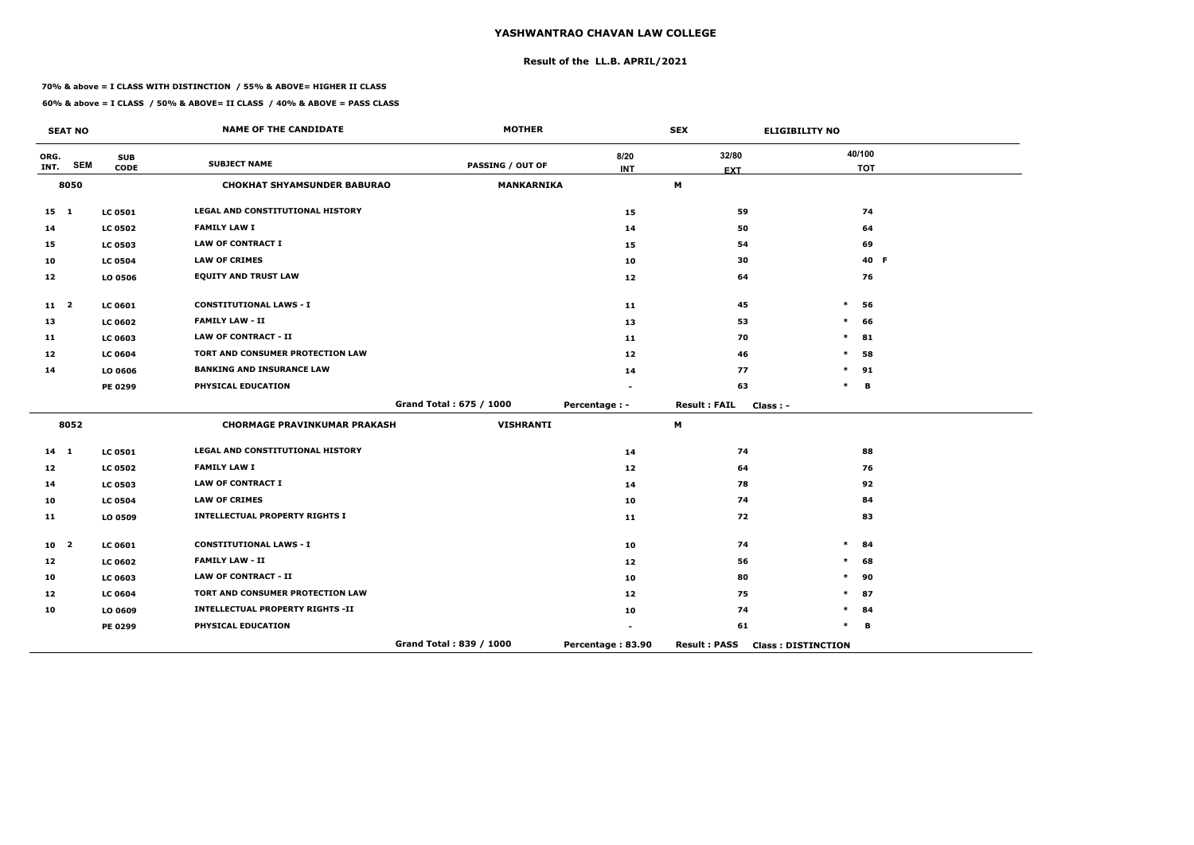# YASHWANTRAO CHAVAN LAW COLLEGE

## Result of the LL.B. APRIL/2021

**70% & above = I CLASS WITH DISTINCTION / 55% & ABOVE= HIGHER II CLASS**

**60% & above = I CLASS / 50% & ABOVE= II CLASS / 40% & ABOVE = PASS CLASS**

| ORG. INT. | SEM | SUB CODE | SUBJECT NAME | PASSING / OUT OF | 8/20 INT | 32/80 EXT | 40/100 TOT |
|---|---|---|---|---|---|---|---|
| **SEAT NO** | | | **NAME OF THE CANDIDATE** | **MOTHER** | | **SEX** | **ELIGIBILITY NO** |
| **8050** | | | **CHOKHAT SHYAMSUNDER BABURAO** | **MANKARNIKA** | | **M** | |
| 15 | 1 | LC 0501 | LEGAL AND CONSTITUTIONAL HISTORY | | 15 | 59 | 74 |
| 14 | | LC 0502 | FAMILY LAW I | | 14 | 50 | 64 |
| 15 | | LC 0503 | LAW OF CONTRACT I | | 15 | 54 | 69 |
| 10 | | LC 0504 | LAW OF CRIMES | | 10 | 30 | 40 F |
| 12 | | LO 0506 | EQUITY AND TRUST LAW | | 12 | 64 | 76 |
| 11 | 2 | LC 0601 | CONSTITUTIONAL LAWS - I | | 11 | 45 | * 56 |
| 13 | | LC 0602 | FAMILY LAW - II | | 13 | 53 | * 66 |
| 11 | | LC 0603 | LAW OF CONTRACT - II | | 11 | 70 | * 81 |
| 12 | | LC 0604 | TORT AND CONSUMER PROTECTION LAW | | 12 | 46 | * 58 |
| 14 | | LO 0606 | BANKING AND INSURANCE LAW | | 14 | 77 | * 91 |
| | | PE 0299 | PHYSICAL EDUCATION | | - | 63 | * B |
| | | | | Grand Total : 675 / 1000 | Percentage : - | Result : FAIL | Class : - |
| **8052** | | | **CHORMAGE PRAVINKUMAR PRAKASH** | **VISHRANTI** | | **M** | |
| 14 | 1 | LC 0501 | LEGAL AND CONSTITUTIONAL HISTORY | | 14 | 74 | 88 |
| 12 | | LC 0502 | FAMILY LAW I | | 12 | 64 | 76 |
| 14 | | LC 0503 | LAW OF CONTRACT I | | 14 | 78 | 92 |
| 10 | | LC 0504 | LAW OF CRIMES | | 10 | 74 | 84 |
| 11 | | LO 0509 | INTELLECTUAL PROPERTY RIGHTS I | | 11 | 72 | 83 |
| 10 | 2 | LC 0601 | CONSTITUTIONAL LAWS - I | | 10 | 74 | * 84 |
| 12 | | LC 0602 | FAMILY LAW - II | | 12 | 56 | * 68 |
| 10 | | LC 0603 | LAW OF CONTRACT - II | | 10 | 80 | * 90 |
| 12 | | LC 0604 | TORT AND CONSUMER PROTECTION LAW | | 12 | 75 | * 87 |
| 10 | | LO 0609 | INTELLECTUAL PROPERTY RIGHTS -II | | 10 | 74 | * 84 |
| | | PE 0299 | PHYSICAL EDUCATION | | - | 61 | * B |
| | | | | Grand Total : 839 / 1000 | Percentage : 83.90 | Result : PASS | Class : DISTINCTION |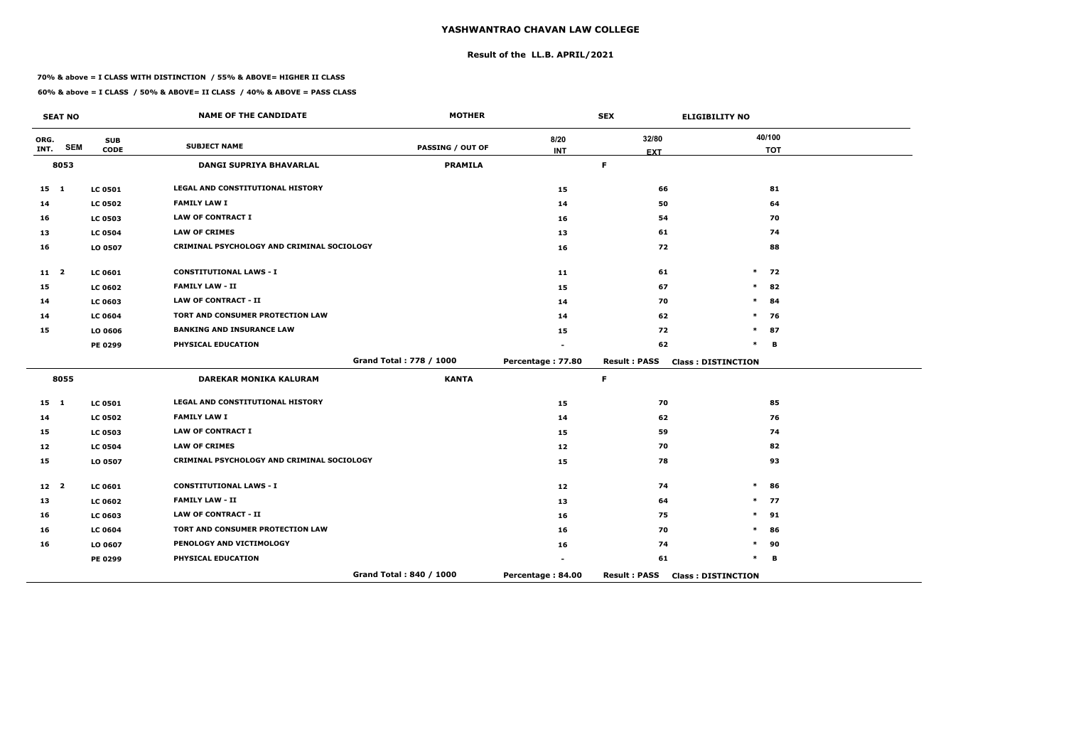# YASHWANTRAO CHAVAN LAW COLLEGE

## Result of the LL.B. APRIL/2021

**70% & above = I CLASS WITH DISTINCTION / 55% & ABOVE= HIGHER II CLASS**

**60% & above = I CLASS / 50% & ABOVE= II CLASS / 40% & ABOVE = PASS CLASS**

| SEAT NO | | | NAME OF THE CANDIDATE | MOTHER | SEX | | ELIGIBILITY NO |
|---|---|---|---|---|---|---|---|
| ORG. INT. | SEM | SUB CODE | SUBJECT NAME | PASSING / OUT OF | 8/20 INT | 32/80 EXT | 40/100 TOT |
| 8053 | | | DANGI SUPRIYA BHAVARLAL | PRAMILA | | F | |
| 15 | 1 | LC 0501 | LEGAL AND CONSTITUTIONAL HISTORY | | 15 | 66 | 81 |
| 14 | | LC 0502 | FAMILY LAW I | | 14 | 50 | 64 |
| 16 | | LC 0503 | LAW OF CONTRACT I | | 16 | 54 | 70 |
| 13 | | LC 0504 | LAW OF CRIMES | | 13 | 61 | 74 |
| 16 | | LO 0507 | CRIMINAL PSYCHOLOGY AND CRIMINAL SOCIOLOGY | | 16 | 72 | 88 |
| 11 | 2 | LC 0601 | CONSTITUTIONAL LAWS - I | | 11 | 61 | * 72 |
| 15 | | LC 0602 | FAMILY LAW - II | | 15 | 67 | * 82 |
| 14 | | LC 0603 | LAW OF CONTRACT - II | | 14 | 70 | * 84 |
| 14 | | LC 0604 | TORT AND CONSUMER PROTECTION LAW | | 14 | 62 | * 76 |
| 15 | | LO 0606 | BANKING AND INSURANCE LAW | | 15 | 72 | * 87 |
| | | PE 0299 | PHYSICAL EDUCATION | | - | 62 | * B |
| | | | | Grand Total : 778 / 1000 | Percentage : 77.80 | Result : PASS | Class : DISTINCTION |
| 8055 | | | DAREKAR MONIKA KALURAM | KANTA | | F | |
| 15 | 1 | LC 0501 | LEGAL AND CONSTITUTIONAL HISTORY | | 15 | 70 | 85 |
| 14 | | LC 0502 | FAMILY LAW I | | 14 | 62 | 76 |
| 15 | | LC 0503 | LAW OF CONTRACT I | | 15 | 59 | 74 |
| 12 | | LC 0504 | LAW OF CRIMES | | 12 | 70 | 82 |
| 15 | | LO 0507 | CRIMINAL PSYCHOLOGY AND CRIMINAL SOCIOLOGY | | 15 | 78 | 93 |
| 12 | 2 | LC 0601 | CONSTITUTIONAL LAWS - I | | 12 | 74 | * 86 |
| 13 | | LC 0602 | FAMILY LAW - II | | 13 | 64 | * 77 |
| 16 | | LC 0603 | LAW OF CONTRACT - II | | 16 | 75 | * 91 |
| 16 | | LC 0604 | TORT AND CONSUMER PROTECTION LAW | | 16 | 70 | * 86 |
| 16 | | LO 0607 | PENOLOGY AND VICTIMOLOGY | | 16 | 74 | * 90 |
| | | PE 0299 | PHYSICAL EDUCATION | | - | 61 | * B |
| | | | | Grand Total : 840 / 1000 | Percentage : 84.00 | Result : PASS | Class : DISTINCTION |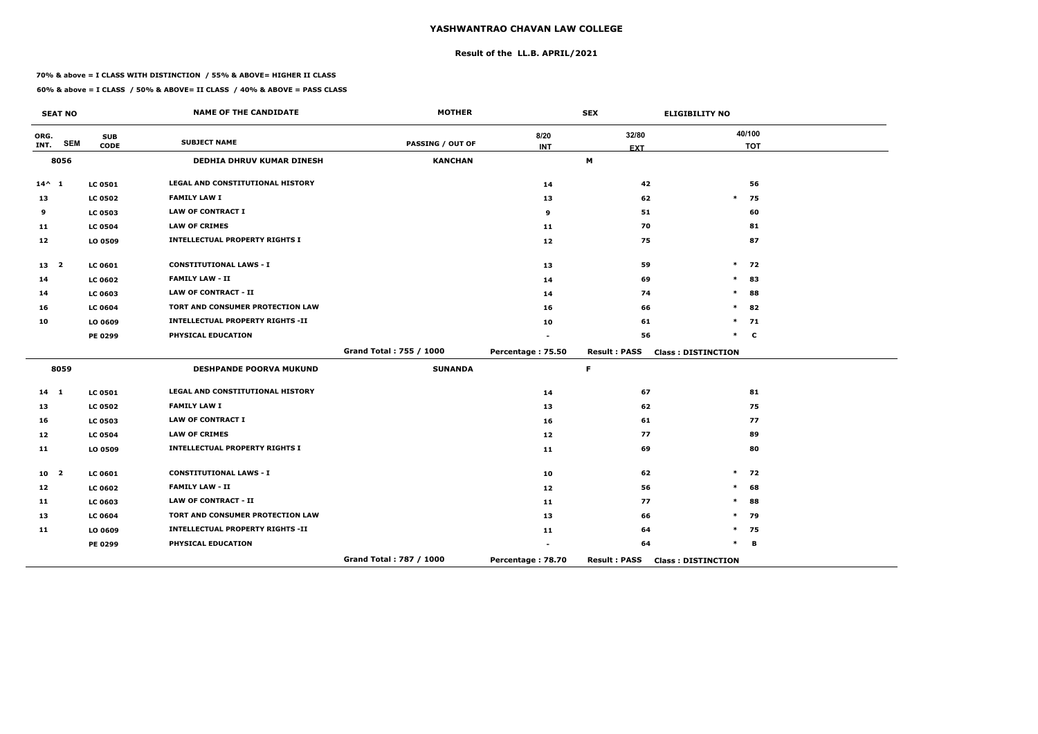# YASHWANTRAO CHAVAN LAW COLLEGE

## Result of the LL.B. APRIL/2021

**70% & above = I CLASS WITH DISTINCTION / 55% & ABOVE= HIGHER II CLASS**

**60% & above = I CLASS / 50% & ABOVE= II CLASS / 40% & ABOVE = PASS CLASS**

| SEAT NO | | | NAME OF THE CANDIDATE | MOTHER | SEX | | ELIGIBILITY NO | |
|---|---|---|---|---|---|---|---|---|
| ORG. INT. | SEM | SUB CODE | SUBJECT NAME | PASSING / OUT OF | 8/20 INT | 32/80 EXT | | 40/100 TOT |
| 8056 | | | DEDHIA DHRUV KUMAR DINESH | KANCHAN | | M | | |
| 14^ | 1 | LC 0501 | LEGAL AND CONSTITUTIONAL HISTORY | | 14 | 42 | | 56 |
| 13 | | LC 0502 | FAMILY LAW I | | 13 | 62 | * | 75 |
| 9 | | LC 0503 | LAW OF CONTRACT I | | 9 | 51 | | 60 |
| 11 | | LC 0504 | LAW OF CRIMES | | 11 | 70 | | 81 |
| 12 | | LO 0509 | INTELLECTUAL PROPERTY RIGHTS I | | 12 | 75 | | 87 |
| 13 | 2 | LC 0601 | CONSTITUTIONAL LAWS - I | | 13 | 59 | * | 72 |
| 14 | | LC 0602 | FAMILY LAW - II | | 14 | 69 | * | 83 |
| 14 | | LC 0603 | LAW OF CONTRACT - II | | 14 | 74 | * | 88 |
| 16 | | LC 0604 | TORT AND CONSUMER PROTECTION LAW | | 16 | 66 | * | 82 |
| 10 | | LO 0609 | INTELLECTUAL PROPERTY RIGHTS -II | | 10 | 61 | * | 71 |
| | | PE 0299 | PHYSICAL EDUCATION | | - | 56 | * | C |
| | | | | Grand Total : 755 / 1000 | Percentage : 75.50 | Result : PASS | Class : DISTINCTION | |
| 8059 | | | DESHPANDE POORVA MUKUND | SUNANDA | | F | | |
| 14 | 1 | LC 0501 | LEGAL AND CONSTITUTIONAL HISTORY | | 14 | 67 | | 81 |
| 13 | | LC 0502 | FAMILY LAW I | | 13 | 62 | | 75 |
| 16 | | LC 0503 | LAW OF CONTRACT I | | 16 | 61 | | 77 |
| 12 | | LC 0504 | LAW OF CRIMES | | 12 | 77 | | 89 |
| 11 | | LO 0509 | INTELLECTUAL PROPERTY RIGHTS I | | 11 | 69 | | 80 |
| 10 | 2 | LC 0601 | CONSTITUTIONAL LAWS - I | | 10 | 62 | * | 72 |
| 12 | | LC 0602 | FAMILY LAW - II | | 12 | 56 | * | 68 |
| 11 | | LC 0603 | LAW OF CONTRACT - II | | 11 | 77 | * | 88 |
| 13 | | LC 0604 | TORT AND CONSUMER PROTECTION LAW | | 13 | 66 | * | 79 |
| 11 | | LO 0609 | INTELLECTUAL PROPERTY RIGHTS -II | | 11 | 64 | * | 75 |
| | | PE 0299 | PHYSICAL EDUCATION | | - | 64 | * | B |
| | | | | Grand Total : 787 / 1000 | Percentage : 78.70 | Result : PASS | Class : DISTINCTION | |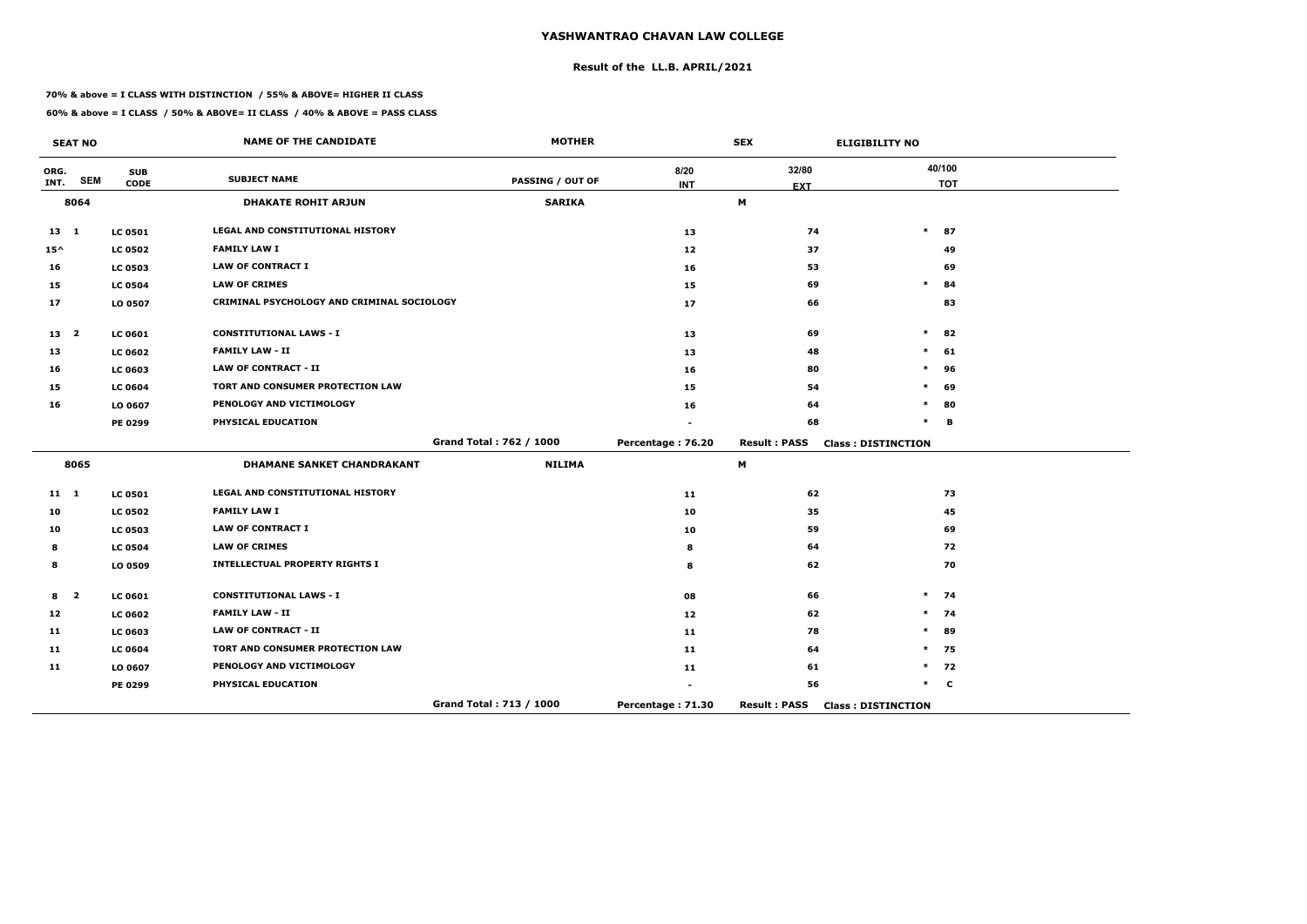# YASHWANTRAO CHAVAN LAW COLLEGE

## Result of the LL.B. APRIL/2021

**70% & above = I CLASS WITH DISTINCTION / 55% & ABOVE= HIGHER II CLASS**

**60% & above = I CLASS / 50% & ABOVE= II CLASS / 40% & ABOVE = PASS CLASS**

| SEAT NO | | | NAME OF THE CANDIDATE | MOTHER | | SEX | ELIGIBILITY NO | |
|---|---|---|---|---|---|---|---|---|
| ORG. INT. | SEM | SUB CODE | SUBJECT NAME | PASSING / OUT OF | 8/20 INT | 32/80 EXT | | 40/100 TOT |
| **8064** | | | **DHAKATE ROHIT ARJUN** | **SARIKA** | | **M** | | |
| 13 | 1 | LC 0501 | LEGAL AND CONSTITUTIONAL HISTORY | | 13 | 74 | * | 87 |
| 15^ | | LC 0502 | FAMILY LAW I | | 12 | 37 | | 49 |
| 16 | | LC 0503 | LAW OF CONTRACT I | | 16 | 53 | | 69 |
| 15 | | LC 0504 | LAW OF CRIMES | | 15 | 69 | * | 84 |
| 17 | | LO 0507 | CRIMINAL PSYCHOLOGY AND CRIMINAL SOCIOLOGY | | 17 | 66 | | 83 |
| 13 | 2 | LC 0601 | CONSTITUTIONAL LAWS - I | | 13 | 69 | * | 82 |
| 13 | | LC 0602 | FAMILY LAW - II | | 13 | 48 | * | 61 |
| 16 | | LC 0603 | LAW OF CONTRACT - II | | 16 | 80 | * | 96 |
| 15 | | LC 0604 | TORT AND CONSUMER PROTECTION LAW | | 15 | 54 | * | 69 |
| 16 | | LO 0607 | PENOLOGY AND VICTIMOLOGY | | 16 | 64 | * | 80 |
| | | PE 0299 | PHYSICAL EDUCATION | | - | 68 | * | B |
| | | | | Grand Total : 762 / 1000 | Percentage : 76.20 | Result : PASS | Class : DISTINCTION | |
| **8065** | | | **DHAMANE SANKET CHANDRAKANT** | **NILIMA** | | **M** | | |
| 11 | 1 | LC 0501 | LEGAL AND CONSTITUTIONAL HISTORY | | 11 | 62 | | 73 |
| 10 | | LC 0502 | FAMILY LAW I | | 10 | 35 | | 45 |
| 10 | | LC 0503 | LAW OF CONTRACT I | | 10 | 59 | | 69 |
| 8 | | LC 0504 | LAW OF CRIMES | | 8 | 64 | | 72 |
| 8 | | LO 0509 | INTELLECTUAL PROPERTY RIGHTS I | | 8 | 62 | | 70 |
| 8 | 2 | LC 0601 | CONSTITUTIONAL LAWS - I | | 08 | 66 | * | 74 |
| 12 | | LC 0602 | FAMILY LAW - II | | 12 | 62 | * | 74 |
| 11 | | LC 0603 | LAW OF CONTRACT - II | | 11 | 78 | * | 89 |
| 11 | | LC 0604 | TORT AND CONSUMER PROTECTION LAW | | 11 | 64 | * | 75 |
| 11 | | LO 0607 | PENOLOGY AND VICTIMOLOGY | | 11 | 61 | * | 72 |
| | | PE 0299 | PHYSICAL EDUCATION | | - | 56 | * | C |
| | | | | Grand Total : 713 / 1000 | Percentage : 71.30 | Result : PASS | Class : DISTINCTION | |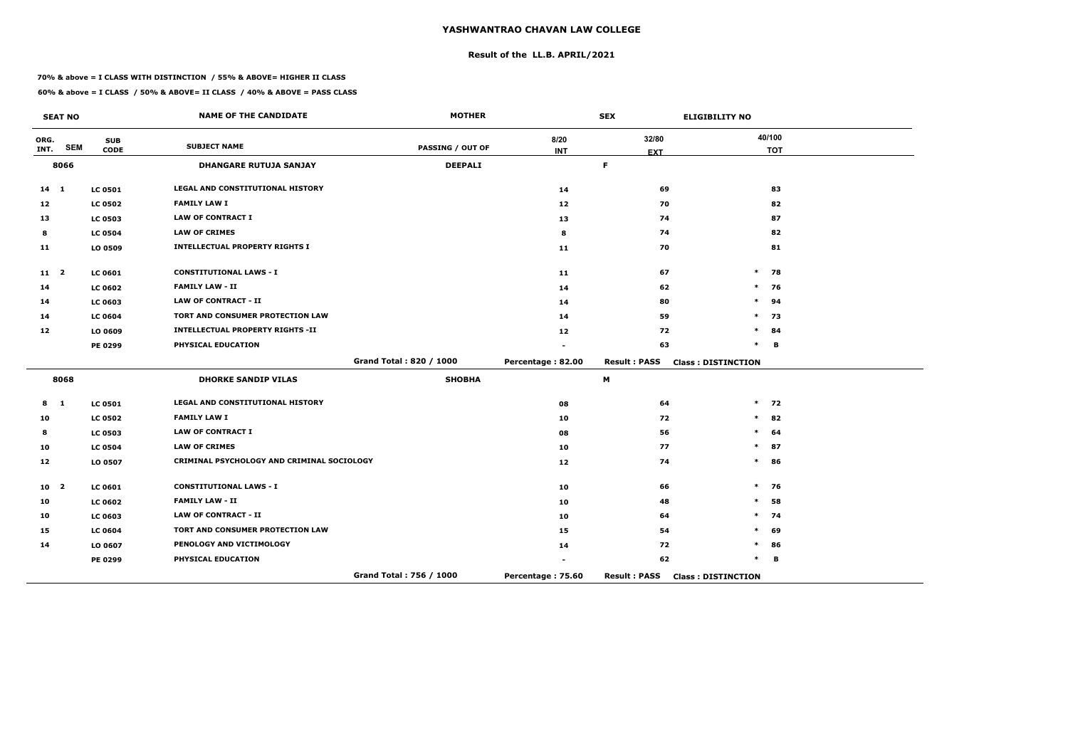# YASHWANTRAO CHAVAN LAW COLLEGE

## Result of the LL.B. APRIL/2021

**70% & above = I CLASS WITH DISTINCTION / 55% & ABOVE= HIGHER II CLASS**

**60% & above = I CLASS / 50% & ABOVE= II CLASS / 40% & ABOVE = PASS CLASS**

| SEAT NO | | | NAME OF THE CANDIDATE | MOTHER | | SEX | ELIGIBILITY NO |
|---|---|---|---|---|---|---|---|
| ORG. INT. | SEM | SUB CODE | SUBJECT NAME | PASSING / OUT OF | 8/20 INT | 32/80 EXT | 40/100 TOT |
| 8066 | | | DHANGARE RUTUJA SANJAY | DEEPALI | | F | |
| 14 | 1 | LC 0501 | LEGAL AND CONSTITUTIONAL HISTORY | | 14 | 69 | 83 |
| 12 | | LC 0502 | FAMILY LAW I | | 12 | 70 | 82 |
| 13 | | LC 0503 | LAW OF CONTRACT I | | 13 | 74 | 87 |
| 8 | | LC 0504 | LAW OF CRIMES | | 8 | 74 | 82 |
| 11 | | LO 0509 | INTELLECTUAL PROPERTY RIGHTS I | | 11 | 70 | 81 |
| 11 | 2 | LC 0601 | CONSTITUTIONAL LAWS - I | | 11 | 67 | * 78 |
| 14 | | LC 0602 | FAMILY LAW - II | | 14 | 62 | * 76 |
| 14 | | LC 0603 | LAW OF CONTRACT - II | | 14 | 80 | * 94 |
| 14 | | LC 0604 | TORT AND CONSUMER PROTECTION LAW | | 14 | 59 | * 73 |
| 12 | | LO 0609 | INTELLECTUAL PROPERTY RIGHTS -II | | 12 | 72 | * 84 |
| | | PE 0299 | PHYSICAL EDUCATION | | - | 63 | * B |
| | | | | Grand Total : 820 / 1000 | Percentage : 82.00 | Result : PASS | Class : DISTINCTION |
| 8068 | | | DHORKE SANDIP VILAS | SHOBHA | | M | |
| 8 | 1 | LC 0501 | LEGAL AND CONSTITUTIONAL HISTORY | | 08 | 64 | * 72 |
| 10 | | LC 0502 | FAMILY LAW I | | 10 | 72 | * 82 |
| 8 | | LC 0503 | LAW OF CONTRACT I | | 08 | 56 | * 64 |
| 10 | | LC 0504 | LAW OF CRIMES | | 10 | 77 | * 87 |
| 12 | | LO 0507 | CRIMINAL PSYCHOLOGY AND CRIMINAL SOCIOLOGY | | 12 | 74 | * 86 |
| 10 | 2 | LC 0601 | CONSTITUTIONAL LAWS - I | | 10 | 66 | * 76 |
| 10 | | LC 0602 | FAMILY LAW - II | | 10 | 48 | * 58 |
| 10 | | LC 0603 | LAW OF CONTRACT - II | | 10 | 64 | * 74 |
| 15 | | LC 0604 | TORT AND CONSUMER PROTECTION LAW | | 15 | 54 | * 69 |
| 14 | | LO 0607 | PENOLOGY AND VICTIMOLOGY | | 14 | 72 | * 86 |
| | | PE 0299 | PHYSICAL EDUCATION | | - | 62 | * B |
| | | | | Grand Total : 756 / 1000 | Percentage : 75.60 | Result : PASS | Class : DISTINCTION |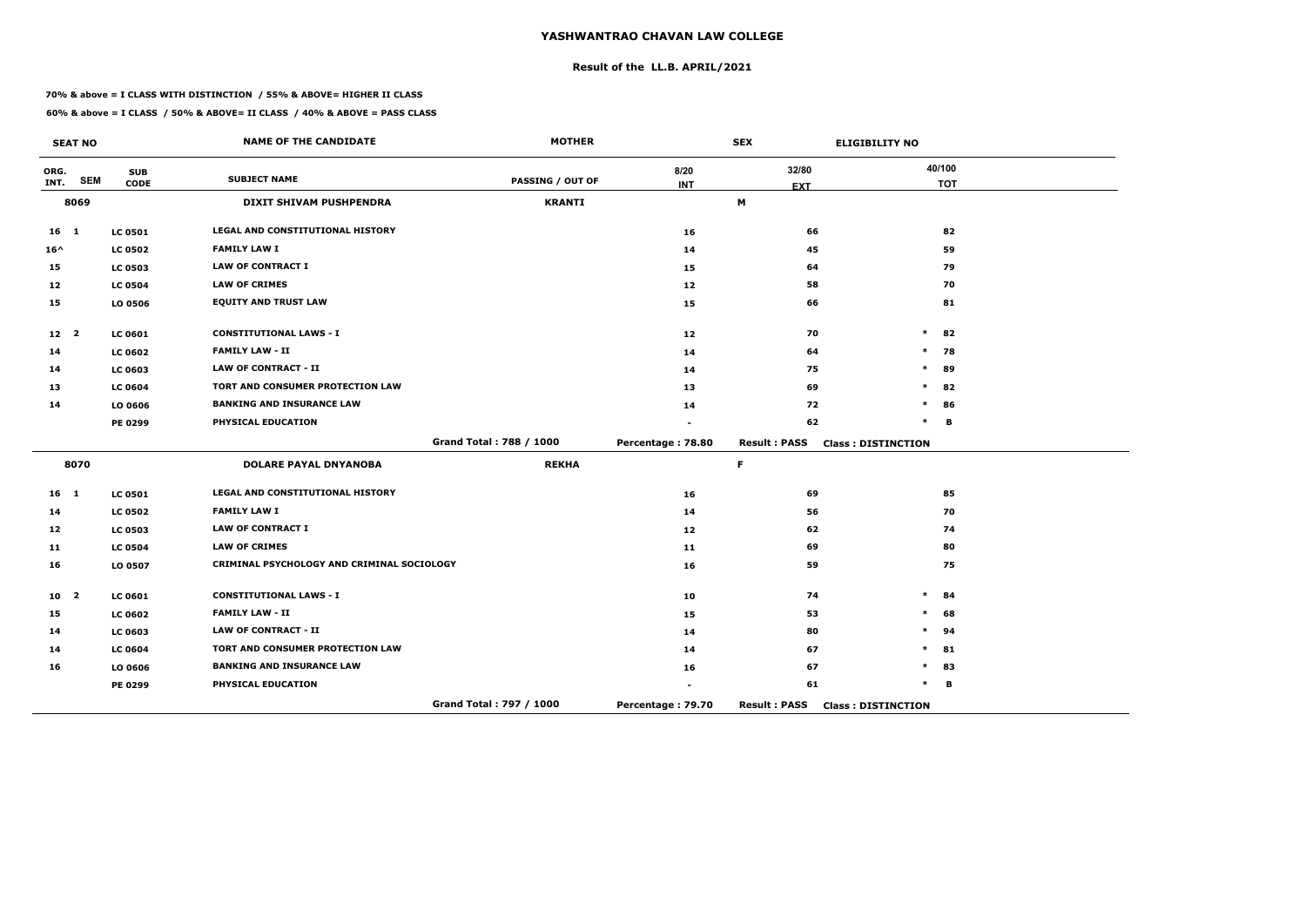# YASHWANTRAO CHAVAN LAW COLLEGE

## Result of the LL.B. APRIL/2021

**70% & above = I CLASS WITH DISTINCTION / 55% & ABOVE= HIGHER II CLASS**

**60% & above = I CLASS / 50% & ABOVE= II CLASS / 40% & ABOVE = PASS CLASS**

| SEAT NO | | | NAME OF THE CANDIDATE | MOTHER | SEX | | ELIGIBILITY NO | |
|---|---|---|---|---|---|---|---|---|
| ORG. INT. | SEM | SUB CODE | SUBJECT NAME | PASSING / OUT OF | 8/20 INT | 32/80 EXT | | 40/100 TOT |
| 8069 | | | DIXIT SHIVAM PUSHPENDRA | KRANTI | | M | | |
| 16 | 1 | LC 0501 | LEGAL AND CONSTITUTIONAL HISTORY | | 16 | 66 | | 82 |
| 16^ | | LC 0502 | FAMILY LAW I | | 14 | 45 | | 59 |
| 15 | | LC 0503 | LAW OF CONTRACT I | | 15 | 64 | | 79 |
| 12 | | LC 0504 | LAW OF CRIMES | | 12 | 58 | | 70 |
| 15 | | LO 0506 | EQUITY AND TRUST LAW | | 15 | 66 | | 81 |
| 12 | 2 | LC 0601 | CONSTITUTIONAL LAWS - I | | 12 | 70 | * | 82 |
| 14 | | LC 0602 | FAMILY LAW - II | | 14 | 64 | * | 78 |
| 14 | | LC 0603 | LAW OF CONTRACT - II | | 14 | 75 | * | 89 |
| 13 | | LC 0604 | TORT AND CONSUMER PROTECTION LAW | | 13 | 69 | * | 82 |
| 14 | | LO 0606 | BANKING AND INSURANCE LAW | | 14 | 72 | * | 86 |
| | | PE 0299 | PHYSICAL EDUCATION | | - | 62 | * | B |
| | | | | Grand Total : 788 / 1000 | Percentage : 78.80 | Result : PASS | Class : DISTINCTION | |
| 8070 | | | DOLARE PAYAL DNYANOBA | REKHA | | F | | |
| 16 | 1 | LC 0501 | LEGAL AND CONSTITUTIONAL HISTORY | | 16 | 69 | | 85 |
| 14 | | LC 0502 | FAMILY LAW I | | 14 | 56 | | 70 |
| 12 | | LC 0503 | LAW OF CONTRACT I | | 12 | 62 | | 74 |
| 11 | | LC 0504 | LAW OF CRIMES | | 11 | 69 | | 80 |
| 16 | | LO 0507 | CRIMINAL PSYCHOLOGY AND CRIMINAL SOCIOLOGY | | 16 | 59 | | 75 |
| 10 | 2 | LC 0601 | CONSTITUTIONAL LAWS - I | | 10 | 74 | * | 84 |
| 15 | | LC 0602 | FAMILY LAW - II | | 15 | 53 | * | 68 |
| 14 | | LC 0603 | LAW OF CONTRACT - II | | 14 | 80 | * | 94 |
| 14 | | LC 0604 | TORT AND CONSUMER PROTECTION LAW | | 14 | 67 | * | 81 |
| 16 | | LO 0606 | BANKING AND INSURANCE LAW | | 16 | 67 | * | 83 |
| | | PE 0299 | PHYSICAL EDUCATION | | - | 61 | * | B |
| | | | | Grand Total : 797 / 1000 | Percentage : 79.70 | Result : PASS | Class : DISTINCTION | |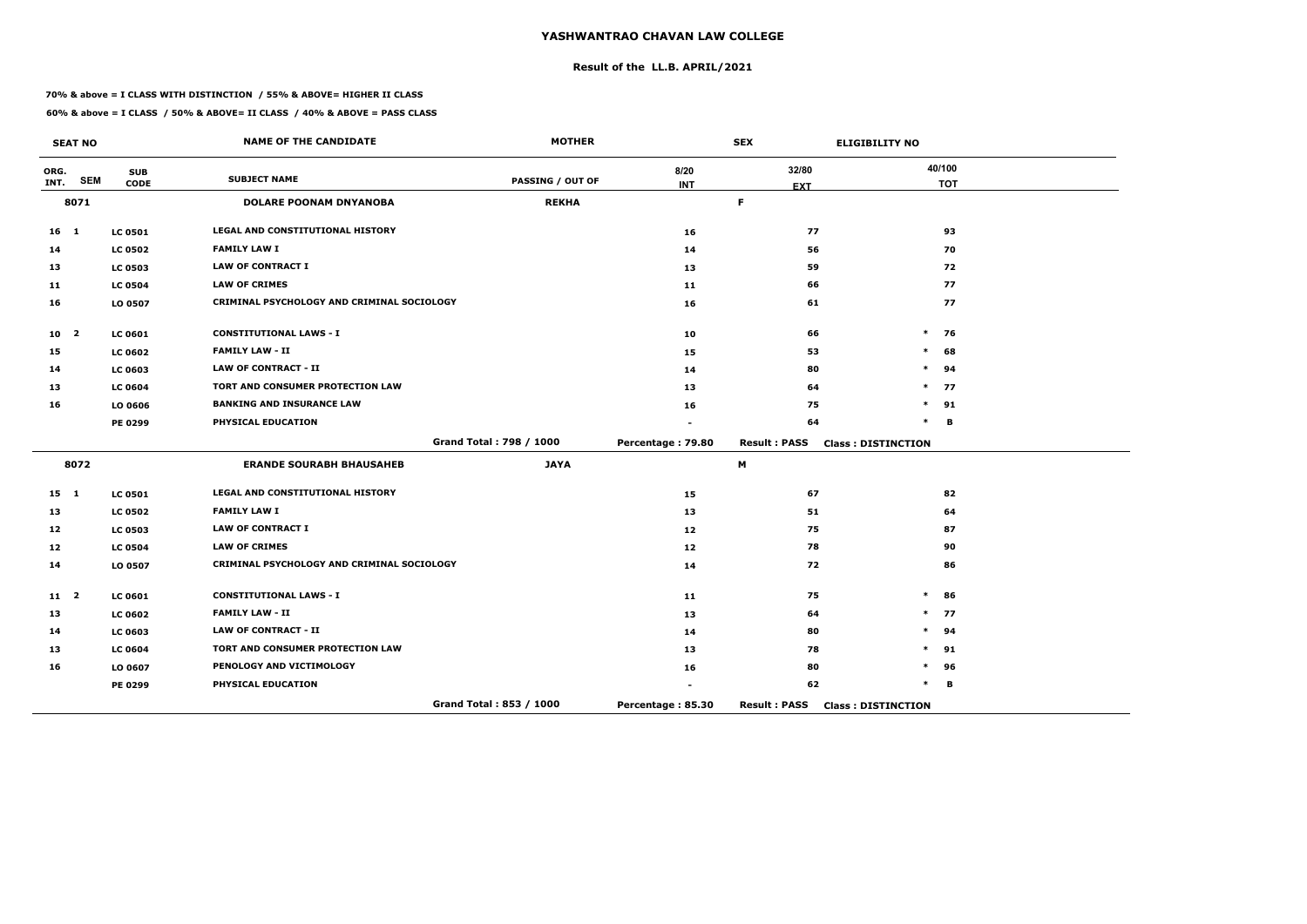# YASHWANTRAO CHAVAN LAW COLLEGE

## Result of the LL.B. APRIL/2021

**70% & above = I CLASS WITH DISTINCTION / 55% & ABOVE= HIGHER II CLASS**

**60% & above = I CLASS / 50% & ABOVE= II CLASS / 40% & ABOVE = PASS CLASS**

| SEAT NO | | | NAME OF THE CANDIDATE | MOTHER | SEX | | ELIGIBILITY NO |
|---|---|---|---|---|---|---|---|
| ORG. INT. | SEM | SUB CODE | SUBJECT NAME | PASSING / OUT OF | 8/20 INT | 32/80 EXT | 40/100 TOT |
| 8071 | | | DOLARE POONAM DNYANOBA | REKHA | | F | |
| 16 | 1 | LC 0501 | LEGAL AND CONSTITUTIONAL HISTORY | | 16 | 77 | 93 |
| 14 | | LC 0502 | FAMILY LAW I | | 14 | 56 | 70 |
| 13 | | LC 0503 | LAW OF CONTRACT I | | 13 | 59 | 72 |
| 11 | | LC 0504 | LAW OF CRIMES | | 11 | 66 | 77 |
| 16 | | LO 0507 | CRIMINAL PSYCHOLOGY AND CRIMINAL SOCIOLOGY | | 16 | 61 | 77 |
| 10 | 2 | LC 0601 | CONSTITUTIONAL LAWS - I | | 10 | 66 | * 76 |
| 15 | | LC 0602 | FAMILY LAW - II | | 15 | 53 | * 68 |
| 14 | | LC 0603 | LAW OF CONTRACT - II | | 14 | 80 | * 94 |
| 13 | | LC 0604 | TORT AND CONSUMER PROTECTION LAW | | 13 | 64 | * 77 |
| 16 | | LO 0606 | BANKING AND INSURANCE LAW | | 16 | 75 | * 91 |
| | | PE 0299 | PHYSICAL EDUCATION | | - | 64 | * B |
| | | | | Grand Total : 798 / 1000 | Percentage : 79.80 | Result : PASS | Class : DISTINCTION |
| 8072 | | | ERANDE SOURABH BHAUSAHEB | JAYA | | M | |
| 15 | 1 | LC 0501 | LEGAL AND CONSTITUTIONAL HISTORY | | 15 | 67 | 82 |
| 13 | | LC 0502 | FAMILY LAW I | | 13 | 51 | 64 |
| 12 | | LC 0503 | LAW OF CONTRACT I | | 12 | 75 | 87 |
| 12 | | LC 0504 | LAW OF CRIMES | | 12 | 78 | 90 |
| 14 | | LO 0507 | CRIMINAL PSYCHOLOGY AND CRIMINAL SOCIOLOGY | | 14 | 72 | 86 |
| 11 | 2 | LC 0601 | CONSTITUTIONAL LAWS - I | | 11 | 75 | * 86 |
| 13 | | LC 0602 | FAMILY LAW - II | | 13 | 64 | * 77 |
| 14 | | LC 0603 | LAW OF CONTRACT - II | | 14 | 80 | * 94 |
| 13 | | LC 0604 | TORT AND CONSUMER PROTECTION LAW | | 13 | 78 | * 91 |
| 16 | | LO 0607 | PENOLOGY AND VICTIMOLOGY | | 16 | 80 | * 96 |
| | | PE 0299 | PHYSICAL EDUCATION | | - | 62 | * B |
| | | | | Grand Total : 853 / 1000 | Percentage : 85.30 | Result : PASS | Class : DISTINCTION |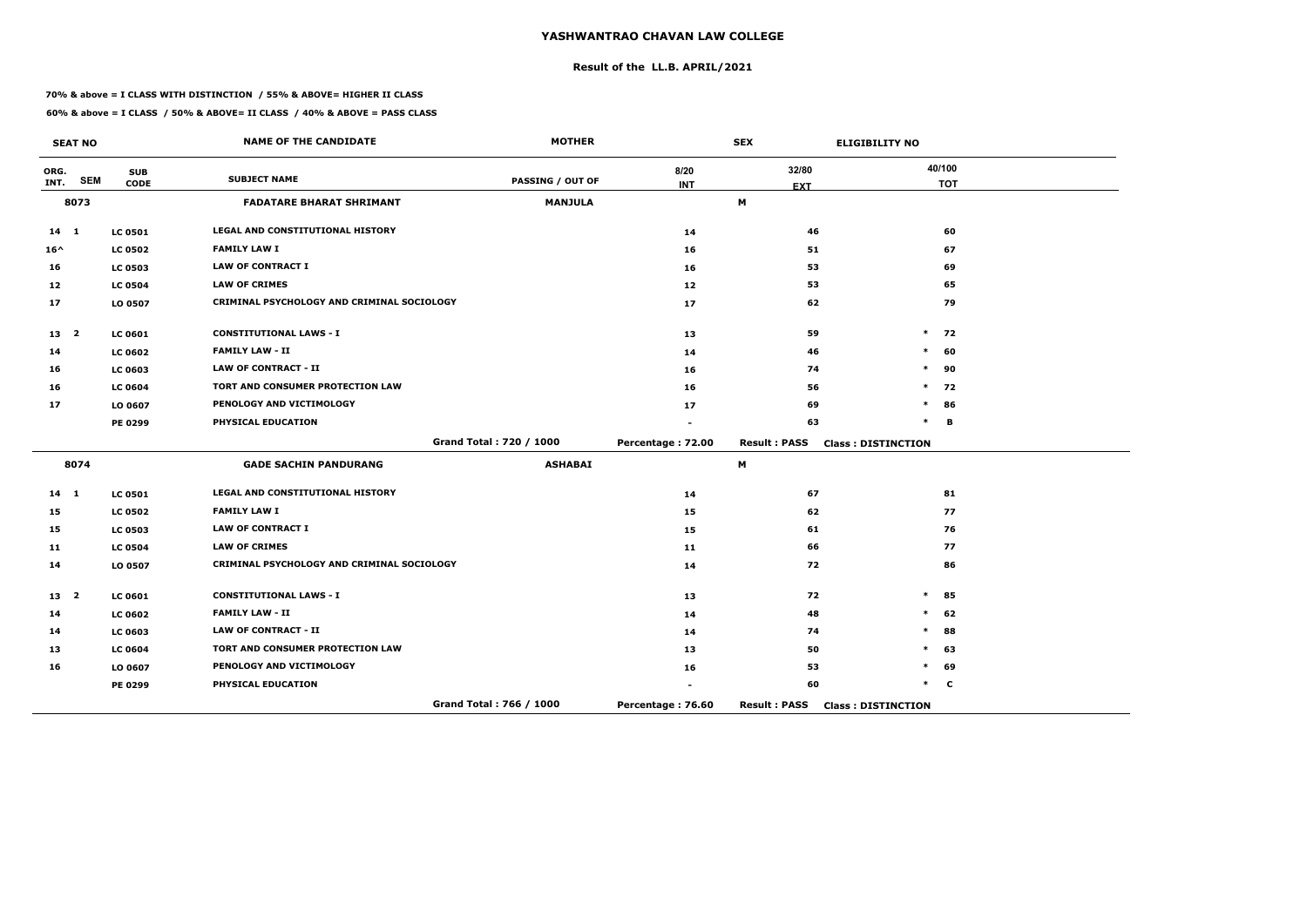# YASHWANTRAO CHAVAN LAW COLLEGE

## Result of the LL.B. APRIL/2021

**70% & above = I CLASS WITH DISTINCTION / 55% & ABOVE= HIGHER II CLASS**

**60% & above = I CLASS / 50% & ABOVE= II CLASS / 40% & ABOVE = PASS CLASS**

| SEAT NO | | | NAME OF THE CANDIDATE | MOTHER | | SEX | ELIGIBILITY NO | |
|---|---|---|---|---|---|---|---|---|
| ORG. INT. | SEM | SUB CODE | SUBJECT NAME | PASSING / OUT OF | 8/20 INT | 32/80 EXT | | 40/100 TOT |
| 8073 | | | FADATARE BHARAT SHRIMANT | MANJULA | | M | | |
| 14 | 1 | LC 0501 | LEGAL AND CONSTITUTIONAL HISTORY | | 14 | 46 | | 60 |
| 16^ | | LC 0502 | FAMILY LAW I | | 16 | 51 | | 67 |
| 16 | | LC 0503 | LAW OF CONTRACT I | | 16 | 53 | | 69 |
| 12 | | LC 0504 | LAW OF CRIMES | | 12 | 53 | | 65 |
| 17 | | LO 0507 | CRIMINAL PSYCHOLOGY AND CRIMINAL SOCIOLOGY | | 17 | 62 | | 79 |
| 13 | 2 | LC 0601 | CONSTITUTIONAL LAWS - I | | 13 | 59 | * | 72 |
| 14 | | LC 0602 | FAMILY LAW - II | | 14 | 46 | * | 60 |
| 16 | | LC 0603 | LAW OF CONTRACT - II | | 16 | 74 | * | 90 |
| 16 | | LC 0604 | TORT AND CONSUMER PROTECTION LAW | | 16 | 56 | * | 72 |
| 17 | | LO 0607 | PENOLOGY AND VICTIMOLOGY | | 17 | 69 | * | 86 |
| | | PE 0299 | PHYSICAL EDUCATION | | - | 63 | * | B |
| | | | | Grand Total : 720 / 1000 | Percentage : 72.00 | Result : PASS | Class : DISTINCTION | |
| 8074 | | | GADE SACHIN PANDURANG | ASHABAI | | M | | |
| 14 | 1 | LC 0501 | LEGAL AND CONSTITUTIONAL HISTORY | | 14 | 67 | | 81 |
| 15 | | LC 0502 | FAMILY LAW I | | 15 | 62 | | 77 |
| 15 | | LC 0503 | LAW OF CONTRACT I | | 15 | 61 | | 76 |
| 11 | | LC 0504 | LAW OF CRIMES | | 11 | 66 | | 77 |
| 14 | | LO 0507 | CRIMINAL PSYCHOLOGY AND CRIMINAL SOCIOLOGY | | 14 | 72 | | 86 |
| 13 | 2 | LC 0601 | CONSTITUTIONAL LAWS - I | | 13 | 72 | * | 85 |
| 14 | | LC 0602 | FAMILY LAW - II | | 14 | 48 | * | 62 |
| 14 | | LC 0603 | LAW OF CONTRACT - II | | 14 | 74 | * | 88 |
| 13 | | LC 0604 | TORT AND CONSUMER PROTECTION LAW | | 13 | 50 | * | 63 |
| 16 | | LO 0607 | PENOLOGY AND VICTIMOLOGY | | 16 | 53 | * | 69 |
| | | PE 0299 | PHYSICAL EDUCATION | | - | 60 | * | C |
| | | | | Grand Total : 766 / 1000 | Percentage : 76.60 | Result : PASS | Class : DISTINCTION | |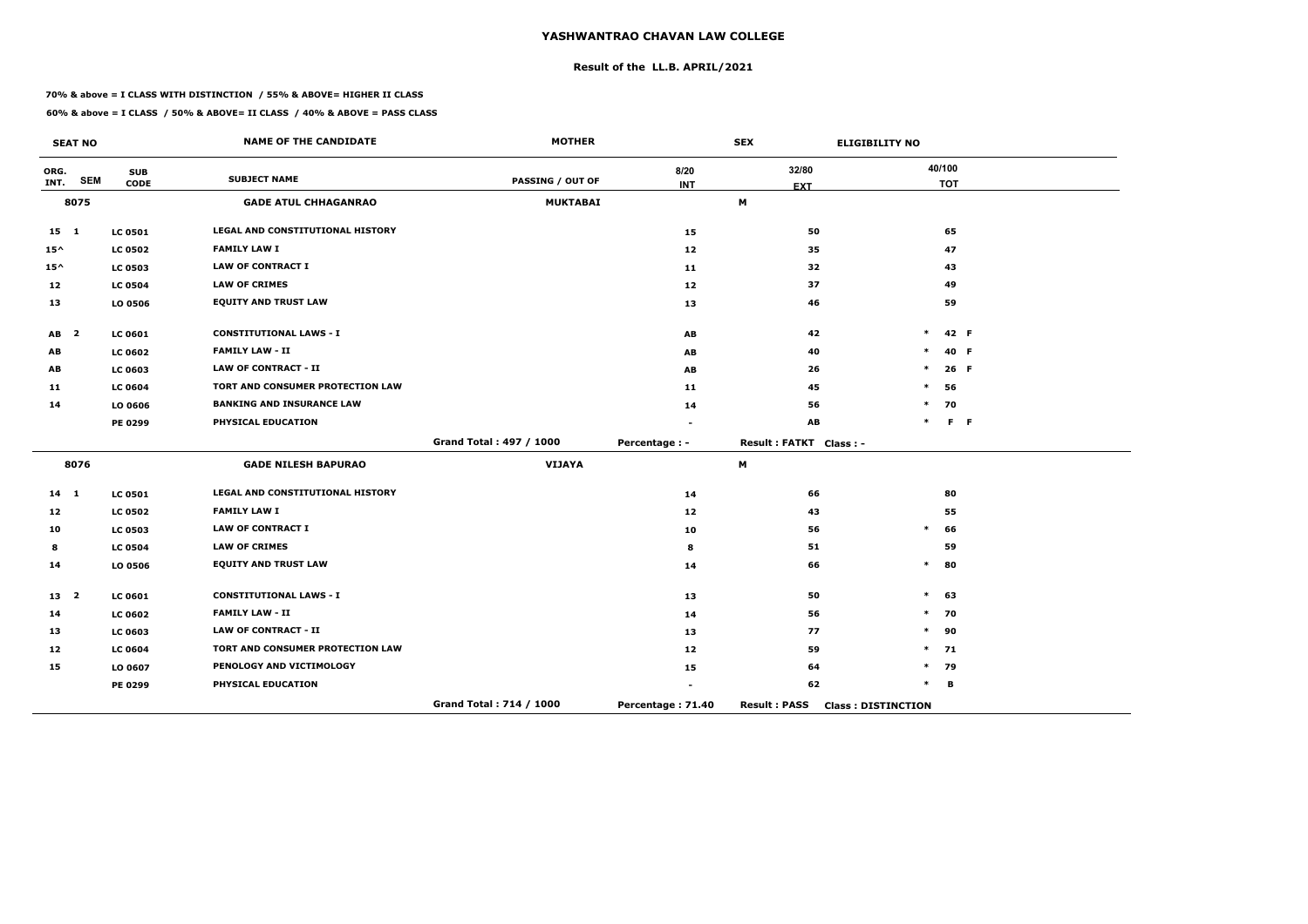# YASHWANTRAO CHAVAN LAW COLLEGE

## Result of the LL.B. APRIL/2021

**70% & above = I CLASS WITH DISTINCTION / 55% & ABOVE= HIGHER II CLASS**

**60% & above = I CLASS / 50% & ABOVE= II CLASS / 40% & ABOVE = PASS CLASS**

| SEAT NO | | | NAME OF THE CANDIDATE | MOTHER | | SEX | ELIGIBILITY NO |
|---|---|---|---|---|---|---|---|
| ORG. INT. | SEM | SUB CODE | SUBJECT NAME | PASSING / OUT OF | 8/20 INT | 32/80 EXT | 40/100 TOT |
| 8075 | | | GADE ATUL CHHAGANRAO | MUKTABAI | | M | |
| 15 | 1 | LC 0501 | LEGAL AND CONSTITUTIONAL HISTORY | | 15 | 50 | 65 |
| 15^ | | LC 0502 | FAMILY LAW I | | 12 | 35 | 47 |
| 15^ | | LC 0503 | LAW OF CONTRACT I | | 11 | 32 | 43 |
| 12 | | LC 0504 | LAW OF CRIMES | | 12 | 37 | 49 |
| 13 | | LO 0506 | EQUITY AND TRUST LAW | | 13 | 46 | 59 |
| AB | 2 | LC 0601 | CONSTITUTIONAL LAWS - I | | AB | 42 | * 42 F |
| AB | | LC 0602 | FAMILY LAW - II | | AB | 40 | * 40 F |
| AB | | LC 0603 | LAW OF CONTRACT - II | | AB | 26 | * 26 F |
| 11 | | LC 0604 | TORT AND CONSUMER PROTECTION LAW | | 11 | 45 | * 56 |
| 14 | | LO 0606 | BANKING AND INSURANCE LAW | | 14 | 56 | * 70 |
| | | PE 0299 | PHYSICAL EDUCATION | | - | AB | * F F |
| | | | | Grand Total : 497 / 1000 | Percentage : - | Result : FATKT | Class : - |
| 8076 | | | GADE NILESH BAPURAO | VIJAYA | | M | |
| 14 | 1 | LC 0501 | LEGAL AND CONSTITUTIONAL HISTORY | | 14 | 66 | 80 |
| 12 | | LC 0502 | FAMILY LAW I | | 12 | 43 | 55 |
| 10 | | LC 0503 | LAW OF CONTRACT I | | 10 | 56 | * 66 |
| 8 | | LC 0504 | LAW OF CRIMES | | 8 | 51 | 59 |
| 14 | | LO 0506 | EQUITY AND TRUST LAW | | 14 | 66 | * 80 |
| 13 | 2 | LC 0601 | CONSTITUTIONAL LAWS - I | | 13 | 50 | * 63 |
| 14 | | LC 0602 | FAMILY LAW - II | | 14 | 56 | * 70 |
| 13 | | LC 0603 | LAW OF CONTRACT - II | | 13 | 77 | * 90 |
| 12 | | LC 0604 | TORT AND CONSUMER PROTECTION LAW | | 12 | 59 | * 71 |
| 15 | | LO 0607 | PENOLOGY AND VICTIMOLOGY | | 15 | 64 | * 79 |
| | | PE 0299 | PHYSICAL EDUCATION | | - | 62 | * B |
| | | | | Grand Total : 714 / 1000 | Percentage : 71.40 | Result : PASS | Class : DISTINCTION |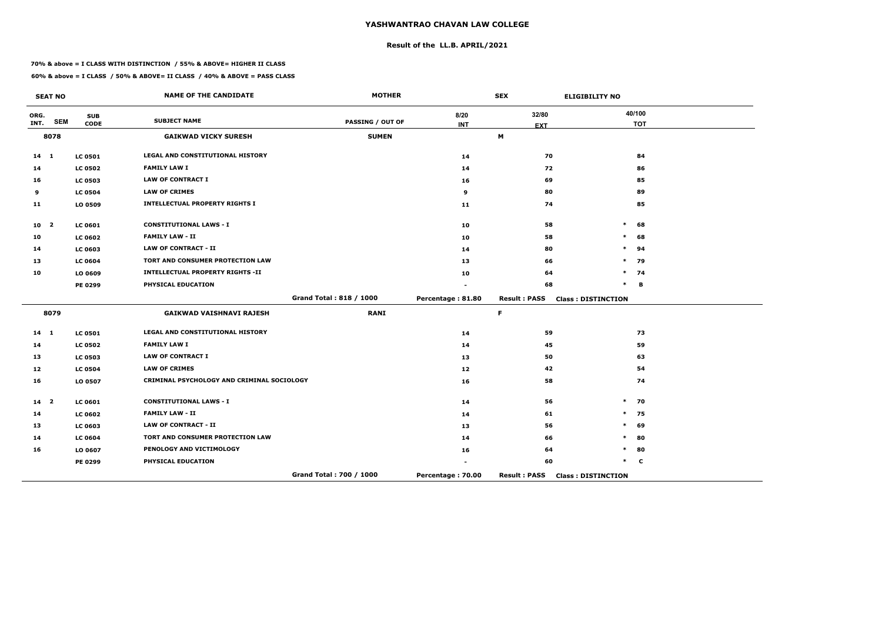# YASHWANTRAO CHAVAN LAW COLLEGE

## Result of the LL.B. APRIL/2021

**70% & above = I CLASS WITH DISTINCTION / 55% & ABOVE= HIGHER II CLASS**

**60% & above = I CLASS / 50% & ABOVE= II CLASS / 40% & ABOVE = PASS CLASS**

| SEAT NO | | | NAME OF THE CANDIDATE | MOTHER | | SEX | ELIGIBILITY NO |
|---|---|---|---|---|---|---|---|
| ORG. INT. | SEM | SUB CODE | SUBJECT NAME | PASSING / OUT OF | 8/20 INT | 32/80 EXT | 40/100 TOT |
| 8078 | | | GAIKWAD VICKY SURESH | SUMEN | | M | |
| 14 | 1 | LC 0501 | LEGAL AND CONSTITUTIONAL HISTORY | | 14 | 70 | 84 |
| 14 | | LC 0502 | FAMILY LAW I | | 14 | 72 | 86 |
| 16 | | LC 0503 | LAW OF CONTRACT I | | 16 | 69 | 85 |
| 9 | | LC 0504 | LAW OF CRIMES | | 9 | 80 | 89 |
| 11 | | LO 0509 | INTELLECTUAL PROPERTY RIGHTS I | | 11 | 74 | 85 |
| 10 | 2 | LC 0601 | CONSTITUTIONAL LAWS - I | | 10 | 58 | * 68 |
| 10 | | LC 0602 | FAMILY LAW - II | | 10 | 58 | * 68 |
| 14 | | LC 0603 | LAW OF CONTRACT - II | | 14 | 80 | * 94 |
| 13 | | LC 0604 | TORT AND CONSUMER PROTECTION LAW | | 13 | 66 | * 79 |
| 10 | | LO 0609 | INTELLECTUAL PROPERTY RIGHTS -II | | 10 | 64 | * 74 |
| | | PE 0299 | PHYSICAL EDUCATION | | - | 68 | * B |
| | | | | Grand Total : 818 / 1000 | Percentage : 81.80 | Result : PASS | Class : DISTINCTION |
| 8079 | | | GAIKWAD VAISHNAVI RAJESH | RANI | | F | |
| 14 | 1 | LC 0501 | LEGAL AND CONSTITUTIONAL HISTORY | | 14 | 59 | 73 |
| 14 | | LC 0502 | FAMILY LAW I | | 14 | 45 | 59 |
| 13 | | LC 0503 | LAW OF CONTRACT I | | 13 | 50 | 63 |
| 12 | | LC 0504 | LAW OF CRIMES | | 12 | 42 | 54 |
| 16 | | LO 0507 | CRIMINAL PSYCHOLOGY AND CRIMINAL SOCIOLOGY | | 16 | 58 | 74 |
| 14 | 2 | LC 0601 | CONSTITUTIONAL LAWS - I | | 14 | 56 | * 70 |
| 14 | | LC 0602 | FAMILY LAW - II | | 14 | 61 | * 75 |
| 13 | | LC 0603 | LAW OF CONTRACT - II | | 13 | 56 | * 69 |
| 14 | | LC 0604 | TORT AND CONSUMER PROTECTION LAW | | 14 | 66 | * 80 |
| 16 | | LO 0607 | PENOLOGY AND VICTIMOLOGY | | 16 | 64 | * 80 |
| | | PE 0299 | PHYSICAL EDUCATION | | - | 60 | * C |
| | | | | Grand Total : 700 / 1000 | Percentage : 70.00 | Result : PASS | Class : DISTINCTION |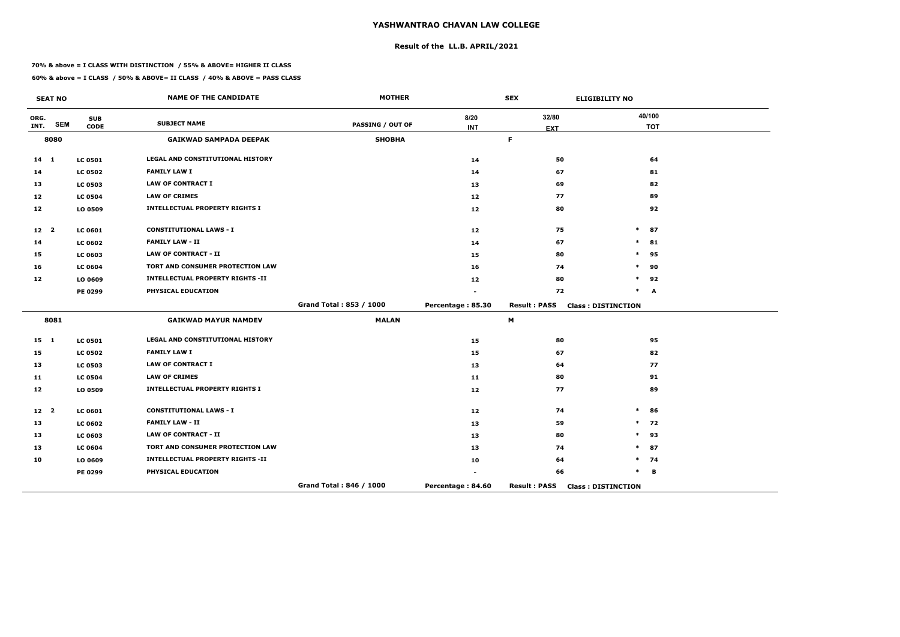# YASHWANTRAO CHAVAN LAW COLLEGE

## Result of the LL.B. APRIL/2021

**70% & above = I CLASS WITH DISTINCTION / 55% & ABOVE= HIGHER II CLASS**

**60% & above = I CLASS / 50% & ABOVE= II CLASS / 40% & ABOVE = PASS CLASS**

| SEAT NO | | | NAME OF THE CANDIDATE | MOTHER | | SEX | ELIGIBILITY NO | |
|---|---|---|---|---|---|---|---|---|
| ORG. INT. | SEM | SUB CODE | SUBJECT NAME | PASSING / OUT OF | 8/20 INT | 32/80 EXT | | 40/100 TOT |
| 8080 | | | GAIKWAD SAMPADA DEEPAK | SHOBHA | | F | | |
| 14 | 1 | LC 0501 | LEGAL AND CONSTITUTIONAL HISTORY | | 14 | 50 | | 64 |
| 14 | | LC 0502 | FAMILY LAW I | | 14 | 67 | | 81 |
| 13 | | LC 0503 | LAW OF CONTRACT I | | 13 | 69 | | 82 |
| 12 | | LC 0504 | LAW OF CRIMES | | 12 | 77 | | 89 |
| 12 | | LO 0509 | INTELLECTUAL PROPERTY RIGHTS I | | 12 | 80 | | 92 |
| 12 | 2 | LC 0601 | CONSTITUTIONAL LAWS - I | | 12 | 75 | * | 87 |
| 14 | | LC 0602 | FAMILY LAW - II | | 14 | 67 | * | 81 |
| 15 | | LC 0603 | LAW OF CONTRACT - II | | 15 | 80 | * | 95 |
| 16 | | LC 0604 | TORT AND CONSUMER PROTECTION LAW | | 16 | 74 | * | 90 |
| 12 | | LO 0609 | INTELLECTUAL PROPERTY RIGHTS -II | | 12 | 80 | * | 92 |
| | | PE 0299 | PHYSICAL EDUCATION | | - | 72 | * | A |
| | | | | Grand Total : 853 / 1000 | Percentage : 85.30 | Result : PASS | Class : DISTINCTION | |
| 8081 | | | GAIKWAD MAYUR NAMDEV | MALAN | | M | | |
| 15 | 1 | LC 0501 | LEGAL AND CONSTITUTIONAL HISTORY | | 15 | 80 | | 95 |
| 15 | | LC 0502 | FAMILY LAW I | | 15 | 67 | | 82 |
| 13 | | LC 0503 | LAW OF CONTRACT I | | 13 | 64 | | 77 |
| 11 | | LC 0504 | LAW OF CRIMES | | 11 | 80 | | 91 |
| 12 | | LO 0509 | INTELLECTUAL PROPERTY RIGHTS I | | 12 | 77 | | 89 |
| 12 | 2 | LC 0601 | CONSTITUTIONAL LAWS - I | | 12 | 74 | * | 86 |
| 13 | | LC 0602 | FAMILY LAW - II | | 13 | 59 | * | 72 |
| 13 | | LC 0603 | LAW OF CONTRACT - II | | 13 | 80 | * | 93 |
| 13 | | LC 0604 | TORT AND CONSUMER PROTECTION LAW | | 13 | 74 | * | 87 |
| 10 | | LO 0609 | INTELLECTUAL PROPERTY RIGHTS -II | | 10 | 64 | * | 74 |
| | | PE 0299 | PHYSICAL EDUCATION | | - | 66 | * | B |
| | | | | Grand Total : 846 / 1000 | Percentage : 84.60 | Result : PASS | Class : DISTINCTION | |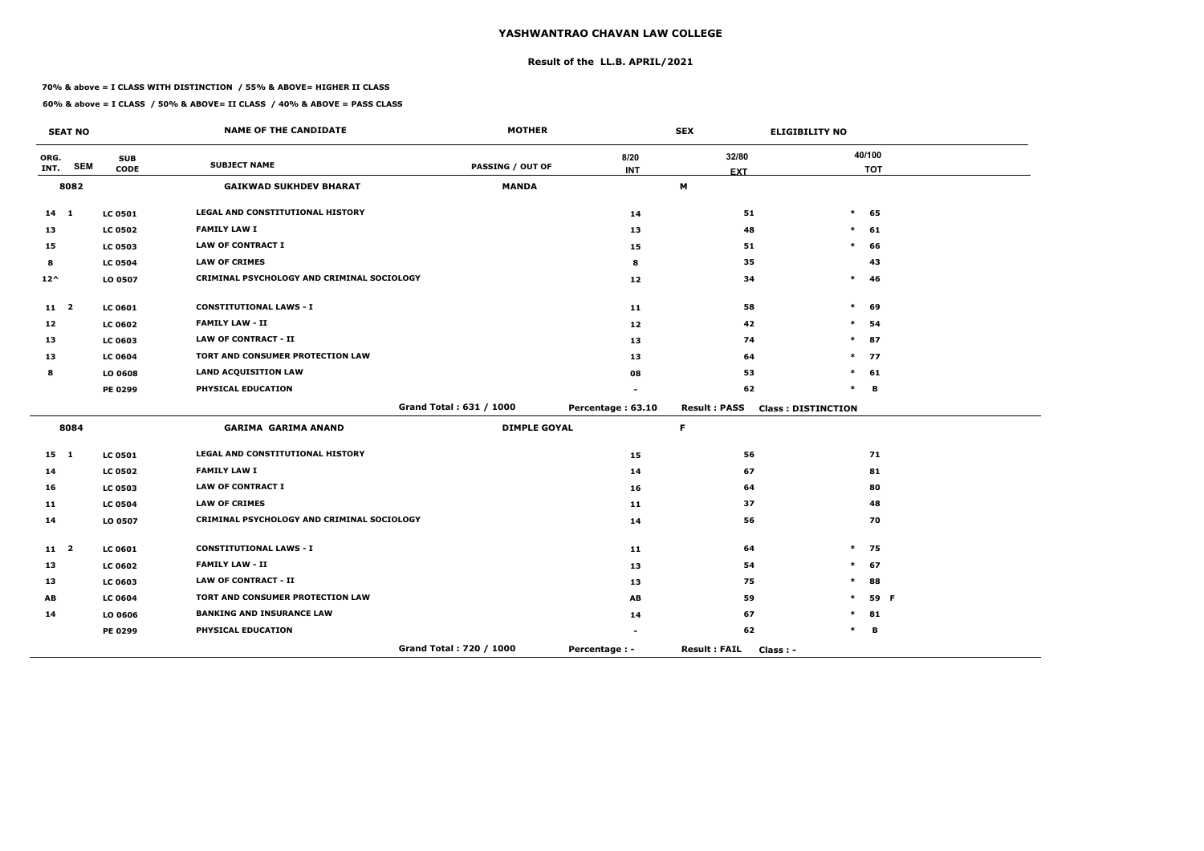# YASHWANTRAO CHAVAN LAW COLLEGE

## Result of the LL.B. APRIL/2021

**70% & above = I CLASS WITH DISTINCTION / 55% & ABOVE= HIGHER II CLASS**

**60% & above = I CLASS / 50% & ABOVE= II CLASS / 40% & ABOVE = PASS CLASS**

| SEAT NO | | | NAME OF THE CANDIDATE | MOTHER | | SEX | ELIGIBILITY NO | |
|---|---|---|---|---|---|---|---|---|
| ORG. INT. | SEM | SUB CODE | SUBJECT NAME | PASSING / OUT OF | 8/20 INT | 32/80 EXT | | 40/100 TOT |
| **8082** | | | **GAIKWAD SUKHDEV BHARAT** | **MANDA** | | **M** | | |
| 14 | 1 | LC 0501 | LEGAL AND CONSTITUTIONAL HISTORY | | 14 | 51 | * | 65 |
| 13 | | LC 0502 | FAMILY LAW I | | 13 | 48 | * | 61 |
| 15 | | LC 0503 | LAW OF CONTRACT I | | 15 | 51 | * | 66 |
| 8 | | LC 0504 | LAW OF CRIMES | | 8 | 35 | | 43 |
| 12^ | | LO 0507 | CRIMINAL PSYCHOLOGY AND CRIMINAL SOCIOLOGY | | 12 | 34 | * | 46 |
| 11 | 2 | LC 0601 | CONSTITUTIONAL LAWS - I | | 11 | 58 | * | 69 |
| 12 | | LC 0602 | FAMILY LAW - II | | 12 | 42 | * | 54 |
| 13 | | LC 0603 | LAW OF CONTRACT - II | | 13 | 74 | * | 87 |
| 13 | | LC 0604 | TORT AND CONSUMER PROTECTION LAW | | 13 | 64 | * | 77 |
| 8 | | LO 0608 | LAND ACQUISITION LAW | | 08 | 53 | * | 61 |
| | | PE 0299 | PHYSICAL EDUCATION | | - | 62 | * | B |
| | | | | Grand Total : 631 / 1000 | Percentage : 63.10 | Result : PASS | Class : DISTINCTION | |
| **8084** | | | **GARIMA GARIMA ANAND** | **DIMPLE GOYAL** | | **F** | | |
| 15 | 1 | LC 0501 | LEGAL AND CONSTITUTIONAL HISTORY | | 15 | 56 | | 71 |
| 14 | | LC 0502 | FAMILY LAW I | | 14 | 67 | | 81 |
| 16 | | LC 0503 | LAW OF CONTRACT I | | 16 | 64 | | 80 |
| 11 | | LC 0504 | LAW OF CRIMES | | 11 | 37 | | 48 |
| 14 | | LO 0507 | CRIMINAL PSYCHOLOGY AND CRIMINAL SOCIOLOGY | | 14 | 56 | | 70 |
| 11 | 2 | LC 0601 | CONSTITUTIONAL LAWS - I | | 11 | 64 | * | 75 |
| 13 | | LC 0602 | FAMILY LAW - II | | 13 | 54 | * | 67 |
| 13 | | LC 0603 | LAW OF CONTRACT - II | | 13 | 75 | * | 88 |
| AB | | LC 0604 | TORT AND CONSUMER PROTECTION LAW | | AB | 59 | * | 59 F |
| 14 | | LO 0606 | BANKING AND INSURANCE LAW | | 14 | 67 | * | 81 |
| | | PE 0299 | PHYSICAL EDUCATION | | - | 62 | * | B |
| | | | | Grand Total : 720 / 1000 | Percentage : - | Result : FAIL | Class : - | |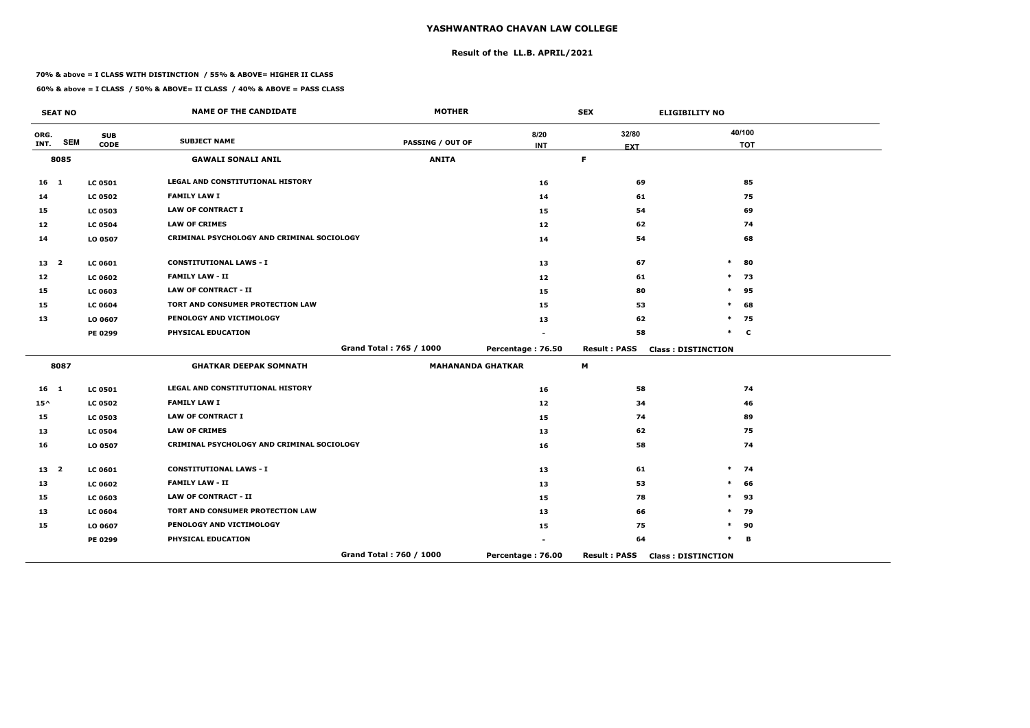# YASHWANTRAO CHAVAN LAW COLLEGE

## Result of the LL.B. APRIL/2021

**70% & above = I CLASS WITH DISTINCTION / 55% & ABOVE= HIGHER II CLASS**

**60% & above = I CLASS / 50% & ABOVE= II CLASS / 40% & ABOVE = PASS CLASS**

| SEAT NO | | | NAME OF THE CANDIDATE | MOTHER | | SEX | ELIGIBILITY NO | |
|---|---|---|---|---|---|---|---|---|
| ORG. INT. | SEM | SUB CODE | SUBJECT NAME | PASSING / OUT OF | 8/20 INT | 32/80 EXT | | 40/100 TOT |
| 8085 | | | GAWALI SONALI ANIL | ANITA | | F | | |
| 16 | 1 | LC 0501 | LEGAL AND CONSTITUTIONAL HISTORY | | 16 | 69 | | 85 |
| 14 | | LC 0502 | FAMILY LAW I | | 14 | 61 | | 75 |
| 15 | | LC 0503 | LAW OF CONTRACT I | | 15 | 54 | | 69 |
| 12 | | LC 0504 | LAW OF CRIMES | | 12 | 62 | | 74 |
| 14 | | LO 0507 | CRIMINAL PSYCHOLOGY AND CRIMINAL SOCIOLOGY | | 14 | 54 | | 68 |
| 13 | 2 | LC 0601 | CONSTITUTIONAL LAWS - I | | 13 | 67 | * | 80 |
| 12 | | LC 0602 | FAMILY LAW - II | | 12 | 61 | * | 73 |
| 15 | | LC 0603 | LAW OF CONTRACT - II | | 15 | 80 | * | 95 |
| 15 | | LC 0604 | TORT AND CONSUMER PROTECTION LAW | | 15 | 53 | * | 68 |
| 13 | | LO 0607 | PENOLOGY AND VICTIMOLOGY | | 13 | 62 | * | 75 |
| | | PE 0299 | PHYSICAL EDUCATION | | - | 58 | * | C |
| | | | | Grand Total : 765 / 1000 | Percentage : 76.50 | Result : PASS | Class : DISTINCTION | |
| 8087 | | | GHATKAR DEEPAK SOMNATH | MAHANANDA GHATKAR | | M | | |
| 16 | 1 | LC 0501 | LEGAL AND CONSTITUTIONAL HISTORY | | 16 | 58 | | 74 |
| 15^ | | LC 0502 | FAMILY LAW I | | 12 | 34 | | 46 |
| 15 | | LC 0503 | LAW OF CONTRACT I | | 15 | 74 | | 89 |
| 13 | | LC 0504 | LAW OF CRIMES | | 13 | 62 | | 75 |
| 16 | | LO 0507 | CRIMINAL PSYCHOLOGY AND CRIMINAL SOCIOLOGY | | 16 | 58 | | 74 |
| 13 | 2 | LC 0601 | CONSTITUTIONAL LAWS - I | | 13 | 61 | * | 74 |
| 13 | | LC 0602 | FAMILY LAW - II | | 13 | 53 | * | 66 |
| 15 | | LC 0603 | LAW OF CONTRACT - II | | 15 | 78 | * | 93 |
| 13 | | LC 0604 | TORT AND CONSUMER PROTECTION LAW | | 13 | 66 | * | 79 |
| 15 | | LO 0607 | PENOLOGY AND VICTIMOLOGY | | 15 | 75 | * | 90 |
| | | PE 0299 | PHYSICAL EDUCATION | | - | 64 | * | B |
| | | | | Grand Total : 760 / 1000 | Percentage : 76.00 | Result : PASS | Class : DISTINCTION | |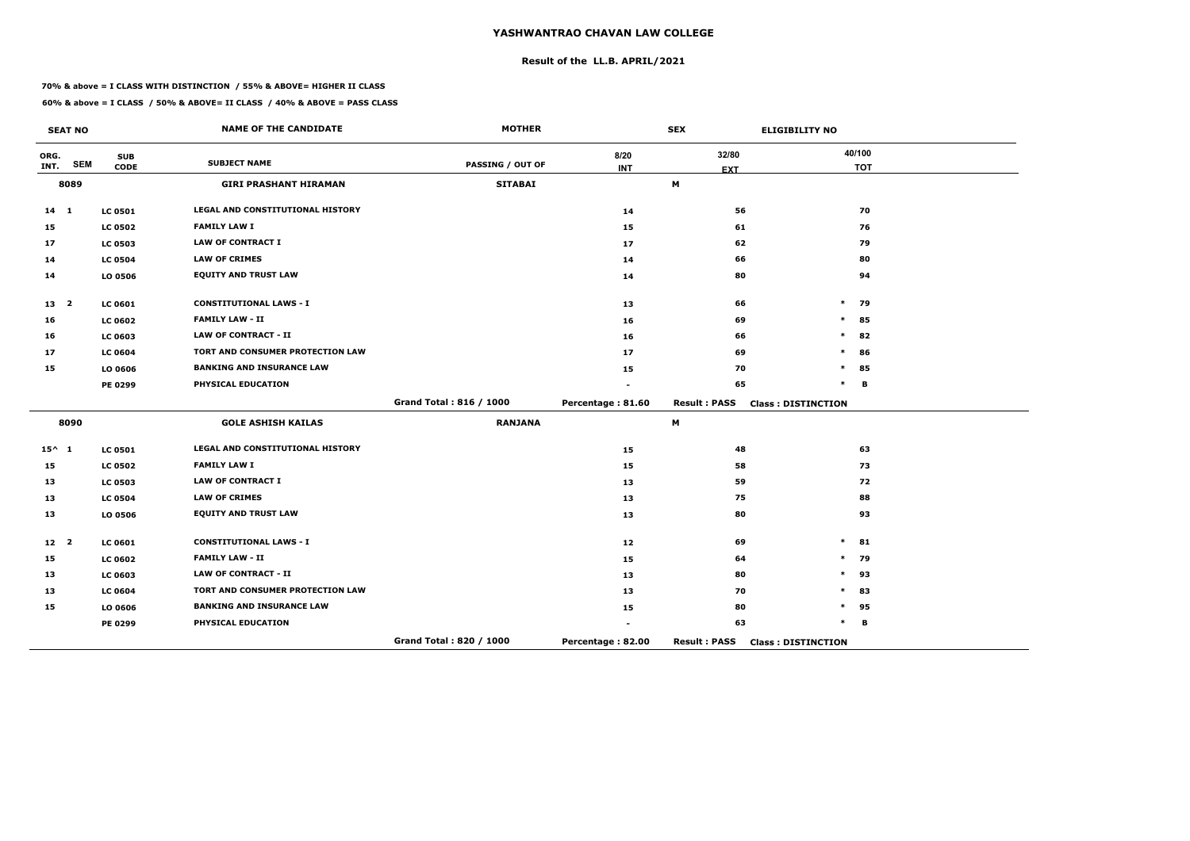# YASHWANTRAO CHAVAN LAW COLLEGE

## Result of the LL.B. APRIL/2021

**70% & above = I CLASS WITH DISTINCTION / 55% & ABOVE= HIGHER II CLASS**

**60% & above = I CLASS / 50% & ABOVE= II CLASS / 40% & ABOVE = PASS CLASS**

| SEAT NO | | | NAME OF THE CANDIDATE | MOTHER | | SEX | ELIGIBILITY NO | |
|---|---|---|---|---|---|---|---|---|
| ORG. INT. | SEM | SUB CODE | SUBJECT NAME | PASSING / OUT OF | 8/20 INT | 32/80 EXT | | 40/100 TOT |
| 8089 | | | GIRI PRASHANT HIRAMAN | SITABAI | | M | | |
| 14 | 1 | LC 0501 | LEGAL AND CONSTITUTIONAL HISTORY | | 14 | 56 | | 70 |
| 15 | | LC 0502 | FAMILY LAW I | | 15 | 61 | | 76 |
| 17 | | LC 0503 | LAW OF CONTRACT I | | 17 | 62 | | 79 |
| 14 | | LC 0504 | LAW OF CRIMES | | 14 | 66 | | 80 |
| 14 | | LO 0506 | EQUITY AND TRUST LAW | | 14 | 80 | | 94 |
| 13 | 2 | LC 0601 | CONSTITUTIONAL LAWS - I | | 13 | 66 | * | 79 |
| 16 | | LC 0602 | FAMILY LAW - II | | 16 | 69 | * | 85 |
| 16 | | LC 0603 | LAW OF CONTRACT - II | | 16 | 66 | * | 82 |
| 17 | | LC 0604 | TORT AND CONSUMER PROTECTION LAW | | 17 | 69 | * | 86 |
| 15 | | LO 0606 | BANKING AND INSURANCE LAW | | 15 | 70 | * | 85 |
| | | PE 0299 | PHYSICAL EDUCATION | | - | 65 | * | B |
| | | | | Grand Total : 816 / 1000 | Percentage : 81.60 | Result : PASS | Class : DISTINCTION | |
| 8090 | | | GOLE ASHISH KAILAS | RANJANA | | M | | |
| 15^ | 1 | LC 0501 | LEGAL AND CONSTITUTIONAL HISTORY | | 15 | 48 | | 63 |
| 15 | | LC 0502 | FAMILY LAW I | | 15 | 58 | | 73 |
| 13 | | LC 0503 | LAW OF CONTRACT I | | 13 | 59 | | 72 |
| 13 | | LC 0504 | LAW OF CRIMES | | 13 | 75 | | 88 |
| 13 | | LO 0506 | EQUITY AND TRUST LAW | | 13 | 80 | | 93 |
| 12 | 2 | LC 0601 | CONSTITUTIONAL LAWS - I | | 12 | 69 | * | 81 |
| 15 | | LC 0602 | FAMILY LAW - II | | 15 | 64 | * | 79 |
| 13 | | LC 0603 | LAW OF CONTRACT - II | | 13 | 80 | * | 93 |
| 13 | | LC 0604 | TORT AND CONSUMER PROTECTION LAW | | 13 | 70 | * | 83 |
| 15 | | LO 0606 | BANKING AND INSURANCE LAW | | 15 | 80 | * | 95 |
| | | PE 0299 | PHYSICAL EDUCATION | | - | 63 | * | B |
| | | | | Grand Total : 820 / 1000 | Percentage : 82.00 | Result : PASS | Class : DISTINCTION | |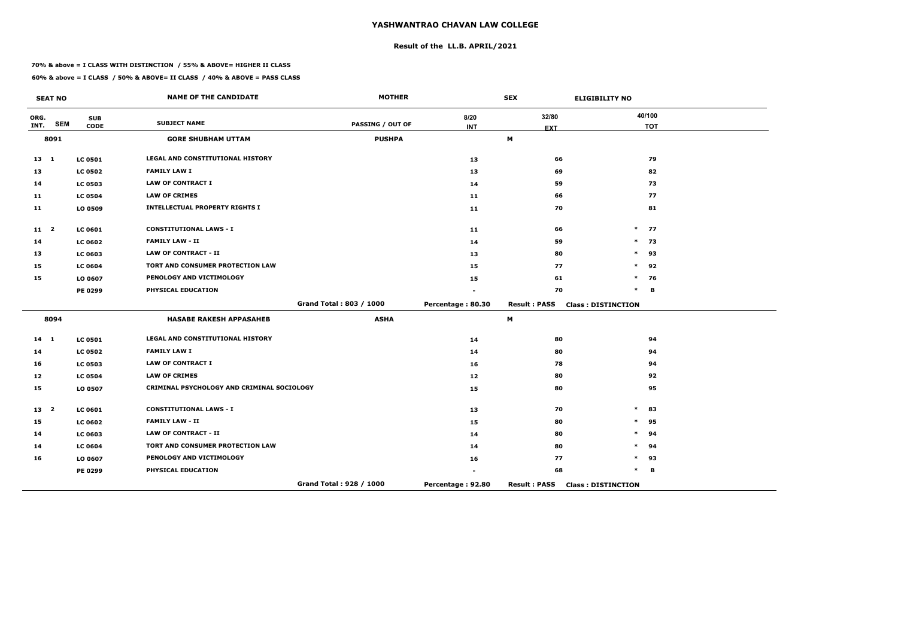# YASHWANTRAO CHAVAN LAW COLLEGE

## Result of the LL.B. APRIL/2021

**70% & above = I CLASS WITH DISTINCTION / 55% & ABOVE= HIGHER II CLASS**

**60% & above = I CLASS / 50% & ABOVE= II CLASS / 40% & ABOVE = PASS CLASS**

| SEAT NO | | | NAME OF THE CANDIDATE | MOTHER | | SEX | ELIGIBILITY NO |
|---|---|---|---|---|---|---|---|
| ORG. INT. | SEM | SUB CODE | SUBJECT NAME | PASSING / OUT OF | 8/20 INT | 32/80 EXT | 40/100 TOT |
| 8091 | | | GORE SHUBHAM UTTAM | PUSHPA | | M | |
| 13 | 1 | LC 0501 | LEGAL AND CONSTITUTIONAL HISTORY | | 13 | 66 | 79 |
| 13 | | LC 0502 | FAMILY LAW I | | 13 | 69 | 82 |
| 14 | | LC 0503 | LAW OF CONTRACT I | | 14 | 59 | 73 |
| 11 | | LC 0504 | LAW OF CRIMES | | 11 | 66 | 77 |
| 11 | | LO 0509 | INTELLECTUAL PROPERTY RIGHTS I | | 11 | 70 | 81 |
| 11 | 2 | LC 0601 | CONSTITUTIONAL LAWS - I | | 11 | 66 | * 77 |
| 14 | | LC 0602 | FAMILY LAW - II | | 14 | 59 | * 73 |
| 13 | | LC 0603 | LAW OF CONTRACT - II | | 13 | 80 | * 93 |
| 15 | | LC 0604 | TORT AND CONSUMER PROTECTION LAW | | 15 | 77 | * 92 |
| 15 | | LO 0607 | PENOLOGY AND VICTIMOLOGY | | 15 | 61 | * 76 |
| | | PE 0299 | PHYSICAL EDUCATION | | - | 70 | * B |
| | | | | Grand Total : 803 / 1000 | Percentage : 80.30 | Result : PASS | Class : DISTINCTION |
| 8094 | | | HASABE RAKESH APPASAHEB | ASHA | | M | |
| 14 | 1 | LC 0501 | LEGAL AND CONSTITUTIONAL HISTORY | | 14 | 80 | 94 |
| 14 | | LC 0502 | FAMILY LAW I | | 14 | 80 | 94 |
| 16 | | LC 0503 | LAW OF CONTRACT I | | 16 | 78 | 94 |
| 12 | | LC 0504 | LAW OF CRIMES | | 12 | 80 | 92 |
| 15 | | LO 0507 | CRIMINAL PSYCHOLOGY AND CRIMINAL SOCIOLOGY | | 15 | 80 | 95 |
| 13 | 2 | LC 0601 | CONSTITUTIONAL LAWS - I | | 13 | 70 | * 83 |
| 15 | | LC 0602 | FAMILY LAW - II | | 15 | 80 | * 95 |
| 14 | | LC 0603 | LAW OF CONTRACT - II | | 14 | 80 | * 94 |
| 14 | | LC 0604 | TORT AND CONSUMER PROTECTION LAW | | 14 | 80 | * 94 |
| 16 | | LO 0607 | PENOLOGY AND VICTIMOLOGY | | 16 | 77 | * 93 |
| | | PE 0299 | PHYSICAL EDUCATION | | - | 68 | * B |
| | | | | Grand Total : 928 / 1000 | Percentage : 92.80 | Result : PASS | Class : DISTINCTION |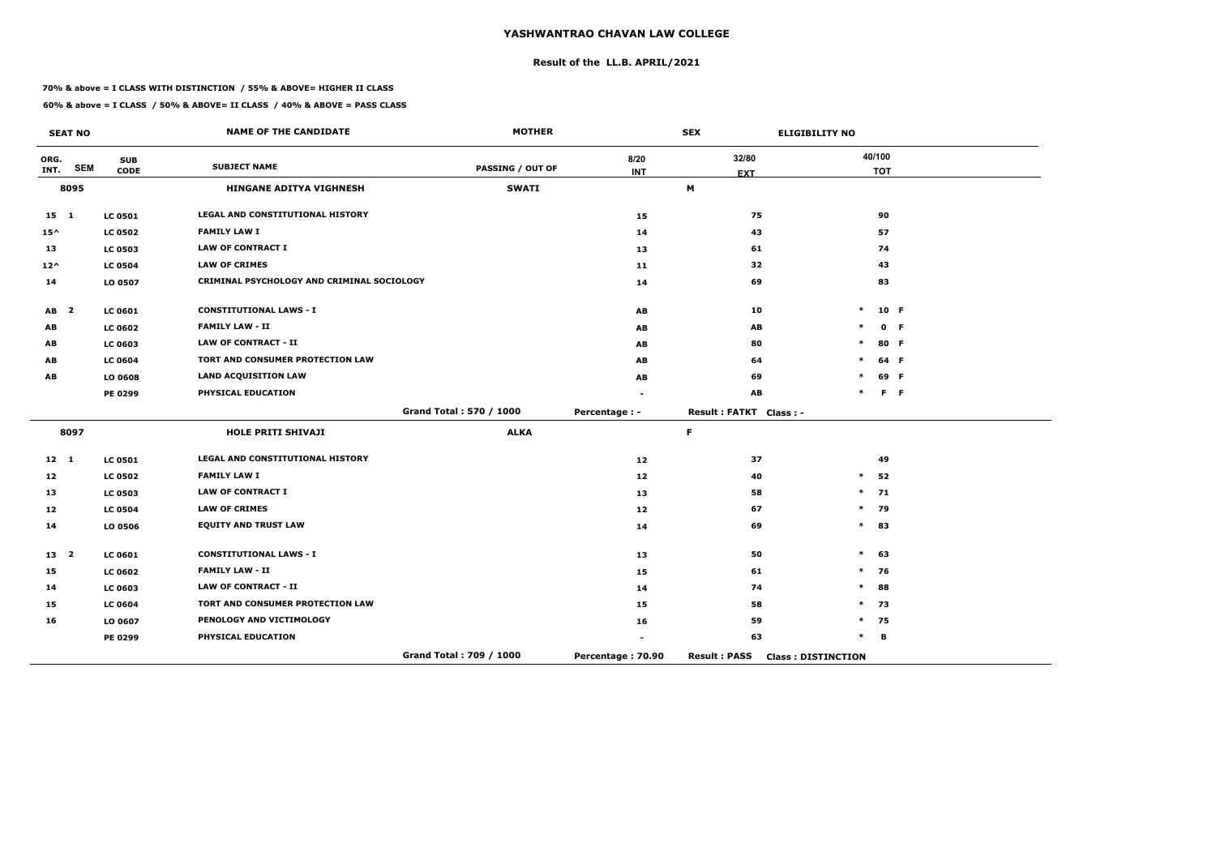# YASHWANTRAO CHAVAN LAW COLLEGE

## Result of the LL.B. APRIL/2021

**70% & above = I CLASS WITH DISTINCTION / 55% & ABOVE= HIGHER II CLASS**

**60% & above = I CLASS / 50% & ABOVE= II CLASS / 40% & ABOVE = PASS CLASS**

| SEAT NO | | NAME OF THE CANDIDATE | MOTHER | | SEX | ELIGIBILITY NO |
|---|---|---|---|---|---|---|
| ORG. INT. SEM | SUB CODE | SUBJECT NAME | PASSING / OUT OF | 8/20 INT | 32/80 EXT | 40/100 TOT |
| **8095** | | **HINGANE ADITYA VIGHNESH** | **SWATI** | | **M** | |
| 15 1 | LC 0501 | LEGAL AND CONSTITUTIONAL HISTORY | | 15 | 75 | 90 |
| 15^ | LC 0502 | FAMILY LAW I | | 14 | 43 | 57 |
| 13 | LC 0503 | LAW OF CONTRACT I | | 13 | 61 | 74 |
| 12^ | LC 0504 | LAW OF CRIMES | | 11 | 32 | 43 |
| 14 | LO 0507 | CRIMINAL PSYCHOLOGY AND CRIMINAL SOCIOLOGY | | 14 | 69 | 83 |
| AB 2 | LC 0601 | CONSTITUTIONAL LAWS - I | | AB | 10 | * 10 F |
| AB | LC 0602 | FAMILY LAW - II | | AB | AB | * 0 F |
| AB | LC 0603 | LAW OF CONTRACT - II | | AB | 80 | * 80 F |
| AB | LC 0604 | TORT AND CONSUMER PROTECTION LAW | | AB | 64 | * 64 F |
| AB | LO 0608 | LAND ACQUISITION LAW | | AB | 69 | * 69 F |
| | PE 0299 | PHYSICAL EDUCATION | | - | AB | * F F |
| | | | Grand Total : 570 / 1000 | Percentage : - | Result : FATKT | Class : - |
| **8097** | | **HOLE PRITI SHIVAJI** | **ALKA** | | **F** | |
| 12 1 | LC 0501 | LEGAL AND CONSTITUTIONAL HISTORY | | 12 | 37 | 49 |
| 12 | LC 0502 | FAMILY LAW I | | 12 | 40 | * 52 |
| 13 | LC 0503 | LAW OF CONTRACT I | | 13 | 58 | * 71 |
| 12 | LC 0504 | LAW OF CRIMES | | 12 | 67 | * 79 |
| 14 | LO 0506 | EQUITY AND TRUST LAW | | 14 | 69 | * 83 |
| 13 2 | LC 0601 | CONSTITUTIONAL LAWS - I | | 13 | 50 | * 63 |
| 15 | LC 0602 | FAMILY LAW - II | | 15 | 61 | * 76 |
| 14 | LC 0603 | LAW OF CONTRACT - II | | 14 | 74 | * 88 |
| 15 | LC 0604 | TORT AND CONSUMER PROTECTION LAW | | 15 | 58 | * 73 |
| 16 | LO 0607 | PENOLOGY AND VICTIMOLOGY | | 16 | 59 | * 75 |
| | PE 0299 | PHYSICAL EDUCATION | | - | 63 | * B |
| | | | Grand Total : 709 / 1000 | Percentage : 70.90 | Result : PASS | Class : DISTINCTION |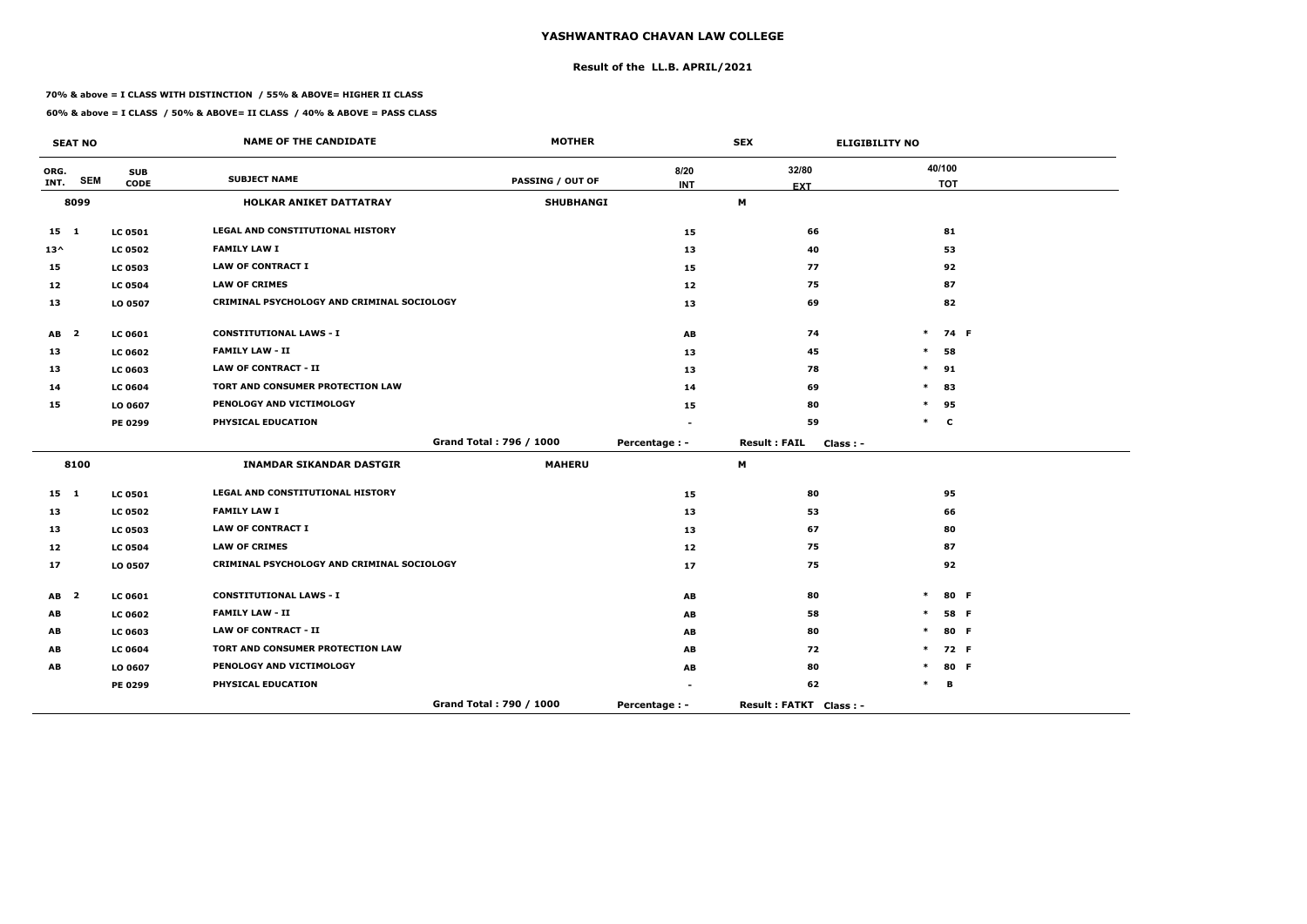# YASHWANTRAO CHAVAN LAW COLLEGE

## Result of the LL.B. APRIL/2021

**70% & above = I CLASS WITH DISTINCTION / 55% & ABOVE= HIGHER II CLASS**

**60% & above = I CLASS / 50% & ABOVE= II CLASS / 40% & ABOVE = PASS CLASS**

| SEAT NO | | | NAME OF THE CANDIDATE | MOTHER | | SEX | ELIGIBILITY NO |
|---|---|---|---|---|---|---|---|
| ORG. INT. | SEM | SUB CODE | SUBJECT NAME | PASSING / OUT OF | 8/20 INT | 32/80 EXT | 40/100 TOT |
| **8099** | | | **HOLKAR ANIKET DATTATRAY** | **SHUBHANGI** | | **M** | |
| 15 | 1 | LC 0501 | LEGAL AND CONSTITUTIONAL HISTORY | | 15 | 66 | 81 |
| 13^ | | LC 0502 | FAMILY LAW I | | 13 | 40 | 53 |
| 15 | | LC 0503 | LAW OF CONTRACT I | | 15 | 77 | 92 |
| 12 | | LC 0504 | LAW OF CRIMES | | 12 | 75 | 87 |
| 13 | | LO 0507 | CRIMINAL PSYCHOLOGY AND CRIMINAL SOCIOLOGY | | 13 | 69 | 82 |
| AB | 2 | LC 0601 | CONSTITUTIONAL LAWS - I | | AB | 74 | * 74 F |
| 13 | | LC 0602 | FAMILY LAW - II | | 13 | 45 | * 58 |
| 13 | | LC 0603 | LAW OF CONTRACT - II | | 13 | 78 | * 91 |
| 14 | | LC 0604 | TORT AND CONSUMER PROTECTION LAW | | 14 | 69 | * 83 |
| 15 | | LO 0607 | PENOLOGY AND VICTIMOLOGY | | 15 | 80 | * 95 |
| | | PE 0299 | PHYSICAL EDUCATION | | - | 59 | * C |
| | | | | Grand Total : 796 / 1000 | Percentage : - | Result : FAIL | Class : - |
| **8100** | | | **INAMDAR SIKANDAR DASTGIR** | **MAHERU** | | **M** | |
| 15 | 1 | LC 0501 | LEGAL AND CONSTITUTIONAL HISTORY | | 15 | 80 | 95 |
| 13 | | LC 0502 | FAMILY LAW I | | 13 | 53 | 66 |
| 13 | | LC 0503 | LAW OF CONTRACT I | | 13 | 67 | 80 |
| 12 | | LC 0504 | LAW OF CRIMES | | 12 | 75 | 87 |
| 17 | | LO 0507 | CRIMINAL PSYCHOLOGY AND CRIMINAL SOCIOLOGY | | 17 | 75 | 92 |
| AB | 2 | LC 0601 | CONSTITUTIONAL LAWS - I | | AB | 80 | * 80 F |
| AB | | LC 0602 | FAMILY LAW - II | | AB | 58 | * 58 F |
| AB | | LC 0603 | LAW OF CONTRACT - II | | AB | 80 | * 80 F |
| AB | | LC 0604 | TORT AND CONSUMER PROTECTION LAW | | AB | 72 | * 72 F |
| AB | | LO 0607 | PENOLOGY AND VICTIMOLOGY | | AB | 80 | * 80 F |
| | | PE 0299 | PHYSICAL EDUCATION | | - | 62 | * B |
| | | | | Grand Total : 790 / 1000 | Percentage : - | Result : FATKT | Class : - |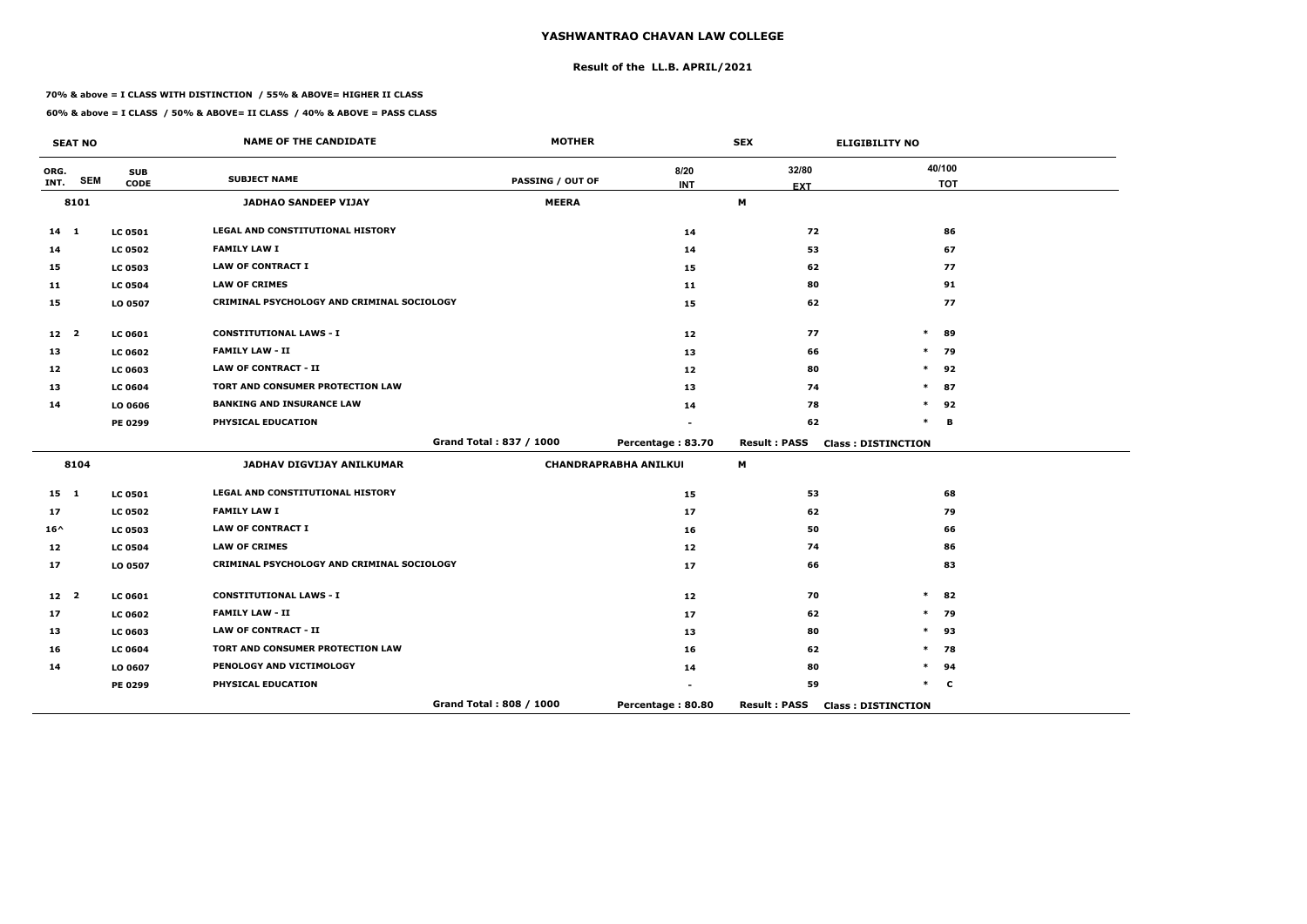# YASHWANTRAO CHAVAN LAW COLLEGE

## Result of the LL.B. APRIL/2021

**70% & above = I CLASS WITH DISTINCTION / 55% & ABOVE= HIGHER II CLASS**

**60% & above = I CLASS / 50% & ABOVE= II CLASS / 40% & ABOVE = PASS CLASS**

| SEAT NO | | | NAME OF THE CANDIDATE | MOTHER | | SEX | ELIGIBILITY NO |
|---|---|---|---|---|---|---|---|
| ORG. INT. | SEM | SUB CODE | SUBJECT NAME | PASSING / OUT OF | 8/20 INT | 32/80 EXT | 40/100 TOT |
| 8101 | | | JADHAO SANDEEP VIJAY | MEERA | | M | |
| 14 | 1 | LC 0501 | LEGAL AND CONSTITUTIONAL HISTORY | | 14 | 72 | 86 |
| 14 | | LC 0502 | FAMILY LAW I | | 14 | 53 | 67 |
| 15 | | LC 0503 | LAW OF CONTRACT I | | 15 | 62 | 77 |
| 11 | | LC 0504 | LAW OF CRIMES | | 11 | 80 | 91 |
| 15 | | LO 0507 | CRIMINAL PSYCHOLOGY AND CRIMINAL SOCIOLOGY | | 15 | 62 | 77 |
| 12 | 2 | LC 0601 | CONSTITUTIONAL LAWS - I | | 12 | 77 | * 89 |
| 13 | | LC 0602 | FAMILY LAW - II | | 13 | 66 | * 79 |
| 12 | | LC 0603 | LAW OF CONTRACT - II | | 12 | 80 | * 92 |
| 13 | | LC 0604 | TORT AND CONSUMER PROTECTION LAW | | 13 | 74 | * 87 |
| 14 | | LO 0606 | BANKING AND INSURANCE LAW | | 14 | 78 | * 92 |
| | | PE 0299 | PHYSICAL EDUCATION | | - | 62 | * B |
| | | | | Grand Total : 837 / 1000 | Percentage : 83.70 | Result : PASS | Class : DISTINCTION |
| 8104 | | | JADHAV DIGVIJAY ANILKUMAR | CHANDRAPRABHA ANILKUI | | M | |
| 15 | 1 | LC 0501 | LEGAL AND CONSTITUTIONAL HISTORY | | 15 | 53 | 68 |
| 17 | | LC 0502 | FAMILY LAW I | | 17 | 62 | 79 |
| 16^ | | LC 0503 | LAW OF CONTRACT I | | 16 | 50 | 66 |
| 12 | | LC 0504 | LAW OF CRIMES | | 12 | 74 | 86 |
| 17 | | LO 0507 | CRIMINAL PSYCHOLOGY AND CRIMINAL SOCIOLOGY | | 17 | 66 | 83 |
| 12 | 2 | LC 0601 | CONSTITUTIONAL LAWS - I | | 12 | 70 | * 82 |
| 17 | | LC 0602 | FAMILY LAW - II | | 17 | 62 | * 79 |
| 13 | | LC 0603 | LAW OF CONTRACT - II | | 13 | 80 | * 93 |
| 16 | | LC 0604 | TORT AND CONSUMER PROTECTION LAW | | 16 | 62 | * 78 |
| 14 | | LO 0607 | PENOLOGY AND VICTIMOLOGY | | 14 | 80 | * 94 |
| | | PE 0299 | PHYSICAL EDUCATION | | - | 59 | * C |
| | | | | Grand Total : 808 / 1000 | Percentage : 80.80 | Result : PASS | Class : DISTINCTION |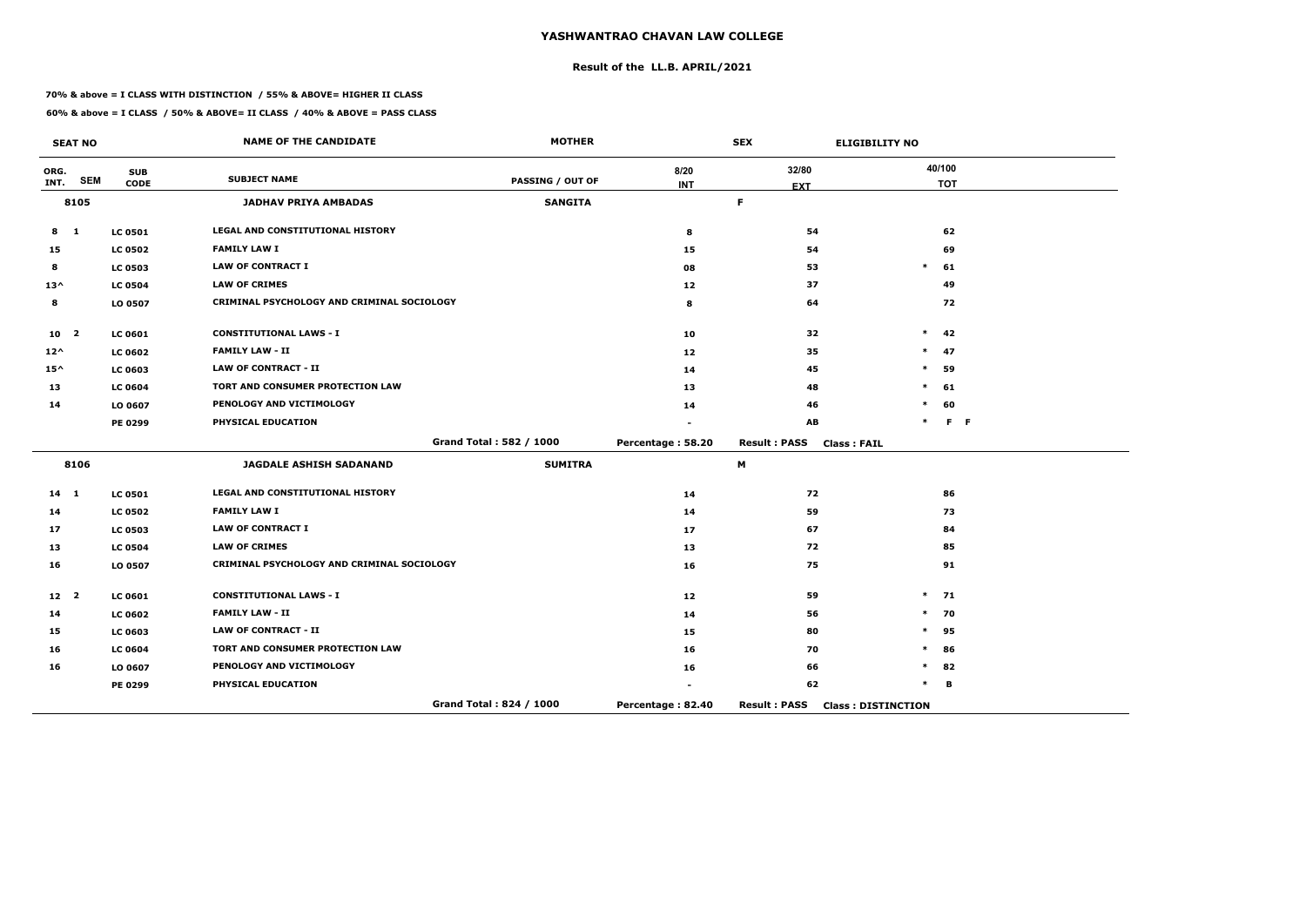# YASHWANTRAO CHAVAN LAW COLLEGE

## Result of the LL.B. APRIL/2021

**70% & above = I CLASS WITH DISTINCTION / 55% & ABOVE= HIGHER II CLASS**

**60% & above = I CLASS / 50% & ABOVE= II CLASS / 40% & ABOVE = PASS CLASS**

| SEAT NO | | | NAME OF THE CANDIDATE | MOTHER | SEX | | ELIGIBILITY NO |
|---|---|---|---|---|---|---|---|
| ORG. INT. | SEM | SUB CODE | SUBJECT NAME | PASSING / OUT OF | 8/20 INT | 32/80 EXT | 40/100 TOT |
| 8105 | | | JADHAV PRIYA AMBADAS | SANGITA | | F | |
| 8 | 1 | LC 0501 | LEGAL AND CONSTITUTIONAL HISTORY | | 8 | 54 | 62 |
| 15 | | LC 0502 | FAMILY LAW I | | 15 | 54 | 69 |
| 8 | | LC 0503 | LAW OF CONTRACT I | | 08 | 53 | * 61 |
| 13^ | | LC 0504 | LAW OF CRIMES | | 12 | 37 | 49 |
| 8 | | LO 0507 | CRIMINAL PSYCHOLOGY AND CRIMINAL SOCIOLOGY | | 8 | 64 | 72 |
| 10 | 2 | LC 0601 | CONSTITUTIONAL LAWS - I | | 10 | 32 | * 42 |
| 12^ | | LC 0602 | FAMILY LAW - II | | 12 | 35 | * 47 |
| 15^ | | LC 0603 | LAW OF CONTRACT - II | | 14 | 45 | * 59 |
| 13 | | LC 0604 | TORT AND CONSUMER PROTECTION LAW | | 13 | 48 | * 61 |
| 14 | | LO 0607 | PENOLOGY AND VICTIMOLOGY | | 14 | 46 | * 60 |
| | | PE 0299 | PHYSICAL EDUCATION | | - | AB | * F F |
| | | | | Grand Total : 582 / 1000 | Percentage : 58.20 | Result : PASS | Class : FAIL |
| 8106 | | | JAGDALE ASHISH SADANAND | SUMITRA | | M | |
| 14 | 1 | LC 0501 | LEGAL AND CONSTITUTIONAL HISTORY | | 14 | 72 | 86 |
| 14 | | LC 0502 | FAMILY LAW I | | 14 | 59 | 73 |
| 17 | | LC 0503 | LAW OF CONTRACT I | | 17 | 67 | 84 |
| 13 | | LC 0504 | LAW OF CRIMES | | 13 | 72 | 85 |
| 16 | | LO 0507 | CRIMINAL PSYCHOLOGY AND CRIMINAL SOCIOLOGY | | 16 | 75 | 91 |
| 12 | 2 | LC 0601 | CONSTITUTIONAL LAWS - I | | 12 | 59 | * 71 |
| 14 | | LC 0602 | FAMILY LAW - II | | 14 | 56 | * 70 |
| 15 | | LC 0603 | LAW OF CONTRACT - II | | 15 | 80 | * 95 |
| 16 | | LC 0604 | TORT AND CONSUMER PROTECTION LAW | | 16 | 70 | * 86 |
| 16 | | LO 0607 | PENOLOGY AND VICTIMOLOGY | | 16 | 66 | * 82 |
| | | PE 0299 | PHYSICAL EDUCATION | | - | 62 | * B |
| | | | | Grand Total : 824 / 1000 | Percentage : 82.40 | Result : PASS | Class : DISTINCTION |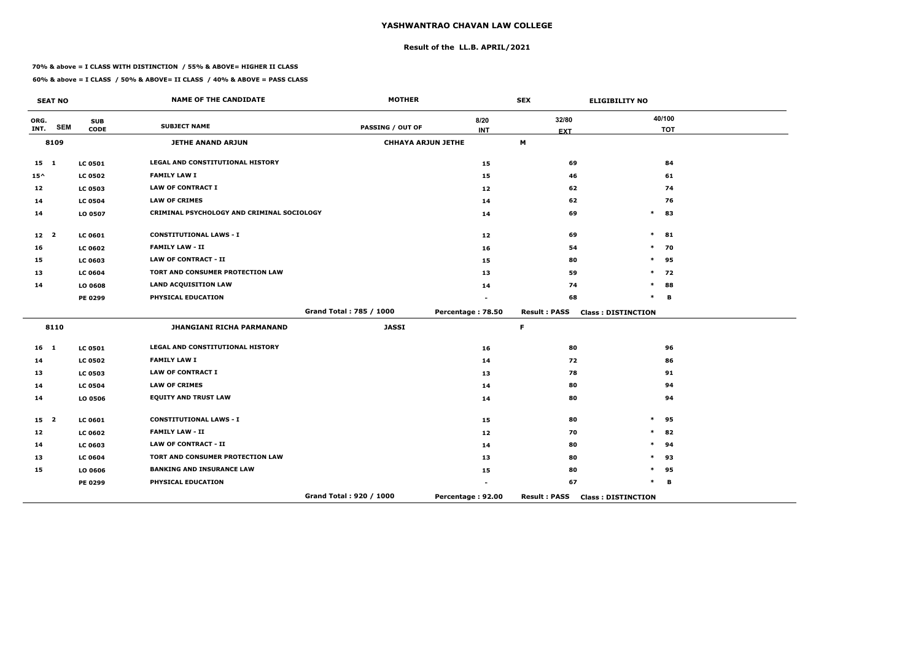# YASHWANTRAO CHAVAN LAW COLLEGE

## Result of the LL.B. APRIL/2021

**70% & above = I CLASS WITH DISTINCTION / 55% & ABOVE= HIGHER II CLASS**

**60% & above = I CLASS / 50% & ABOVE= II CLASS / 40% & ABOVE = PASS CLASS**

| SEAT NO | | | NAME OF THE CANDIDATE | MOTHER | | SEX | ELIGIBILITY NO |
|---|---|---|---|---|---|---|---|
| ORG. INT. | SEM | SUB CODE | SUBJECT NAME | PASSING / OUT OF | 8/20 INT | 32/80 EXT | 40/100 TOT |
| **8109** | | | **JETHE ANAND ARJUN** | **CHHAYA ARJUN JETHE** | | **M** | |
| 15 | 1 | LC 0501 | LEGAL AND CONSTITUTIONAL HISTORY | | 15 | 69 | 84 |
| 15^ | | LC 0502 | FAMILY LAW I | | 15 | 46 | 61 |
| 12 | | LC 0503 | LAW OF CONTRACT I | | 12 | 62 | 74 |
| 14 | | LC 0504 | LAW OF CRIMES | | 14 | 62 | 76 |
| 14 | | LO 0507 | CRIMINAL PSYCHOLOGY AND CRIMINAL SOCIOLOGY | | 14 | 69 | * 83 |
| 12 | 2 | LC 0601 | CONSTITUTIONAL LAWS - I | | 12 | 69 | * 81 |
| 16 | | LC 0602 | FAMILY LAW - II | | 16 | 54 | * 70 |
| 15 | | LC 0603 | LAW OF CONTRACT - II | | 15 | 80 | * 95 |
| 13 | | LC 0604 | TORT AND CONSUMER PROTECTION LAW | | 13 | 59 | * 72 |
| 14 | | LO 0608 | LAND ACQUISITION LAW | | 14 | 74 | * 88 |
| | | PE 0299 | PHYSICAL EDUCATION | | - | 68 | * B |
| | | | | Grand Total : 785 / 1000 | Percentage : 78.50 | Result : PASS | Class : DISTINCTION |
| **8110** | | | **JHANGIANI RICHA PARMANAND** | **JASSI** | | **F** | |
| 16 | 1 | LC 0501 | LEGAL AND CONSTITUTIONAL HISTORY | | 16 | 80 | 96 |
| 14 | | LC 0502 | FAMILY LAW I | | 14 | 72 | 86 |
| 13 | | LC 0503 | LAW OF CONTRACT I | | 13 | 78 | 91 |
| 14 | | LC 0504 | LAW OF CRIMES | | 14 | 80 | 94 |
| 14 | | LO 0506 | EQUITY AND TRUST LAW | | 14 | 80 | 94 |
| 15 | 2 | LC 0601 | CONSTITUTIONAL LAWS - I | | 15 | 80 | * 95 |
| 12 | | LC 0602 | FAMILY LAW - II | | 12 | 70 | * 82 |
| 14 | | LC 0603 | LAW OF CONTRACT - II | | 14 | 80 | * 94 |
| 13 | | LC 0604 | TORT AND CONSUMER PROTECTION LAW | | 13 | 80 | * 93 |
| 15 | | LO 0606 | BANKING AND INSURANCE LAW | | 15 | 80 | * 95 |
| | | PE 0299 | PHYSICAL EDUCATION | | - | 67 | * B |
| | | | | Grand Total : 920 / 1000 | Percentage : 92.00 | Result : PASS | Class : DISTINCTION |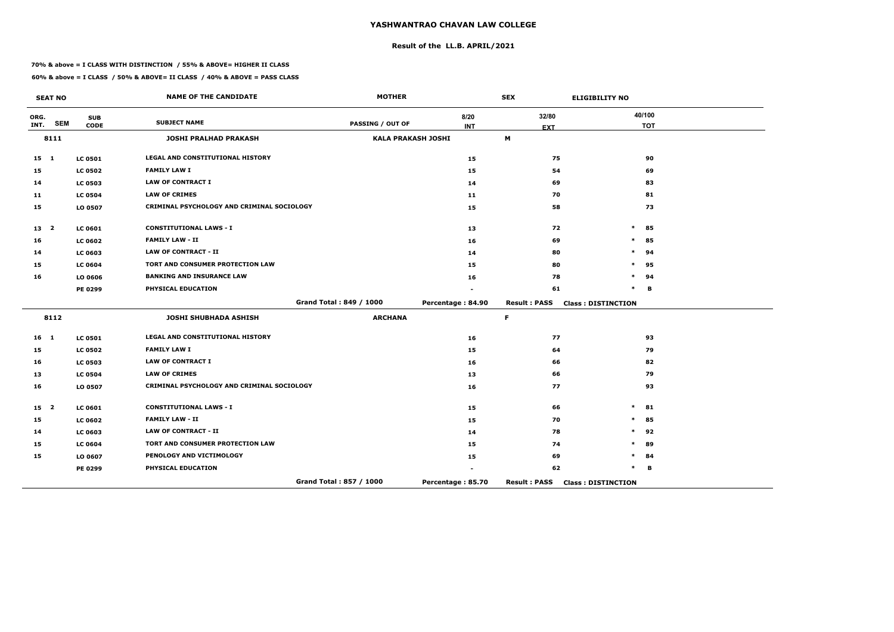# YASHWANTRAO CHAVAN LAW COLLEGE

## Result of the LL.B. APRIL/2021

**70% & above = I CLASS WITH DISTINCTION / 55% & ABOVE= HIGHER II CLASS**

**60% & above = I CLASS / 50% & ABOVE= II CLASS / 40% & ABOVE = PASS CLASS**

| SEAT NO | | | NAME OF THE CANDIDATE | MOTHER | | SEX | ELIGIBILITY NO |
|---|---|---|---|---|---|---|---|
| ORG. INT. | SEM | SUB CODE | SUBJECT NAME | PASSING / OUT OF | 8/20 INT | 32/80 EXT | 40/100 TOT |
| 8111 | | | JOSHI PRALHAD PRAKASH | KALA PRAKASH JOSHI | | M | |
| 15 | 1 | LC 0501 | LEGAL AND CONSTITUTIONAL HISTORY | | 15 | 75 | 90 |
| 15 | | LC 0502 | FAMILY LAW I | | 15 | 54 | 69 |
| 14 | | LC 0503 | LAW OF CONTRACT I | | 14 | 69 | 83 |
| 11 | | LC 0504 | LAW OF CRIMES | | 11 | 70 | 81 |
| 15 | | LO 0507 | CRIMINAL PSYCHOLOGY AND CRIMINAL SOCIOLOGY | | 15 | 58 | 73 |
| 13 | 2 | LC 0601 | CONSTITUTIONAL LAWS - I | | 13 | 72 | * 85 |
| 16 | | LC 0602 | FAMILY LAW - II | | 16 | 69 | * 85 |
| 14 | | LC 0603 | LAW OF CONTRACT - II | | 14 | 80 | * 94 |
| 15 | | LC 0604 | TORT AND CONSUMER PROTECTION LAW | | 15 | 80 | * 95 |
| 16 | | LO 0606 | BANKING AND INSURANCE LAW | | 16 | 78 | * 94 |
| | | PE 0299 | PHYSICAL EDUCATION | | - | 61 | * B |
| | | | | Grand Total : 849 / 1000 | Percentage : 84.90 | Result : PASS | Class : DISTINCTION |
| 8112 | | | JOSHI SHUBHADA ASHISH | ARCHANA | | F | |
| 16 | 1 | LC 0501 | LEGAL AND CONSTITUTIONAL HISTORY | | 16 | 77 | 93 |
| 15 | | LC 0502 | FAMILY LAW I | | 15 | 64 | 79 |
| 16 | | LC 0503 | LAW OF CONTRACT I | | 16 | 66 | 82 |
| 13 | | LC 0504 | LAW OF CRIMES | | 13 | 66 | 79 |
| 16 | | LO 0507 | CRIMINAL PSYCHOLOGY AND CRIMINAL SOCIOLOGY | | 16 | 77 | 93 |
| 15 | 2 | LC 0601 | CONSTITUTIONAL LAWS - I | | 15 | 66 | * 81 |
| 15 | | LC 0602 | FAMILY LAW - II | | 15 | 70 | * 85 |
| 14 | | LC 0603 | LAW OF CONTRACT - II | | 14 | 78 | * 92 |
| 15 | | LC 0604 | TORT AND CONSUMER PROTECTION LAW | | 15 | 74 | * 89 |
| 15 | | LO 0607 | PENOLOGY AND VICTIMOLOGY | | 15 | 69 | * 84 |
| | | PE 0299 | PHYSICAL EDUCATION | | - | 62 | * B |
| | | | | Grand Total : 857 / 1000 | Percentage : 85.70 | Result : PASS | Class : DISTINCTION |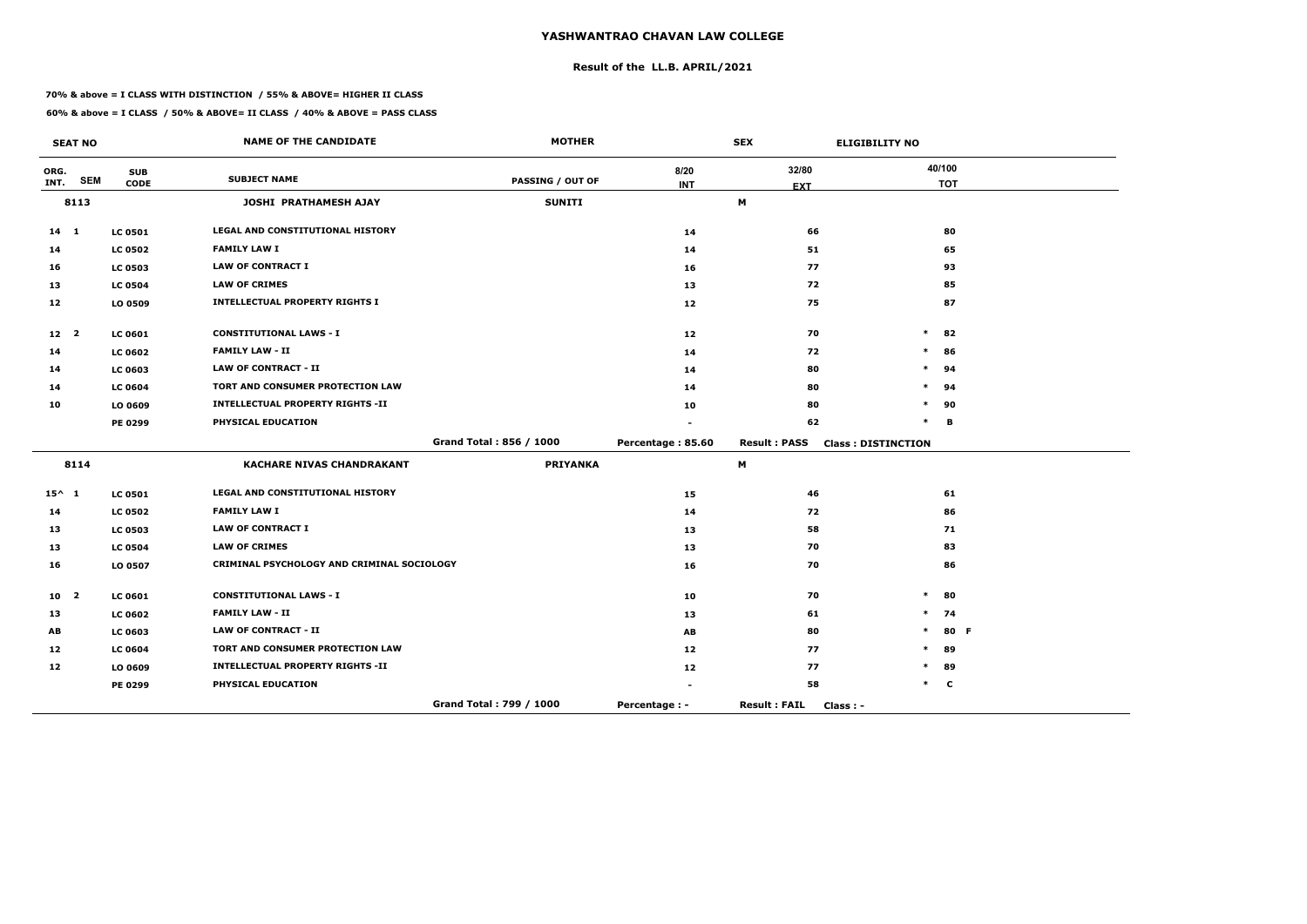# YASHWANTRAO CHAVAN LAW COLLEGE

## Result of the LL.B. APRIL/2021

**70% & above = I CLASS WITH DISTINCTION / 55% & ABOVE= HIGHER II CLASS**

**60% & above = I CLASS / 50% & ABOVE= II CLASS / 40% & ABOVE = PASS CLASS**

| SEAT NO | | | NAME OF THE CANDIDATE | MOTHER | | SEX | ELIGIBILITY NO |
|---|---|---|---|---|---|---|---|
| ORG. INT. | SEM | SUB CODE | SUBJECT NAME | PASSING / OUT OF | 8/20 INT | 32/80 EXT | 40/100 TOT |
| 8113 | | | JOSHI PRATHAMESH AJAY | SUNITI | | M | |
| 14 | 1 | LC 0501 | LEGAL AND CONSTITUTIONAL HISTORY | | 14 | 66 | 80 |
| 14 | | LC 0502 | FAMILY LAW I | | 14 | 51 | 65 |
| 16 | | LC 0503 | LAW OF CONTRACT I | | 16 | 77 | 93 |
| 13 | | LC 0504 | LAW OF CRIMES | | 13 | 72 | 85 |
| 12 | | LO 0509 | INTELLECTUAL PROPERTY RIGHTS I | | 12 | 75 | 87 |
| 12 | 2 | LC 0601 | CONSTITUTIONAL LAWS - I | | 12 | 70 | * 82 |
| 14 | | LC 0602 | FAMILY LAW - II | | 14 | 72 | * 86 |
| 14 | | LC 0603 | LAW OF CONTRACT - II | | 14 | 80 | * 94 |
| 14 | | LC 0604 | TORT AND CONSUMER PROTECTION LAW | | 14 | 80 | * 94 |
| 10 | | LO 0609 | INTELLECTUAL PROPERTY RIGHTS -II | | 10 | 80 | * 90 |
| | | PE 0299 | PHYSICAL EDUCATION | | - | 62 | * B |
| | | | | Grand Total : 856 / 1000 | Percentage : 85.60 | Result : PASS | Class : DISTINCTION |
| 8114 | | | KACHARE NIVAS CHANDRAKANT | PRIYANKA | | M | |
| 15^ | 1 | LC 0501 | LEGAL AND CONSTITUTIONAL HISTORY | | 15 | 46 | 61 |
| 14 | | LC 0502 | FAMILY LAW I | | 14 | 72 | 86 |
| 13 | | LC 0503 | LAW OF CONTRACT I | | 13 | 58 | 71 |
| 13 | | LC 0504 | LAW OF CRIMES | | 13 | 70 | 83 |
| 16 | | LO 0507 | CRIMINAL PSYCHOLOGY AND CRIMINAL SOCIOLOGY | | 16 | 70 | 86 |
| 10 | 2 | LC 0601 | CONSTITUTIONAL LAWS - I | | 10 | 70 | * 80 |
| 13 | | LC 0602 | FAMILY LAW - II | | 13 | 61 | * 74 |
| AB | | LC 0603 | LAW OF CONTRACT - II | | AB | 80 | * 80 F |
| 12 | | LC 0604 | TORT AND CONSUMER PROTECTION LAW | | 12 | 77 | * 89 |
| 12 | | LO 0609 | INTELLECTUAL PROPERTY RIGHTS -II | | 12 | 77 | * 89 |
| | | PE 0299 | PHYSICAL EDUCATION | | - | 58 | * C |
| | | | | Grand Total : 799 / 1000 | Percentage : - | Result : FAIL | Class : - |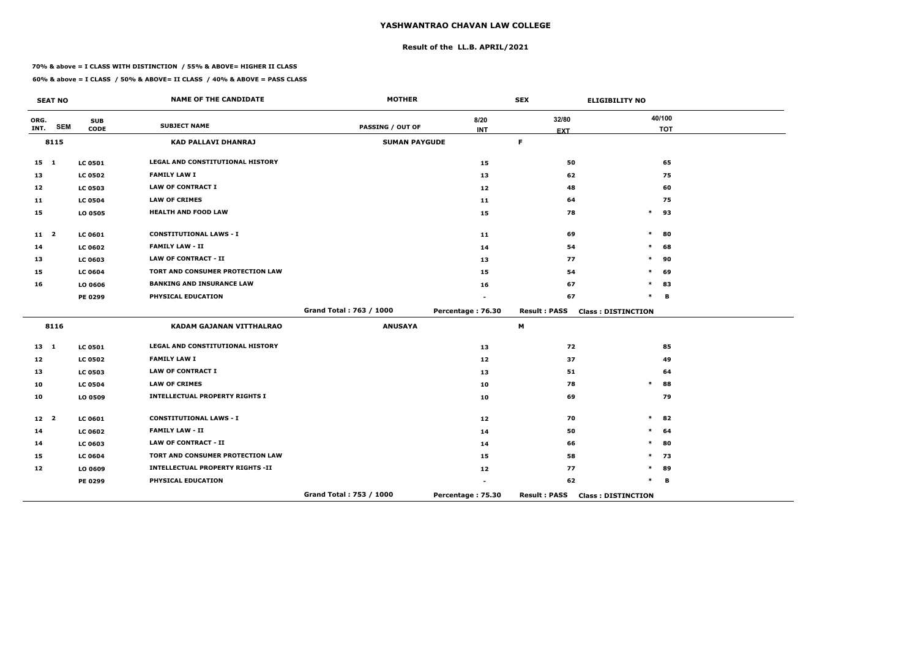# YASHWANTRAO CHAVAN LAW COLLEGE

## Result of the LL.B. APRIL/2021

**70% & above = I CLASS WITH DISTINCTION / 55% & ABOVE= HIGHER II CLASS**

**60% & above = I CLASS / 50% & ABOVE= II CLASS / 40% & ABOVE = PASS CLASS**

| SEAT NO | | | NAME OF THE CANDIDATE | MOTHER | | SEX | ELIGIBILITY NO |
|---|---|---|---|---|---|---|---|
| ORG. INT. | SEM | SUB CODE | SUBJECT NAME | PASSING / OUT OF | 8/20 INT | 32/80 EXT | 40/100 TOT |
| 8115 | | | KAD PALLAVI DHANRAJ | SUMAN PAYGUDE | | F | |
| 15 | 1 | LC 0501 | LEGAL AND CONSTITUTIONAL HISTORY | | 15 | 50 | 65 |
| 13 | | LC 0502 | FAMILY LAW I | | 13 | 62 | 75 |
| 12 | | LC 0503 | LAW OF CONTRACT I | | 12 | 48 | 60 |
| 11 | | LC 0504 | LAW OF CRIMES | | 11 | 64 | 75 |
| 15 | | LO 0505 | HEALTH AND FOOD LAW | | 15 | 78 | * 93 |
| 11 | 2 | LC 0601 | CONSTITUTIONAL LAWS - I | | 11 | 69 | * 80 |
| 14 | | LC 0602 | FAMILY LAW - II | | 14 | 54 | * 68 |
| 13 | | LC 0603 | LAW OF CONTRACT - II | | 13 | 77 | * 90 |
| 15 | | LC 0604 | TORT AND CONSUMER PROTECTION LAW | | 15 | 54 | * 69 |
| 16 | | LO 0606 | BANKING AND INSURANCE LAW | | 16 | 67 | * 83 |
| | | PE 0299 | PHYSICAL EDUCATION | | - | 67 | * B |
| | | | | Grand Total : 763 / 1000 | Percentage : 76.30 | Result : PASS | Class : DISTINCTION |
| 8116 | | | KADAM GAJANAN VITTHALRAO | ANUSAYA | | M | |
| 13 | 1 | LC 0501 | LEGAL AND CONSTITUTIONAL HISTORY | | 13 | 72 | 85 |
| 12 | | LC 0502 | FAMILY LAW I | | 12 | 37 | 49 |
| 13 | | LC 0503 | LAW OF CONTRACT I | | 13 | 51 | 64 |
| 10 | | LC 0504 | LAW OF CRIMES | | 10 | 78 | * 88 |
| 10 | | LO 0509 | INTELLECTUAL PROPERTY RIGHTS I | | 10 | 69 | 79 |
| 12 | 2 | LC 0601 | CONSTITUTIONAL LAWS - I | | 12 | 70 | * 82 |
| 14 | | LC 0602 | FAMILY LAW - II | | 14 | 50 | * 64 |
| 14 | | LC 0603 | LAW OF CONTRACT - II | | 14 | 66 | * 80 |
| 15 | | LC 0604 | TORT AND CONSUMER PROTECTION LAW | | 15 | 58 | * 73 |
| 12 | | LO 0609 | INTELLECTUAL PROPERTY RIGHTS -II | | 12 | 77 | * 89 |
| | | PE 0299 | PHYSICAL EDUCATION | | - | 62 | * B |
| | | | | Grand Total : 753 / 1000 | Percentage : 75.30 | Result : PASS | Class : DISTINCTION |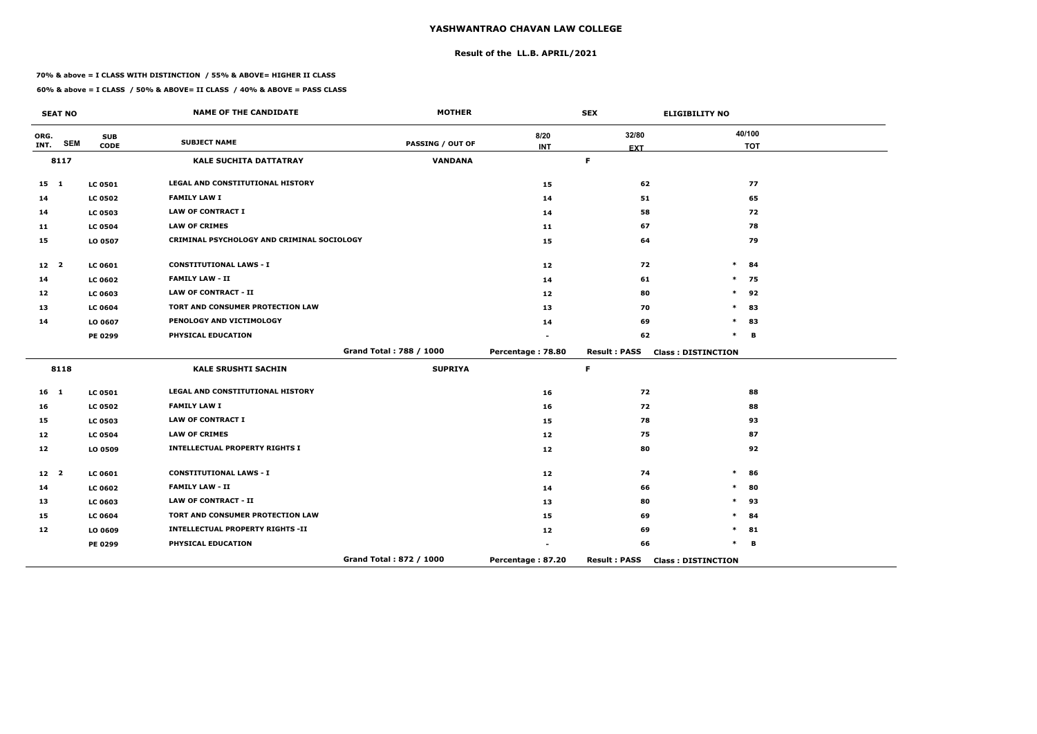# YASHWANTRAO CHAVAN LAW COLLEGE

## Result of the LL.B. APRIL/2021

**70% & above = I CLASS WITH DISTINCTION / 55% & ABOVE= HIGHER II CLASS**

**60% & above = I CLASS / 50% & ABOVE= II CLASS / 40% & ABOVE = PASS CLASS**

| SEAT NO | | | NAME OF THE CANDIDATE | MOTHER | | SEX | ELIGIBILITY NO |
|---|---|---|---|---|---|---|---|
| ORG. INT. | SEM | SUB CODE | SUBJECT NAME | PASSING / OUT OF | 8/20 INT | 32/80 EXT | 40/100 TOT |
| 8117 | | | KALE SUCHITA DATTATRAY | VANDANA | | F | |
| 15 | 1 | LC 0501 | LEGAL AND CONSTITUTIONAL HISTORY | | 15 | 62 | 77 |
| 14 | | LC 0502 | FAMILY LAW I | | 14 | 51 | 65 |
| 14 | | LC 0503 | LAW OF CONTRACT I | | 14 | 58 | 72 |
| 11 | | LC 0504 | LAW OF CRIMES | | 11 | 67 | 78 |
| 15 | | LO 0507 | CRIMINAL PSYCHOLOGY AND CRIMINAL SOCIOLOGY | | 15 | 64 | 79 |
| 12 | 2 | LC 0601 | CONSTITUTIONAL LAWS - I | | 12 | 72 | * 84 |
| 14 | | LC 0602 | FAMILY LAW - II | | 14 | 61 | * 75 |
| 12 | | LC 0603 | LAW OF CONTRACT - II | | 12 | 80 | * 92 |
| 13 | | LC 0604 | TORT AND CONSUMER PROTECTION LAW | | 13 | 70 | * 83 |
| 14 | | LO 0607 | PENOLOGY AND VICTIMOLOGY | | 14 | 69 | * 83 |
| | | PE 0299 | PHYSICAL EDUCATION | | - | 62 | * B |
| | | | | Grand Total : 788 / 1000 | Percentage : 78.80 | Result : PASS | Class : DISTINCTION |
| 8118 | | | KALE SRUSHTI SACHIN | SUPRIYA | | F | |
| 16 | 1 | LC 0501 | LEGAL AND CONSTITUTIONAL HISTORY | | 16 | 72 | 88 |
| 16 | | LC 0502 | FAMILY LAW I | | 16 | 72 | 88 |
| 15 | | LC 0503 | LAW OF CONTRACT I | | 15 | 78 | 93 |
| 12 | | LC 0504 | LAW OF CRIMES | | 12 | 75 | 87 |
| 12 | | LO 0509 | INTELLECTUAL PROPERTY RIGHTS I | | 12 | 80 | 92 |
| 12 | 2 | LC 0601 | CONSTITUTIONAL LAWS - I | | 12 | 74 | * 86 |
| 14 | | LC 0602 | FAMILY LAW - II | | 14 | 66 | * 80 |
| 13 | | LC 0603 | LAW OF CONTRACT - II | | 13 | 80 | * 93 |
| 15 | | LC 0604 | TORT AND CONSUMER PROTECTION LAW | | 15 | 69 | * 84 |
| 12 | | LO 0609 | INTELLECTUAL PROPERTY RIGHTS -II | | 12 | 69 | * 81 |
| | | PE 0299 | PHYSICAL EDUCATION | | - | 66 | * B |
| | | | | Grand Total : 872 / 1000 | Percentage : 87.20 | Result : PASS | Class : DISTINCTION |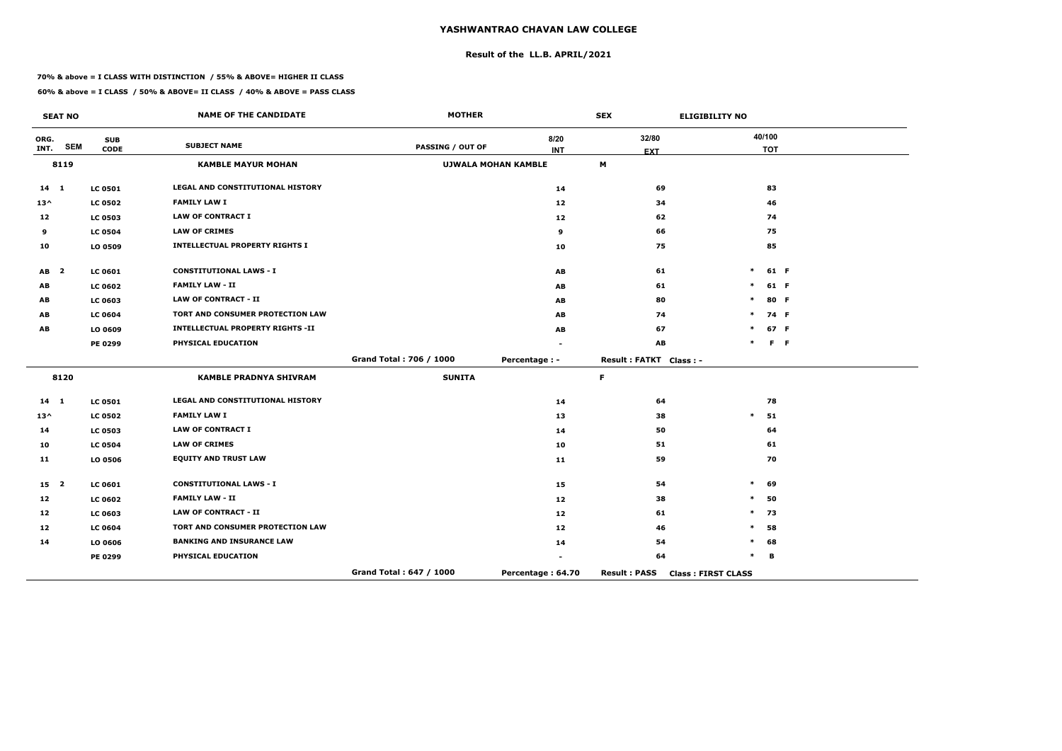# YASHWANTRAO CHAVAN LAW COLLEGE

## Result of the LL.B. APRIL/2021

**70% & above = I CLASS WITH DISTINCTION / 55% & ABOVE= HIGHER II CLASS**

**60% & above = I CLASS / 50% & ABOVE= II CLASS / 40% & ABOVE = PASS CLASS**

| SEAT NO | | | NAME OF THE CANDIDATE | MOTHER | | SEX | ELIGIBILITY NO |
|---|---|---|---|---|---|---|---|
| ORG. INT. | SEM | SUB CODE | SUBJECT NAME | PASSING / OUT OF | 8/20 INT | 32/80 EXT | 40/100 TOT |
| **8119** | | | **KAMBLE MAYUR MOHAN** | **UJWALA MOHAN KAMBLE** | | **M** | |
| 14 | 1 | LC 0501 | LEGAL AND CONSTITUTIONAL HISTORY | | 14 | 69 | 83 |
| 13^ | | LC 0502 | FAMILY LAW I | | 12 | 34 | 46 |
| 12 | | LC 0503 | LAW OF CONTRACT I | | 12 | 62 | 74 |
| 9 | | LC 0504 | LAW OF CRIMES | | 9 | 66 | 75 |
| 10 | | LO 0509 | INTELLECTUAL PROPERTY RIGHTS I | | 10 | 75 | 85 |
| AB | 2 | LC 0601 | CONSTITUTIONAL LAWS - I | | AB | 61 | * 61 F |
| AB | | LC 0602 | FAMILY LAW - II | | AB | 61 | * 61 F |
| AB | | LC 0603 | LAW OF CONTRACT - II | | AB | 80 | * 80 F |
| AB | | LC 0604 | TORT AND CONSUMER PROTECTION LAW | | AB | 74 | * 74 F |
| AB | | LO 0609 | INTELLECTUAL PROPERTY RIGHTS -II | | AB | 67 | * 67 F |
| | | PE 0299 | PHYSICAL EDUCATION | | - | AB | * F F |
| | | | | Grand Total : 706 / 1000 | Percentage : - | Result : FATKT | Class : - |
| **8120** | | | **KAMBLE PRADNYA SHIVRAM** | **SUNITA** | | **F** | |
| 14 | 1 | LC 0501 | LEGAL AND CONSTITUTIONAL HISTORY | | 14 | 64 | 78 |
| 13^ | | LC 0502 | FAMILY LAW I | | 13 | 38 | * 51 |
| 14 | | LC 0503 | LAW OF CONTRACT I | | 14 | 50 | 64 |
| 10 | | LC 0504 | LAW OF CRIMES | | 10 | 51 | 61 |
| 11 | | LO 0506 | EQUITY AND TRUST LAW | | 11 | 59 | 70 |
| 15 | 2 | LC 0601 | CONSTITUTIONAL LAWS - I | | 15 | 54 | * 69 |
| 12 | | LC 0602 | FAMILY LAW - II | | 12 | 38 | * 50 |
| 12 | | LC 0603 | LAW OF CONTRACT - II | | 12 | 61 | * 73 |
| 12 | | LC 0604 | TORT AND CONSUMER PROTECTION LAW | | 12 | 46 | * 58 |
| 14 | | LO 0606 | BANKING AND INSURANCE LAW | | 14 | 54 | * 68 |
| | | PE 0299 | PHYSICAL EDUCATION | | - | 64 | * B |
| | | | | Grand Total : 647 / 1000 | Percentage : 64.70 | Result : PASS | Class : FIRST CLASS |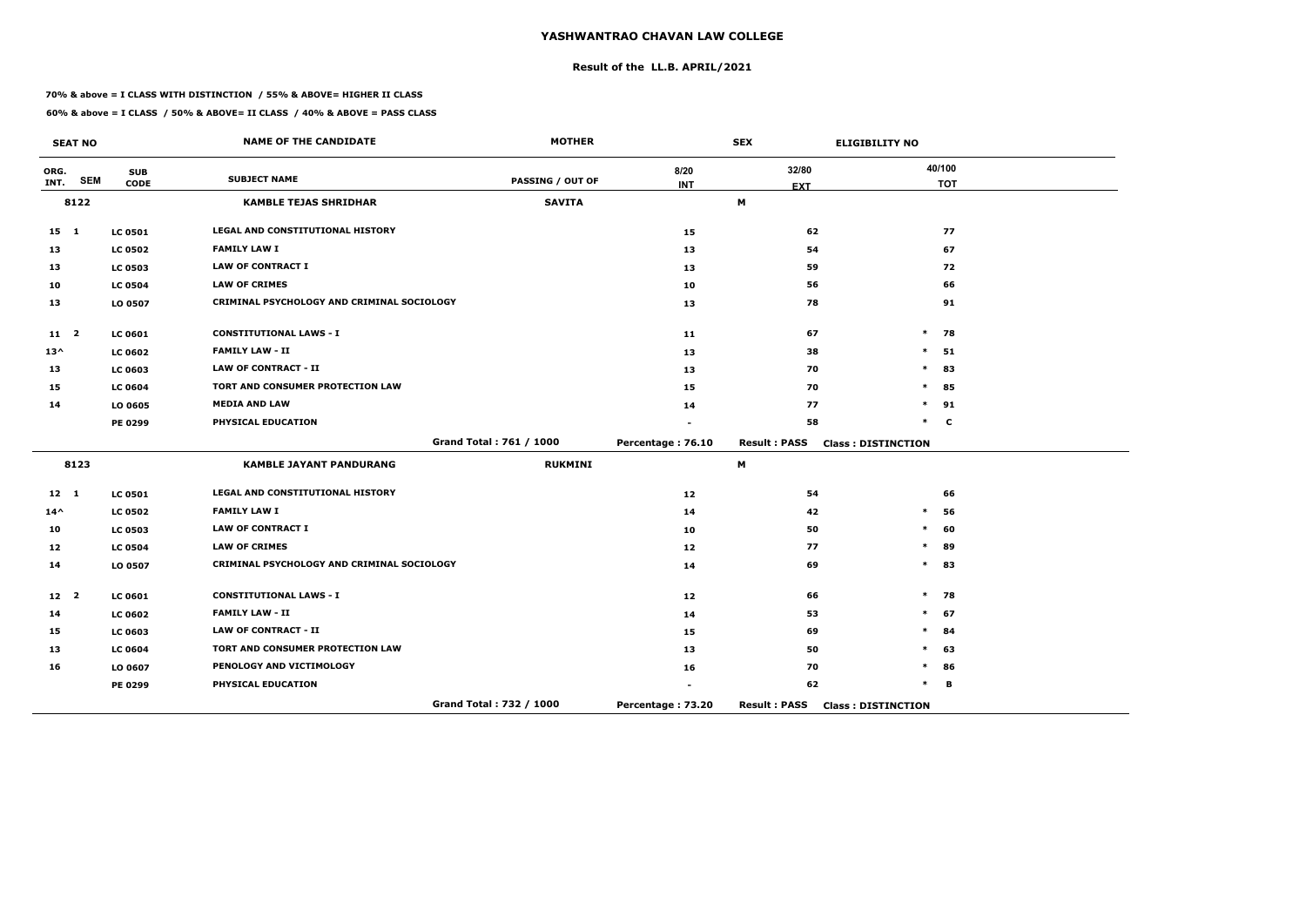# YASHWANTRAO CHAVAN LAW COLLEGE

## Result of the LL.B. APRIL/2021

**70% & above = I CLASS WITH DISTINCTION / 55% & ABOVE= HIGHER II CLASS**

**60% & above = I CLASS / 50% & ABOVE= II CLASS / 40% & ABOVE = PASS CLASS**

| SEAT NO | | | NAME OF THE CANDIDATE | MOTHER | | SEX | ELIGIBILITY NO |
|---|---|---|---|---|---|---|---|
| ORG. INT. | SEM | SUB CODE | SUBJECT NAME | PASSING / OUT OF | 8/20 INT | 32/80 EXT | 40/100 TOT |
| 8122 | | | KAMBLE TEJAS SHRIDHAR | SAVITA | | M | |
| 15 | 1 | LC 0501 | LEGAL AND CONSTITUTIONAL HISTORY | | 15 | 62 | 77 |
| 13 | | LC 0502 | FAMILY LAW I | | 13 | 54 | 67 |
| 13 | | LC 0503 | LAW OF CONTRACT I | | 13 | 59 | 72 |
| 10 | | LC 0504 | LAW OF CRIMES | | 10 | 56 | 66 |
| 13 | | LO 0507 | CRIMINAL PSYCHOLOGY AND CRIMINAL SOCIOLOGY | | 13 | 78 | 91 |
| 11 | 2 | LC 0601 | CONSTITUTIONAL LAWS - I | | 11 | 67 | * 78 |
| 13^ | | LC 0602 | FAMILY LAW - II | | 13 | 38 | * 51 |
| 13 | | LC 0603 | LAW OF CONTRACT - II | | 13 | 70 | * 83 |
| 15 | | LC 0604 | TORT AND CONSUMER PROTECTION LAW | | 15 | 70 | * 85 |
| 14 | | LO 0605 | MEDIA AND LAW | | 14 | 77 | * 91 |
| | | PE 0299 | PHYSICAL EDUCATION | | - | 58 | * C |
| | | | | Grand Total : 761 / 1000 | Percentage : 76.10 | Result : PASS | Class : DISTINCTION |
| 8123 | | | KAMBLE JAYANT PANDURANG | RUKMINI | | M | |
| 12 | 1 | LC 0501 | LEGAL AND CONSTITUTIONAL HISTORY | | 12 | 54 | 66 |
| 14^ | | LC 0502 | FAMILY LAW I | | 14 | 42 | * 56 |
| 10 | | LC 0503 | LAW OF CONTRACT I | | 10 | 50 | * 60 |
| 12 | | LC 0504 | LAW OF CRIMES | | 12 | 77 | * 89 |
| 14 | | LO 0507 | CRIMINAL PSYCHOLOGY AND CRIMINAL SOCIOLOGY | | 14 | 69 | * 83 |
| 12 | 2 | LC 0601 | CONSTITUTIONAL LAWS - I | | 12 | 66 | * 78 |
| 14 | | LC 0602 | FAMILY LAW - II | | 14 | 53 | * 67 |
| 15 | | LC 0603 | LAW OF CONTRACT - II | | 15 | 69 | * 84 |
| 13 | | LC 0604 | TORT AND CONSUMER PROTECTION LAW | | 13 | 50 | * 63 |
| 16 | | LO 0607 | PENOLOGY AND VICTIMOLOGY | | 16 | 70 | * 86 |
| | | PE 0299 | PHYSICAL EDUCATION | | - | 62 | * B |
| | | | | Grand Total : 732 / 1000 | Percentage : 73.20 | Result : PASS | Class : DISTINCTION |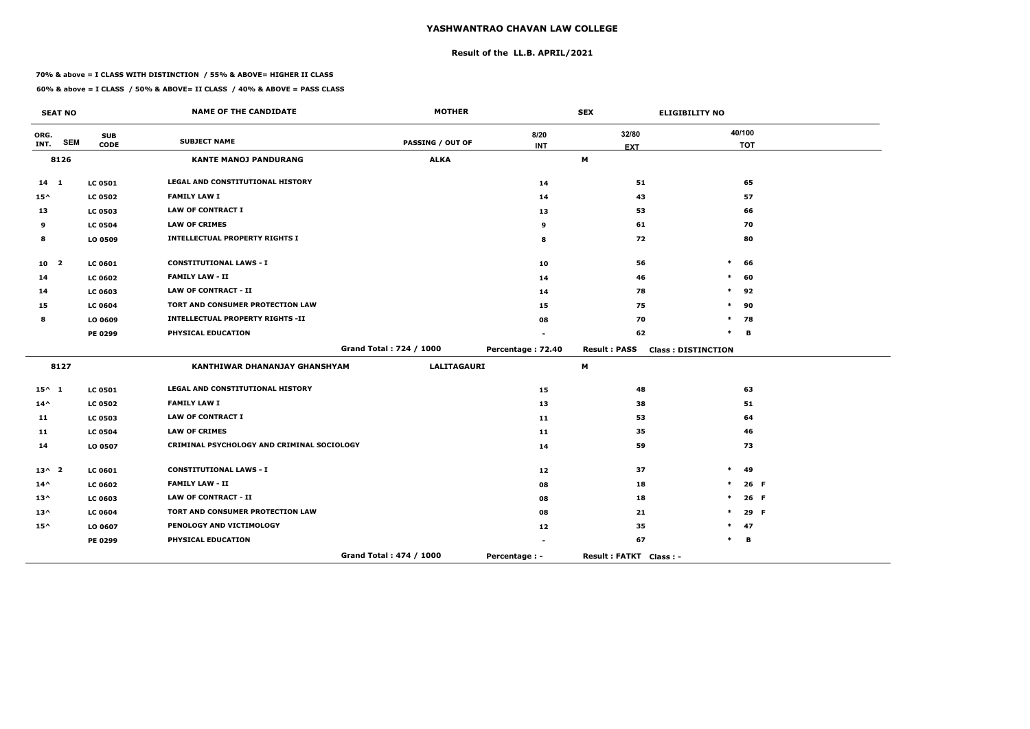# YASHWANTRAO CHAVAN LAW COLLEGE

## Result of the LL.B. APRIL/2021

**70% & above = I CLASS WITH DISTINCTION / 55% & ABOVE= HIGHER II CLASS**

**60% & above = I CLASS / 50% & ABOVE= II CLASS / 40% & ABOVE = PASS CLASS**

| SEAT NO | | | NAME OF THE CANDIDATE | MOTHER | SEX | | ELIGIBILITY NO |
|---|---|---|---|---|---|---|---|
| ORG. INT. | SEM | SUB CODE | SUBJECT NAME | PASSING / OUT OF | 8/20 INT | 32/80 EXT | 40/100 TOT |
| **8126** | | | **KANTE MANOJ PANDURANG** | **ALKA** | **M** | | |
| 14 | 1 | LC 0501 | LEGAL AND CONSTITUTIONAL HISTORY | | 14 | 51 | 65 |
| 15^ | | LC 0502 | FAMILY LAW I | | 14 | 43 | 57 |
| 13 | | LC 0503 | LAW OF CONTRACT I | | 13 | 53 | 66 |
| 9 | | LC 0504 | LAW OF CRIMES | | 9 | 61 | 70 |
| 8 | | LO 0509 | INTELLECTUAL PROPERTY RIGHTS I | | 8 | 72 | 80 |
| 10 | 2 | LC 0601 | CONSTITUTIONAL LAWS - I | | 10 | 56 | * 66 |
| 14 | | LC 0602 | FAMILY LAW - II | | 14 | 46 | * 60 |
| 14 | | LC 0603 | LAW OF CONTRACT - II | | 14 | 78 | * 92 |
| 15 | | LC 0604 | TORT AND CONSUMER PROTECTION LAW | | 15 | 75 | * 90 |
| 8 | | LO 0609 | INTELLECTUAL PROPERTY RIGHTS -II | | 08 | 70 | * 78 |
| | | PE 0299 | PHYSICAL EDUCATION | | - | 62 | * B |
| | | | | Grand Total : 724 / 1000 | Percentage : 72.40 | Result : PASS | Class : DISTINCTION |
| **8127** | | | **KANTHIWAR DHANANJAY GHANSHYAM** | **LALITAGAURI** | **M** | | |
| 15^ | 1 | LC 0501 | LEGAL AND CONSTITUTIONAL HISTORY | | 15 | 48 | 63 |
| 14^ | | LC 0502 | FAMILY LAW I | | 13 | 38 | 51 |
| 11 | | LC 0503 | LAW OF CONTRACT I | | 11 | 53 | 64 |
| 11 | | LC 0504 | LAW OF CRIMES | | 11 | 35 | 46 |
| 14 | | LO 0507 | CRIMINAL PSYCHOLOGY AND CRIMINAL SOCIOLOGY | | 14 | 59 | 73 |
| 13^ | 2 | LC 0601 | CONSTITUTIONAL LAWS - I | | 12 | 37 | * 49 |
| 14^ | | LC 0602 | FAMILY LAW - II | | 08 | 18 | * 26 F |
| 13^ | | LC 0603 | LAW OF CONTRACT - II | | 08 | 18 | * 26 F |
| 13^ | | LC 0604 | TORT AND CONSUMER PROTECTION LAW | | 08 | 21 | * 29 F |
| 15^ | | LO 0607 | PENOLOGY AND VICTIMOLOGY | | 12 | 35 | * 47 |
| | | PE 0299 | PHYSICAL EDUCATION | | - | 67 | * B |
| | | | | Grand Total : 474 / 1000 | Percentage : - | Result : FATKT | Class : - |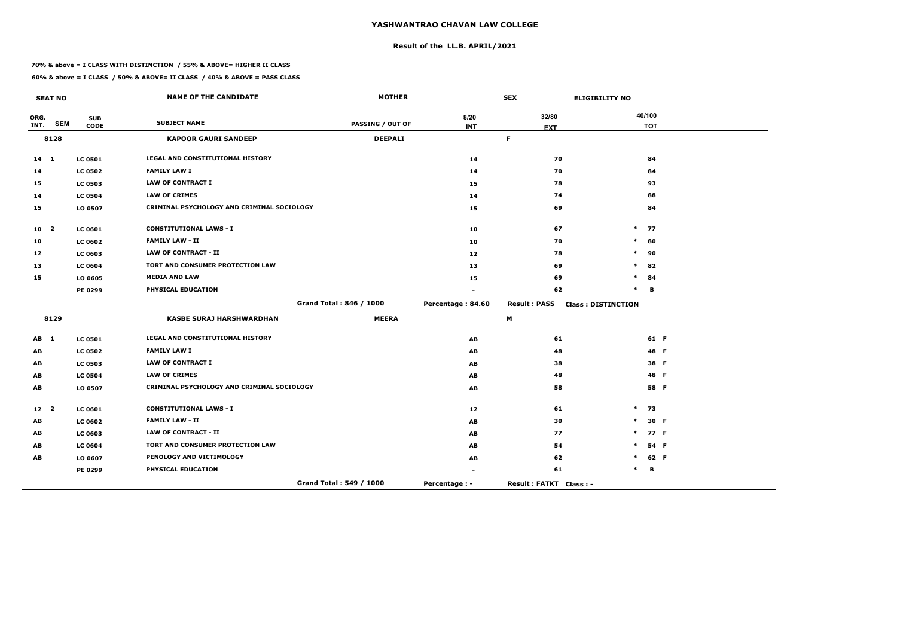# YASHWANTRAO CHAVAN LAW COLLEGE

## Result of the LL.B. APRIL/2021

**70% & above = I CLASS WITH DISTINCTION / 55% & ABOVE= HIGHER II CLASS**

**60% & above = I CLASS / 50% & ABOVE= II CLASS / 40% & ABOVE = PASS CLASS**

| SEAT NO | | | NAME OF THE CANDIDATE | MOTHER | SEX | | ELIGIBILITY NO |
|---|---|---|---|---|---|---|---|
| ORG. INT. | SEM | SUB CODE | SUBJECT NAME | PASSING / OUT OF | 8/20 INT | 32/80 EXT | 40/100 TOT |
| **8128** | | | **KAPOOR GAURI SANDEEP** | **DEEPALI** | **F** | | |
| 14 | 1 | LC 0501 | LEGAL AND CONSTITUTIONAL HISTORY | | 14 | 70 | 84 |
| 14 | | LC 0502 | FAMILY LAW I | | 14 | 70 | 84 |
| 15 | | LC 0503 | LAW OF CONTRACT I | | 15 | 78 | 93 |
| 14 | | LC 0504 | LAW OF CRIMES | | 14 | 74 | 88 |
| 15 | | LO 0507 | CRIMINAL PSYCHOLOGY AND CRIMINAL SOCIOLOGY | | 15 | 69 | 84 |
| 10 | 2 | LC 0601 | CONSTITUTIONAL LAWS - I | | 10 | 67 | * 77 |
| 10 | | LC 0602 | FAMILY LAW - II | | 10 | 70 | * 80 |
| 12 | | LC 0603 | LAW OF CONTRACT - II | | 12 | 78 | * 90 |
| 13 | | LC 0604 | TORT AND CONSUMER PROTECTION LAW | | 13 | 69 | * 82 |
| 15 | | LO 0605 | MEDIA AND LAW | | 15 | 69 | * 84 |
| | | PE 0299 | PHYSICAL EDUCATION | | - | 62 | * B |
| | | | | Grand Total : 846 / 1000 | Percentage : 84.60 | Result : PASS | Class : DISTINCTION |
| **8129** | | | **KASBE SURAJ HARSHWARDHAN** | **MEERA** | **M** | | |
| AB | 1 | LC 0501 | LEGAL AND CONSTITUTIONAL HISTORY | | AB | 61 | 61 F |
| AB | | LC 0502 | FAMILY LAW I | | AB | 48 | 48 F |
| AB | | LC 0503 | LAW OF CONTRACT I | | AB | 38 | 38 F |
| AB | | LC 0504 | LAW OF CRIMES | | AB | 48 | 48 F |
| AB | | LO 0507 | CRIMINAL PSYCHOLOGY AND CRIMINAL SOCIOLOGY | | AB | 58 | 58 F |
| 12 | 2 | LC 0601 | CONSTITUTIONAL LAWS - I | | 12 | 61 | * 73 |
| AB | | LC 0602 | FAMILY LAW - II | | AB | 30 | * 30 F |
| AB | | LC 0603 | LAW OF CONTRACT - II | | AB | 77 | * 77 F |
| AB | | LC 0604 | TORT AND CONSUMER PROTECTION LAW | | AB | 54 | * 54 F |
| AB | | LO 0607 | PENOLOGY AND VICTIMOLOGY | | AB | 62 | * 62 F |
| | | PE 0299 | PHYSICAL EDUCATION | | - | 61 | * B |
| | | | | Grand Total : 549 / 1000 | Percentage : - | Result : FATKT | Class : - |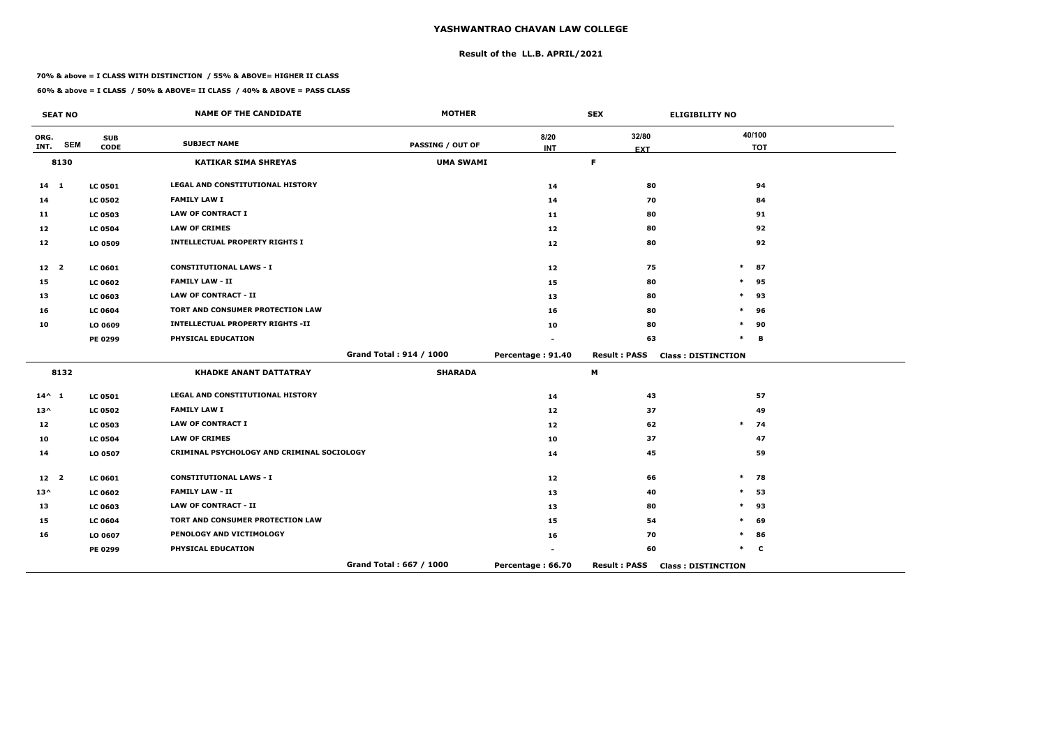# YASHWANTRAO CHAVAN LAW COLLEGE

## Result of the LL.B. APRIL/2021

**70% & above = I CLASS WITH DISTINCTION / 55% & ABOVE= HIGHER II CLASS**

**60% & above = I CLASS / 50% & ABOVE= II CLASS / 40% & ABOVE = PASS CLASS**

| SEAT NO | | NAME OF THE CANDIDATE | MOTHER | SEX | | ELIGIBILITY NO |
|---|---|---|---|---|---|---|
| ORG. INT. SEM | SUB CODE | SUBJECT NAME | PASSING / OUT OF | 8/20 INT | 32/80 EXT | 40/100 TOT |
| 8130 | | KATIKAR SIMA SHREYAS | UMA SWAMI | F | | |
| 14 1 | LC 0501 | LEGAL AND CONSTITUTIONAL HISTORY | | 14 | 80 | 94 |
| 14 | LC 0502 | FAMILY LAW I | | 14 | 70 | 84 |
| 11 | LC 0503 | LAW OF CONTRACT I | | 11 | 80 | 91 |
| 12 | LC 0504 | LAW OF CRIMES | | 12 | 80 | 92 |
| 12 | LO 0509 | INTELLECTUAL PROPERTY RIGHTS I | | 12 | 80 | 92 |
| 12 2 | LC 0601 | CONSTITUTIONAL LAWS - I | | 12 | 75 | * 87 |
| 15 | LC 0602 | FAMILY LAW - II | | 15 | 80 | * 95 |
| 13 | LC 0603 | LAW OF CONTRACT - II | | 13 | 80 | * 93 |
| 16 | LC 0604 | TORT AND CONSUMER PROTECTION LAW | | 16 | 80 | * 96 |
| 10 | LO 0609 | INTELLECTUAL PROPERTY RIGHTS -II | | 10 | 80 | * 90 |
| | PE 0299 | PHYSICAL EDUCATION | | - | 63 | * B |
| | | | Grand Total : 914 / 1000 | Percentage : 91.40 | Result : PASS | Class : DISTINCTION |
| 8132 | | KHADKE ANANT DATTATRAY | SHARADA | M | | |
| 14^ 1 | LC 0501 | LEGAL AND CONSTITUTIONAL HISTORY | | 14 | 43 | 57 |
| 13^ | LC 0502 | FAMILY LAW I | | 12 | 37 | 49 |
| 12 | LC 0503 | LAW OF CONTRACT I | | 12 | 62 | * 74 |
| 10 | LC 0504 | LAW OF CRIMES | | 10 | 37 | 47 |
| 14 | LO 0507 | CRIMINAL PSYCHOLOGY AND CRIMINAL SOCIOLOGY | | 14 | 45 | 59 |
| 12 2 | LC 0601 | CONSTITUTIONAL LAWS - I | | 12 | 66 | * 78 |
| 13^ | LC 0602 | FAMILY LAW - II | | 13 | 40 | * 53 |
| 13 | LC 0603 | LAW OF CONTRACT - II | | 13 | 80 | * 93 |
| 15 | LC 0604 | TORT AND CONSUMER PROTECTION LAW | | 15 | 54 | * 69 |
| 16 | LO 0607 | PENOLOGY AND VICTIMOLOGY | | 16 | 70 | * 86 |
| | PE 0299 | PHYSICAL EDUCATION | | - | 60 | * C |
| | | | Grand Total : 667 / 1000 | Percentage : 66.70 | Result : PASS | Class : DISTINCTION |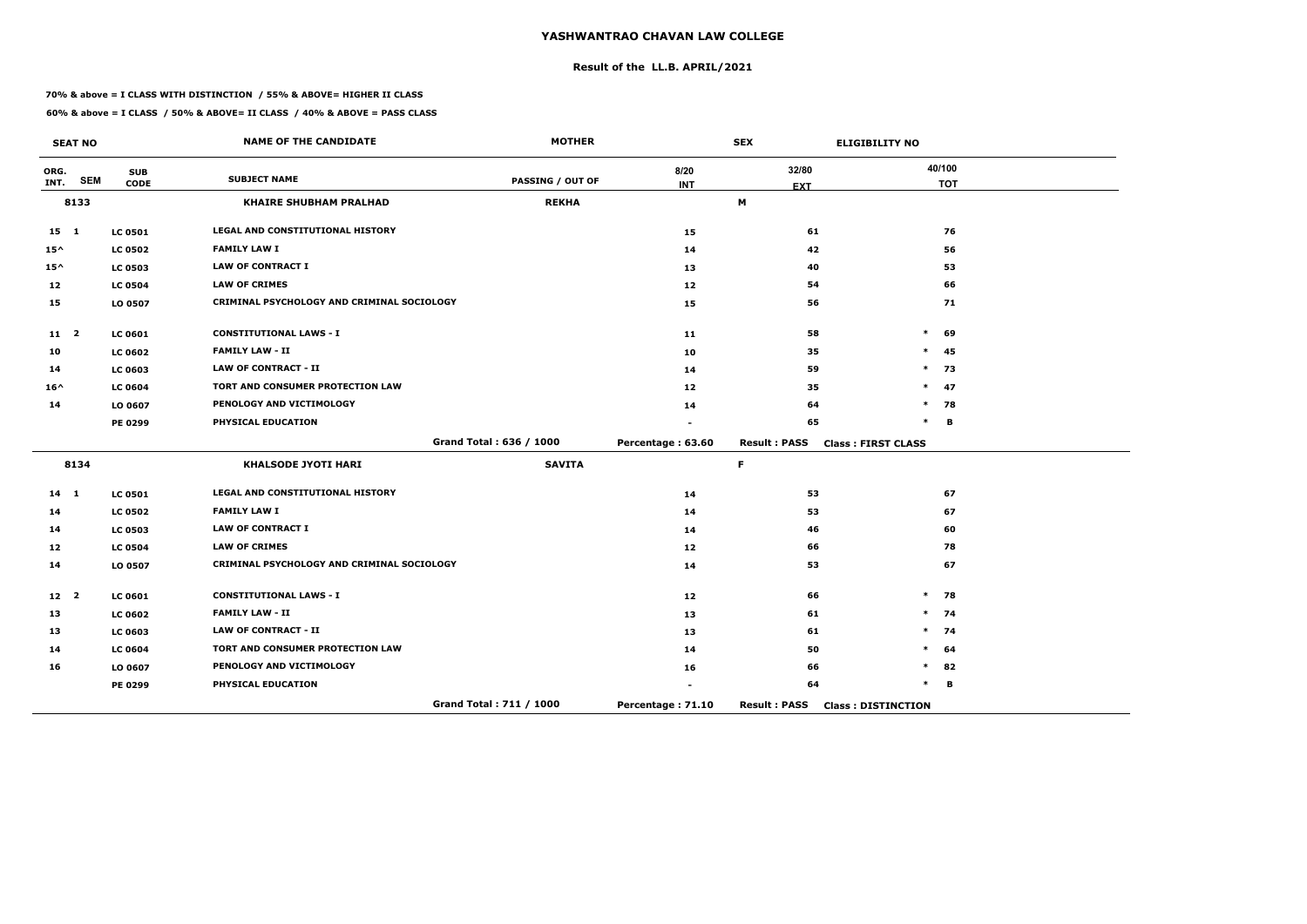# YASHWANTRAO CHAVAN LAW COLLEGE

## Result of the LL.B. APRIL/2021

**70% & above = I CLASS WITH DISTINCTION / 55% & ABOVE= HIGHER II CLASS**

**60% & above = I CLASS / 50% & ABOVE= II CLASS / 40% & ABOVE = PASS CLASS**

| SEAT NO | | | NAME OF THE CANDIDATE | MOTHER | SEX | | ELIGIBILITY NO |
|---|---|---|---|---|---|---|---|
| ORG. INT. | SEM | SUB CODE | SUBJECT NAME | PASSING / OUT OF | 8/20 INT | 32/80 EXT | 40/100 TOT |
| 8133 | | | KHAIRE SHUBHAM PRALHAD | REKHA | | M | |
| 15 | 1 | LC 0501 | LEGAL AND CONSTITUTIONAL HISTORY | | 15 | 61 | 76 |
| 15^ | | LC 0502 | FAMILY LAW I | | 14 | 42 | 56 |
| 15^ | | LC 0503 | LAW OF CONTRACT I | | 13 | 40 | 53 |
| 12 | | LC 0504 | LAW OF CRIMES | | 12 | 54 | 66 |
| 15 | | LO 0507 | CRIMINAL PSYCHOLOGY AND CRIMINAL SOCIOLOGY | | 15 | 56 | 71 |
| 11 | 2 | LC 0601 | CONSTITUTIONAL LAWS - I | | 11 | 58 | * 69 |
| 10 | | LC 0602 | FAMILY LAW - II | | 10 | 35 | * 45 |
| 14 | | LC 0603 | LAW OF CONTRACT - II | | 14 | 59 | * 73 |
| 16^ | | LC 0604 | TORT AND CONSUMER PROTECTION LAW | | 12 | 35 | * 47 |
| 14 | | LO 0607 | PENOLOGY AND VICTIMOLOGY | | 14 | 64 | * 78 |
| | | PE 0299 | PHYSICAL EDUCATION | | - | 65 | * B |
| | | | | Grand Total : 636 / 1000 | Percentage : 63.60 | Result : PASS | Class : FIRST CLASS |
| 8134 | | | KHALSODE JYOTI HARI | SAVITA | | F | |
| 14 | 1 | LC 0501 | LEGAL AND CONSTITUTIONAL HISTORY | | 14 | 53 | 67 |
| 14 | | LC 0502 | FAMILY LAW I | | 14 | 53 | 67 |
| 14 | | LC 0503 | LAW OF CONTRACT I | | 14 | 46 | 60 |
| 12 | | LC 0504 | LAW OF CRIMES | | 12 | 66 | 78 |
| 14 | | LO 0507 | CRIMINAL PSYCHOLOGY AND CRIMINAL SOCIOLOGY | | 14 | 53 | 67 |
| 12 | 2 | LC 0601 | CONSTITUTIONAL LAWS - I | | 12 | 66 | * 78 |
| 13 | | LC 0602 | FAMILY LAW - II | | 13 | 61 | * 74 |
| 13 | | LC 0603 | LAW OF CONTRACT - II | | 13 | 61 | * 74 |
| 14 | | LC 0604 | TORT AND CONSUMER PROTECTION LAW | | 14 | 50 | * 64 |
| 16 | | LO 0607 | PENOLOGY AND VICTIMOLOGY | | 16 | 66 | * 82 |
| | | PE 0299 | PHYSICAL EDUCATION | | - | 64 | * B |
| | | | | Grand Total : 711 / 1000 | Percentage : 71.10 | Result : PASS | Class : DISTINCTION |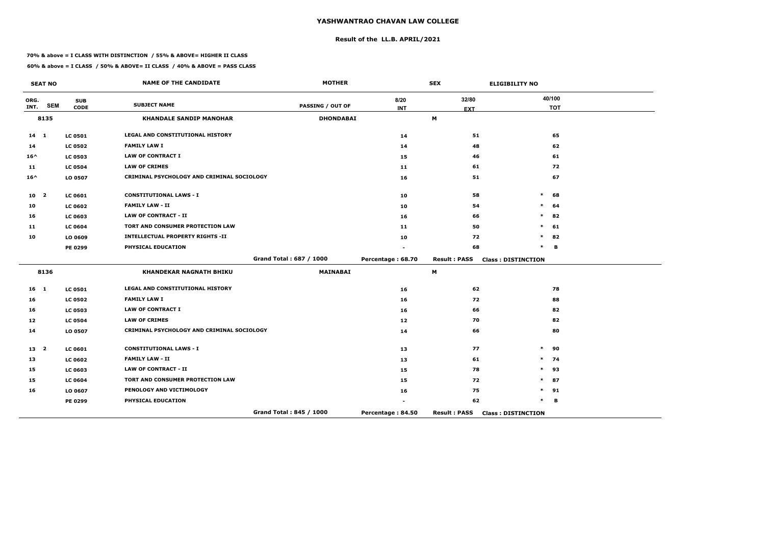# YASHWANTRAO CHAVAN LAW COLLEGE

## Result of the LL.B. APRIL/2021

**70% & above = I CLASS WITH DISTINCTION / 55% & ABOVE= HIGHER II CLASS**

**60% & above = I CLASS / 50% & ABOVE= II CLASS / 40% & ABOVE = PASS CLASS**

| SEAT NO | | | NAME OF THE CANDIDATE | MOTHER | | SEX | ELIGIBILITY NO |
|---|---|---|---|---|---|---|---|
| ORG. INT. | SEM | SUB CODE | SUBJECT NAME | PASSING / OUT OF | 8/20 INT | 32/80 EXT | 40/100 TOT |
| 8135 | | | KHANDALE SANDIP MANOHAR | DHONDABAI | | M | |
| 14 | 1 | LC 0501 | LEGAL AND CONSTITUTIONAL HISTORY | | 14 | 51 | 65 |
| 14 | | LC 0502 | FAMILY LAW I | | 14 | 48 | 62 |
| 16^ | | LC 0503 | LAW OF CONTRACT I | | 15 | 46 | 61 |
| 11 | | LC 0504 | LAW OF CRIMES | | 11 | 61 | 72 |
| 16^ | | LO 0507 | CRIMINAL PSYCHOLOGY AND CRIMINAL SOCIOLOGY | | 16 | 51 | 67 |
| 10 | 2 | LC 0601 | CONSTITUTIONAL LAWS - I | | 10 | 58 | * 68 |
| 10 | | LC 0602 | FAMILY LAW - II | | 10 | 54 | * 64 |
| 16 | | LC 0603 | LAW OF CONTRACT - II | | 16 | 66 | * 82 |
| 11 | | LC 0604 | TORT AND CONSUMER PROTECTION LAW | | 11 | 50 | * 61 |
| 10 | | LO 0609 | INTELLECTUAL PROPERTY RIGHTS -II | | 10 | 72 | * 82 |
| | | PE 0299 | PHYSICAL EDUCATION | | - | 68 | * B |
| | | | | Grand Total : 687 / 1000 | Percentage : 68.70 | Result : PASS | Class : DISTINCTION |
| 8136 | | | KHANDEKAR NAGNATH BHIKU | MAINABAI | | M | |
| 16 | 1 | LC 0501 | LEGAL AND CONSTITUTIONAL HISTORY | | 16 | 62 | 78 |
| 16 | | LC 0502 | FAMILY LAW I | | 16 | 72 | 88 |
| 16 | | LC 0503 | LAW OF CONTRACT I | | 16 | 66 | 82 |
| 12 | | LC 0504 | LAW OF CRIMES | | 12 | 70 | 82 |
| 14 | | LO 0507 | CRIMINAL PSYCHOLOGY AND CRIMINAL SOCIOLOGY | | 14 | 66 | 80 |
| 13 | 2 | LC 0601 | CONSTITUTIONAL LAWS - I | | 13 | 77 | * 90 |
| 13 | | LC 0602 | FAMILY LAW - II | | 13 | 61 | * 74 |
| 15 | | LC 0603 | LAW OF CONTRACT - II | | 15 | 78 | * 93 |
| 15 | | LC 0604 | TORT AND CONSUMER PROTECTION LAW | | 15 | 72 | * 87 |
| 16 | | LO 0607 | PENOLOGY AND VICTIMOLOGY | | 16 | 75 | * 91 |
| | | PE 0299 | PHYSICAL EDUCATION | | - | 62 | * B |
| | | | | Grand Total : 845 / 1000 | Percentage : 84.50 | Result : PASS | Class : DISTINCTION |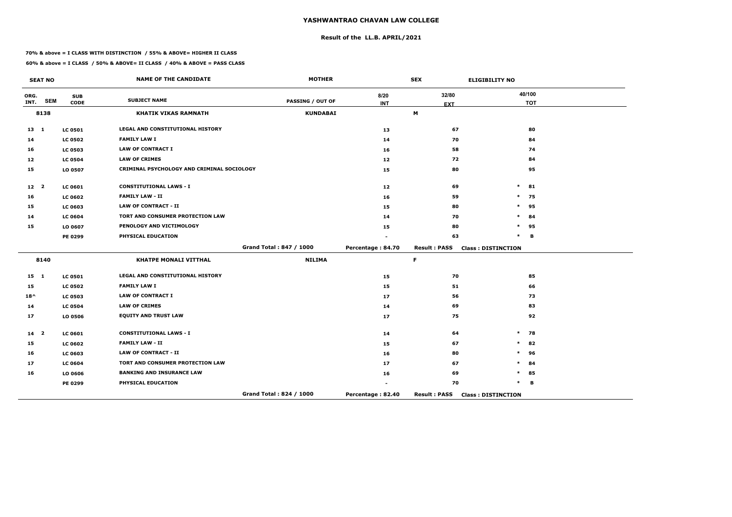# YASHWANTRAO CHAVAN LAW COLLEGE

## Result of the LL.B. APRIL/2021

**70% & above = I CLASS WITH DISTINCTION / 55% & ABOVE= HIGHER II CLASS**

**60% & above = I CLASS / 50% & ABOVE= II CLASS / 40% & ABOVE = PASS CLASS**

| SEAT NO | | | NAME OF THE CANDIDATE | MOTHER | | SEX | ELIGIBILITY NO |
|---|---|---|---|---|---|---|---|
| ORG. INT. | SEM | SUB CODE | SUBJECT NAME | PASSING / OUT OF | 8/20 INT | 32/80 EXT | 40/100 TOT |
| 8138 | | | KHATIK VIKAS RAMNATH | KUNDABAI | | M | |
| 13 | 1 | LC 0501 | LEGAL AND CONSTITUTIONAL HISTORY | | 13 | 67 | 80 |
| 14 | | LC 0502 | FAMILY LAW I | | 14 | 70 | 84 |
| 16 | | LC 0503 | LAW OF CONTRACT I | | 16 | 58 | 74 |
| 12 | | LC 0504 | LAW OF CRIMES | | 12 | 72 | 84 |
| 15 | | LO 0507 | CRIMINAL PSYCHOLOGY AND CRIMINAL SOCIOLOGY | | 15 | 80 | 95 |
| 12 | 2 | LC 0601 | CONSTITUTIONAL LAWS - I | | 12 | 69 | * 81 |
| 16 | | LC 0602 | FAMILY LAW - II | | 16 | 59 | * 75 |
| 15 | | LC 0603 | LAW OF CONTRACT - II | | 15 | 80 | * 95 |
| 14 | | LC 0604 | TORT AND CONSUMER PROTECTION LAW | | 14 | 70 | * 84 |
| 15 | | LO 0607 | PENOLOGY AND VICTIMOLOGY | | 15 | 80 | * 95 |
| | | PE 0299 | PHYSICAL EDUCATION | | - | 63 | * B |
| | | | | Grand Total : 847 / 1000 | Percentage : 84.70 | Result : PASS | Class : DISTINCTION |
| 8140 | | | KHATPE MONALI VITTHAL | NILIMA | | F | |
| 15 | 1 | LC 0501 | LEGAL AND CONSTITUTIONAL HISTORY | | 15 | 70 | 85 |
| 15 | | LC 0502 | FAMILY LAW I | | 15 | 51 | 66 |
| 18^ | | LC 0503 | LAW OF CONTRACT I | | 17 | 56 | 73 |
| 14 | | LC 0504 | LAW OF CRIMES | | 14 | 69 | 83 |
| 17 | | LO 0506 | EQUITY AND TRUST LAW | | 17 | 75 | 92 |
| 14 | 2 | LC 0601 | CONSTITUTIONAL LAWS - I | | 14 | 64 | * 78 |
| 15 | | LC 0602 | FAMILY LAW - II | | 15 | 67 | * 82 |
| 16 | | LC 0603 | LAW OF CONTRACT - II | | 16 | 80 | * 96 |
| 17 | | LC 0604 | TORT AND CONSUMER PROTECTION LAW | | 17 | 67 | * 84 |
| 16 | | LO 0606 | BANKING AND INSURANCE LAW | | 16 | 69 | * 85 |
| | | PE 0299 | PHYSICAL EDUCATION | | - | 70 | * B |
| | | | | Grand Total : 824 / 1000 | Percentage : 82.40 | Result : PASS | Class : DISTINCTION |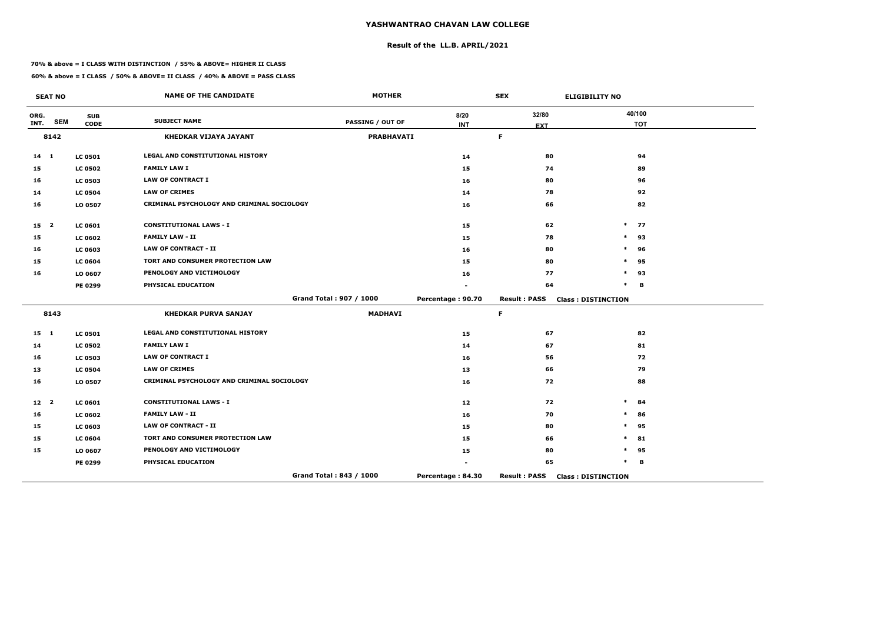# YASHWANTRAO CHAVAN LAW COLLEGE

## Result of the LL.B. APRIL/2021

**70% & above = I CLASS WITH DISTINCTION / 55% & ABOVE= HIGHER II CLASS**

**60% & above = I CLASS / 50% & ABOVE= II CLASS / 40% & ABOVE = PASS CLASS**

| SEAT NO | | | NAME OF THE CANDIDATE | MOTHER | SEX | | ELIGIBILITY NO |
|---|---|---|---|---|---|---|---|
| ORG. INT. | SEM | SUB CODE | SUBJECT NAME | PASSING / OUT OF | 8/20 INT | 32/80 EXT | 40/100 TOT |
| 8142 | | | KHEDKAR VIJAYA JAYANT | PRABHAVATI | F | | |
| 14 | 1 | LC 0501 | LEGAL AND CONSTITUTIONAL HISTORY | | 14 | 80 | 94 |
| 15 | | LC 0502 | FAMILY LAW I | | 15 | 74 | 89 |
| 16 | | LC 0503 | LAW OF CONTRACT I | | 16 | 80 | 96 |
| 14 | | LC 0504 | LAW OF CRIMES | | 14 | 78 | 92 |
| 16 | | LO 0507 | CRIMINAL PSYCHOLOGY AND CRIMINAL SOCIOLOGY | | 16 | 66 | 82 |
| 15 | 2 | LC 0601 | CONSTITUTIONAL LAWS - I | | 15 | 62 | * 77 |
| 15 | | LC 0602 | FAMILY LAW - II | | 15 | 78 | * 93 |
| 16 | | LC 0603 | LAW OF CONTRACT - II | | 16 | 80 | * 96 |
| 15 | | LC 0604 | TORT AND CONSUMER PROTECTION LAW | | 15 | 80 | * 95 |
| 16 | | LO 0607 | PENOLOGY AND VICTIMOLOGY | | 16 | 77 | * 93 |
| | | PE 0299 | PHYSICAL EDUCATION | | - | 64 | * B |
| | | | | Grand Total : 907 / 1000 | Percentage : 90.70 | Result : PASS | Class : DISTINCTION |
| 8143 | | | KHEDKAR PURVA SANJAY | MADHAVI | F | | |
| 15 | 1 | LC 0501 | LEGAL AND CONSTITUTIONAL HISTORY | | 15 | 67 | 82 |
| 14 | | LC 0502 | FAMILY LAW I | | 14 | 67 | 81 |
| 16 | | LC 0503 | LAW OF CONTRACT I | | 16 | 56 | 72 |
| 13 | | LC 0504 | LAW OF CRIMES | | 13 | 66 | 79 |
| 16 | | LO 0507 | CRIMINAL PSYCHOLOGY AND CRIMINAL SOCIOLOGY | | 16 | 72 | 88 |
| 12 | 2 | LC 0601 | CONSTITUTIONAL LAWS - I | | 12 | 72 | * 84 |
| 16 | | LC 0602 | FAMILY LAW - II | | 16 | 70 | * 86 |
| 15 | | LC 0603 | LAW OF CONTRACT - II | | 15 | 80 | * 95 |
| 15 | | LC 0604 | TORT AND CONSUMER PROTECTION LAW | | 15 | 66 | * 81 |
| 15 | | LO 0607 | PENOLOGY AND VICTIMOLOGY | | 15 | 80 | * 95 |
| | | PE 0299 | PHYSICAL EDUCATION | | - | 65 | * B |
| | | | | Grand Total : 843 / 1000 | Percentage : 84.30 | Result : PASS | Class : DISTINCTION |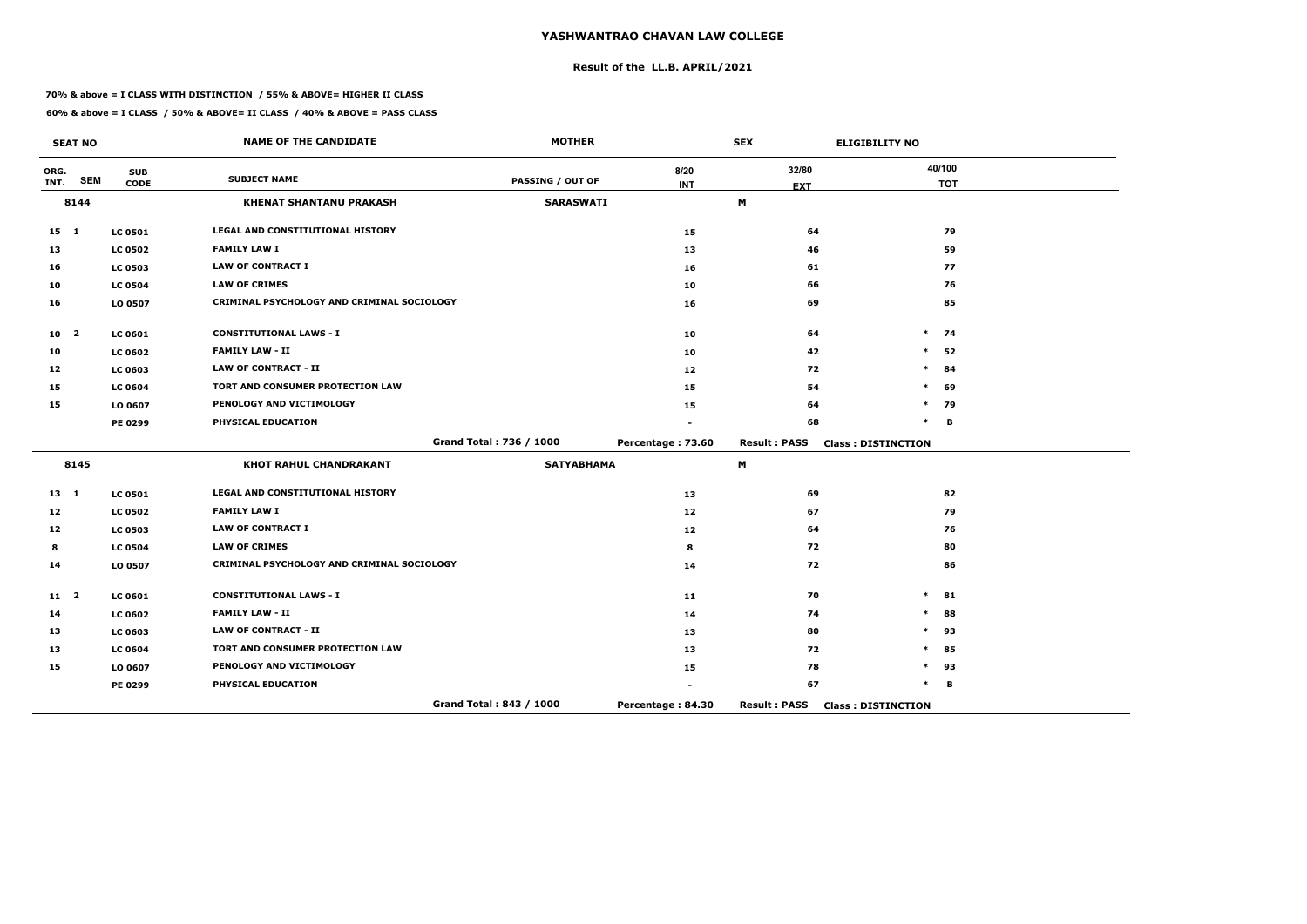# YASHWANTRAO CHAVAN LAW COLLEGE

## Result of the LL.B. APRIL/2021

**70% & above = I CLASS WITH DISTINCTION / 55% & ABOVE= HIGHER II CLASS**

**60% & above = I CLASS / 50% & ABOVE= II CLASS / 40% & ABOVE = PASS CLASS**

| SEAT NO | | | NAME OF THE CANDIDATE | MOTHER | | SEX | ELIGIBILITY NO |
|---|---|---|---|---|---|---|---|
| ORG. INT. | SEM | SUB CODE | SUBJECT NAME | PASSING / OUT OF | 8/20 INT | 32/80 EXT | 40/100 TOT |
| 8144 | | | KHENAT SHANTANU PRAKASH | SARASWATI | | M | |
| 15 | 1 | LC 0501 | LEGAL AND CONSTITUTIONAL HISTORY | | 15 | 64 | 79 |
| 13 | | LC 0502 | FAMILY LAW I | | 13 | 46 | 59 |
| 16 | | LC 0503 | LAW OF CONTRACT I | | 16 | 61 | 77 |
| 10 | | LC 0504 | LAW OF CRIMES | | 10 | 66 | 76 |
| 16 | | LO 0507 | CRIMINAL PSYCHOLOGY AND CRIMINAL SOCIOLOGY | | 16 | 69 | 85 |
| 10 | 2 | LC 0601 | CONSTITUTIONAL LAWS - I | | 10 | 64 | * 74 |
| 10 | | LC 0602 | FAMILY LAW - II | | 10 | 42 | * 52 |
| 12 | | LC 0603 | LAW OF CONTRACT - II | | 12 | 72 | * 84 |
| 15 | | LC 0604 | TORT AND CONSUMER PROTECTION LAW | | 15 | 54 | * 69 |
| 15 | | LO 0607 | PENOLOGY AND VICTIMOLOGY | | 15 | 64 | * 79 |
| | | PE 0299 | PHYSICAL EDUCATION | | - | 68 | * B |
| | | | | Grand Total : 736 / 1000 | Percentage : 73.60 | Result : PASS | Class : DISTINCTION |
| 8145 | | | KHOT RAHUL CHANDRAKANT | SATYABHAMA | | M | |
| 13 | 1 | LC 0501 | LEGAL AND CONSTITUTIONAL HISTORY | | 13 | 69 | 82 |
| 12 | | LC 0502 | FAMILY LAW I | | 12 | 67 | 79 |
| 12 | | LC 0503 | LAW OF CONTRACT I | | 12 | 64 | 76 |
| 8 | | LC 0504 | LAW OF CRIMES | | 8 | 72 | 80 |
| 14 | | LO 0507 | CRIMINAL PSYCHOLOGY AND CRIMINAL SOCIOLOGY | | 14 | 72 | 86 |
| 11 | 2 | LC 0601 | CONSTITUTIONAL LAWS - I | | 11 | 70 | * 81 |
| 14 | | LC 0602 | FAMILY LAW - II | | 14 | 74 | * 88 |
| 13 | | LC 0603 | LAW OF CONTRACT - II | | 13 | 80 | * 93 |
| 13 | | LC 0604 | TORT AND CONSUMER PROTECTION LAW | | 13 | 72 | * 85 |
| 15 | | LO 0607 | PENOLOGY AND VICTIMOLOGY | | 15 | 78 | * 93 |
| | | PE 0299 | PHYSICAL EDUCATION | | - | 67 | * B |
| | | | | Grand Total : 843 / 1000 | Percentage : 84.30 | Result : PASS | Class : DISTINCTION |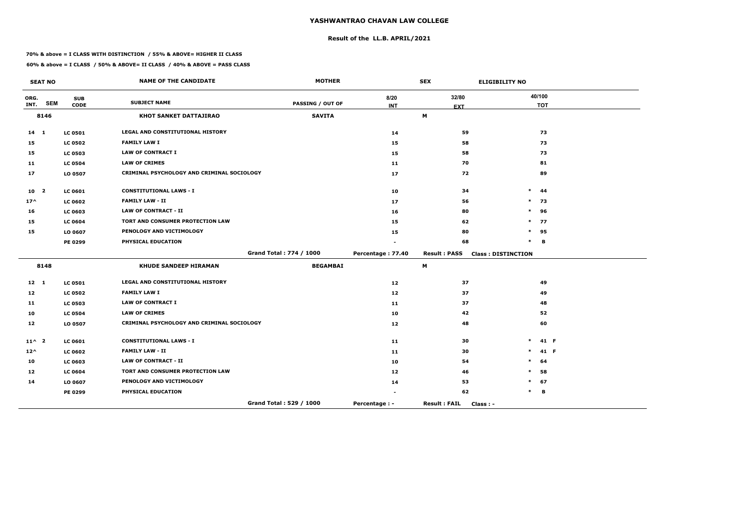# YASHWANTRAO CHAVAN LAW COLLEGE

## Result of the LL.B. APRIL/2021

**70% & above = I CLASS WITH DISTINCTION / 55% & ABOVE= HIGHER II CLASS**

**60% & above = I CLASS / 50% & ABOVE= II CLASS / 40% & ABOVE = PASS CLASS**

| SEAT NO | | | NAME OF THE CANDIDATE | MOTHER | | SEX | ELIGIBILITY NO |
|---|---|---|---|---|---|---|---|
| ORG. INT. | SEM | SUB CODE | SUBJECT NAME | PASSING / OUT OF | 8/20 INT | 32/80 EXT | 40/100 TOT |
| 8146 | | | KHOT SANKET DATTAJIRAO | SAVITA | | M | |
| 14 | 1 | LC 0501 | LEGAL AND CONSTITUTIONAL HISTORY | | 14 | 59 | 73 |
| 15 | | LC 0502 | FAMILY LAW I | | 15 | 58 | 73 |
| 15 | | LC 0503 | LAW OF CONTRACT I | | 15 | 58 | 73 |
| 11 | | LC 0504 | LAW OF CRIMES | | 11 | 70 | 81 |
| 17 | | LO 0507 | CRIMINAL PSYCHOLOGY AND CRIMINAL SOCIOLOGY | | 17 | 72 | 89 |
| 10 | 2 | LC 0601 | CONSTITUTIONAL LAWS - I | | 10 | 34 | * 44 |
| 17^ | | LC 0602 | FAMILY LAW - II | | 17 | 56 | * 73 |
| 16 | | LC 0603 | LAW OF CONTRACT - II | | 16 | 80 | * 96 |
| 15 | | LC 0604 | TORT AND CONSUMER PROTECTION LAW | | 15 | 62 | * 77 |
| 15 | | LO 0607 | PENOLOGY AND VICTIMOLOGY | | 15 | 80 | * 95 |
| | | PE 0299 | PHYSICAL EDUCATION | | - | 68 | * B |
| | | | | Grand Total : 774 / 1000 | Percentage : 77.40 | Result : PASS | Class : DISTINCTION |
| 8148 | | | KHUDE SANDEEP HIRAMAN | BEGAMBAI | | M | |
| 12 | 1 | LC 0501 | LEGAL AND CONSTITUTIONAL HISTORY | | 12 | 37 | 49 |
| 12 | | LC 0502 | FAMILY LAW I | | 12 | 37 | 49 |
| 11 | | LC 0503 | LAW OF CONTRACT I | | 11 | 37 | 48 |
| 10 | | LC 0504 | LAW OF CRIMES | | 10 | 42 | 52 |
| 12 | | LO 0507 | CRIMINAL PSYCHOLOGY AND CRIMINAL SOCIOLOGY | | 12 | 48 | 60 |
| 11^ | 2 | LC 0601 | CONSTITUTIONAL LAWS - I | | 11 | 30 | * 41 F |
| 12^ | | LC 0602 | FAMILY LAW - II | | 11 | 30 | * 41 F |
| 10 | | LC 0603 | LAW OF CONTRACT - II | | 10 | 54 | * 64 |
| 12 | | LC 0604 | TORT AND CONSUMER PROTECTION LAW | | 12 | 46 | * 58 |
| 14 | | LO 0607 | PENOLOGY AND VICTIMOLOGY | | 14 | 53 | * 67 |
| | | PE 0299 | PHYSICAL EDUCATION | | - | 62 | * B |
| | | | | Grand Total : 529 / 1000 | Percentage : - | Result : FAIL | Class : - |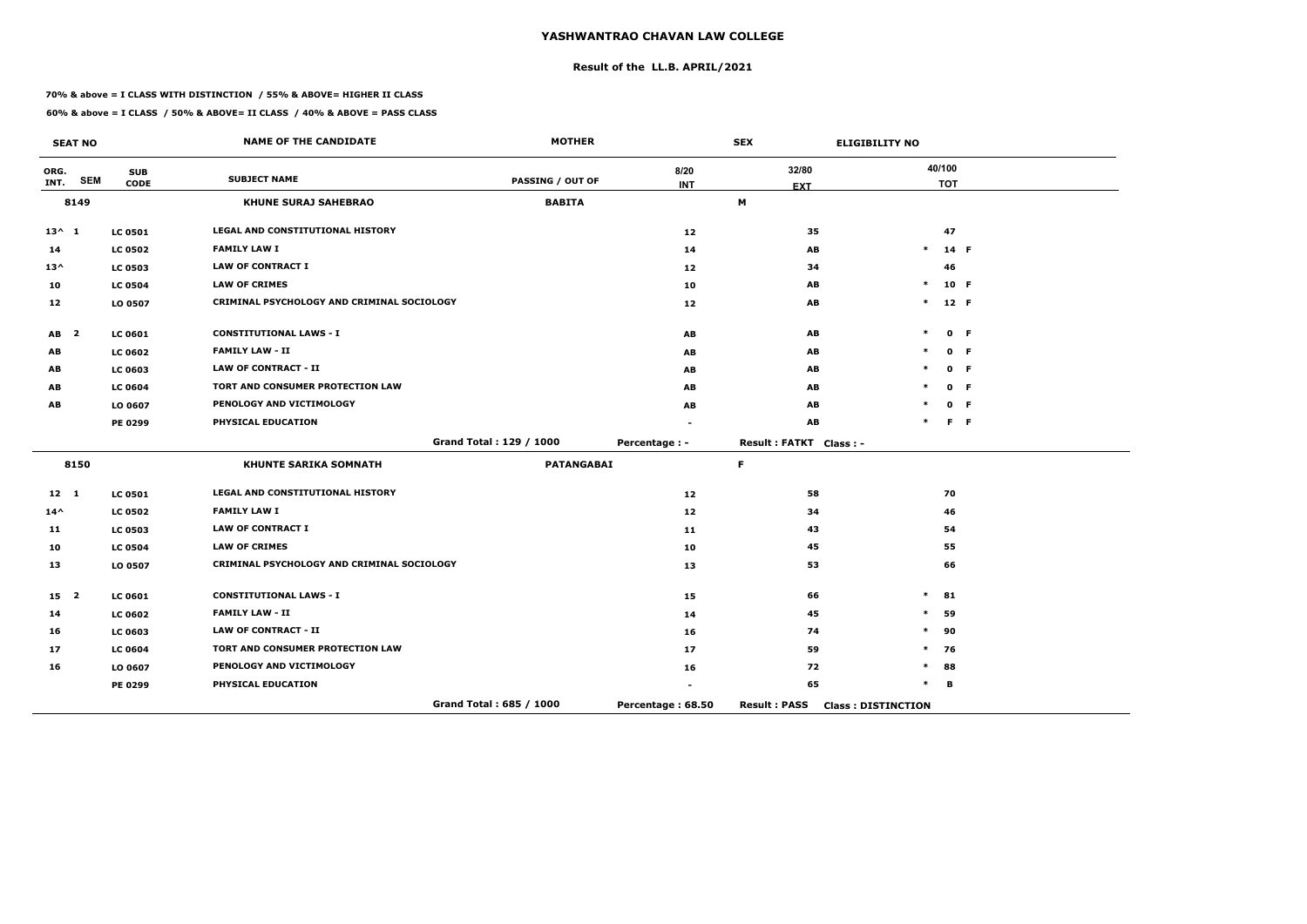# YASHWANTRAO CHAVAN LAW COLLEGE

## Result of the LL.B. APRIL/2021

**70% & above = I CLASS WITH DISTINCTION / 55% & ABOVE= HIGHER II CLASS**

**60% & above = I CLASS / 50% & ABOVE= II CLASS / 40% & ABOVE = PASS CLASS**

| SEAT NO | | NAME OF THE CANDIDATE | MOTHER | | SEX | ELIGIBILITY NO | |
|---|---|---|---|---|---|---|---|
| ORG. INT. SEM | SUB CODE | SUBJECT NAME | PASSING / OUT OF | 8/20 INT | 32/80 EXT | 40/100 TOT | |
| **8149** | | **KHUNE SURAJ SAHEBRAO** | **BABITA** | | **M** | | |
| 13^ 1 | LC 0501 | LEGAL AND CONSTITUTIONAL HISTORY | | 12 | 35 | 47 | |
| 14 | LC 0502 | FAMILY LAW I | | 14 | AB | * 14 | F |
| 13^ | LC 0503 | LAW OF CONTRACT I | | 12 | 34 | 46 | |
| 10 | LC 0504 | LAW OF CRIMES | | 10 | AB | * 10 | F |
| 12 | LO 0507 | CRIMINAL PSYCHOLOGY AND CRIMINAL SOCIOLOGY | | 12 | AB | * 12 | F |
| AB 2 | LC 0601 | CONSTITUTIONAL LAWS - I | | AB | AB | * 0 | F |
| AB | LC 0602 | FAMILY LAW - II | | AB | AB | * 0 | F |
| AB | LC 0603 | LAW OF CONTRACT - II | | AB | AB | * 0 | F |
| AB | LC 0604 | TORT AND CONSUMER PROTECTION LAW | | AB | AB | * 0 | F |
| AB | LO 0607 | PENOLOGY AND VICTIMOLOGY | | AB | AB | * 0 | F |
| | PE 0299 | PHYSICAL EDUCATION | | - | AB | * F | F |
| | | | Grand Total : 129 / 1000 | Percentage : - | Result : FATKT | Class : - | |
| **8150** | | **KHUNTE SARIKA SOMNATH** | **PATANGABAI** | | **F** | | |
| 12 1 | LC 0501 | LEGAL AND CONSTITUTIONAL HISTORY | | 12 | 58 | 70 | |
| 14^ | LC 0502 | FAMILY LAW I | | 12 | 34 | 46 | |
| 11 | LC 0503 | LAW OF CONTRACT I | | 11 | 43 | 54 | |
| 10 | LC 0504 | LAW OF CRIMES | | 10 | 45 | 55 | |
| 13 | LO 0507 | CRIMINAL PSYCHOLOGY AND CRIMINAL SOCIOLOGY | | 13 | 53 | 66 | |
| 15 2 | LC 0601 | CONSTITUTIONAL LAWS - I | | 15 | 66 | * 81 | |
| 14 | LC 0602 | FAMILY LAW - II | | 14 | 45 | * 59 | |
| 16 | LC 0603 | LAW OF CONTRACT - II | | 16 | 74 | * 90 | |
| 17 | LC 0604 | TORT AND CONSUMER PROTECTION LAW | | 17 | 59 | * 76 | |
| 16 | LO 0607 | PENOLOGY AND VICTIMOLOGY | | 16 | 72 | * 88 | |
| | PE 0299 | PHYSICAL EDUCATION | | - | 65 | * B | |
| | | | Grand Total : 685 / 1000 | Percentage : 68.50 | Result : PASS | Class : DISTINCTION | |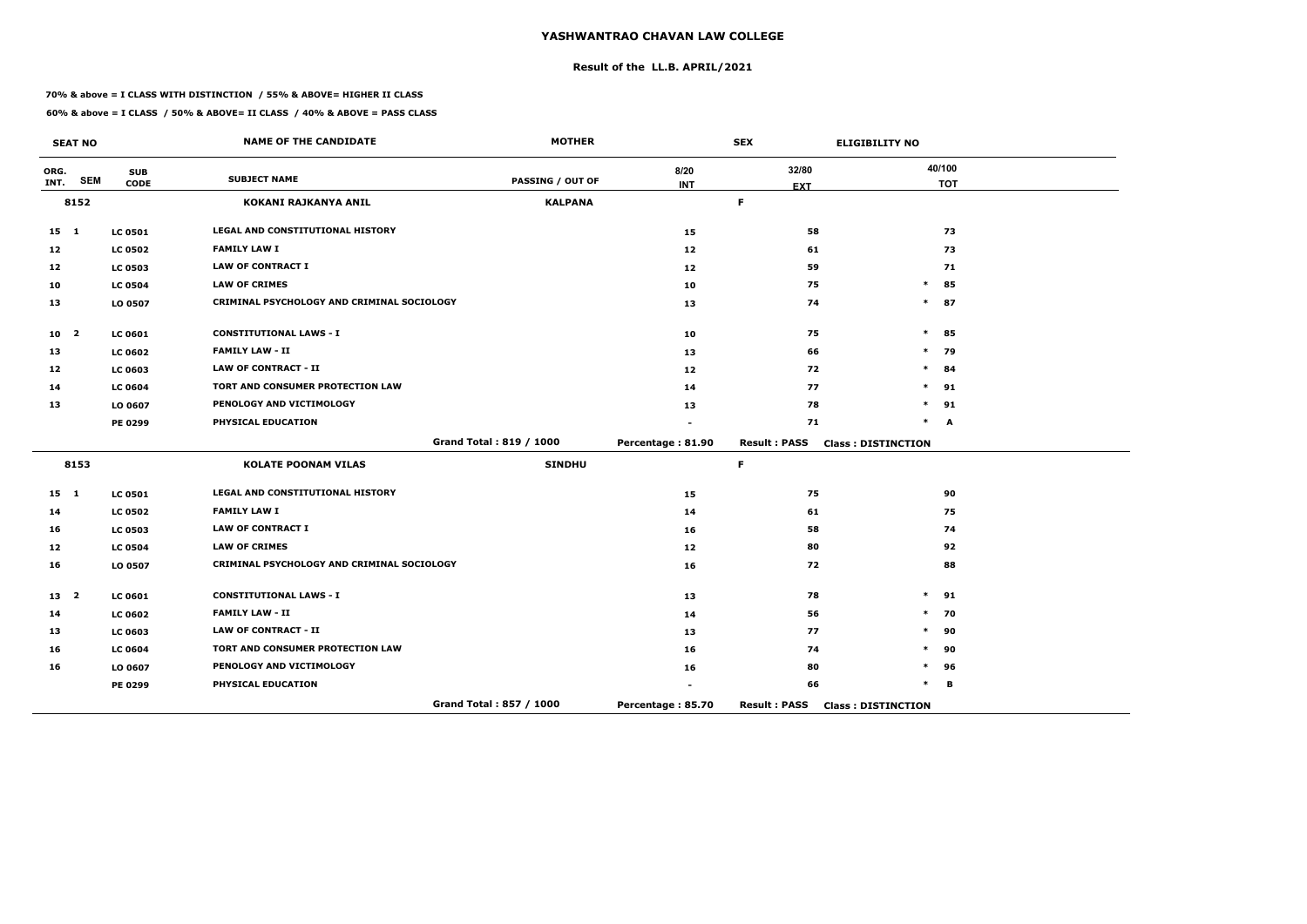# YASHWANTRAO CHAVAN LAW COLLEGE

## Result of the LL.B. APRIL/2021

**70% & above = I CLASS WITH DISTINCTION / 55% & ABOVE= HIGHER II CLASS**

**60% & above = I CLASS / 50% & ABOVE= II CLASS / 40% & ABOVE = PASS CLASS**

| SEAT NO | | | NAME OF THE CANDIDATE | MOTHER | SEX | ELIGIBILITY NO | |
|---|---|---|---|---|---|---|---|
| ORG. INT. | SEM | SUB CODE | SUBJECT NAME | PASSING / OUT OF | 8/20 INT | 32/80 EXT | 40/100 TOT |
| 8152 | | | KOKANI RAJKANYA ANIL | KALPANA | | F | |
| 15 | 1 | LC 0501 | LEGAL AND CONSTITUTIONAL HISTORY | | 15 | 58 | 73 |
| 12 | | LC 0502 | FAMILY LAW I | | 12 | 61 | 73 |
| 12 | | LC 0503 | LAW OF CONTRACT I | | 12 | 59 | 71 |
| 10 | | LC 0504 | LAW OF CRIMES | | 10 | 75 | * 85 |
| 13 | | LO 0507 | CRIMINAL PSYCHOLOGY AND CRIMINAL SOCIOLOGY | | 13 | 74 | * 87 |
| 10 | 2 | LC 0601 | CONSTITUTIONAL LAWS - I | | 10 | 75 | * 85 |
| 13 | | LC 0602 | FAMILY LAW - II | | 13 | 66 | * 79 |
| 12 | | LC 0603 | LAW OF CONTRACT - II | | 12 | 72 | * 84 |
| 14 | | LC 0604 | TORT AND CONSUMER PROTECTION LAW | | 14 | 77 | * 91 |
| 13 | | LO 0607 | PENOLOGY AND VICTIMOLOGY | | 13 | 78 | * 91 |
| | | PE 0299 | PHYSICAL EDUCATION | | - | 71 | * A |
| | | | | Grand Total : 819 / 1000 | Percentage : 81.90 | Result : PASS | Class : DISTINCTION |
| 8153 | | | KOLATE POONAM VILAS | SINDHU | | F | |
| 15 | 1 | LC 0501 | LEGAL AND CONSTITUTIONAL HISTORY | | 15 | 75 | 90 |
| 14 | | LC 0502 | FAMILY LAW I | | 14 | 61 | 75 |
| 16 | | LC 0503 | LAW OF CONTRACT I | | 16 | 58 | 74 |
| 12 | | LC 0504 | LAW OF CRIMES | | 12 | 80 | 92 |
| 16 | | LO 0507 | CRIMINAL PSYCHOLOGY AND CRIMINAL SOCIOLOGY | | 16 | 72 | 88 |
| 13 | 2 | LC 0601 | CONSTITUTIONAL LAWS - I | | 13 | 78 | * 91 |
| 14 | | LC 0602 | FAMILY LAW - II | | 14 | 56 | * 70 |
| 13 | | LC 0603 | LAW OF CONTRACT - II | | 13 | 77 | * 90 |
| 16 | | LC 0604 | TORT AND CONSUMER PROTECTION LAW | | 16 | 74 | * 90 |
| 16 | | LO 0607 | PENOLOGY AND VICTIMOLOGY | | 16 | 80 | * 96 |
| | | PE 0299 | PHYSICAL EDUCATION | | - | 66 | * B |
| | | | | Grand Total : 857 / 1000 | Percentage : 85.70 | Result : PASS | Class : DISTINCTION |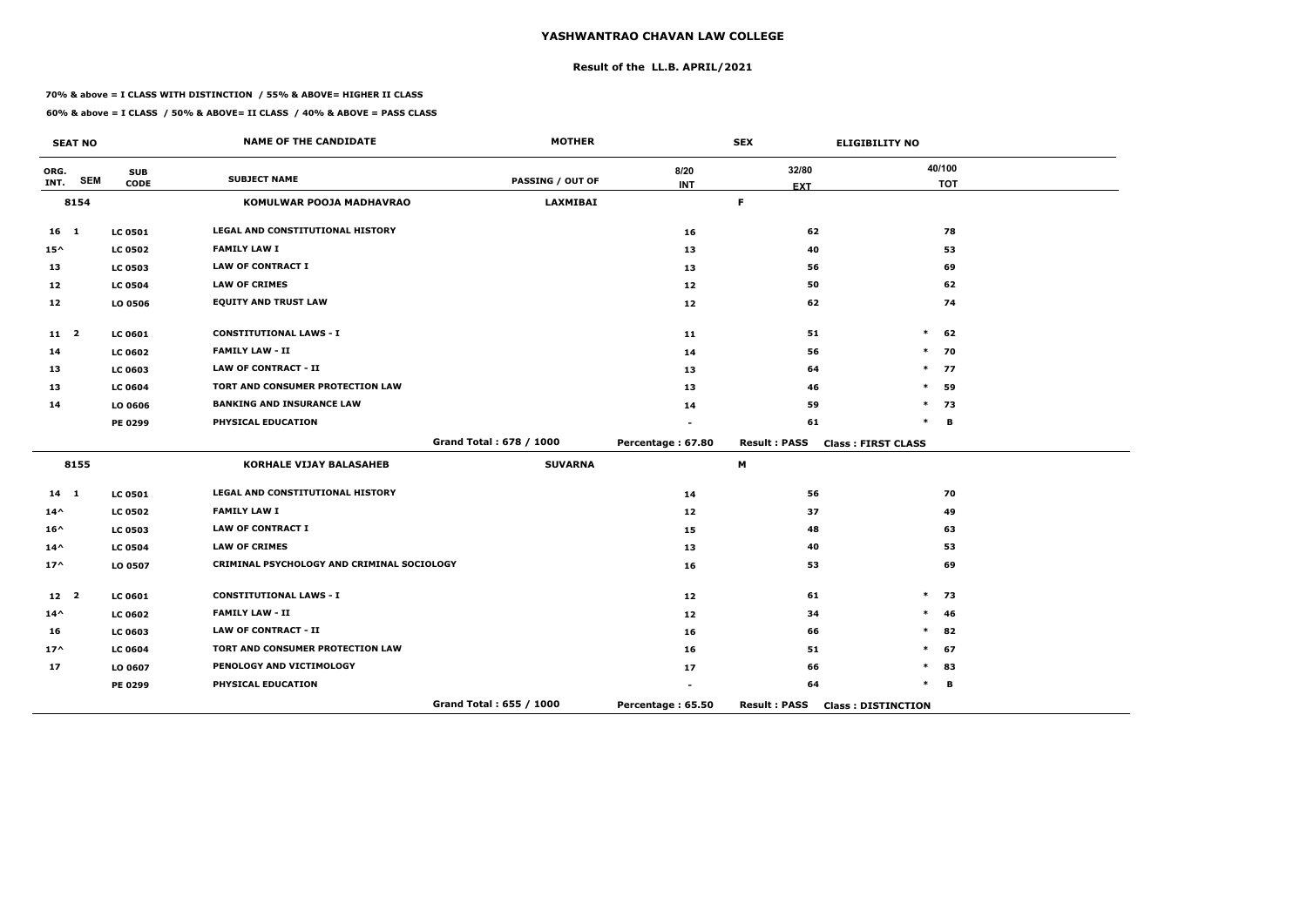# YASHWANTRAO CHAVAN LAW COLLEGE

## Result of the LL.B. APRIL/2021

**70% & above = I CLASS WITH DISTINCTION / 55% & ABOVE= HIGHER II CLASS**

**60% & above = I CLASS / 50% & ABOVE= II CLASS / 40% & ABOVE = PASS CLASS**

| SEAT NO | | | NAME OF THE CANDIDATE | MOTHER | | SEX | ELIGIBILITY NO | |
|---|---|---|---|---|---|---|---|---|
| ORG. INT. | SEM | SUB CODE | SUBJECT NAME | PASSING / OUT OF | 8/20 INT | 32/80 EXT | | 40/100 TOT |
| 8154 | | | KOMULWAR POOJA MADHAVRAO | LAXMIBAI | | F | | |
| 16 | 1 | LC 0501 | LEGAL AND CONSTITUTIONAL HISTORY | | 16 | 62 | | 78 |
| 15^ | | LC 0502 | FAMILY LAW I | | 13 | 40 | | 53 |
| 13 | | LC 0503 | LAW OF CONTRACT I | | 13 | 56 | | 69 |
| 12 | | LC 0504 | LAW OF CRIMES | | 12 | 50 | | 62 |
| 12 | | LO 0506 | EQUITY AND TRUST LAW | | 12 | 62 | | 74 |
| 11 | 2 | LC 0601 | CONSTITUTIONAL LAWS - I | | 11 | 51 | * | 62 |
| 14 | | LC 0602 | FAMILY LAW - II | | 14 | 56 | * | 70 |
| 13 | | LC 0603 | LAW OF CONTRACT - II | | 13 | 64 | * | 77 |
| 13 | | LC 0604 | TORT AND CONSUMER PROTECTION LAW | | 13 | 46 | * | 59 |
| 14 | | LO 0606 | BANKING AND INSURANCE LAW | | 14 | 59 | * | 73 |
| | | PE 0299 | PHYSICAL EDUCATION | | - | 61 | * | B |
| | | | | Grand Total : 678 / 1000 | Percentage : 67.80 | Result : PASS | Class : FIRST CLASS | |
| 8155 | | | KORHALE VIJAY BALASAHEB | SUVARNA | | M | | |
| 14 | 1 | LC 0501 | LEGAL AND CONSTITUTIONAL HISTORY | | 14 | 56 | | 70 |
| 14^ | | LC 0502 | FAMILY LAW I | | 12 | 37 | | 49 |
| 16^ | | LC 0503 | LAW OF CONTRACT I | | 15 | 48 | | 63 |
| 14^ | | LC 0504 | LAW OF CRIMES | | 13 | 40 | | 53 |
| 17^ | | LO 0507 | CRIMINAL PSYCHOLOGY AND CRIMINAL SOCIOLOGY | | 16 | 53 | | 69 |
| 12 | 2 | LC 0601 | CONSTITUTIONAL LAWS - I | | 12 | 61 | * | 73 |
| 14^ | | LC 0602 | FAMILY LAW - II | | 12 | 34 | * | 46 |
| 16 | | LC 0603 | LAW OF CONTRACT - II | | 16 | 66 | * | 82 |
| 17^ | | LC 0604 | TORT AND CONSUMER PROTECTION LAW | | 16 | 51 | * | 67 |
| 17 | | LO 0607 | PENOLOGY AND VICTIMOLOGY | | 17 | 66 | * | 83 |
| | | PE 0299 | PHYSICAL EDUCATION | | - | 64 | * | B |
| | | | | Grand Total : 655 / 1000 | Percentage : 65.50 | Result : PASS | Class : DISTINCTION | |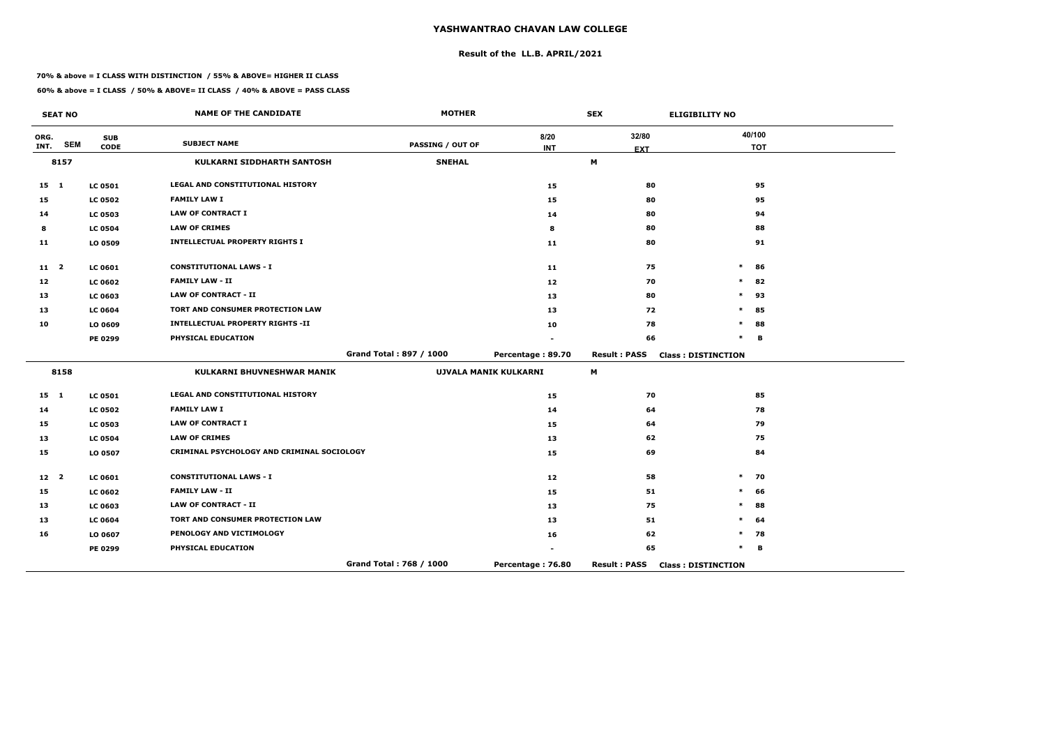# YASHWANTRAO CHAVAN LAW COLLEGE

## Result of the LL.B. APRIL/2021

**70% & above = I CLASS WITH DISTINCTION / 55% & ABOVE= HIGHER II CLASS**

**60% & above = I CLASS / 50% & ABOVE= II CLASS / 40% & ABOVE = PASS CLASS**

| SEAT NO | | | NAME OF THE CANDIDATE | MOTHER | | SEX | ELIGIBILITY NO |
|---|---|---|---|---|---|---|---|
| ORG. INT. | SEM | SUB CODE | SUBJECT NAME | PASSING / OUT OF | 8/20 INT | 32/80 EXT | 40/100 TOT |
| 8157 | | | KULKARNI SIDDHARTH SANTOSH | SNEHAL | | M | |
| 15 | 1 | LC 0501 | LEGAL AND CONSTITUTIONAL HISTORY | | 15 | 80 | 95 |
| 15 | | LC 0502 | FAMILY LAW I | | 15 | 80 | 95 |
| 14 | | LC 0503 | LAW OF CONTRACT I | | 14 | 80 | 94 |
| 8 | | LC 0504 | LAW OF CRIMES | | 8 | 80 | 88 |
| 11 | | LO 0509 | INTELLECTUAL PROPERTY RIGHTS I | | 11 | 80 | 91 |
| 11 | 2 | LC 0601 | CONSTITUTIONAL LAWS - I | | 11 | 75 | * 86 |
| 12 | | LC 0602 | FAMILY LAW - II | | 12 | 70 | * 82 |
| 13 | | LC 0603 | LAW OF CONTRACT - II | | 13 | 80 | * 93 |
| 13 | | LC 0604 | TORT AND CONSUMER PROTECTION LAW | | 13 | 72 | * 85 |
| 10 | | LO 0609 | INTELLECTUAL PROPERTY RIGHTS -II | | 10 | 78 | * 88 |
| | | PE 0299 | PHYSICAL EDUCATION | | - | 66 | * B |
| | | | | Grand Total : 897 / 1000 | Percentage : 89.70 | Result : PASS | Class : DISTINCTION |
| 8158 | | | KULKARNI BHUVNESHWAR MANIK | UJVALA MANIK KULKARNI | | M | |
| 15 | 1 | LC 0501 | LEGAL AND CONSTITUTIONAL HISTORY | | 15 | 70 | 85 |
| 14 | | LC 0502 | FAMILY LAW I | | 14 | 64 | 78 |
| 15 | | LC 0503 | LAW OF CONTRACT I | | 15 | 64 | 79 |
| 13 | | LC 0504 | LAW OF CRIMES | | 13 | 62 | 75 |
| 15 | | LO 0507 | CRIMINAL PSYCHOLOGY AND CRIMINAL SOCIOLOGY | | 15 | 69 | 84 |
| 12 | 2 | LC 0601 | CONSTITUTIONAL LAWS - I | | 12 | 58 | * 70 |
| 15 | | LC 0602 | FAMILY LAW - II | | 15 | 51 | * 66 |
| 13 | | LC 0603 | LAW OF CONTRACT - II | | 13 | 75 | * 88 |
| 13 | | LC 0604 | TORT AND CONSUMER PROTECTION LAW | | 13 | 51 | * 64 |
| 16 | | LO 0607 | PENOLOGY AND VICTIMOLOGY | | 16 | 62 | * 78 |
| | | PE 0299 | PHYSICAL EDUCATION | | - | 65 | * B |
| | | | | Grand Total : 768 / 1000 | Percentage : 76.80 | Result : PASS | Class : DISTINCTION |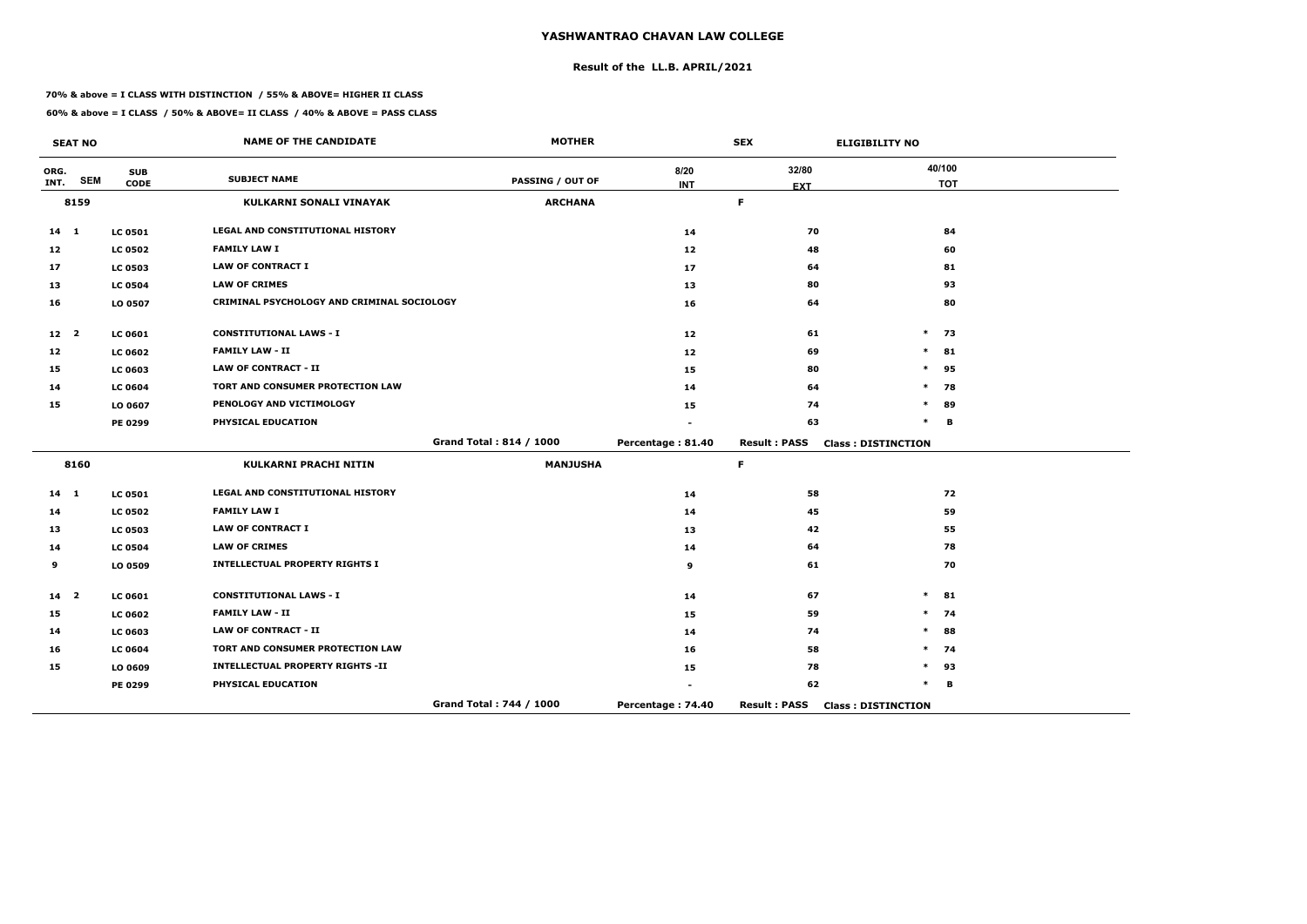# YASHWANTRAO CHAVAN LAW COLLEGE

## Result of the LL.B. APRIL/2021

**70% & above = I CLASS WITH DISTINCTION / 55% & ABOVE= HIGHER II CLASS**

**60% & above = I CLASS / 50% & ABOVE= II CLASS / 40% & ABOVE = PASS CLASS**

| SEAT NO | | | NAME OF THE CANDIDATE | MOTHER | | SEX | ELIGIBILITY NO |
|---|---|---|---|---|---|---|---|
| ORG. INT. | SEM | SUB CODE | SUBJECT NAME | PASSING / OUT OF | 8/20 INT | 32/80 EXT | 40/100 TOT |
| 8159 | | | KULKARNI SONALI VINAYAK | ARCHANA | | F | |
| 14 | 1 | LC 0501 | LEGAL AND CONSTITUTIONAL HISTORY | | 14 | 70 | 84 |
| 12 | | LC 0502 | FAMILY LAW I | | 12 | 48 | 60 |
| 17 | | LC 0503 | LAW OF CONTRACT I | | 17 | 64 | 81 |
| 13 | | LC 0504 | LAW OF CRIMES | | 13 | 80 | 93 |
| 16 | | LO 0507 | CRIMINAL PSYCHOLOGY AND CRIMINAL SOCIOLOGY | | 16 | 64 | 80 |
| 12 | 2 | LC 0601 | CONSTITUTIONAL LAWS - I | | 12 | 61 | * 73 |
| 12 | | LC 0602 | FAMILY LAW - II | | 12 | 69 | * 81 |
| 15 | | LC 0603 | LAW OF CONTRACT - II | | 15 | 80 | * 95 |
| 14 | | LC 0604 | TORT AND CONSUMER PROTECTION LAW | | 14 | 64 | * 78 |
| 15 | | LO 0607 | PENOLOGY AND VICTIMOLOGY | | 15 | 74 | * 89 |
| | | PE 0299 | PHYSICAL EDUCATION | | - | 63 | * B |
| | | | | Grand Total : 814 / 1000 | Percentage : 81.40 | Result : PASS | Class : DISTINCTION |
| 8160 | | | KULKARNI PRACHI NITIN | MANJUSHA | | F | |
| 14 | 1 | LC 0501 | LEGAL AND CONSTITUTIONAL HISTORY | | 14 | 58 | 72 |
| 14 | | LC 0502 | FAMILY LAW I | | 14 | 45 | 59 |
| 13 | | LC 0503 | LAW OF CONTRACT I | | 13 | 42 | 55 |
| 14 | | LC 0504 | LAW OF CRIMES | | 14 | 64 | 78 |
| 9 | | LO 0509 | INTELLECTUAL PROPERTY RIGHTS I | | 9 | 61 | 70 |
| 14 | 2 | LC 0601 | CONSTITUTIONAL LAWS - I | | 14 | 67 | * 81 |
| 15 | | LC 0602 | FAMILY LAW - II | | 15 | 59 | * 74 |
| 14 | | LC 0603 | LAW OF CONTRACT - II | | 14 | 74 | * 88 |
| 16 | | LC 0604 | TORT AND CONSUMER PROTECTION LAW | | 16 | 58 | * 74 |
| 15 | | LO 0609 | INTELLECTUAL PROPERTY RIGHTS -II | | 15 | 78 | * 93 |
| | | PE 0299 | PHYSICAL EDUCATION | | - | 62 | * B |
| | | | | Grand Total : 744 / 1000 | Percentage : 74.40 | Result : PASS | Class : DISTINCTION |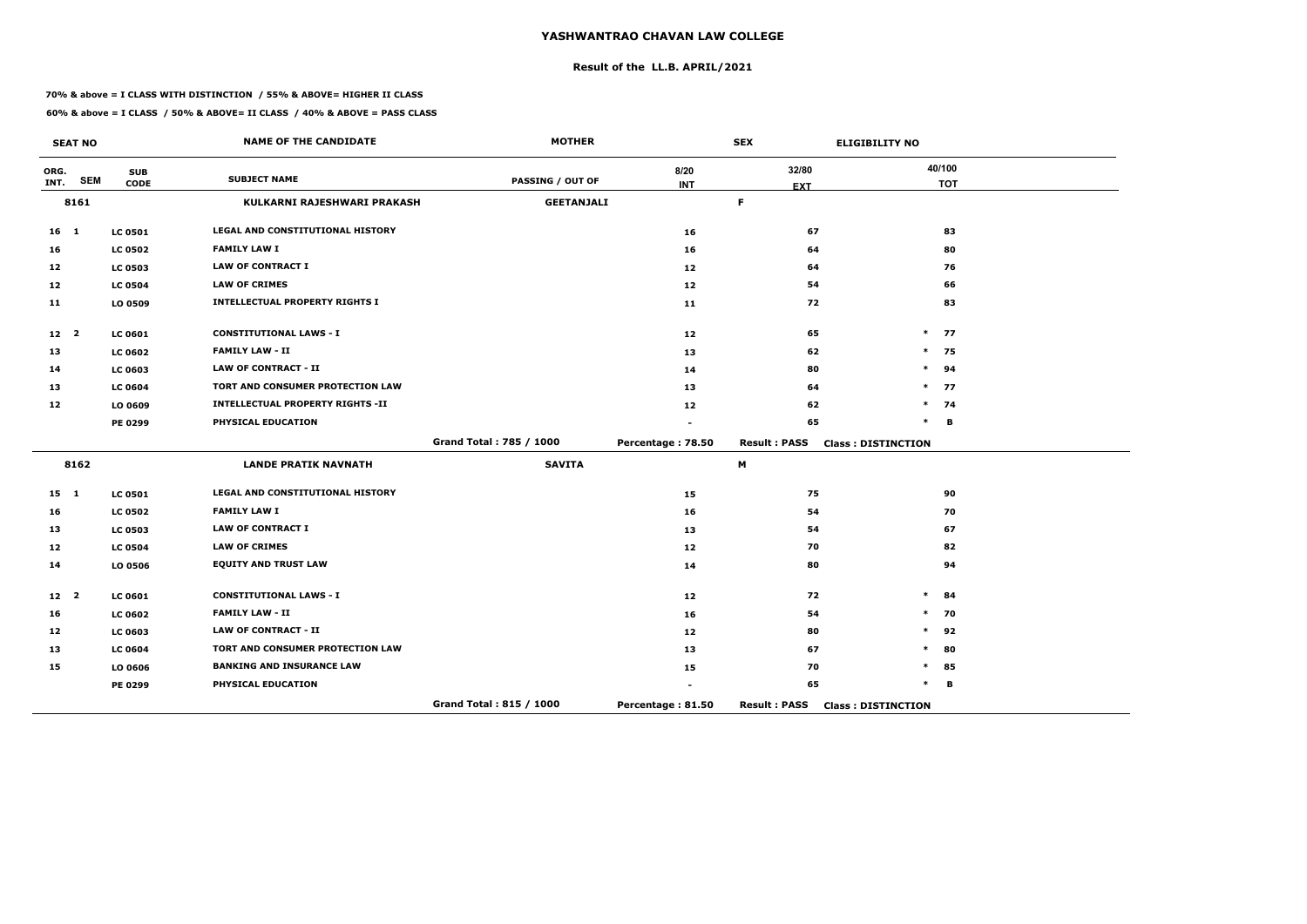# YASHWANTRAO CHAVAN LAW COLLEGE

## Result of the LL.B. APRIL/2021

**70% & above = I CLASS WITH DISTINCTION / 55% & ABOVE= HIGHER II CLASS**

**60% & above = I CLASS / 50% & ABOVE= II CLASS / 40% & ABOVE = PASS CLASS**

| SEAT NO | | | NAME OF THE CANDIDATE | MOTHER | | SEX | ELIGIBILITY NO |
|---|---|---|---|---|---|---|---|
| ORG. INT. | SEM | SUB CODE | SUBJECT NAME | PASSING / OUT OF | 8/20 INT | 32/80 EXT | 40/100 TOT |
| 8161 | | | KULKARNI RAJESHWARI PRAKASH | GEETANJALI | | F | |
| 16 | 1 | LC 0501 | LEGAL AND CONSTITUTIONAL HISTORY | | 16 | 67 | 83 |
| 16 | | LC 0502 | FAMILY LAW I | | 16 | 64 | 80 |
| 12 | | LC 0503 | LAW OF CONTRACT I | | 12 | 64 | 76 |
| 12 | | LC 0504 | LAW OF CRIMES | | 12 | 54 | 66 |
| 11 | | LO 0509 | INTELLECTUAL PROPERTY RIGHTS I | | 11 | 72 | 83 |
| 12 | 2 | LC 0601 | CONSTITUTIONAL LAWS - I | | 12 | 65 | * 77 |
| 13 | | LC 0602 | FAMILY LAW - II | | 13 | 62 | * 75 |
| 14 | | LC 0603 | LAW OF CONTRACT - II | | 14 | 80 | * 94 |
| 13 | | LC 0604 | TORT AND CONSUMER PROTECTION LAW | | 13 | 64 | * 77 |
| 12 | | LO 0609 | INTELLECTUAL PROPERTY RIGHTS -II | | 12 | 62 | * 74 |
| | | PE 0299 | PHYSICAL EDUCATION | | - | 65 | * B |
| | | | | Grand Total : 785 / 1000 | Percentage : 78.50 | Result : PASS | Class : DISTINCTION |
| 8162 | | | LANDE PRATIK NAVNATH | SAVITA | | M | |
| 15 | 1 | LC 0501 | LEGAL AND CONSTITUTIONAL HISTORY | | 15 | 75 | 90 |
| 16 | | LC 0502 | FAMILY LAW I | | 16 | 54 | 70 |
| 13 | | LC 0503 | LAW OF CONTRACT I | | 13 | 54 | 67 |
| 12 | | LC 0504 | LAW OF CRIMES | | 12 | 70 | 82 |
| 14 | | LO 0506 | EQUITY AND TRUST LAW | | 14 | 80 | 94 |
| 12 | 2 | LC 0601 | CONSTITUTIONAL LAWS - I | | 12 | 72 | * 84 |
| 16 | | LC 0602 | FAMILY LAW - II | | 16 | 54 | * 70 |
| 12 | | LC 0603 | LAW OF CONTRACT - II | | 12 | 80 | * 92 |
| 13 | | LC 0604 | TORT AND CONSUMER PROTECTION LAW | | 13 | 67 | * 80 |
| 15 | | LO 0606 | BANKING AND INSURANCE LAW | | 15 | 70 | * 85 |
| | | PE 0299 | PHYSICAL EDUCATION | | - | 65 | * B |
| | | | | Grand Total : 815 / 1000 | Percentage : 81.50 | Result : PASS | Class : DISTINCTION |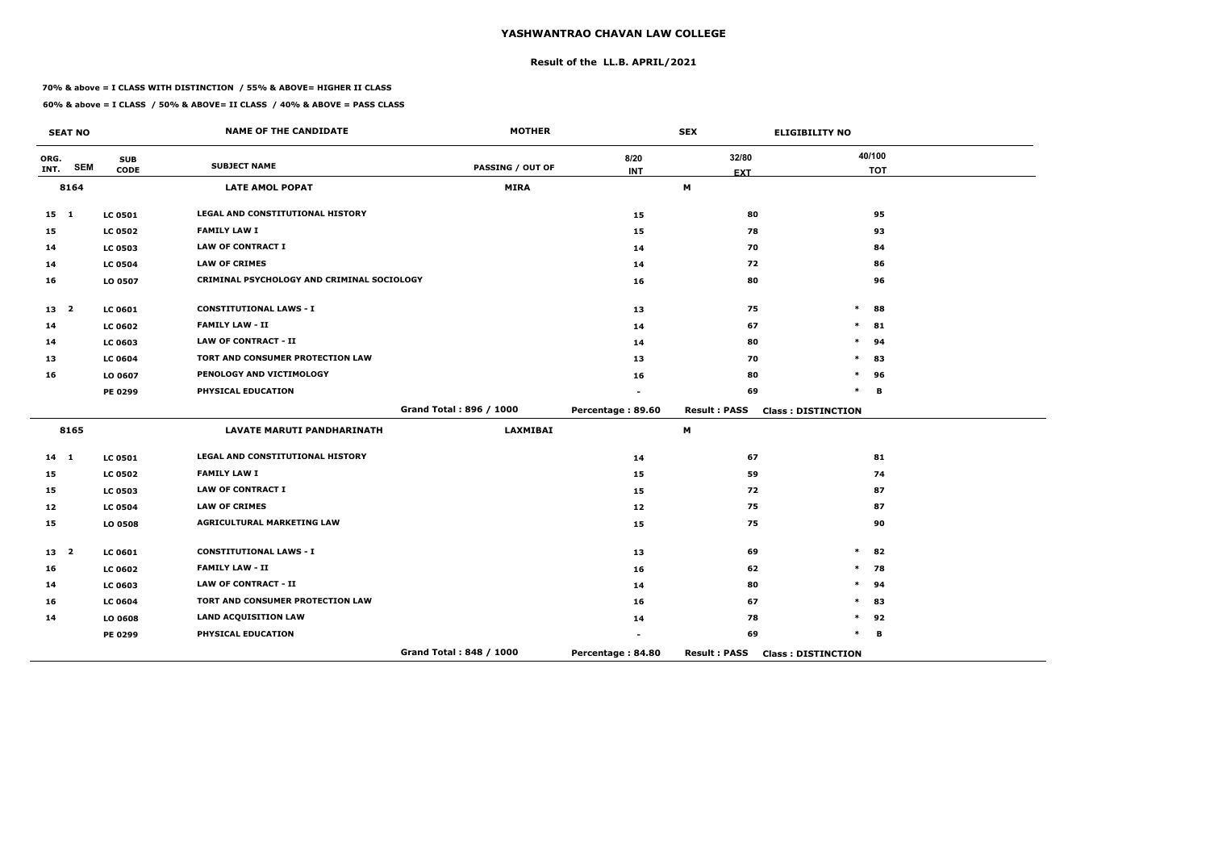# YASHWANTRAO CHAVAN LAW COLLEGE

## Result of the LL.B. APRIL/2021

**70% & above = I CLASS WITH DISTINCTION / 55% & ABOVE= HIGHER II CLASS**

**60% & above = I CLASS / 50% & ABOVE= II CLASS / 40% & ABOVE = PASS CLASS**

| SEAT NO | | | NAME OF THE CANDIDATE | MOTHER | | SEX | ELIGIBILITY NO |
|---|---|---|---|---|---|---|---|
| ORG. INT. | SEM | SUB CODE | SUBJECT NAME | PASSING / OUT OF | 8/20 INT | 32/80 EXT | 40/100 TOT |
| 8164 | | | LATE AMOL POPAT | MIRA | | M | |
| 15 | 1 | LC 0501 | LEGAL AND CONSTITUTIONAL HISTORY | | 15 | 80 | 95 |
| 15 | | LC 0502 | FAMILY LAW I | | 15 | 78 | 93 |
| 14 | | LC 0503 | LAW OF CONTRACT I | | 14 | 70 | 84 |
| 14 | | LC 0504 | LAW OF CRIMES | | 14 | 72 | 86 |
| 16 | | LO 0507 | CRIMINAL PSYCHOLOGY AND CRIMINAL SOCIOLOGY | | 16 | 80 | 96 |
| 13 | 2 | LC 0601 | CONSTITUTIONAL LAWS - I | | 13 | 75 | * 88 |
| 14 | | LC 0602 | FAMILY LAW - II | | 14 | 67 | * 81 |
| 14 | | LC 0603 | LAW OF CONTRACT - II | | 14 | 80 | * 94 |
| 13 | | LC 0604 | TORT AND CONSUMER PROTECTION LAW | | 13 | 70 | * 83 |
| 16 | | LO 0607 | PENOLOGY AND VICTIMOLOGY | | 16 | 80 | * 96 |
| | | PE 0299 | PHYSICAL EDUCATION | | - | 69 | * B |
| | | | | Grand Total : 896 / 1000 | Percentage : 89.60 | Result : PASS | Class : DISTINCTION |
| 8165 | | | LAVATE MARUTI PANDHARINATH | LAXMIBAI | | M | |
| 14 | 1 | LC 0501 | LEGAL AND CONSTITUTIONAL HISTORY | | 14 | 67 | 81 |
| 15 | | LC 0502 | FAMILY LAW I | | 15 | 59 | 74 |
| 15 | | LC 0503 | LAW OF CONTRACT I | | 15 | 72 | 87 |
| 12 | | LC 0504 | LAW OF CRIMES | | 12 | 75 | 87 |
| 15 | | LO 0508 | AGRICULTURAL MARKETING LAW | | 15 | 75 | 90 |
| 13 | 2 | LC 0601 | CONSTITUTIONAL LAWS - I | | 13 | 69 | * 82 |
| 16 | | LC 0602 | FAMILY LAW - II | | 16 | 62 | * 78 |
| 14 | | LC 0603 | LAW OF CONTRACT - II | | 14 | 80 | * 94 |
| 16 | | LC 0604 | TORT AND CONSUMER PROTECTION LAW | | 16 | 67 | * 83 |
| 14 | | LO 0608 | LAND ACQUISITION LAW | | 14 | 78 | * 92 |
| | | PE 0299 | PHYSICAL EDUCATION | | - | 69 | * B |
| | | | | Grand Total : 848 / 1000 | Percentage : 84.80 | Result : PASS | Class : DISTINCTION |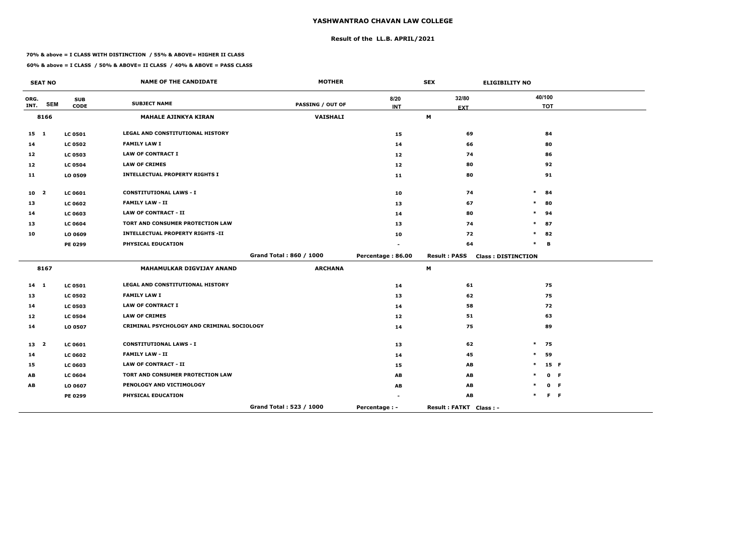# YASHWANTRAO CHAVAN LAW COLLEGE

## Result of the LL.B. APRIL/2021

**70% & above = I CLASS WITH DISTINCTION / 55% & ABOVE= HIGHER II CLASS**

**60% & above = I CLASS / 50% & ABOVE= II CLASS / 40% & ABOVE = PASS CLASS**

| SEAT NO | | | NAME OF THE CANDIDATE | MOTHER | | SEX | ELIGIBILITY NO |
|---|---|---|---|---|---|---|---|
| ORG. INT. | SEM | SUB CODE | SUBJECT NAME | PASSING / OUT OF | 8/20 INT | 32/80 EXT | 40/100 TOT |
| 8166 | | | MAHALE AJINKYA KIRAN | VAISHALI | | M | |
| 15 | 1 | LC 0501 | LEGAL AND CONSTITUTIONAL HISTORY | | 15 | 69 | 84 |
| 14 | | LC 0502 | FAMILY LAW I | | 14 | 66 | 80 |
| 12 | | LC 0503 | LAW OF CONTRACT I | | 12 | 74 | 86 |
| 12 | | LC 0504 | LAW OF CRIMES | | 12 | 80 | 92 |
| 11 | | LO 0509 | INTELLECTUAL PROPERTY RIGHTS I | | 11 | 80 | 91 |
| 10 | 2 | LC 0601 | CONSTITUTIONAL LAWS - I | | 10 | 74 | * 84 |
| 13 | | LC 0602 | FAMILY LAW - II | | 13 | 67 | * 80 |
| 14 | | LC 0603 | LAW OF CONTRACT - II | | 14 | 80 | * 94 |
| 13 | | LC 0604 | TORT AND CONSUMER PROTECTION LAW | | 13 | 74 | * 87 |
| 10 | | LO 0609 | INTELLECTUAL PROPERTY RIGHTS -II | | 10 | 72 | * 82 |
| | | PE 0299 | PHYSICAL EDUCATION | | - | 64 | * B |
| | | | | Grand Total : 860 / 1000 | Percentage : 86.00 | Result : PASS | Class : DISTINCTION |
| 8167 | | | MAHAMULKAR DIGVIJAY ANAND | ARCHANA | | M | |
| 14 | 1 | LC 0501 | LEGAL AND CONSTITUTIONAL HISTORY | | 14 | 61 | 75 |
| 13 | | LC 0502 | FAMILY LAW I | | 13 | 62 | 75 |
| 14 | | LC 0503 | LAW OF CONTRACT I | | 14 | 58 | 72 |
| 12 | | LC 0504 | LAW OF CRIMES | | 12 | 51 | 63 |
| 14 | | LO 0507 | CRIMINAL PSYCHOLOGY AND CRIMINAL SOCIOLOGY | | 14 | 75 | 89 |
| 13 | 2 | LC 0601 | CONSTITUTIONAL LAWS - I | | 13 | 62 | * 75 |
| 14 | | LC 0602 | FAMILY LAW - II | | 14 | 45 | * 59 |
| 15 | | LC 0603 | LAW OF CONTRACT - II | | 15 | AB | * 15 F |
| AB | | LC 0604 | TORT AND CONSUMER PROTECTION LAW | | AB | AB | * 0 F |
| AB | | LO 0607 | PENOLOGY AND VICTIMOLOGY | | AB | AB | * 0 F |
| | | PE 0299 | PHYSICAL EDUCATION | | - | AB | * F F |
| | | | | Grand Total : 523 / 1000 | Percentage : - | Result : FATKT | Class : - |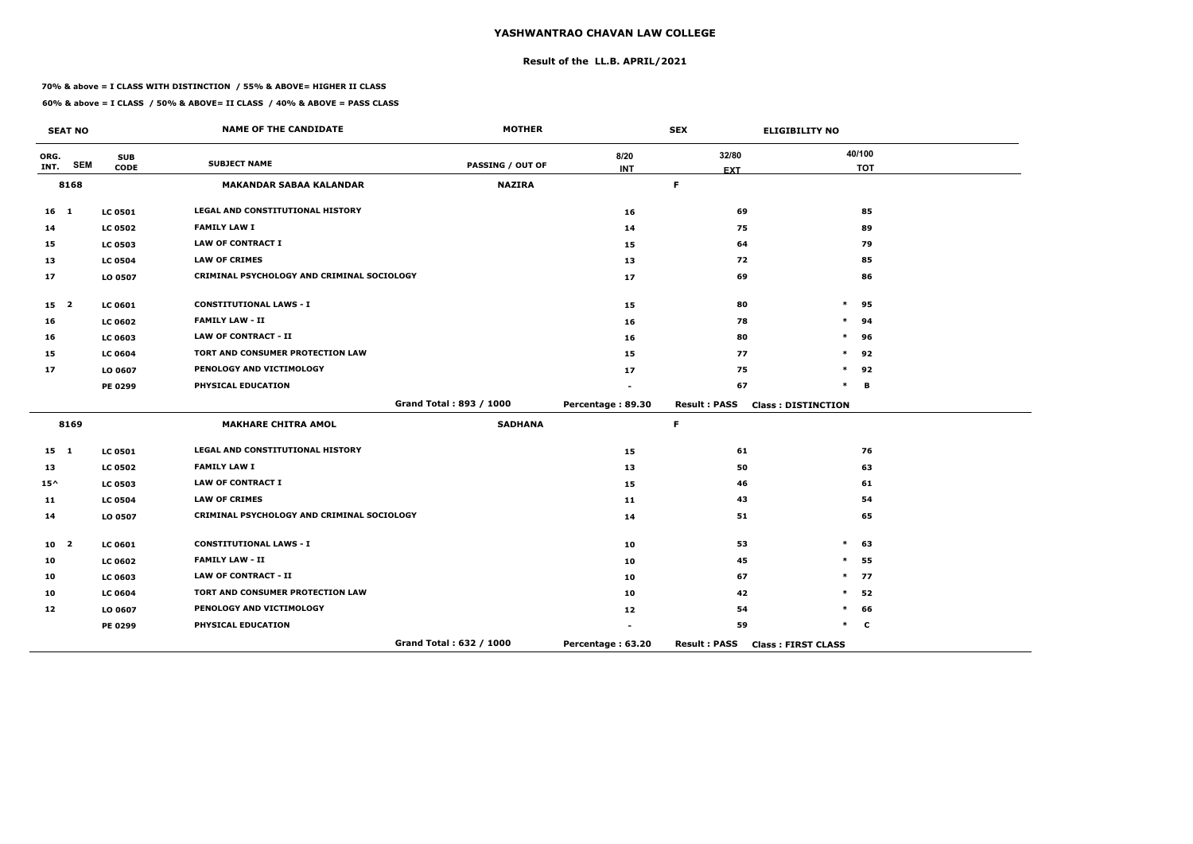# YASHWANTRAO CHAVAN LAW COLLEGE

## Result of the LL.B. APRIL/2021

**70% & above = I CLASS WITH DISTINCTION / 55% & ABOVE= HIGHER II CLASS**

**60% & above = I CLASS / 50% & ABOVE= II CLASS / 40% & ABOVE = PASS CLASS**

| SEAT NO | | | NAME OF THE CANDIDATE | MOTHER | | SEX | ELIGIBILITY NO |
|---|---|---|---|---|---|---|---|
| ORG. INT. | SEM | SUB CODE | SUBJECT NAME | PASSING / OUT OF | 8/20 INT | 32/80 EXT | 40/100 TOT |
| 8168 | | | MAKANDAR SABAA KALANDAR | NAZIRA | | F | |
| 16 | 1 | LC 0501 | LEGAL AND CONSTITUTIONAL HISTORY | | 16 | 69 | 85 |
| 14 | | LC 0502 | FAMILY LAW I | | 14 | 75 | 89 |
| 15 | | LC 0503 | LAW OF CONTRACT I | | 15 | 64 | 79 |
| 13 | | LC 0504 | LAW OF CRIMES | | 13 | 72 | 85 |
| 17 | | LO 0507 | CRIMINAL PSYCHOLOGY AND CRIMINAL SOCIOLOGY | | 17 | 69 | 86 |
| 15 | 2 | LC 0601 | CONSTITUTIONAL LAWS - I | | 15 | 80 | * 95 |
| 16 | | LC 0602 | FAMILY LAW - II | | 16 | 78 | * 94 |
| 16 | | LC 0603 | LAW OF CONTRACT - II | | 16 | 80 | * 96 |
| 15 | | LC 0604 | TORT AND CONSUMER PROTECTION LAW | | 15 | 77 | * 92 |
| 17 | | LO 0607 | PENOLOGY AND VICTIMOLOGY | | 17 | 75 | * 92 |
| | | PE 0299 | PHYSICAL EDUCATION | | - | 67 | * B |
| | | | | Grand Total : 893 / 1000 | Percentage : 89.30 | Result : PASS | Class : DISTINCTION |
| 8169 | | | MAKHARE CHITRA AMOL | SADHANA | | F | |
| 15 | 1 | LC 0501 | LEGAL AND CONSTITUTIONAL HISTORY | | 15 | 61 | 76 |
| 13 | | LC 0502 | FAMILY LAW I | | 13 | 50 | 63 |
| 15^ | | LC 0503 | LAW OF CONTRACT I | | 15 | 46 | 61 |
| 11 | | LC 0504 | LAW OF CRIMES | | 11 | 43 | 54 |
| 14 | | LO 0507 | CRIMINAL PSYCHOLOGY AND CRIMINAL SOCIOLOGY | | 14 | 51 | 65 |
| 10 | 2 | LC 0601 | CONSTITUTIONAL LAWS - I | | 10 | 53 | * 63 |
| 10 | | LC 0602 | FAMILY LAW - II | | 10 | 45 | * 55 |
| 10 | | LC 0603 | LAW OF CONTRACT - II | | 10 | 67 | * 77 |
| 10 | | LC 0604 | TORT AND CONSUMER PROTECTION LAW | | 10 | 42 | * 52 |
| 12 | | LO 0607 | PENOLOGY AND VICTIMOLOGY | | 12 | 54 | * 66 |
| | | PE 0299 | PHYSICAL EDUCATION | | - | 59 | * C |
| | | | | Grand Total : 632 / 1000 | Percentage : 63.20 | Result : PASS | Class : FIRST CLASS |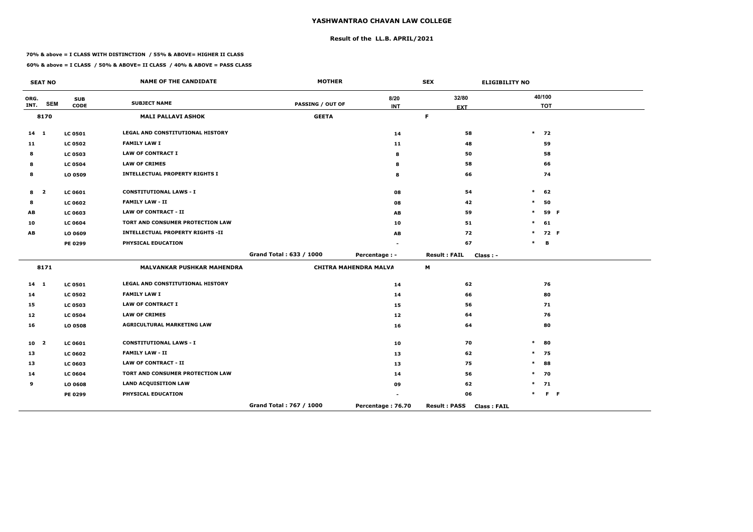# YASHWANTRAO CHAVAN LAW COLLEGE

## Result of the LL.B. APRIL/2021

**70% & above = I CLASS WITH DISTINCTION / 55% & ABOVE= HIGHER II CLASS**

**60% & above = I CLASS / 50% & ABOVE= II CLASS / 40% & ABOVE = PASS CLASS**

| SEAT NO | | | NAME OF THE CANDIDATE | MOTHER | | SEX | ELIGIBILITY NO |
|---|---|---|---|---|---|---|---|
| ORG. INT. | SEM | SUB CODE | SUBJECT NAME | PASSING / OUT OF | 8/20 INT | 32/80 EXT | 40/100 TOT |
| 8170 | | | MALI PALLAVI ASHOK | GEETA | | F | |
| 14 | 1 | LC 0501 | LEGAL AND CONSTITUTIONAL HISTORY | | 14 | 58 | * 72 |
| 11 | | LC 0502 | FAMILY LAW I | | 11 | 48 | 59 |
| 8 | | LC 0503 | LAW OF CONTRACT I | | 8 | 50 | 58 |
| 8 | | LC 0504 | LAW OF CRIMES | | 8 | 58 | 66 |
| 8 | | LO 0509 | INTELLECTUAL PROPERTY RIGHTS I | | 8 | 66 | 74 |
| 8 | 2 | LC 0601 | CONSTITUTIONAL LAWS - I | | 08 | 54 | * 62 |
| 8 | | LC 0602 | FAMILY LAW - II | | 08 | 42 | * 50 |
| AB | | LC 0603 | LAW OF CONTRACT - II | | AB | 59 | * 59 F |
| 10 | | LC 0604 | TORT AND CONSUMER PROTECTION LAW | | 10 | 51 | * 61 |
| AB | | LO 0609 | INTELLECTUAL PROPERTY RIGHTS -II | | AB | 72 | * 72 F |
| | | PE 0299 | PHYSICAL EDUCATION | | - | 67 | * B |
| | | | | Grand Total : 633 / 1000 | Percentage : - | Result : FAIL | Class : - |
| 8171 | | | MALVANKAR PUSHKAR MAHENDRA | CHITRA MAHENDRA MALVA | | M | |
| 14 | 1 | LC 0501 | LEGAL AND CONSTITUTIONAL HISTORY | | 14 | 62 | 76 |
| 14 | | LC 0502 | FAMILY LAW I | | 14 | 66 | 80 |
| 15 | | LC 0503 | LAW OF CONTRACT I | | 15 | 56 | 71 |
| 12 | | LC 0504 | LAW OF CRIMES | | 12 | 64 | 76 |
| 16 | | LO 0508 | AGRICULTURAL MARKETING LAW | | 16 | 64 | 80 |
| 10 | 2 | LC 0601 | CONSTITUTIONAL LAWS - I | | 10 | 70 | * 80 |
| 13 | | LC 0602 | FAMILY LAW - II | | 13 | 62 | * 75 |
| 13 | | LC 0603 | LAW OF CONTRACT - II | | 13 | 75 | * 88 |
| 14 | | LC 0604 | TORT AND CONSUMER PROTECTION LAW | | 14 | 56 | * 70 |
| 9 | | LO 0608 | LAND ACQUISITION LAW | | 09 | 62 | * 71 |
| | | PE 0299 | PHYSICAL EDUCATION | | - | 06 | * F F |
| | | | | Grand Total : 767 / 1000 | Percentage : 76.70 | Result : PASS | Class : FAIL |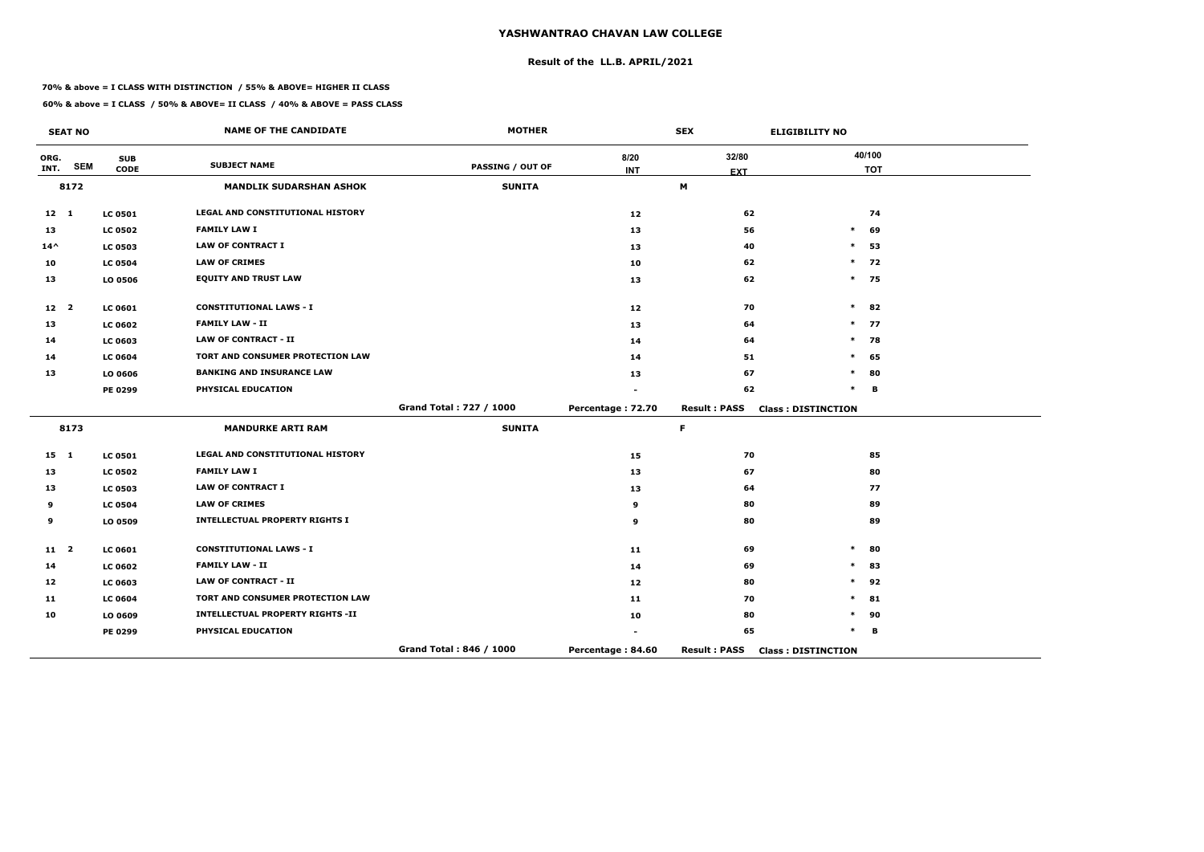# YASHWANTRAO CHAVAN LAW COLLEGE

## Result of the LL.B. APRIL/2021

**70% & above = I CLASS WITH DISTINCTION / 55% & ABOVE= HIGHER II CLASS**

**60% & above = I CLASS / 50% & ABOVE= II CLASS / 40% & ABOVE = PASS CLASS**

| SEAT NO | | | NAME OF THE CANDIDATE | MOTHER | | SEX | ELIGIBILITY NO |
|---|---|---|---|---|---|---|---|
| ORG. INT. | SEM | SUB CODE | SUBJECT NAME | PASSING / OUT OF | 8/20 INT | 32/80 EXT | 40/100 TOT |
| 8172 | | | MANDLIK SUDARSHAN ASHOK | SUNITA | | M | |
| 12 | 1 | LC 0501 | LEGAL AND CONSTITUTIONAL HISTORY | | 12 | 62 | 74 |
| 13 | | LC 0502 | FAMILY LAW I | | 13 | 56 | * 69 |
| 14^ | | LC 0503 | LAW OF CONTRACT I | | 13 | 40 | * 53 |
| 10 | | LC 0504 | LAW OF CRIMES | | 10 | 62 | * 72 |
| 13 | | LO 0506 | EQUITY AND TRUST LAW | | 13 | 62 | * 75 |
| 12 | 2 | LC 0601 | CONSTITUTIONAL LAWS - I | | 12 | 70 | * 82 |
| 13 | | LC 0602 | FAMILY LAW - II | | 13 | 64 | * 77 |
| 14 | | LC 0603 | LAW OF CONTRACT - II | | 14 | 64 | * 78 |
| 14 | | LC 0604 | TORT AND CONSUMER PROTECTION LAW | | 14 | 51 | * 65 |
| 13 | | LO 0606 | BANKING AND INSURANCE LAW | | 13 | 67 | * 80 |
| | | PE 0299 | PHYSICAL EDUCATION | | - | 62 | * B |
| | | | | Grand Total : 727 / 1000 | Percentage : 72.70 | Result : PASS | Class : DISTINCTION |
| 8173 | | | MANDURKE ARTI RAM | SUNITA | | F | |
| 15 | 1 | LC 0501 | LEGAL AND CONSTITUTIONAL HISTORY | | 15 | 70 | 85 |
| 13 | | LC 0502 | FAMILY LAW I | | 13 | 67 | 80 |
| 13 | | LC 0503 | LAW OF CONTRACT I | | 13 | 64 | 77 |
| 9 | | LC 0504 | LAW OF CRIMES | | 9 | 80 | 89 |
| 9 | | LO 0509 | INTELLECTUAL PROPERTY RIGHTS I | | 9 | 80 | 89 |
| 11 | 2 | LC 0601 | CONSTITUTIONAL LAWS - I | | 11 | 69 | * 80 |
| 14 | | LC 0602 | FAMILY LAW - II | | 14 | 69 | * 83 |
| 12 | | LC 0603 | LAW OF CONTRACT - II | | 12 | 80 | * 92 |
| 11 | | LC 0604 | TORT AND CONSUMER PROTECTION LAW | | 11 | 70 | * 81 |
| 10 | | LO 0609 | INTELLECTUAL PROPERTY RIGHTS -II | | 10 | 80 | * 90 |
| | | PE 0299 | PHYSICAL EDUCATION | | - | 65 | * B |
| | | | | Grand Total : 846 / 1000 | Percentage : 84.60 | Result : PASS | Class : DISTINCTION |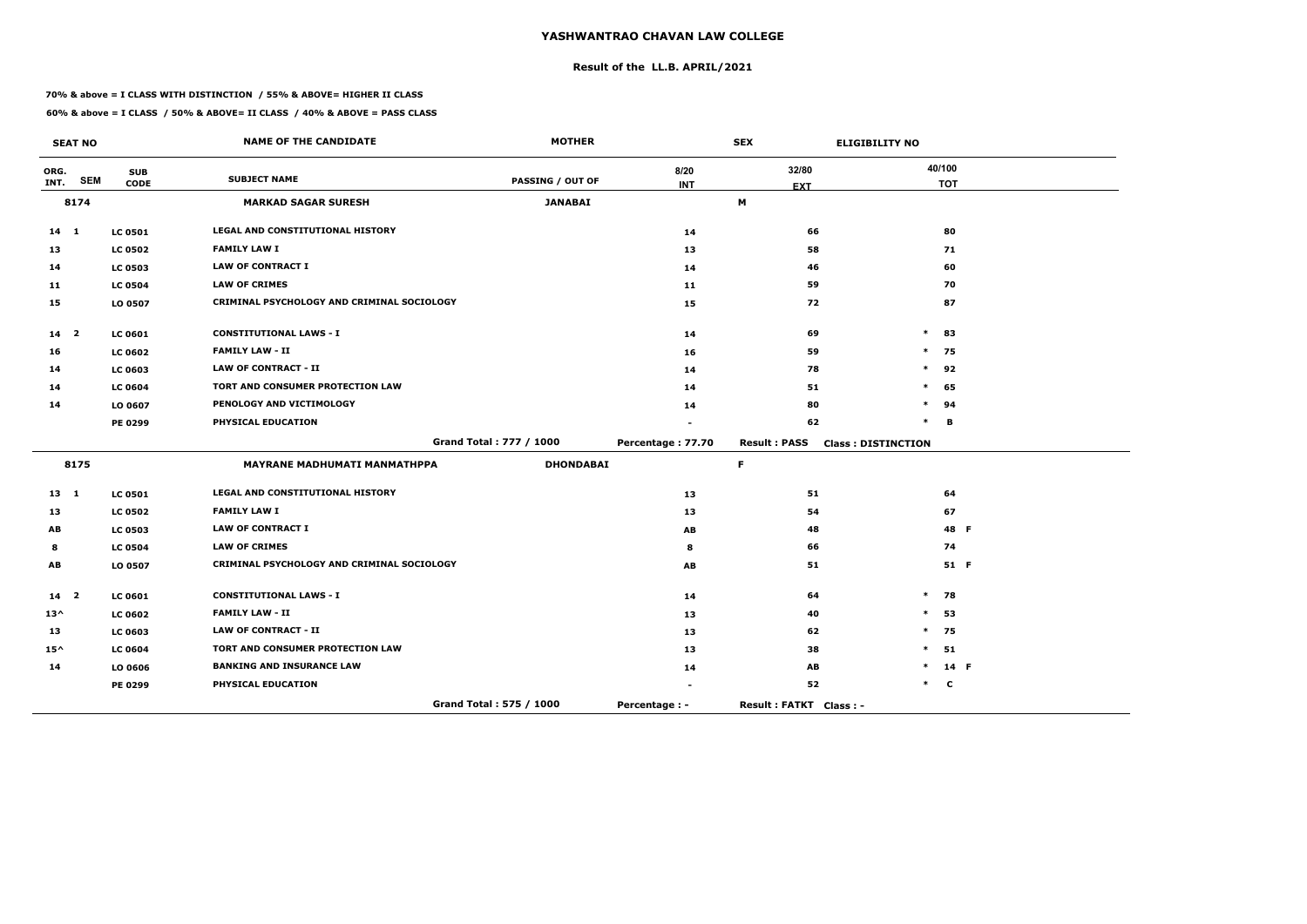# YASHWANTRAO CHAVAN LAW COLLEGE

## Result of the LL.B. APRIL/2021

**70% & above = I CLASS WITH DISTINCTION / 55% & ABOVE= HIGHER II CLASS**

**60% & above = I CLASS / 50% & ABOVE= II CLASS / 40% & ABOVE = PASS CLASS**

| SEAT NO | | | NAME OF THE CANDIDATE | MOTHER | | SEX | ELIGIBILITY NO |
|---|---|---|---|---|---|---|---|
| ORG. INT. | SEM | SUB CODE | SUBJECT NAME | PASSING / OUT OF | 8/20 INT | 32/80 EXT | 40/100 TOT |
| 8174 | | | MARKAD SAGAR SURESH | JANABAI | | M | |
| 14 | 1 | LC 0501 | LEGAL AND CONSTITUTIONAL HISTORY | | 14 | 66 | 80 |
| 13 | | LC 0502 | FAMILY LAW I | | 13 | 58 | 71 |
| 14 | | LC 0503 | LAW OF CONTRACT I | | 14 | 46 | 60 |
| 11 | | LC 0504 | LAW OF CRIMES | | 11 | 59 | 70 |
| 15 | | LO 0507 | CRIMINAL PSYCHOLOGY AND CRIMINAL SOCIOLOGY | | 15 | 72 | 87 |
| 14 | 2 | LC 0601 | CONSTITUTIONAL LAWS - I | | 14 | 69 | * 83 |
| 16 | | LC 0602 | FAMILY LAW - II | | 16 | 59 | * 75 |
| 14 | | LC 0603 | LAW OF CONTRACT - II | | 14 | 78 | * 92 |
| 14 | | LC 0604 | TORT AND CONSUMER PROTECTION LAW | | 14 | 51 | * 65 |
| 14 | | LO 0607 | PENOLOGY AND VICTIMOLOGY | | 14 | 80 | * 94 |
| | | PE 0299 | PHYSICAL EDUCATION | | - | 62 | * B |
| | | | | Grand Total : 777 / 1000 | Percentage : 77.70 | Result : PASS | Class : DISTINCTION |
| 8175 | | | MAYRANE MADHUMATI MANMATHPPA | DHONDABAI | | F | |
| 13 | 1 | LC 0501 | LEGAL AND CONSTITUTIONAL HISTORY | | 13 | 51 | 64 |
| 13 | | LC 0502 | FAMILY LAW I | | 13 | 54 | 67 |
| AB | | LC 0503 | LAW OF CONTRACT I | | AB | 48 | 48 F |
| 8 | | LC 0504 | LAW OF CRIMES | | 8 | 66 | 74 |
| AB | | LO 0507 | CRIMINAL PSYCHOLOGY AND CRIMINAL SOCIOLOGY | | AB | 51 | 51 F |
| 14 | 2 | LC 0601 | CONSTITUTIONAL LAWS - I | | 14 | 64 | * 78 |
| 13^ | | LC 0602 | FAMILY LAW - II | | 13 | 40 | * 53 |
| 13 | | LC 0603 | LAW OF CONTRACT - II | | 13 | 62 | * 75 |
| 15^ | | LC 0604 | TORT AND CONSUMER PROTECTION LAW | | 13 | 38 | * 51 |
| 14 | | LO 0606 | BANKING AND INSURANCE LAW | | 14 | AB | * 14 F |
| | | PE 0299 | PHYSICAL EDUCATION | | - | 52 | * C |
| | | | | Grand Total : 575 / 1000 | Percentage : - | Result : FATKT | Class : - |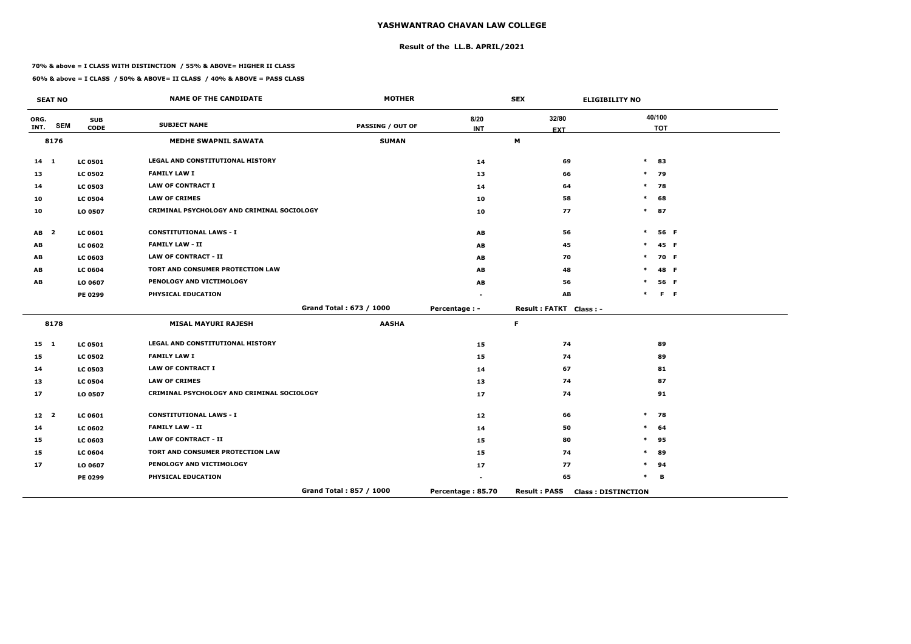# YASHWANTRAO CHAVAN LAW COLLEGE

## Result of the LL.B. APRIL/2021

**70% & above = I CLASS WITH DISTINCTION / 55% & ABOVE= HIGHER II CLASS**

**60% & above = I CLASS / 50% & ABOVE= II CLASS / 40% & ABOVE = PASS CLASS**

| SEAT NO | | | NAME OF THE CANDIDATE | MOTHER | | SEX | ELIGIBILITY NO |
|---|---|---|---|---|---|---|---|
| ORG. INT. | SEM | SUB CODE | SUBJECT NAME | PASSING / OUT OF | 8/20 INT | 32/80 EXT | 40/100 TOT |
| 8176 | | | MEDHE SWAPNIL SAWATA | SUMAN | | M | |
| 14 | 1 | LC 0501 | LEGAL AND CONSTITUTIONAL HISTORY | | 14 | 69 | * 83 |
| 13 | | LC 0502 | FAMILY LAW I | | 13 | 66 | * 79 |
| 14 | | LC 0503 | LAW OF CONTRACT I | | 14 | 64 | * 78 |
| 10 | | LC 0504 | LAW OF CRIMES | | 10 | 58 | * 68 |
| 10 | | LO 0507 | CRIMINAL PSYCHOLOGY AND CRIMINAL SOCIOLOGY | | 10 | 77 | * 87 |
| AB | 2 | LC 0601 | CONSTITUTIONAL LAWS - I | | AB | 56 | * 56 F |
| AB | | LC 0602 | FAMILY LAW - II | | AB | 45 | * 45 F |
| AB | | LC 0603 | LAW OF CONTRACT - II | | AB | 70 | * 70 F |
| AB | | LC 0604 | TORT AND CONSUMER PROTECTION LAW | | AB | 48 | * 48 F |
| AB | | LO 0607 | PENOLOGY AND VICTIMOLOGY | | AB | 56 | * 56 F |
| | | PE 0299 | PHYSICAL EDUCATION | | - | AB | * F F |
| | | | | Grand Total : 673 / 1000 | Percentage : - | Result : FATKT | Class : - |
| 8178 | | | MISAL MAYURI RAJESH | AASHA | | F | |
| 15 | 1 | LC 0501 | LEGAL AND CONSTITUTIONAL HISTORY | | 15 | 74 | 89 |
| 15 | | LC 0502 | FAMILY LAW I | | 15 | 74 | 89 |
| 14 | | LC 0503 | LAW OF CONTRACT I | | 14 | 67 | 81 |
| 13 | | LC 0504 | LAW OF CRIMES | | 13 | 74 | 87 |
| 17 | | LO 0507 | CRIMINAL PSYCHOLOGY AND CRIMINAL SOCIOLOGY | | 17 | 74 | 91 |
| 12 | 2 | LC 0601 | CONSTITUTIONAL LAWS - I | | 12 | 66 | * 78 |
| 14 | | LC 0602 | FAMILY LAW - II | | 14 | 50 | * 64 |
| 15 | | LC 0603 | LAW OF CONTRACT - II | | 15 | 80 | * 95 |
| 15 | | LC 0604 | TORT AND CONSUMER PROTECTION LAW | | 15 | 74 | * 89 |
| 17 | | LO 0607 | PENOLOGY AND VICTIMOLOGY | | 17 | 77 | * 94 |
| | | PE 0299 | PHYSICAL EDUCATION | | - | 65 | * B |
| | | | | Grand Total : 857 / 1000 | Percentage : 85.70 | Result : PASS | Class : DISTINCTION |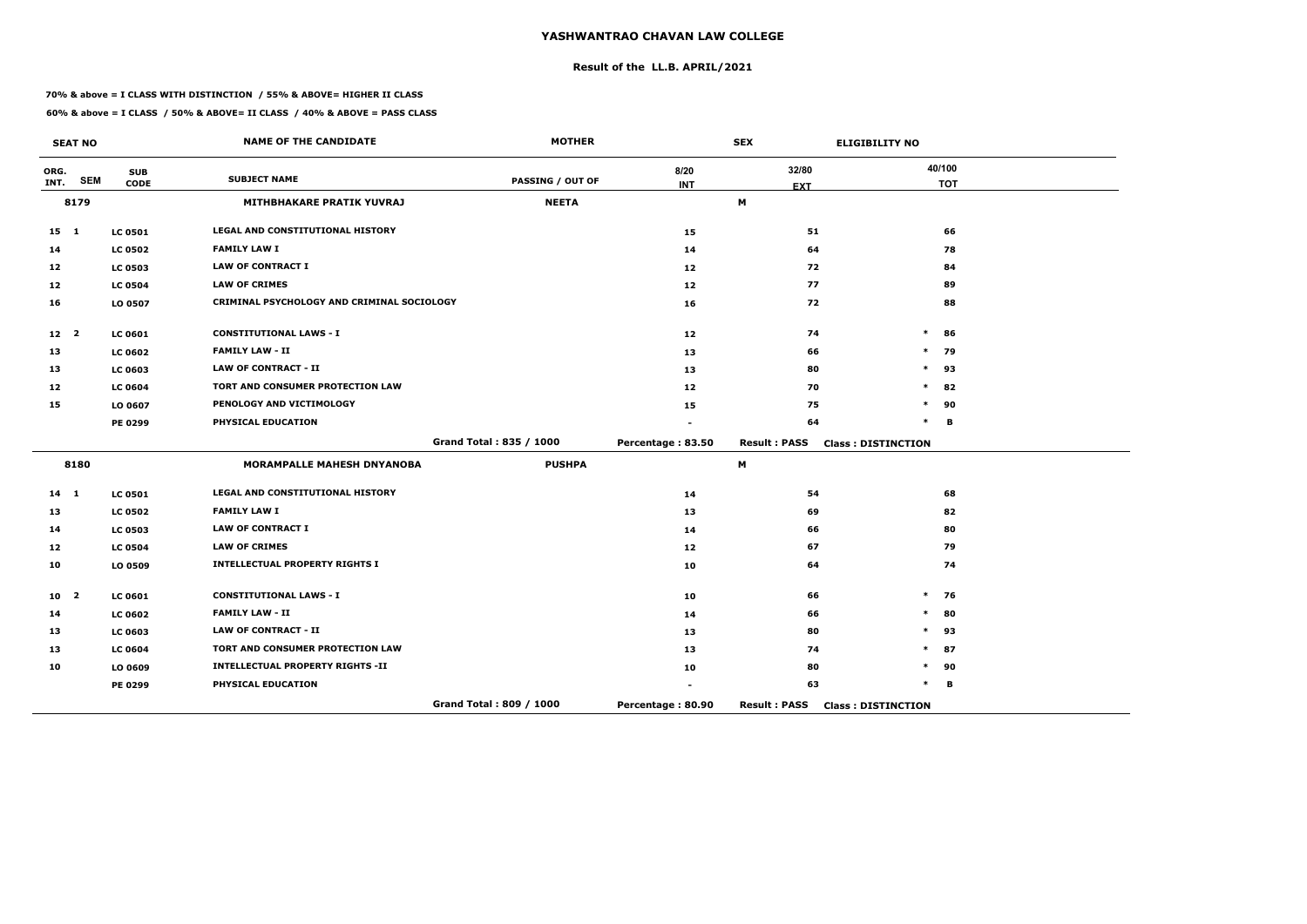# YASHWANTRAO CHAVAN LAW COLLEGE

## Result of the LL.B. APRIL/2021

**70% & above = I CLASS WITH DISTINCTION / 55% & ABOVE= HIGHER II CLASS**

**60% & above = I CLASS / 50% & ABOVE= II CLASS / 40% & ABOVE = PASS CLASS**

| SEAT NO | | | NAME OF THE CANDIDATE | MOTHER | | SEX | ELIGIBILITY NO |
|---|---|---|---|---|---|---|---|
| ORG. INT. | SEM | SUB CODE | SUBJECT NAME | PASSING / OUT OF | 8/20 INT | 32/80 EXT | 40/100 TOT |
| 8179 | | | MITHBHAKARE PRATIK YUVRAJ | NEETA | | M | |
| 15 | 1 | LC 0501 | LEGAL AND CONSTITUTIONAL HISTORY | | 15 | 51 | 66 |
| 14 | | LC 0502 | FAMILY LAW I | | 14 | 64 | 78 |
| 12 | | LC 0503 | LAW OF CONTRACT I | | 12 | 72 | 84 |
| 12 | | LC 0504 | LAW OF CRIMES | | 12 | 77 | 89 |
| 16 | | LO 0507 | CRIMINAL PSYCHOLOGY AND CRIMINAL SOCIOLOGY | | 16 | 72 | 88 |
| 12 | 2 | LC 0601 | CONSTITUTIONAL LAWS - I | | 12 | 74 | * 86 |
| 13 | | LC 0602 | FAMILY LAW - II | | 13 | 66 | * 79 |
| 13 | | LC 0603 | LAW OF CONTRACT - II | | 13 | 80 | * 93 |
| 12 | | LC 0604 | TORT AND CONSUMER PROTECTION LAW | | 12 | 70 | * 82 |
| 15 | | LO 0607 | PENOLOGY AND VICTIMOLOGY | | 15 | 75 | * 90 |
| | | PE 0299 | PHYSICAL EDUCATION | | - | 64 | * B |
| | | | | Grand Total : 835 / 1000 | Percentage : 83.50 | Result : PASS | Class : DISTINCTION |
| 8180 | | | MORAMPALLE MAHESH DNYANOBA | PUSHPA | | M | |
| 14 | 1 | LC 0501 | LEGAL AND CONSTITUTIONAL HISTORY | | 14 | 54 | 68 |
| 13 | | LC 0502 | FAMILY LAW I | | 13 | 69 | 82 |
| 14 | | LC 0503 | LAW OF CONTRACT I | | 14 | 66 | 80 |
| 12 | | LC 0504 | LAW OF CRIMES | | 12 | 67 | 79 |
| 10 | | LO 0509 | INTELLECTUAL PROPERTY RIGHTS I | | 10 | 64 | 74 |
| 10 | 2 | LC 0601 | CONSTITUTIONAL LAWS - I | | 10 | 66 | * 76 |
| 14 | | LC 0602 | FAMILY LAW - II | | 14 | 66 | * 80 |
| 13 | | LC 0603 | LAW OF CONTRACT - II | | 13 | 80 | * 93 |
| 13 | | LC 0604 | TORT AND CONSUMER PROTECTION LAW | | 13 | 74 | * 87 |
| 10 | | LO 0609 | INTELLECTUAL PROPERTY RIGHTS -II | | 10 | 80 | * 90 |
| | | PE 0299 | PHYSICAL EDUCATION | | - | 63 | * B |
| | | | | Grand Total : 809 / 1000 | Percentage : 80.90 | Result : PASS | Class : DISTINCTION |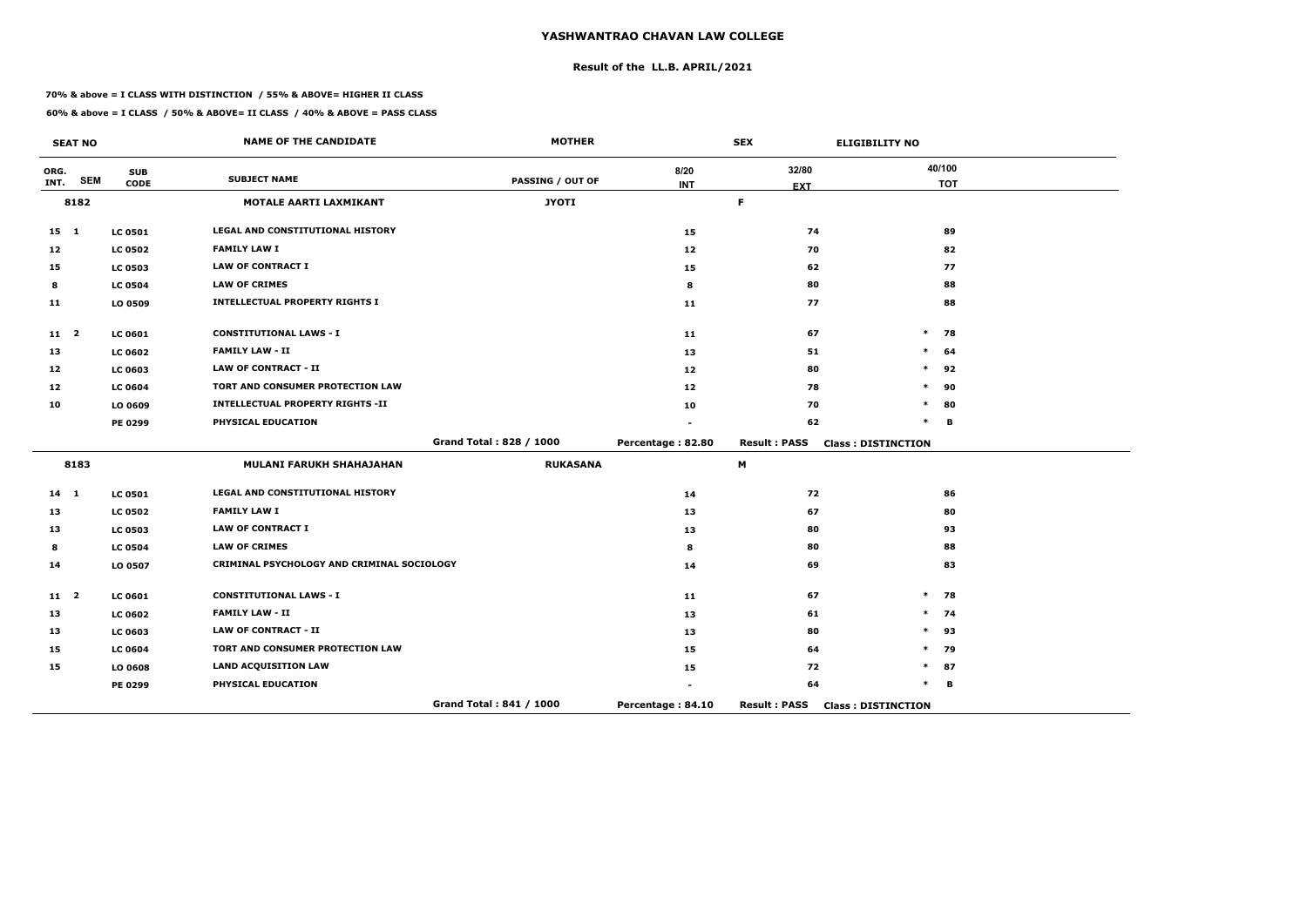# YASHWANTRAO CHAVAN LAW COLLEGE

## Result of the LL.B. APRIL/2021

**70% & above = I CLASS WITH DISTINCTION / 55% & ABOVE= HIGHER II CLASS**

**60% & above = I CLASS / 50% & ABOVE= II CLASS / 40% & ABOVE = PASS CLASS**

| SEAT NO | | | NAME OF THE CANDIDATE | MOTHER | | SEX | ELIGIBILITY NO |
|---|---|---|---|---|---|---|---|
| ORG. INT. | SEM | SUB CODE | SUBJECT NAME | PASSING / OUT OF | 8/20 INT | 32/80 EXT | 40/100 TOT |
| 8182 | | | MOTALE AARTI LAXMIKANT | JYOTI | | F | |
| 15 | 1 | LC 0501 | LEGAL AND CONSTITUTIONAL HISTORY | | 15 | 74 | 89 |
| 12 | | LC 0502 | FAMILY LAW I | | 12 | 70 | 82 |
| 15 | | LC 0503 | LAW OF CONTRACT I | | 15 | 62 | 77 |
| 8 | | LC 0504 | LAW OF CRIMES | | 8 | 80 | 88 |
| 11 | | LO 0509 | INTELLECTUAL PROPERTY RIGHTS I | | 11 | 77 | 88 |
| 11 | 2 | LC 0601 | CONSTITUTIONAL LAWS - I | | 11 | 67 | * 78 |
| 13 | | LC 0602 | FAMILY LAW - II | | 13 | 51 | * 64 |
| 12 | | LC 0603 | LAW OF CONTRACT - II | | 12 | 80 | * 92 |
| 12 | | LC 0604 | TORT AND CONSUMER PROTECTION LAW | | 12 | 78 | * 90 |
| 10 | | LO 0609 | INTELLECTUAL PROPERTY RIGHTS -II | | 10 | 70 | * 80 |
| | | PE 0299 | PHYSICAL EDUCATION | | - | 62 | * B |
| | | | | Grand Total : 828 / 1000 | Percentage : 82.80 | Result : PASS | Class : DISTINCTION |
| 8183 | | | MULANI FARUKH SHAHAJAHAN | RUKASANA | | M | |
| 14 | 1 | LC 0501 | LEGAL AND CONSTITUTIONAL HISTORY | | 14 | 72 | 86 |
| 13 | | LC 0502 | FAMILY LAW I | | 13 | 67 | 80 |
| 13 | | LC 0503 | LAW OF CONTRACT I | | 13 | 80 | 93 |
| 8 | | LC 0504 | LAW OF CRIMES | | 8 | 80 | 88 |
| 14 | | LO 0507 | CRIMINAL PSYCHOLOGY AND CRIMINAL SOCIOLOGY | | 14 | 69 | 83 |
| 11 | 2 | LC 0601 | CONSTITUTIONAL LAWS - I | | 11 | 67 | * 78 |
| 13 | | LC 0602 | FAMILY LAW - II | | 13 | 61 | * 74 |
| 13 | | LC 0603 | LAW OF CONTRACT - II | | 13 | 80 | * 93 |
| 15 | | LC 0604 | TORT AND CONSUMER PROTECTION LAW | | 15 | 64 | * 79 |
| 15 | | LO 0608 | LAND ACQUISITION LAW | | 15 | 72 | * 87 |
| | | PE 0299 | PHYSICAL EDUCATION | | - | 64 | * B |
| | | | | Grand Total : 841 / 1000 | Percentage : 84.10 | Result : PASS | Class : DISTINCTION |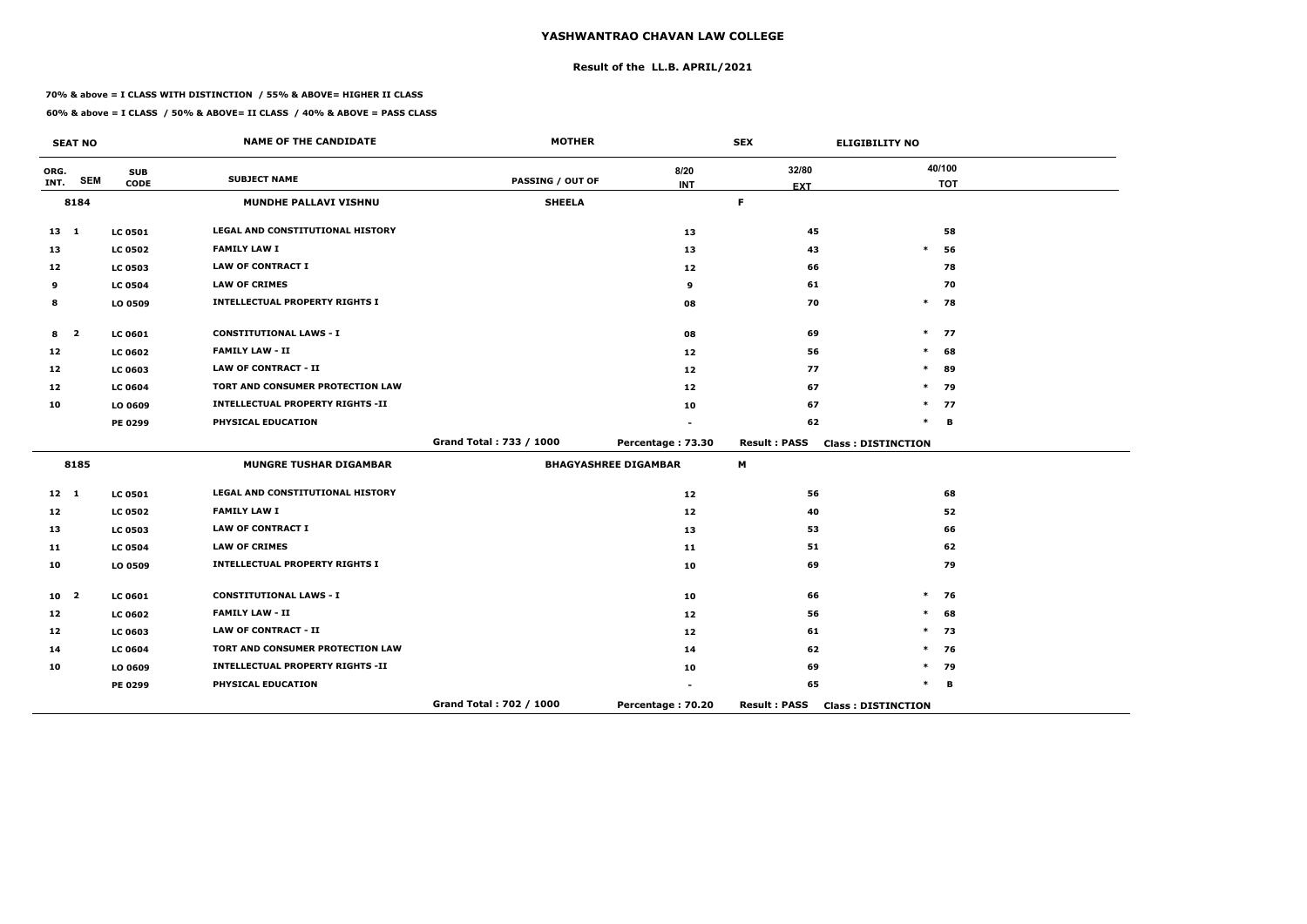# YASHWANTRAO CHAVAN LAW COLLEGE

## Result of the LL.B. APRIL/2021

**70% & above = I CLASS WITH DISTINCTION / 55% & ABOVE= HIGHER II CLASS**

**60% & above = I CLASS / 50% & ABOVE= II CLASS / 40% & ABOVE = PASS CLASS**

| SEAT NO | | | NAME OF THE CANDIDATE | MOTHER | | SEX | ELIGIBILITY NO | |
|---|---|---|---|---|---|---|---|---|
| ORG. INT. | SEM | SUB CODE | SUBJECT NAME | PASSING / OUT OF | 8/20 INT | 32/80 EXT | | 40/100 TOT |
| 8184 | | | MUNDHE PALLAVI VISHNU | SHEELA | | F | | |
| 13 | 1 | LC 0501 | LEGAL AND CONSTITUTIONAL HISTORY | | 13 | 45 | | 58 |
| 13 | | LC 0502 | FAMILY LAW I | | 13 | 43 | * | 56 |
| 12 | | LC 0503 | LAW OF CONTRACT I | | 12 | 66 | | 78 |
| 9 | | LC 0504 | LAW OF CRIMES | | 9 | 61 | | 70 |
| 8 | | LO 0509 | INTELLECTUAL PROPERTY RIGHTS I | | 08 | 70 | * | 78 |
| 8 | 2 | LC 0601 | CONSTITUTIONAL LAWS - I | | 08 | 69 | * | 77 |
| 12 | | LC 0602 | FAMILY LAW - II | | 12 | 56 | * | 68 |
| 12 | | LC 0603 | LAW OF CONTRACT - II | | 12 | 77 | * | 89 |
| 12 | | LC 0604 | TORT AND CONSUMER PROTECTION LAW | | 12 | 67 | * | 79 |
| 10 | | LO 0609 | INTELLECTUAL PROPERTY RIGHTS -II | | 10 | 67 | * | 77 |
| | | PE 0299 | PHYSICAL EDUCATION | | - | 62 | * | B |
| | | | | Grand Total : 733 / 1000 | Percentage : 73.30 | Result : PASS | Class : DISTINCTION | |
| 8185 | | | MUNGRE TUSHAR DIGAMBAR | BHAGYASHREE DIGAMBAR | | M | | |
| 12 | 1 | LC 0501 | LEGAL AND CONSTITUTIONAL HISTORY | | 12 | 56 | | 68 |
| 12 | | LC 0502 | FAMILY LAW I | | 12 | 40 | | 52 |
| 13 | | LC 0503 | LAW OF CONTRACT I | | 13 | 53 | | 66 |
| 11 | | LC 0504 | LAW OF CRIMES | | 11 | 51 | | 62 |
| 10 | | LO 0509 | INTELLECTUAL PROPERTY RIGHTS I | | 10 | 69 | | 79 |
| 10 | 2 | LC 0601 | CONSTITUTIONAL LAWS - I | | 10 | 66 | * | 76 |
| 12 | | LC 0602 | FAMILY LAW - II | | 12 | 56 | * | 68 |
| 12 | | LC 0603 | LAW OF CONTRACT - II | | 12 | 61 | * | 73 |
| 14 | | LC 0604 | TORT AND CONSUMER PROTECTION LAW | | 14 | 62 | * | 76 |
| 10 | | LO 0609 | INTELLECTUAL PROPERTY RIGHTS -II | | 10 | 69 | * | 79 |
| | | PE 0299 | PHYSICAL EDUCATION | | - | 65 | * | B |
| | | | | Grand Total : 702 / 1000 | Percentage : 70.20 | Result : PASS | Class : DISTINCTION | |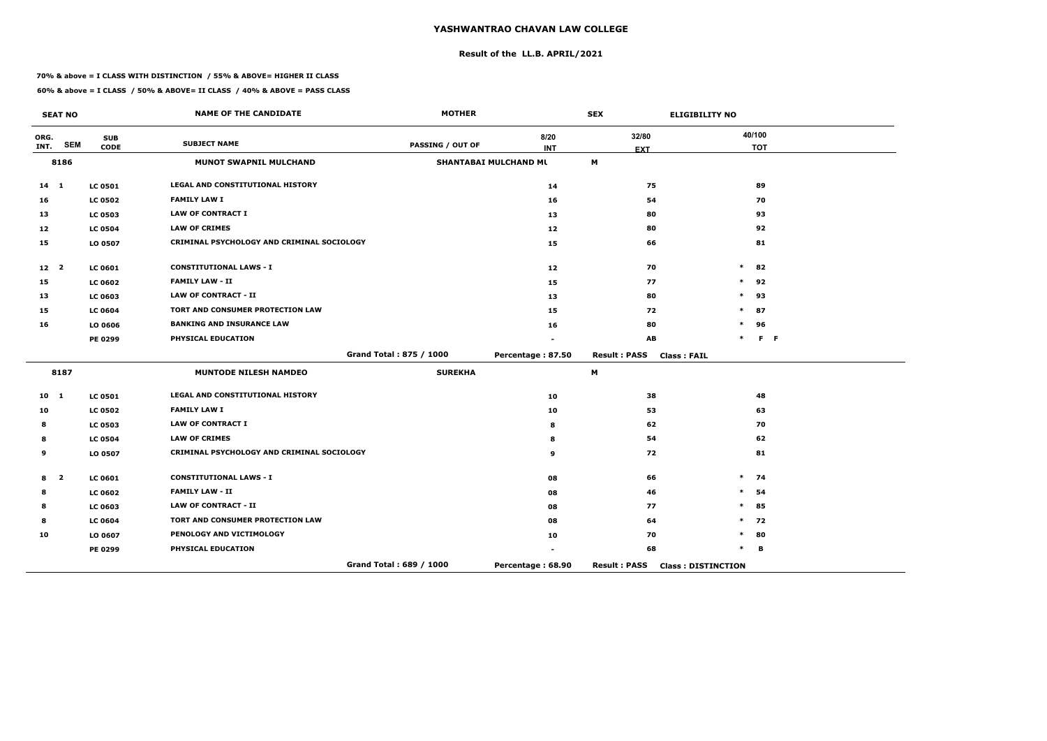# YASHWANTRAO CHAVAN LAW COLLEGE

## Result of the LL.B. APRIL/2021

**70% & above = I CLASS WITH DISTINCTION / 55% & ABOVE= HIGHER II CLASS**

**60% & above = I CLASS / 50% & ABOVE= II CLASS / 40% & ABOVE = PASS CLASS**

| SEAT NO | | | NAME OF THE CANDIDATE | MOTHER | | SEX | ELIGIBILITY NO | |
|---|---|---|---|---|---|---|---|---|
| ORG. INT. | SEM | SUB CODE | SUBJECT NAME | PASSING / OUT OF | 8/20 INT | 32/80 EXT | | 40/100 TOT |
| 8186 | | | MUNOT SWAPNIL MULCHAND | SHANTABAI MULCHAND MU | | M | | |
| 14 | 1 | LC 0501 | LEGAL AND CONSTITUTIONAL HISTORY | | 14 | 75 | | 89 |
| 16 | | LC 0502 | FAMILY LAW I | | 16 | 54 | | 70 |
| 13 | | LC 0503 | LAW OF CONTRACT I | | 13 | 80 | | 93 |
| 12 | | LC 0504 | LAW OF CRIMES | | 12 | 80 | | 92 |
| 15 | | LO 0507 | CRIMINAL PSYCHOLOGY AND CRIMINAL SOCIOLOGY | | 15 | 66 | | 81 |
| 12 | 2 | LC 0601 | CONSTITUTIONAL LAWS - I | | 12 | 70 | * | 82 |
| 15 | | LC 0602 | FAMILY LAW - II | | 15 | 77 | * | 92 |
| 13 | | LC 0603 | LAW OF CONTRACT - II | | 13 | 80 | * | 93 |
| 15 | | LC 0604 | TORT AND CONSUMER PROTECTION LAW | | 15 | 72 | * | 87 |
| 16 | | LO 0606 | BANKING AND INSURANCE LAW | | 16 | 80 | * | 96 |
| | | PE 0299 | PHYSICAL EDUCATION | | - | AB | * | F F |
| | | | | Grand Total : 875 / 1000 | Percentage : 87.50 | Result : PASS | Class : FAIL | |
| 8187 | | | MUNTODE NILESH NAMDEO | SUREKHA | | M | | |
| 10 | 1 | LC 0501 | LEGAL AND CONSTITUTIONAL HISTORY | | 10 | 38 | | 48 |
| 10 | | LC 0502 | FAMILY LAW I | | 10 | 53 | | 63 |
| 8 | | LC 0503 | LAW OF CONTRACT I | | 8 | 62 | | 70 |
| 8 | | LC 0504 | LAW OF CRIMES | | 8 | 54 | | 62 |
| 9 | | LO 0507 | CRIMINAL PSYCHOLOGY AND CRIMINAL SOCIOLOGY | | 9 | 72 | | 81 |
| 8 | 2 | LC 0601 | CONSTITUTIONAL LAWS - I | | 08 | 66 | * | 74 |
| 8 | | LC 0602 | FAMILY LAW - II | | 08 | 46 | * | 54 |
| 8 | | LC 0603 | LAW OF CONTRACT - II | | 08 | 77 | * | 85 |
| 8 | | LC 0604 | TORT AND CONSUMER PROTECTION LAW | | 08 | 64 | * | 72 |
| 10 | | LO 0607 | PENOLOGY AND VICTIMOLOGY | | 10 | 70 | * | 80 |
| | | PE 0299 | PHYSICAL EDUCATION | | - | 68 | * | B |
| | | | | Grand Total : 689 / 1000 | Percentage : 68.90 | Result : PASS | Class : DISTINCTION | |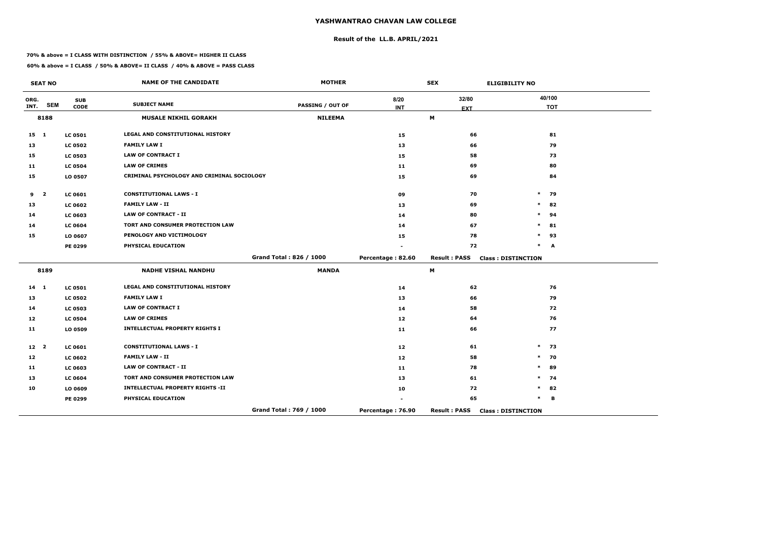# YASHWANTRAO CHAVAN LAW COLLEGE

## Result of the LL.B. APRIL/2021

**70% & above = I CLASS WITH DISTINCTION / 55% & ABOVE= HIGHER II CLASS**

**60% & above = I CLASS / 50% & ABOVE= II CLASS / 40% & ABOVE = PASS CLASS**

| SEAT NO | | | NAME OF THE CANDIDATE | MOTHER | | SEX | ELIGIBILITY NO |
|---|---|---|---|---|---|---|---|
| ORG. INT. | SEM | SUB CODE | SUBJECT NAME | PASSING / OUT OF | 8/20 INT | 32/80 EXT | 40/100 TOT |
| 8188 | | | MUSALE NIKHIL GORAKH | NILEEMA | | M | |
| 15 | 1 | LC 0501 | LEGAL AND CONSTITUTIONAL HISTORY | | 15 | 66 | 81 |
| 13 | | LC 0502 | FAMILY LAW I | | 13 | 66 | 79 |
| 15 | | LC 0503 | LAW OF CONTRACT I | | 15 | 58 | 73 |
| 11 | | LC 0504 | LAW OF CRIMES | | 11 | 69 | 80 |
| 15 | | LO 0507 | CRIMINAL PSYCHOLOGY AND CRIMINAL SOCIOLOGY | | 15 | 69 | 84 |
| 9 | 2 | LC 0601 | CONSTITUTIONAL LAWS - I | | 09 | 70 | * 79 |
| 13 | | LC 0602 | FAMILY LAW - II | | 13 | 69 | * 82 |
| 14 | | LC 0603 | LAW OF CONTRACT - II | | 14 | 80 | * 94 |
| 14 | | LC 0604 | TORT AND CONSUMER PROTECTION LAW | | 14 | 67 | * 81 |
| 15 | | LO 0607 | PENOLOGY AND VICTIMOLOGY | | 15 | 78 | * 93 |
| | | PE 0299 | PHYSICAL EDUCATION | | - | 72 | * A |
| | | | | Grand Total : 826 / 1000 | Percentage : 82.60 | Result : PASS | Class : DISTINCTION |
| 8189 | | | NADHE VISHAL NANDHU | MANDA | | M | |
| 14 | 1 | LC 0501 | LEGAL AND CONSTITUTIONAL HISTORY | | 14 | 62 | 76 |
| 13 | | LC 0502 | FAMILY LAW I | | 13 | 66 | 79 |
| 14 | | LC 0503 | LAW OF CONTRACT I | | 14 | 58 | 72 |
| 12 | | LC 0504 | LAW OF CRIMES | | 12 | 64 | 76 |
| 11 | | LO 0509 | INTELLECTUAL PROPERTY RIGHTS I | | 11 | 66 | 77 |
| 12 | 2 | LC 0601 | CONSTITUTIONAL LAWS - I | | 12 | 61 | * 73 |
| 12 | | LC 0602 | FAMILY LAW - II | | 12 | 58 | * 70 |
| 11 | | LC 0603 | LAW OF CONTRACT - II | | 11 | 78 | * 89 |
| 13 | | LC 0604 | TORT AND CONSUMER PROTECTION LAW | | 13 | 61 | * 74 |
| 10 | | LO 0609 | INTELLECTUAL PROPERTY RIGHTS -II | | 10 | 72 | * 82 |
| | | PE 0299 | PHYSICAL EDUCATION | | - | 65 | * B |
| | | | | Grand Total : 769 / 1000 | Percentage : 76.90 | Result : PASS | Class : DISTINCTION |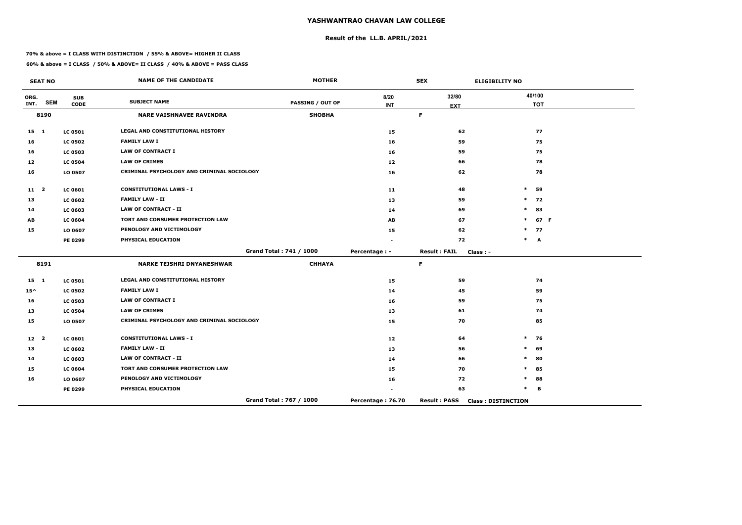# YASHWANTRAO CHAVAN LAW COLLEGE

## Result of the LL.B. APRIL/2021

**70% & above = I CLASS WITH DISTINCTION / 55% & ABOVE= HIGHER II CLASS**

**60% & above = I CLASS / 50% & ABOVE= II CLASS / 40% & ABOVE = PASS CLASS**

| SEAT NO | | | NAME OF THE CANDIDATE | MOTHER | SEX | | ELIGIBILITY NO |
|---|---|---|---|---|---|---|---|
| ORG. INT. | SEM | SUB CODE | SUBJECT NAME | PASSING / OUT OF | 8/20 INT | 32/80 EXT | 40/100 TOT |
| 8190 | | | NARE VAISHNAVEE RAVINDRA | SHOBHA | | F | |
| 15 | 1 | LC 0501 | LEGAL AND CONSTITUTIONAL HISTORY | | 15 | 62 | 77 |
| 16 | | LC 0502 | FAMILY LAW I | | 16 | 59 | 75 |
| 16 | | LC 0503 | LAW OF CONTRACT I | | 16 | 59 | 75 |
| 12 | | LC 0504 | LAW OF CRIMES | | 12 | 66 | 78 |
| 16 | | LO 0507 | CRIMINAL PSYCHOLOGY AND CRIMINAL SOCIOLOGY | | 16 | 62 | 78 |
| 11 | 2 | LC 0601 | CONSTITUTIONAL LAWS - I | | 11 | 48 | * 59 |
| 13 | | LC 0602 | FAMILY LAW - II | | 13 | 59 | * 72 |
| 14 | | LC 0603 | LAW OF CONTRACT - II | | 14 | 69 | * 83 |
| AB | | LC 0604 | TORT AND CONSUMER PROTECTION LAW | | AB | 67 | * 67 F |
| 15 | | LO 0607 | PENOLOGY AND VICTIMOLOGY | | 15 | 62 | * 77 |
| | | PE 0299 | PHYSICAL EDUCATION | | - | 72 | * A |
| | | | | Grand Total : 741 / 1000 | Percentage : - | Result : FAIL | Class : - |
| 8191 | | | NARKE TEJSHRI DNYANESHWAR | CHHAYA | | F | |
| 15 | 1 | LC 0501 | LEGAL AND CONSTITUTIONAL HISTORY | | 15 | 59 | 74 |
| 15^ | | LC 0502 | FAMILY LAW I | | 14 | 45 | 59 |
| 16 | | LC 0503 | LAW OF CONTRACT I | | 16 | 59 | 75 |
| 13 | | LC 0504 | LAW OF CRIMES | | 13 | 61 | 74 |
| 15 | | LO 0507 | CRIMINAL PSYCHOLOGY AND CRIMINAL SOCIOLOGY | | 15 | 70 | 85 |
| 12 | 2 | LC 0601 | CONSTITUTIONAL LAWS - I | | 12 | 64 | * 76 |
| 13 | | LC 0602 | FAMILY LAW - II | | 13 | 56 | * 69 |
| 14 | | LC 0603 | LAW OF CONTRACT - II | | 14 | 66 | * 80 |
| 15 | | LC 0604 | TORT AND CONSUMER PROTECTION LAW | | 15 | 70 | * 85 |
| 16 | | LO 0607 | PENOLOGY AND VICTIMOLOGY | | 16 | 72 | * 88 |
| | | PE 0299 | PHYSICAL EDUCATION | | - | 63 | * B |
| | | | | Grand Total : 767 / 1000 | Percentage : 76.70 | Result : PASS | Class : DISTINCTION |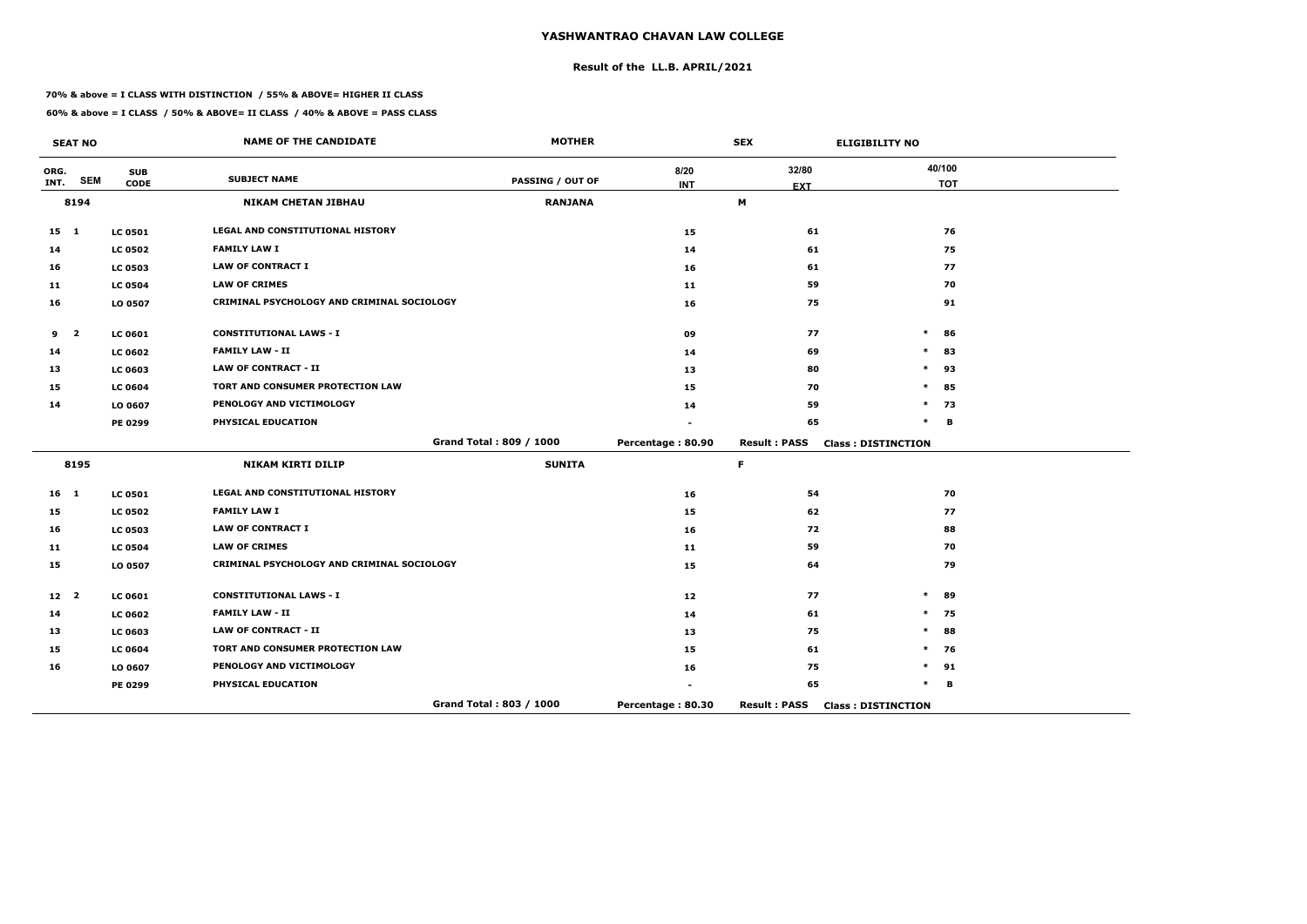# YASHWANTRAO CHAVAN LAW COLLEGE

## Result of the LL.B. APRIL/2021

**70% & above = I CLASS WITH DISTINCTION / 55% & ABOVE= HIGHER II CLASS**

**60% & above = I CLASS / 50% & ABOVE= II CLASS / 40% & ABOVE = PASS CLASS**

| SEAT NO | | | NAME OF THE CANDIDATE | MOTHER | | SEX | ELIGIBILITY NO | |
|---|---|---|---|---|---|---|---|---|
| ORG. INT. | SEM | SUB CODE | SUBJECT NAME | PASSING / OUT OF | 8/20 INT | 32/80 EXT | | 40/100 TOT |
| 8194 | | | NIKAM CHETAN JIBHAU | RANJANA | | M | | |
| 15 | 1 | LC 0501 | LEGAL AND CONSTITUTIONAL HISTORY | | 15 | 61 | | 76 |
| 14 | | LC 0502 | FAMILY LAW I | | 14 | 61 | | 75 |
| 16 | | LC 0503 | LAW OF CONTRACT I | | 16 | 61 | | 77 |
| 11 | | LC 0504 | LAW OF CRIMES | | 11 | 59 | | 70 |
| 16 | | LO 0507 | CRIMINAL PSYCHOLOGY AND CRIMINAL SOCIOLOGY | | 16 | 75 | | 91 |
| 9 | 2 | LC 0601 | CONSTITUTIONAL LAWS - I | | 09 | 77 | * | 86 |
| 14 | | LC 0602 | FAMILY LAW - II | | 14 | 69 | * | 83 |
| 13 | | LC 0603 | LAW OF CONTRACT - II | | 13 | 80 | * | 93 |
| 15 | | LC 0604 | TORT AND CONSUMER PROTECTION LAW | | 15 | 70 | * | 85 |
| 14 | | LO 0607 | PENOLOGY AND VICTIMOLOGY | | 14 | 59 | * | 73 |
| | | PE 0299 | PHYSICAL EDUCATION | | - | 65 | * | B |
| | | | | Grand Total : 809 / 1000 | Percentage : 80.90 | Result : PASS | Class : DISTINCTION | |
| 8195 | | | NIKAM KIRTI DILIP | SUNITA | | F | | |
| 16 | 1 | LC 0501 | LEGAL AND CONSTITUTIONAL HISTORY | | 16 | 54 | | 70 |
| 15 | | LC 0502 | FAMILY LAW I | | 15 | 62 | | 77 |
| 16 | | LC 0503 | LAW OF CONTRACT I | | 16 | 72 | | 88 |
| 11 | | LC 0504 | LAW OF CRIMES | | 11 | 59 | | 70 |
| 15 | | LO 0507 | CRIMINAL PSYCHOLOGY AND CRIMINAL SOCIOLOGY | | 15 | 64 | | 79 |
| 12 | 2 | LC 0601 | CONSTITUTIONAL LAWS - I | | 12 | 77 | * | 89 |
| 14 | | LC 0602 | FAMILY LAW - II | | 14 | 61 | * | 75 |
| 13 | | LC 0603 | LAW OF CONTRACT - II | | 13 | 75 | * | 88 |
| 15 | | LC 0604 | TORT AND CONSUMER PROTECTION LAW | | 15 | 61 | * | 76 |
| 16 | | LO 0607 | PENOLOGY AND VICTIMOLOGY | | 16 | 75 | * | 91 |
| | | PE 0299 | PHYSICAL EDUCATION | | - | 65 | * | B |
| | | | | Grand Total : 803 / 1000 | Percentage : 80.30 | Result : PASS | Class : DISTINCTION | |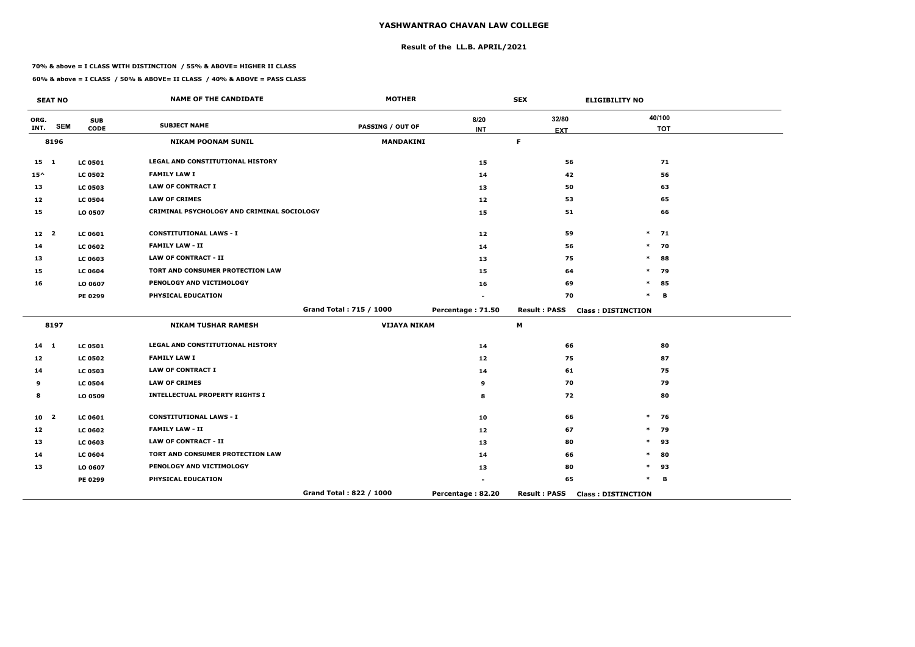# YASHWANTRAO CHAVAN LAW COLLEGE

## Result of the LL.B. APRIL/2021

**70% & above = I CLASS WITH DISTINCTION / 55% & ABOVE= HIGHER II CLASS**

**60% & above = I CLASS / 50% & ABOVE= II CLASS / 40% & ABOVE = PASS CLASS**

| SEAT NO | | | NAME OF THE CANDIDATE | MOTHER | | SEX | ELIGIBILITY NO |
|---|---|---|---|---|---|---|---|
| ORG. INT. | SEM | SUB CODE | SUBJECT NAME | PASSING / OUT OF | 8/20 INT | 32/80 EXT | 40/100 TOT |
| 8196 | | | NIKAM POONAM SUNIL | MANDAKINI | | F | |
| 15 | 1 | LC 0501 | LEGAL AND CONSTITUTIONAL HISTORY | | 15 | 56 | 71 |
| 15^ | | LC 0502 | FAMILY LAW I | | 14 | 42 | 56 |
| 13 | | LC 0503 | LAW OF CONTRACT I | | 13 | 50 | 63 |
| 12 | | LC 0504 | LAW OF CRIMES | | 12 | 53 | 65 |
| 15 | | LO 0507 | CRIMINAL PSYCHOLOGY AND CRIMINAL SOCIOLOGY | | 15 | 51 | 66 |
| 12 | 2 | LC 0601 | CONSTITUTIONAL LAWS - I | | 12 | 59 | * 71 |
| 14 | | LC 0602 | FAMILY LAW - II | | 14 | 56 | * 70 |
| 13 | | LC 0603 | LAW OF CONTRACT - II | | 13 | 75 | * 88 |
| 15 | | LC 0604 | TORT AND CONSUMER PROTECTION LAW | | 15 | 64 | * 79 |
| 16 | | LO 0607 | PENOLOGY AND VICTIMOLOGY | | 16 | 69 | * 85 |
| | | PE 0299 | PHYSICAL EDUCATION | | - | 70 | * B |
| | | | | Grand Total : 715 / 1000 | Percentage : 71.50 | Result : PASS | Class : DISTINCTION |
| 8197 | | | NIKAM TUSHAR RAMESH | VIJAYA NIKAM | | M | |
| 14 | 1 | LC 0501 | LEGAL AND CONSTITUTIONAL HISTORY | | 14 | 66 | 80 |
| 12 | | LC 0502 | FAMILY LAW I | | 12 | 75 | 87 |
| 14 | | LC 0503 | LAW OF CONTRACT I | | 14 | 61 | 75 |
| 9 | | LC 0504 | LAW OF CRIMES | | 9 | 70 | 79 |
| 8 | | LO 0509 | INTELLECTUAL PROPERTY RIGHTS I | | 8 | 72 | 80 |
| 10 | 2 | LC 0601 | CONSTITUTIONAL LAWS - I | | 10 | 66 | * 76 |
| 12 | | LC 0602 | FAMILY LAW - II | | 12 | 67 | * 79 |
| 13 | | LC 0603 | LAW OF CONTRACT - II | | 13 | 80 | * 93 |
| 14 | | LC 0604 | TORT AND CONSUMER PROTECTION LAW | | 14 | 66 | * 80 |
| 13 | | LO 0607 | PENOLOGY AND VICTIMOLOGY | | 13 | 80 | * 93 |
| | | PE 0299 | PHYSICAL EDUCATION | | - | 65 | * B |
| | | | | Grand Total : 822 / 1000 | Percentage : 82.20 | Result : PASS | Class : DISTINCTION |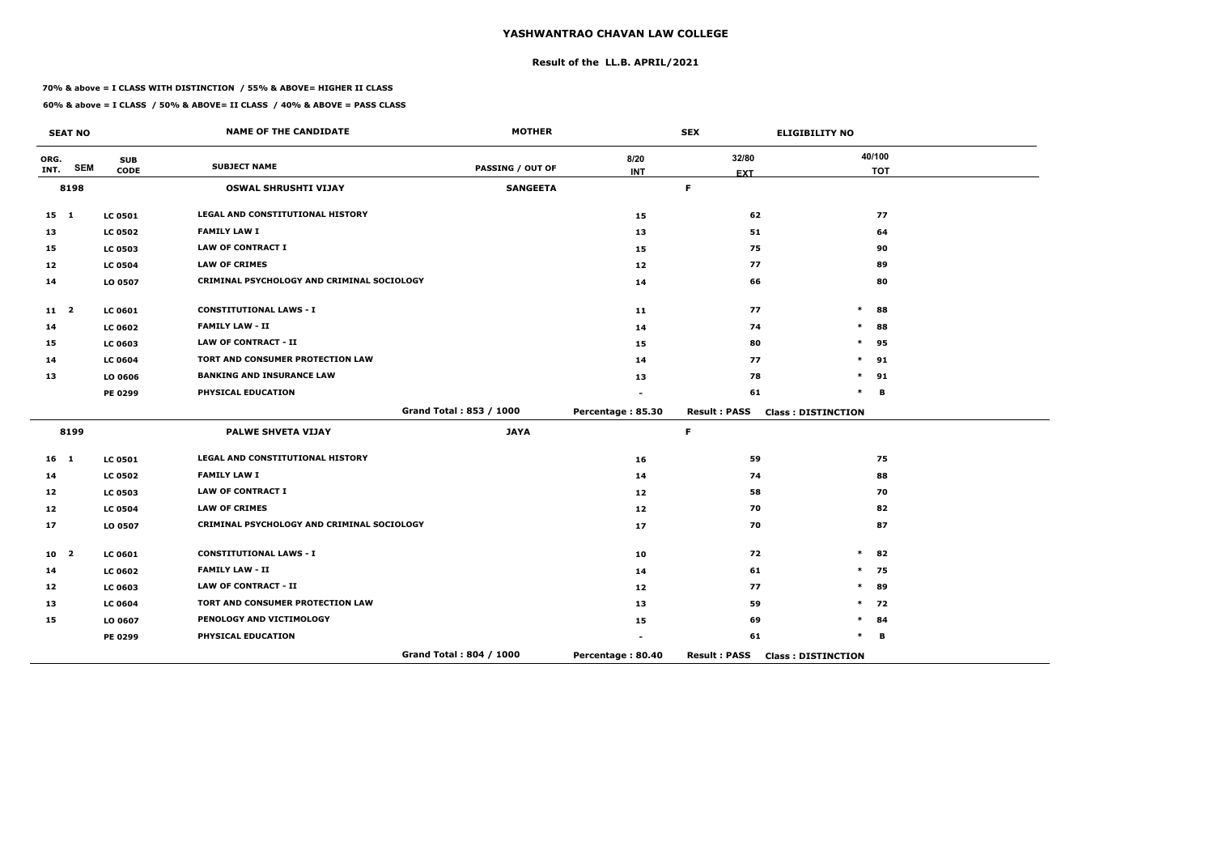# YASHWANTRAO CHAVAN LAW COLLEGE

## Result of the LL.B. APRIL/2021

**70% & above = I CLASS WITH DISTINCTION / 55% & ABOVE= HIGHER II CLASS**

**60% & above = I CLASS / 50% & ABOVE= II CLASS / 40% & ABOVE = PASS CLASS**

| SEAT NO | | | NAME OF THE CANDIDATE | MOTHER | | SEX | ELIGIBILITY NO | |
|---|---|---|---|---|---|---|---|---|
| ORG. INT. | SEM | SUB CODE | SUBJECT NAME | PASSING / OUT OF | 8/20 INT | 32/80 EXT | | 40/100 TOT |
| 8198 | | | OSWAL SHRUSHTI VIJAY | SANGEETA | | F | | |
| 15 | 1 | LC 0501 | LEGAL AND CONSTITUTIONAL HISTORY | | 15 | 62 | | 77 |
| 13 | | LC 0502 | FAMILY LAW I | | 13 | 51 | | 64 |
| 15 | | LC 0503 | LAW OF CONTRACT I | | 15 | 75 | | 90 |
| 12 | | LC 0504 | LAW OF CRIMES | | 12 | 77 | | 89 |
| 14 | | LO 0507 | CRIMINAL PSYCHOLOGY AND CRIMINAL SOCIOLOGY | | 14 | 66 | | 80 |
| 11 | 2 | LC 0601 | CONSTITUTIONAL LAWS - I | | 11 | 77 | * | 88 |
| 14 | | LC 0602 | FAMILY LAW - II | | 14 | 74 | * | 88 |
| 15 | | LC 0603 | LAW OF CONTRACT - II | | 15 | 80 | * | 95 |
| 14 | | LC 0604 | TORT AND CONSUMER PROTECTION LAW | | 14 | 77 | * | 91 |
| 13 | | LO 0606 | BANKING AND INSURANCE LAW | | 13 | 78 | * | 91 |
| | | PE 0299 | PHYSICAL EDUCATION | | - | 61 | * | B |
| | | | | Grand Total : 853 / 1000 | Percentage : 85.30 | Result : PASS | Class : DISTINCTION | |
| 8199 | | | PALWE SHVETA VIJAY | JAYA | | F | | |
| 16 | 1 | LC 0501 | LEGAL AND CONSTITUTIONAL HISTORY | | 16 | 59 | | 75 |
| 14 | | LC 0502 | FAMILY LAW I | | 14 | 74 | | 88 |
| 12 | | LC 0503 | LAW OF CONTRACT I | | 12 | 58 | | 70 |
| 12 | | LC 0504 | LAW OF CRIMES | | 12 | 70 | | 82 |
| 17 | | LO 0507 | CRIMINAL PSYCHOLOGY AND CRIMINAL SOCIOLOGY | | 17 | 70 | | 87 |
| 10 | 2 | LC 0601 | CONSTITUTIONAL LAWS - I | | 10 | 72 | * | 82 |
| 14 | | LC 0602 | FAMILY LAW - II | | 14 | 61 | * | 75 |
| 12 | | LC 0603 | LAW OF CONTRACT - II | | 12 | 77 | * | 89 |
| 13 | | LC 0604 | TORT AND CONSUMER PROTECTION LAW | | 13 | 59 | * | 72 |
| 15 | | LO 0607 | PENOLOGY AND VICTIMOLOGY | | 15 | 69 | * | 84 |
| | | PE 0299 | PHYSICAL EDUCATION | | - | 61 | * | B |
| | | | | Grand Total : 804 / 1000 | Percentage : 80.40 | Result : PASS | Class : DISTINCTION | |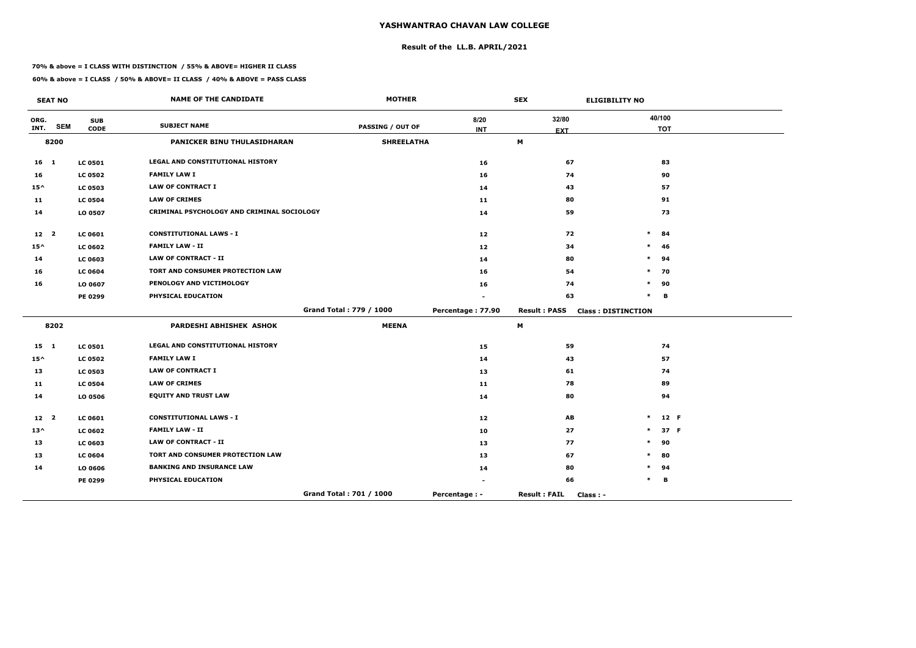# YASHWANTRAO CHAVAN LAW COLLEGE

## Result of the LL.B. APRIL/2021

**70% & above = I CLASS WITH DISTINCTION / 55% & ABOVE= HIGHER II CLASS**

**60% & above = I CLASS / 50% & ABOVE= II CLASS / 40% & ABOVE = PASS CLASS**

| SEAT NO | | | NAME OF THE CANDIDATE | MOTHER | SEX | | ELIGIBILITY NO | |
|---|---|---|---|---|---|---|---|---|
| ORG. INT. | SEM | SUB CODE | SUBJECT NAME | PASSING / OUT OF | 8/20 INT | 32/80 EXT | | 40/100 TOT |
| 8200 | | | PANICKER BINU THULASIDHARAN | SHREELATHA | | M | | |
| 16 | 1 | LC 0501 | LEGAL AND CONSTITUTIONAL HISTORY | | 16 | 67 | | 83 |
| 16 | | LC 0502 | FAMILY LAW I | | 16 | 74 | | 90 |
| 15^ | | LC 0503 | LAW OF CONTRACT I | | 14 | 43 | | 57 |
| 11 | | LC 0504 | LAW OF CRIMES | | 11 | 80 | | 91 |
| 14 | | LO 0507 | CRIMINAL PSYCHOLOGY AND CRIMINAL SOCIOLOGY | | 14 | 59 | | 73 |
| 12 | 2 | LC 0601 | CONSTITUTIONAL LAWS - I | | 12 | 72 | * | 84 |
| 15^ | | LC 0602 | FAMILY LAW - II | | 12 | 34 | * | 46 |
| 14 | | LC 0603 | LAW OF CONTRACT - II | | 14 | 80 | * | 94 |
| 16 | | LC 0604 | TORT AND CONSUMER PROTECTION LAW | | 16 | 54 | * | 70 |
| 16 | | LO 0607 | PENOLOGY AND VICTIMOLOGY | | 16 | 74 | * | 90 |
| | | PE 0299 | PHYSICAL EDUCATION | | - | 63 | * | B |
| | | | | Grand Total : 779 / 1000 | Percentage : 77.90 | Result : PASS | Class : DISTINCTION | |
| 8202 | | | PARDESHI ABHISHEK ASHOK | MEENA | | M | | |
| 15 | 1 | LC 0501 | LEGAL AND CONSTITUTIONAL HISTORY | | 15 | 59 | | 74 |
| 15^ | | LC 0502 | FAMILY LAW I | | 14 | 43 | | 57 |
| 13 | | LC 0503 | LAW OF CONTRACT I | | 13 | 61 | | 74 |
| 11 | | LC 0504 | LAW OF CRIMES | | 11 | 78 | | 89 |
| 14 | | LO 0506 | EQUITY AND TRUST LAW | | 14 | 80 | | 94 |
| 12 | 2 | LC 0601 | CONSTITUTIONAL LAWS - I | | 12 | AB | * | 12 F |
| 13^ | | LC 0602 | FAMILY LAW - II | | 10 | 27 | * | 37 F |
| 13 | | LC 0603 | LAW OF CONTRACT - II | | 13 | 77 | * | 90 |
| 13 | | LC 0604 | TORT AND CONSUMER PROTECTION LAW | | 13 | 67 | * | 80 |
| 14 | | LO 0606 | BANKING AND INSURANCE LAW | | 14 | 80 | * | 94 |
| | | PE 0299 | PHYSICAL EDUCATION | | - | 66 | * | B |
| | | | | Grand Total : 701 / 1000 | Percentage : - | Result : FAIL | Class : - | |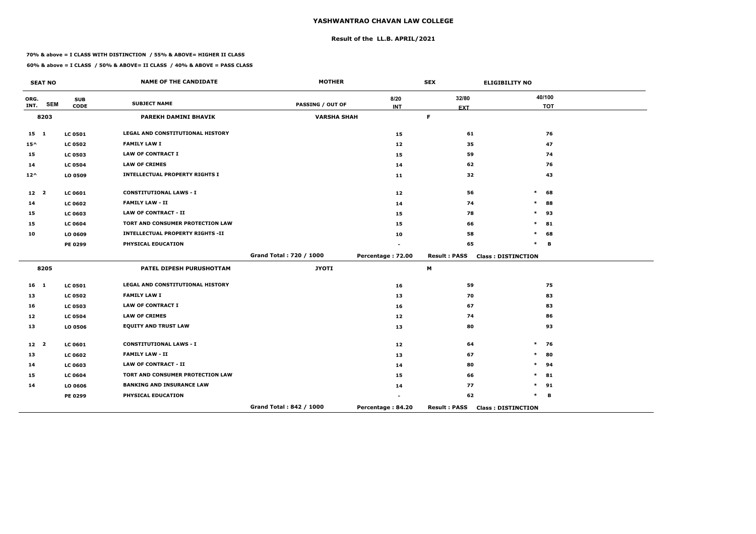# YASHWANTRAO CHAVAN LAW COLLEGE

## Result of the LL.B. APRIL/2021

**70% & above = I CLASS WITH DISTINCTION / 55% & ABOVE= HIGHER II CLASS**

**60% & above = I CLASS / 50% & ABOVE= II CLASS / 40% & ABOVE = PASS CLASS**

| SEAT NO | | | NAME OF THE CANDIDATE | MOTHER | SEX | | ELIGIBILITY NO | |
|---|---|---|---|---|---|---|---|---|
| ORG. INT. | SEM | SUB CODE | SUBJECT NAME | PASSING / OUT OF | 8/20 INT | 32/80 EXT | | 40/100 TOT |
| 8203 | | | PAREKH DAMINI BHAVIK | VARSHA SHAH | | F | | |
| 15 | 1 | LC 0501 | LEGAL AND CONSTITUTIONAL HISTORY | | 15 | 61 | | 76 |
| 15^ | | LC 0502 | FAMILY LAW I | | 12 | 35 | | 47 |
| 15 | | LC 0503 | LAW OF CONTRACT I | | 15 | 59 | | 74 |
| 14 | | LC 0504 | LAW OF CRIMES | | 14 | 62 | | 76 |
| 12^ | | LO 0509 | INTELLECTUAL PROPERTY RIGHTS I | | 11 | 32 | | 43 |
| 12 | 2 | LC 0601 | CONSTITUTIONAL LAWS - I | | 12 | 56 | * | 68 |
| 14 | | LC 0602 | FAMILY LAW - II | | 14 | 74 | * | 88 |
| 15 | | LC 0603 | LAW OF CONTRACT - II | | 15 | 78 | * | 93 |
| 15 | | LC 0604 | TORT AND CONSUMER PROTECTION LAW | | 15 | 66 | * | 81 |
| 10 | | LO 0609 | INTELLECTUAL PROPERTY RIGHTS -II | | 10 | 58 | * | 68 |
| | | PE 0299 | PHYSICAL EDUCATION | | - | 65 | * | B |
| | | | | Grand Total : 720 / 1000 | Percentage : 72.00 | Result : PASS | Class : DISTINCTION | |
| 8205 | | | PATEL DIPESH PURUSHOTTAM | JYOTI | | M | | |
| 16 | 1 | LC 0501 | LEGAL AND CONSTITUTIONAL HISTORY | | 16 | 59 | | 75 |
| 13 | | LC 0502 | FAMILY LAW I | | 13 | 70 | | 83 |
| 16 | | LC 0503 | LAW OF CONTRACT I | | 16 | 67 | | 83 |
| 12 | | LC 0504 | LAW OF CRIMES | | 12 | 74 | | 86 |
| 13 | | LO 0506 | EQUITY AND TRUST LAW | | 13 | 80 | | 93 |
| 12 | 2 | LC 0601 | CONSTITUTIONAL LAWS - I | | 12 | 64 | * | 76 |
| 13 | | LC 0602 | FAMILY LAW - II | | 13 | 67 | * | 80 |
| 14 | | LC 0603 | LAW OF CONTRACT - II | | 14 | 80 | * | 94 |
| 15 | | LC 0604 | TORT AND CONSUMER PROTECTION LAW | | 15 | 66 | * | 81 |
| 14 | | LO 0606 | BANKING AND INSURANCE LAW | | 14 | 77 | * | 91 |
| | | PE 0299 | PHYSICAL EDUCATION | | - | 62 | * | B |
| | | | | Grand Total : 842 / 1000 | Percentage : 84.20 | Result : PASS | Class : DISTINCTION | |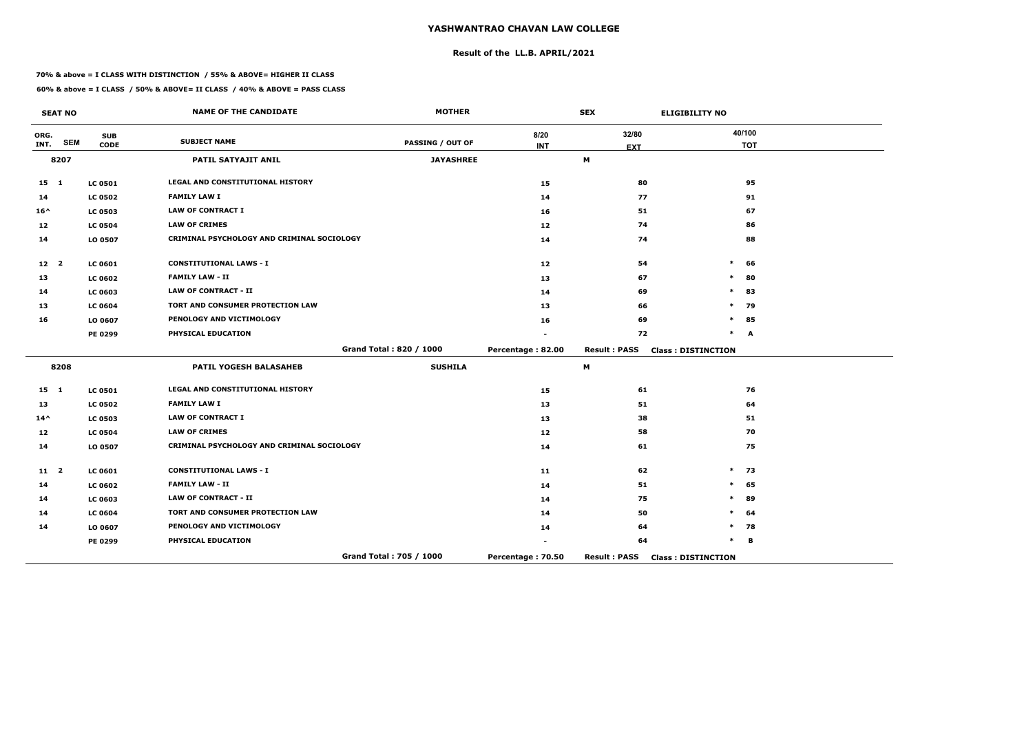# YASHWANTRAO CHAVAN LAW COLLEGE

## Result of the LL.B. APRIL/2021

**70% & above = I CLASS WITH DISTINCTION / 55% & ABOVE= HIGHER II CLASS**

**60% & above = I CLASS / 50% & ABOVE= II CLASS / 40% & ABOVE = PASS CLASS**

| SEAT NO | | | NAME OF THE CANDIDATE | MOTHER | | SEX | | ELIGIBILITY NO |
|---|---|---|---|---|---|---|---|---|
| ORG. INT. | SEM | SUB CODE | SUBJECT NAME | PASSING / OUT OF | 8/20 INT | 32/80 EXT | | 40/100 TOT |
| 8207 | | | PATIL SATYAJIT ANIL | JAYASHREE | | M | | |
| 15 | 1 | LC 0501 | LEGAL AND CONSTITUTIONAL HISTORY | | 15 | 80 | | 95 |
| 14 | | LC 0502 | FAMILY LAW I | | 14 | 77 | | 91 |
| 16^ | | LC 0503 | LAW OF CONTRACT I | | 16 | 51 | | 67 |
| 12 | | LC 0504 | LAW OF CRIMES | | 12 | 74 | | 86 |
| 14 | | LO 0507 | CRIMINAL PSYCHOLOGY AND CRIMINAL SOCIOLOGY | | 14 | 74 | | 88 |
| 12 | 2 | LC 0601 | CONSTITUTIONAL LAWS - I | | 12 | 54 | * | 66 |
| 13 | | LC 0602 | FAMILY LAW - II | | 13 | 67 | * | 80 |
| 14 | | LC 0603 | LAW OF CONTRACT - II | | 14 | 69 | * | 83 |
| 13 | | LC 0604 | TORT AND CONSUMER PROTECTION LAW | | 13 | 66 | * | 79 |
| 16 | | LO 0607 | PENOLOGY AND VICTIMOLOGY | | 16 | 69 | * | 85 |
| | | PE 0299 | PHYSICAL EDUCATION | | - | 72 | * | A |
| | | | | Grand Total : 820 / 1000 | Percentage : 82.00 | Result : PASS | | Class : DISTINCTION |
| 8208 | | | PATIL YOGESH BALASAHEB | SUSHILA | | M | | |
| 15 | 1 | LC 0501 | LEGAL AND CONSTITUTIONAL HISTORY | | 15 | 61 | | 76 |
| 13 | | LC 0502 | FAMILY LAW I | | 13 | 51 | | 64 |
| 14^ | | LC 0503 | LAW OF CONTRACT I | | 13 | 38 | | 51 |
| 12 | | LC 0504 | LAW OF CRIMES | | 12 | 58 | | 70 |
| 14 | | LO 0507 | CRIMINAL PSYCHOLOGY AND CRIMINAL SOCIOLOGY | | 14 | 61 | | 75 |
| 11 | 2 | LC 0601 | CONSTITUTIONAL LAWS - I | | 11 | 62 | * | 73 |
| 14 | | LC 0602 | FAMILY LAW - II | | 14 | 51 | * | 65 |
| 14 | | LC 0603 | LAW OF CONTRACT - II | | 14 | 75 | * | 89 |
| 14 | | LC 0604 | TORT AND CONSUMER PROTECTION LAW | | 14 | 50 | * | 64 |
| 14 | | LO 0607 | PENOLOGY AND VICTIMOLOGY | | 14 | 64 | * | 78 |
| | | PE 0299 | PHYSICAL EDUCATION | | - | 64 | * | B |
| | | | | Grand Total : 705 / 1000 | Percentage : 70.50 | Result : PASS | | Class : DISTINCTION |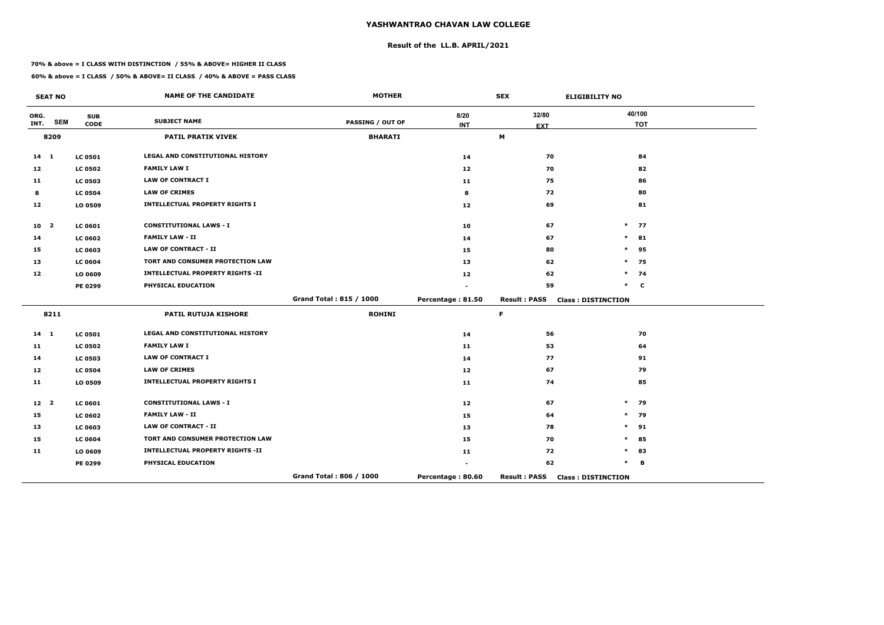# YASHWANTRAO CHAVAN LAW COLLEGE

## Result of the LL.B. APRIL/2021

**70% & above = I CLASS WITH DISTINCTION / 55% & ABOVE= HIGHER II CLASS**

**60% & above = I CLASS / 50% & ABOVE= II CLASS / 40% & ABOVE = PASS CLASS**

| SEAT NO | | | NAME OF THE CANDIDATE | MOTHER | | SEX | ELIGIBILITY NO |
|---|---|---|---|---|---|---|---|
| ORG. INT. | SEM | SUB CODE | SUBJECT NAME | PASSING / OUT OF | 8/20 INT | 32/80 EXT | 40/100 TOT |
| 8209 | | | PATIL PRATIK VIVEK | BHARATI | | M | |
| 14 | 1 | LC 0501 | LEGAL AND CONSTITUTIONAL HISTORY | | 14 | 70 | 84 |
| 12 | | LC 0502 | FAMILY LAW I | | 12 | 70 | 82 |
| 11 | | LC 0503 | LAW OF CONTRACT I | | 11 | 75 | 86 |
| 8 | | LC 0504 | LAW OF CRIMES | | 8 | 72 | 80 |
| 12 | | LO 0509 | INTELLECTUAL PROPERTY RIGHTS I | | 12 | 69 | 81 |
| 10 | 2 | LC 0601 | CONSTITUTIONAL LAWS - I | | 10 | 67 | * 77 |
| 14 | | LC 0602 | FAMILY LAW - II | | 14 | 67 | * 81 |
| 15 | | LC 0603 | LAW OF CONTRACT - II | | 15 | 80 | * 95 |
| 13 | | LC 0604 | TORT AND CONSUMER PROTECTION LAW | | 13 | 62 | * 75 |
| 12 | | LO 0609 | INTELLECTUAL PROPERTY RIGHTS -II | | 12 | 62 | * 74 |
| | | PE 0299 | PHYSICAL EDUCATION | | - | 59 | * C |
| | | | | Grand Total : 815 / 1000 | Percentage : 81.50 | Result : PASS | Class : DISTINCTION |
| 8211 | | | PATIL RUTUJA KISHORE | ROHINI | | F | |
| 14 | 1 | LC 0501 | LEGAL AND CONSTITUTIONAL HISTORY | | 14 | 56 | 70 |
| 11 | | LC 0502 | FAMILY LAW I | | 11 | 53 | 64 |
| 14 | | LC 0503 | LAW OF CONTRACT I | | 14 | 77 | 91 |
| 12 | | LC 0504 | LAW OF CRIMES | | 12 | 67 | 79 |
| 11 | | LO 0509 | INTELLECTUAL PROPERTY RIGHTS I | | 11 | 74 | 85 |
| 12 | 2 | LC 0601 | CONSTITUTIONAL LAWS - I | | 12 | 67 | * 79 |
| 15 | | LC 0602 | FAMILY LAW - II | | 15 | 64 | * 79 |
| 13 | | LC 0603 | LAW OF CONTRACT - II | | 13 | 78 | * 91 |
| 15 | | LC 0604 | TORT AND CONSUMER PROTECTION LAW | | 15 | 70 | * 85 |
| 11 | | LO 0609 | INTELLECTUAL PROPERTY RIGHTS -II | | 11 | 72 | * 83 |
| | | PE 0299 | PHYSICAL EDUCATION | | - | 62 | * B |
| | | | | Grand Total : 806 / 1000 | Percentage : 80.60 | Result : PASS | Class : DISTINCTION |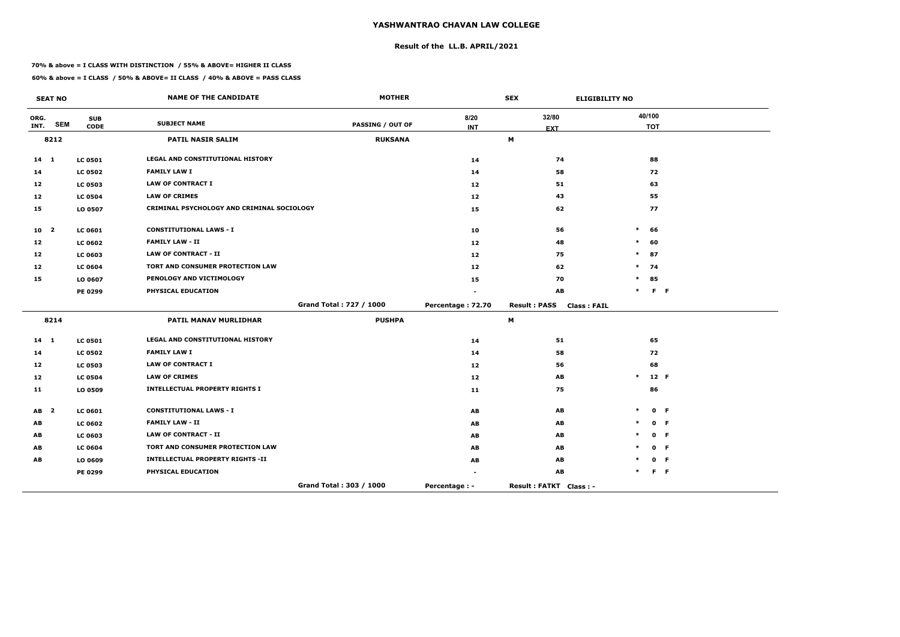# YASHWANTRAO CHAVAN LAW COLLEGE

## Result of the LL.B. APRIL/2021

**70% & above = I CLASS WITH DISTINCTION / 55% & ABOVE= HIGHER II CLASS**

**60% & above = I CLASS / 50% & ABOVE= II CLASS / 40% & ABOVE = PASS CLASS**

| SEAT NO | | | NAME OF THE CANDIDATE | MOTHER | | SEX | ELIGIBILITY NO |
|---|---|---|---|---|---|---|---|
| ORG. INT. | SEM | SUB CODE | SUBJECT NAME | PASSING / OUT OF | 8/20 INT | 32/80 EXT | 40/100 TOT |
| 8212 | | | PATIL NASIR SALIM | RUKSANA | | M | |
| 14 | 1 | LC 0501 | LEGAL AND CONSTITUTIONAL HISTORY | | 14 | 74 | 88 |
| 14 | | LC 0502 | FAMILY LAW I | | 14 | 58 | 72 |
| 12 | | LC 0503 | LAW OF CONTRACT I | | 12 | 51 | 63 |
| 12 | | LC 0504 | LAW OF CRIMES | | 12 | 43 | 55 |
| 15 | | LO 0507 | CRIMINAL PSYCHOLOGY AND CRIMINAL SOCIOLOGY | | 15 | 62 | 77 |
| 10 | 2 | LC 0601 | CONSTITUTIONAL LAWS - I | | 10 | 56 | * 66 |
| 12 | | LC 0602 | FAMILY LAW - II | | 12 | 48 | * 60 |
| 12 | | LC 0603 | LAW OF CONTRACT - II | | 12 | 75 | * 87 |
| 12 | | LC 0604 | TORT AND CONSUMER PROTECTION LAW | | 12 | 62 | * 74 |
| 15 | | LO 0607 | PENOLOGY AND VICTIMOLOGY | | 15 | 70 | * 85 |
| | | PE 0299 | PHYSICAL EDUCATION | | - | AB | * F F |
| | | | | Grand Total : 727 / 1000 | Percentage : 72.70 | Result : PASS | Class : FAIL |
| 8214 | | | PATIL MANAV MURLIDHAR | PUSHPA | | M | |
| 14 | 1 | LC 0501 | LEGAL AND CONSTITUTIONAL HISTORY | | 14 | 51 | 65 |
| 14 | | LC 0502 | FAMILY LAW I | | 14 | 58 | 72 |
| 12 | | LC 0503 | LAW OF CONTRACT I | | 12 | 56 | 68 |
| 12 | | LC 0504 | LAW OF CRIMES | | 12 | AB | * 12 F |
| 11 | | LO 0509 | INTELLECTUAL PROPERTY RIGHTS I | | 11 | 75 | 86 |
| AB | 2 | LC 0601 | CONSTITUTIONAL LAWS - I | | AB | AB | * 0 F |
| AB | | LC 0602 | FAMILY LAW - II | | AB | AB | * 0 F |
| AB | | LC 0603 | LAW OF CONTRACT - II | | AB | AB | * 0 F |
| AB | | LC 0604 | TORT AND CONSUMER PROTECTION LAW | | AB | AB | * 0 F |
| AB | | LO 0609 | INTELLECTUAL PROPERTY RIGHTS -II | | AB | AB | * 0 F |
| | | PE 0299 | PHYSICAL EDUCATION | | - | AB | * F F |
| | | | | Grand Total : 303 / 1000 | Percentage : - | Result : FATKT | Class : - |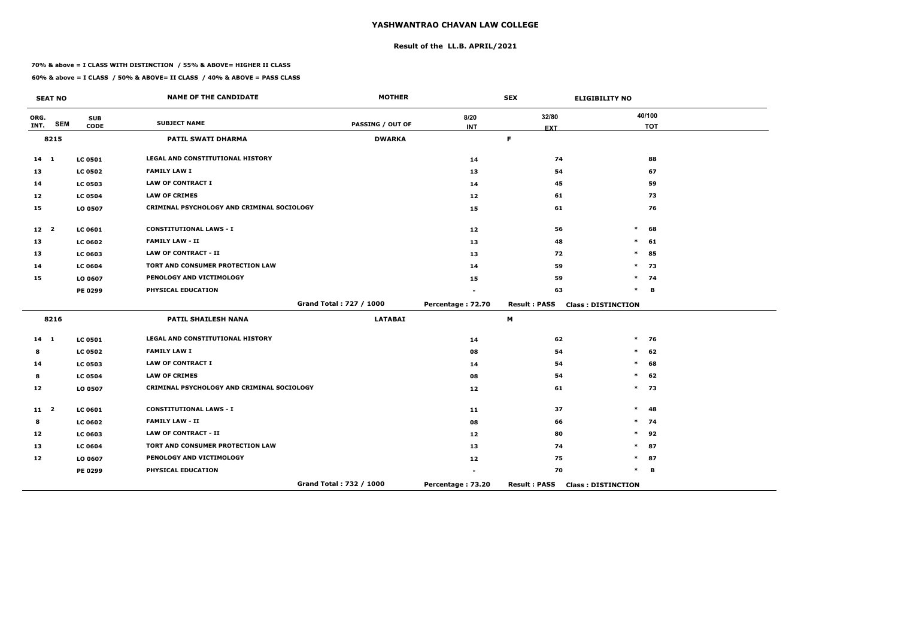# YASHWANTRAO CHAVAN LAW COLLEGE

## Result of the LL.B. APRIL/2021

**70% & above = I CLASS WITH DISTINCTION / 55% & ABOVE= HIGHER II CLASS**

**60% & above = I CLASS / 50% & ABOVE= II CLASS / 40% & ABOVE = PASS CLASS**

| SEAT NO | | | NAME OF THE CANDIDATE | MOTHER | SEX | | ELIGIBILITY NO |
|---|---|---|---|---|---|---|---|
| ORG. INT. | SEM | SUB CODE | SUBJECT NAME | PASSING / OUT OF | 8/20 INT | 32/80 EXT | 40/100 TOT |
| 8215 | | | PATIL SWATI DHARMA | DWARKA | | F | |
| 14 | 1 | LC 0501 | LEGAL AND CONSTITUTIONAL HISTORY | | 14 | 74 | 88 |
| 13 | | LC 0502 | FAMILY LAW I | | 13 | 54 | 67 |
| 14 | | LC 0503 | LAW OF CONTRACT I | | 14 | 45 | 59 |
| 12 | | LC 0504 | LAW OF CRIMES | | 12 | 61 | 73 |
| 15 | | LO 0507 | CRIMINAL PSYCHOLOGY AND CRIMINAL SOCIOLOGY | | 15 | 61 | 76 |
| 12 | 2 | LC 0601 | CONSTITUTIONAL LAWS - I | | 12 | 56 | * 68 |
| 13 | | LC 0602 | FAMILY LAW - II | | 13 | 48 | * 61 |
| 13 | | LC 0603 | LAW OF CONTRACT - II | | 13 | 72 | * 85 |
| 14 | | LC 0604 | TORT AND CONSUMER PROTECTION LAW | | 14 | 59 | * 73 |
| 15 | | LO 0607 | PENOLOGY AND VICTIMOLOGY | | 15 | 59 | * 74 |
| | | PE 0299 | PHYSICAL EDUCATION | | - | 63 | * B |
| | | | | Grand Total : 727 / 1000 | Percentage : 72.70 | Result : PASS | Class : DISTINCTION |
| 8216 | | | PATIL SHAILESH NANA | LATABAI | | M | |
| 14 | 1 | LC 0501 | LEGAL AND CONSTITUTIONAL HISTORY | | 14 | 62 | * 76 |
| 8 | | LC 0502 | FAMILY LAW I | | 08 | 54 | * 62 |
| 14 | | LC 0503 | LAW OF CONTRACT I | | 14 | 54 | * 68 |
| 8 | | LC 0504 | LAW OF CRIMES | | 08 | 54 | * 62 |
| 12 | | LO 0507 | CRIMINAL PSYCHOLOGY AND CRIMINAL SOCIOLOGY | | 12 | 61 | * 73 |
| 11 | 2 | LC 0601 | CONSTITUTIONAL LAWS - I | | 11 | 37 | * 48 |
| 8 | | LC 0602 | FAMILY LAW - II | | 08 | 66 | * 74 |
| 12 | | LC 0603 | LAW OF CONTRACT - II | | 12 | 80 | * 92 |
| 13 | | LC 0604 | TORT AND CONSUMER PROTECTION LAW | | 13 | 74 | * 87 |
| 12 | | LO 0607 | PENOLOGY AND VICTIMOLOGY | | 12 | 75 | * 87 |
| | | PE 0299 | PHYSICAL EDUCATION | | - | 70 | * B |
| | | | | Grand Total : 732 / 1000 | Percentage : 73.20 | Result : PASS | Class : DISTINCTION |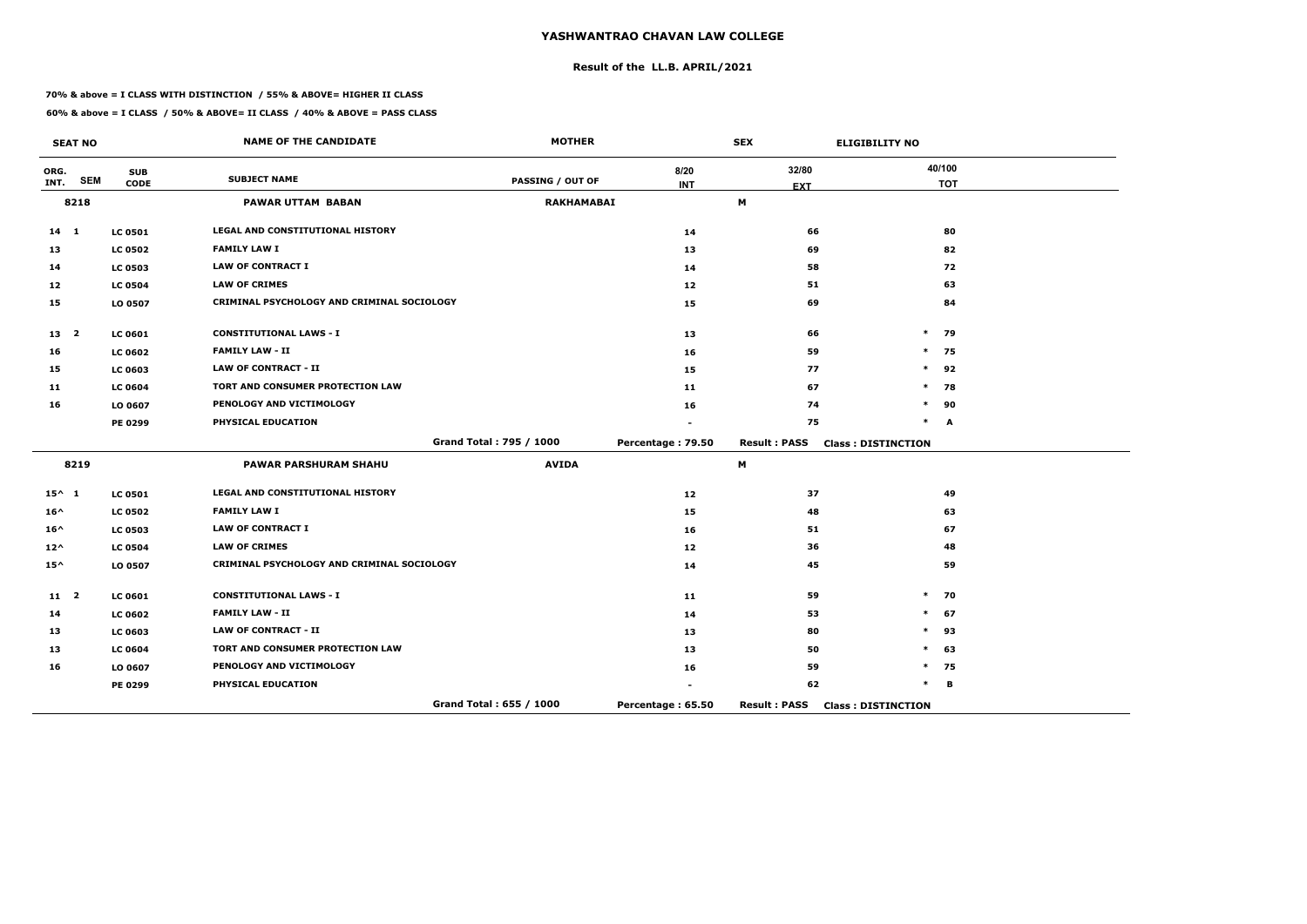# YASHWANTRAO CHAVAN LAW COLLEGE

## Result of the LL.B. APRIL/2021

**70% & above = I CLASS WITH DISTINCTION / 55% & ABOVE= HIGHER II CLASS**

**60% & above = I CLASS / 50% & ABOVE= II CLASS / 40% & ABOVE = PASS CLASS**

| SEAT NO | | | NAME OF THE CANDIDATE | MOTHER | SEX | | ELIGIBILITY NO |
|---|---|---|---|---|---|---|---|
| ORG. INT. | SEM | SUB CODE | SUBJECT NAME | PASSING / OUT OF | 8/20 INT | 32/80 EXT | 40/100 TOT |
| 8218 | | | PAWAR UTTAM BABAN | RAKHAMABAI | | M | |
| 14 | 1 | LC 0501 | LEGAL AND CONSTITUTIONAL HISTORY | | 14 | 66 | 80 |
| 13 | | LC 0502 | FAMILY LAW I | | 13 | 69 | 82 |
| 14 | | LC 0503 | LAW OF CONTRACT I | | 14 | 58 | 72 |
| 12 | | LC 0504 | LAW OF CRIMES | | 12 | 51 | 63 |
| 15 | | LO 0507 | CRIMINAL PSYCHOLOGY AND CRIMINAL SOCIOLOGY | | 15 | 69 | 84 |
| 13 | 2 | LC 0601 | CONSTITUTIONAL LAWS - I | | 13 | 66 | * 79 |
| 16 | | LC 0602 | FAMILY LAW - II | | 16 | 59 | * 75 |
| 15 | | LC 0603 | LAW OF CONTRACT - II | | 15 | 77 | * 92 |
| 11 | | LC 0604 | TORT AND CONSUMER PROTECTION LAW | | 11 | 67 | * 78 |
| 16 | | LO 0607 | PENOLOGY AND VICTIMOLOGY | | 16 | 74 | * 90 |
| | | PE 0299 | PHYSICAL EDUCATION | | - | 75 | * A |
| | | | | Grand Total : 795 / 1000 | Percentage : 79.50 | Result : PASS | Class : DISTINCTION |
| 8219 | | | PAWAR PARSHURAM SHAHU | AVIDA | | M | |
| 15^ | 1 | LC 0501 | LEGAL AND CONSTITUTIONAL HISTORY | | 12 | 37 | 49 |
| 16^ | | LC 0502 | FAMILY LAW I | | 15 | 48 | 63 |
| 16^ | | LC 0503 | LAW OF CONTRACT I | | 16 | 51 | 67 |
| 12^ | | LC 0504 | LAW OF CRIMES | | 12 | 36 | 48 |
| 15^ | | LO 0507 | CRIMINAL PSYCHOLOGY AND CRIMINAL SOCIOLOGY | | 14 | 45 | 59 |
| 11 | 2 | LC 0601 | CONSTITUTIONAL LAWS - I | | 11 | 59 | * 70 |
| 14 | | LC 0602 | FAMILY LAW - II | | 14 | 53 | * 67 |
| 13 | | LC 0603 | LAW OF CONTRACT - II | | 13 | 80 | * 93 |
| 13 | | LC 0604 | TORT AND CONSUMER PROTECTION LAW | | 13 | 50 | * 63 |
| 16 | | LO 0607 | PENOLOGY AND VICTIMOLOGY | | 16 | 59 | * 75 |
| | | PE 0299 | PHYSICAL EDUCATION | | - | 62 | * B |
| | | | | Grand Total : 655 / 1000 | Percentage : 65.50 | Result : PASS | Class : DISTINCTION |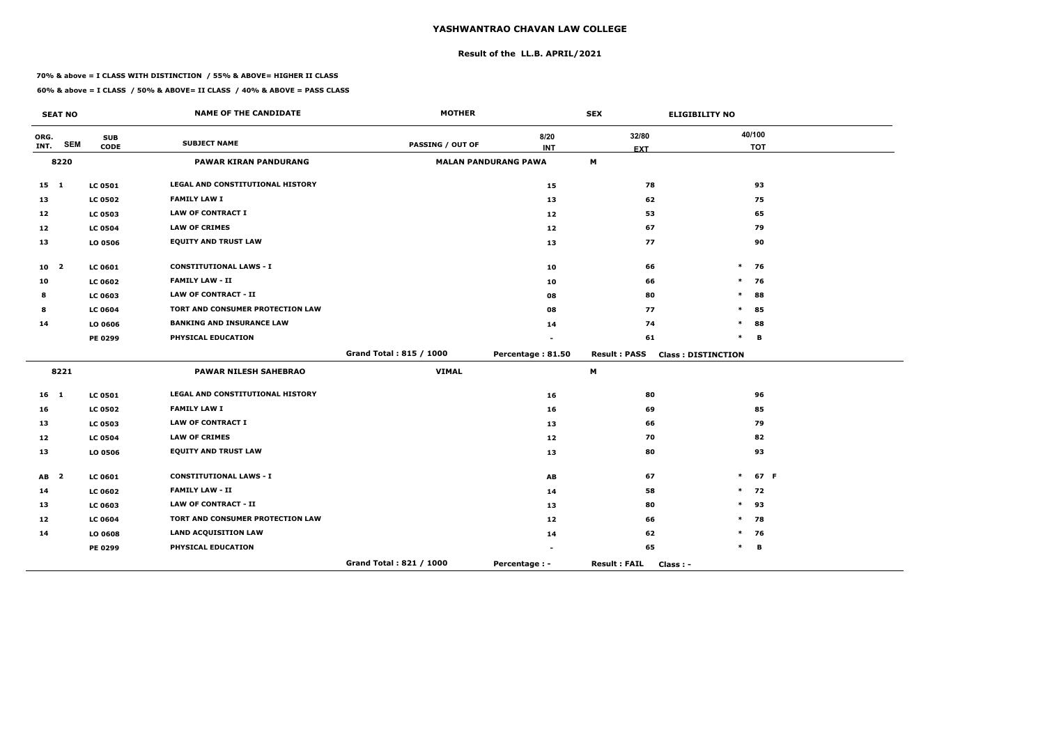# YASHWANTRAO CHAVAN LAW COLLEGE

## Result of the LL.B. APRIL/2021

**70% & above = I CLASS WITH DISTINCTION / 55% & ABOVE= HIGHER II CLASS**

**60% & above = I CLASS / 50% & ABOVE= II CLASS / 40% & ABOVE = PASS CLASS**

| SEAT NO | | | NAME OF THE CANDIDATE | MOTHER | | SEX | ELIGIBILITY NO |
|---|---|---|---|---|---|---|---|
| ORG. INT. | SEM | SUB CODE | SUBJECT NAME | PASSING / OUT OF | 8/20 INT | 32/80 EXT | 40/100 TOT |
| 8220 | | | PAWAR KIRAN PANDURANG | MALAN PANDURANG PAWA | | M | |
| 15 | 1 | LC 0501 | LEGAL AND CONSTITUTIONAL HISTORY | | 15 | 78 | 93 |
| 13 | | LC 0502 | FAMILY LAW I | | 13 | 62 | 75 |
| 12 | | LC 0503 | LAW OF CONTRACT I | | 12 | 53 | 65 |
| 12 | | LC 0504 | LAW OF CRIMES | | 12 | 67 | 79 |
| 13 | | LO 0506 | EQUITY AND TRUST LAW | | 13 | 77 | 90 |
| 10 | 2 | LC 0601 | CONSTITUTIONAL LAWS - I | | 10 | 66 | * 76 |
| 10 | | LC 0602 | FAMILY LAW - II | | 10 | 66 | * 76 |
| 8 | | LC 0603 | LAW OF CONTRACT - II | | 08 | 80 | * 88 |
| 8 | | LC 0604 | TORT AND CONSUMER PROTECTION LAW | | 08 | 77 | * 85 |
| 14 | | LO 0606 | BANKING AND INSURANCE LAW | | 14 | 74 | * 88 |
| | | PE 0299 | PHYSICAL EDUCATION | | - | 61 | * B |
| | | | | Grand Total : 815 / 1000 | Percentage : 81.50 | Result : PASS | Class : DISTINCTION |
| 8221 | | | PAWAR NILESH SAHEBRAO | VIMAL | | M | |
| 16 | 1 | LC 0501 | LEGAL AND CONSTITUTIONAL HISTORY | | 16 | 80 | 96 |
| 16 | | LC 0502 | FAMILY LAW I | | 16 | 69 | 85 |
| 13 | | LC 0503 | LAW OF CONTRACT I | | 13 | 66 | 79 |
| 12 | | LC 0504 | LAW OF CRIMES | | 12 | 70 | 82 |
| 13 | | LO 0506 | EQUITY AND TRUST LAW | | 13 | 80 | 93 |
| AB | 2 | LC 0601 | CONSTITUTIONAL LAWS - I | | AB | 67 | * 67 F |
| 14 | | LC 0602 | FAMILY LAW - II | | 14 | 58 | * 72 |
| 13 | | LC 0603 | LAW OF CONTRACT - II | | 13 | 80 | * 93 |
| 12 | | LC 0604 | TORT AND CONSUMER PROTECTION LAW | | 12 | 66 | * 78 |
| 14 | | LO 0608 | LAND ACQUISITION LAW | | 14 | 62 | * 76 |
| | | PE 0299 | PHYSICAL EDUCATION | | - | 65 | * B |
| | | | | Grand Total : 821 / 1000 | Percentage : - | Result : FAIL | Class : - |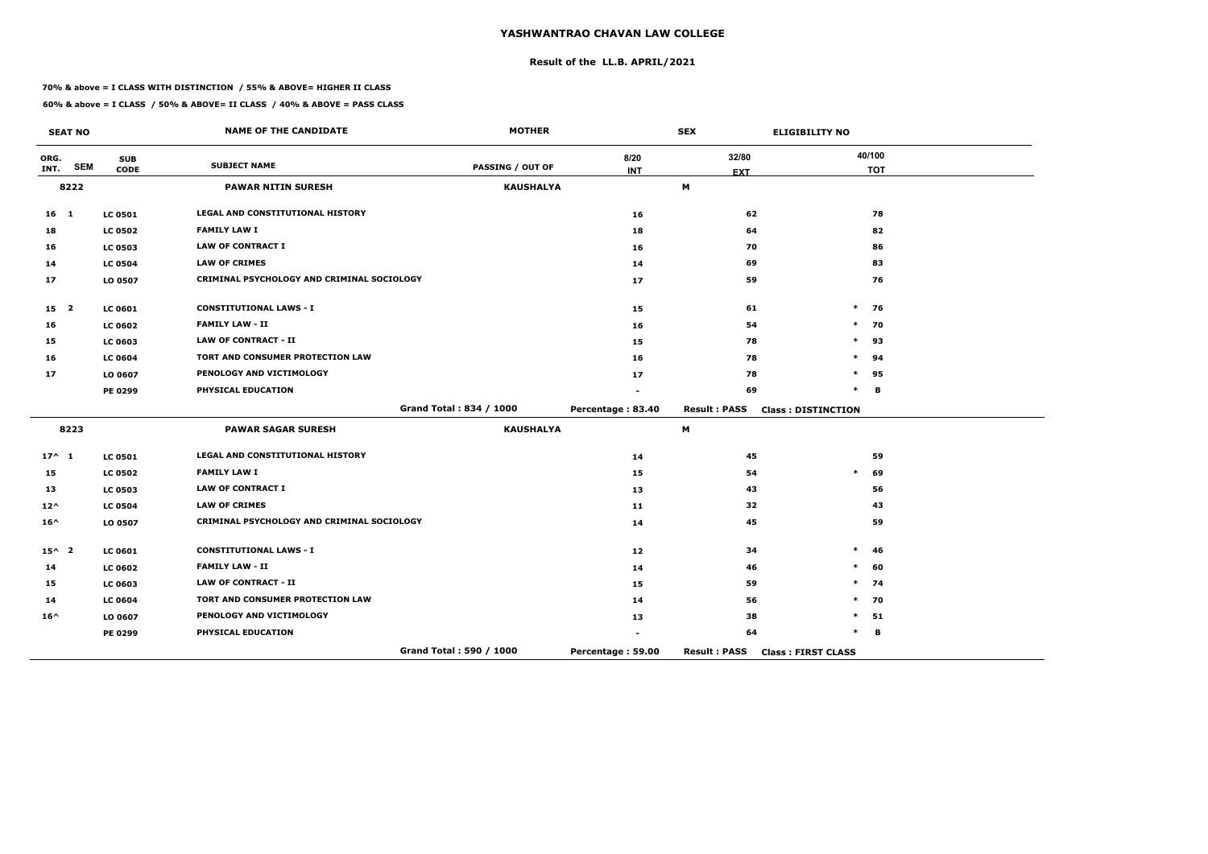# YASHWANTRAO CHAVAN LAW COLLEGE

## Result of the LL.B. APRIL/2021

**70% & above = I CLASS WITH DISTINCTION / 55% & ABOVE= HIGHER II CLASS**

**60% & above = I CLASS / 50% & ABOVE= II CLASS / 40% & ABOVE = PASS CLASS**

| SEAT NO | | | NAME OF THE CANDIDATE | MOTHER | | SEX | ELIGIBILITY NO | |
|---|---|---|---|---|---|---|---|---|
| ORG. INT. | SEM | SUB CODE | SUBJECT NAME | PASSING / OUT OF | 8/20 INT | 32/80 EXT | | 40/100 TOT |
| 8222 | | | PAWAR NITIN SURESH | KAUSHALYA | | M | | |
| 16 | 1 | LC 0501 | LEGAL AND CONSTITUTIONAL HISTORY | | 16 | 62 | | 78 |
| 18 | | LC 0502 | FAMILY LAW I | | 18 | 64 | | 82 |
| 16 | | LC 0503 | LAW OF CONTRACT I | | 16 | 70 | | 86 |
| 14 | | LC 0504 | LAW OF CRIMES | | 14 | 69 | | 83 |
| 17 | | LO 0507 | CRIMINAL PSYCHOLOGY AND CRIMINAL SOCIOLOGY | | 17 | 59 | | 76 |
| 15 | 2 | LC 0601 | CONSTITUTIONAL LAWS - I | | 15 | 61 | * | 76 |
| 16 | | LC 0602 | FAMILY LAW - II | | 16 | 54 | * | 70 |
| 15 | | LC 0603 | LAW OF CONTRACT - II | | 15 | 78 | * | 93 |
| 16 | | LC 0604 | TORT AND CONSUMER PROTECTION LAW | | 16 | 78 | * | 94 |
| 17 | | LO 0607 | PENOLOGY AND VICTIMOLOGY | | 17 | 78 | * | 95 |
| | | PE 0299 | PHYSICAL EDUCATION | | - | 69 | * | B |
| | | | | Grand Total : 834 / 1000 | Percentage : 83.40 | Result : PASS | Class : DISTINCTION | |
| 8223 | | | PAWAR SAGAR SURESH | KAUSHALYA | | M | | |
| 17^ | 1 | LC 0501 | LEGAL AND CONSTITUTIONAL HISTORY | | 14 | 45 | | 59 |
| 15 | | LC 0502 | FAMILY LAW I | | 15 | 54 | * | 69 |
| 13 | | LC 0503 | LAW OF CONTRACT I | | 13 | 43 | | 56 |
| 12^ | | LC 0504 | LAW OF CRIMES | | 11 | 32 | | 43 |
| 16^ | | LO 0507 | CRIMINAL PSYCHOLOGY AND CRIMINAL SOCIOLOGY | | 14 | 45 | | 59 |
| 15^ | 2 | LC 0601 | CONSTITUTIONAL LAWS - I | | 12 | 34 | * | 46 |
| 14 | | LC 0602 | FAMILY LAW - II | | 14 | 46 | * | 60 |
| 15 | | LC 0603 | LAW OF CONTRACT - II | | 15 | 59 | * | 74 |
| 14 | | LC 0604 | TORT AND CONSUMER PROTECTION LAW | | 14 | 56 | * | 70 |
| 16^ | | LO 0607 | PENOLOGY AND VICTIMOLOGY | | 13 | 38 | * | 51 |
| | | PE 0299 | PHYSICAL EDUCATION | | - | 64 | * | B |
| | | | | Grand Total : 590 / 1000 | Percentage : 59.00 | Result : PASS | Class : FIRST CLASS | |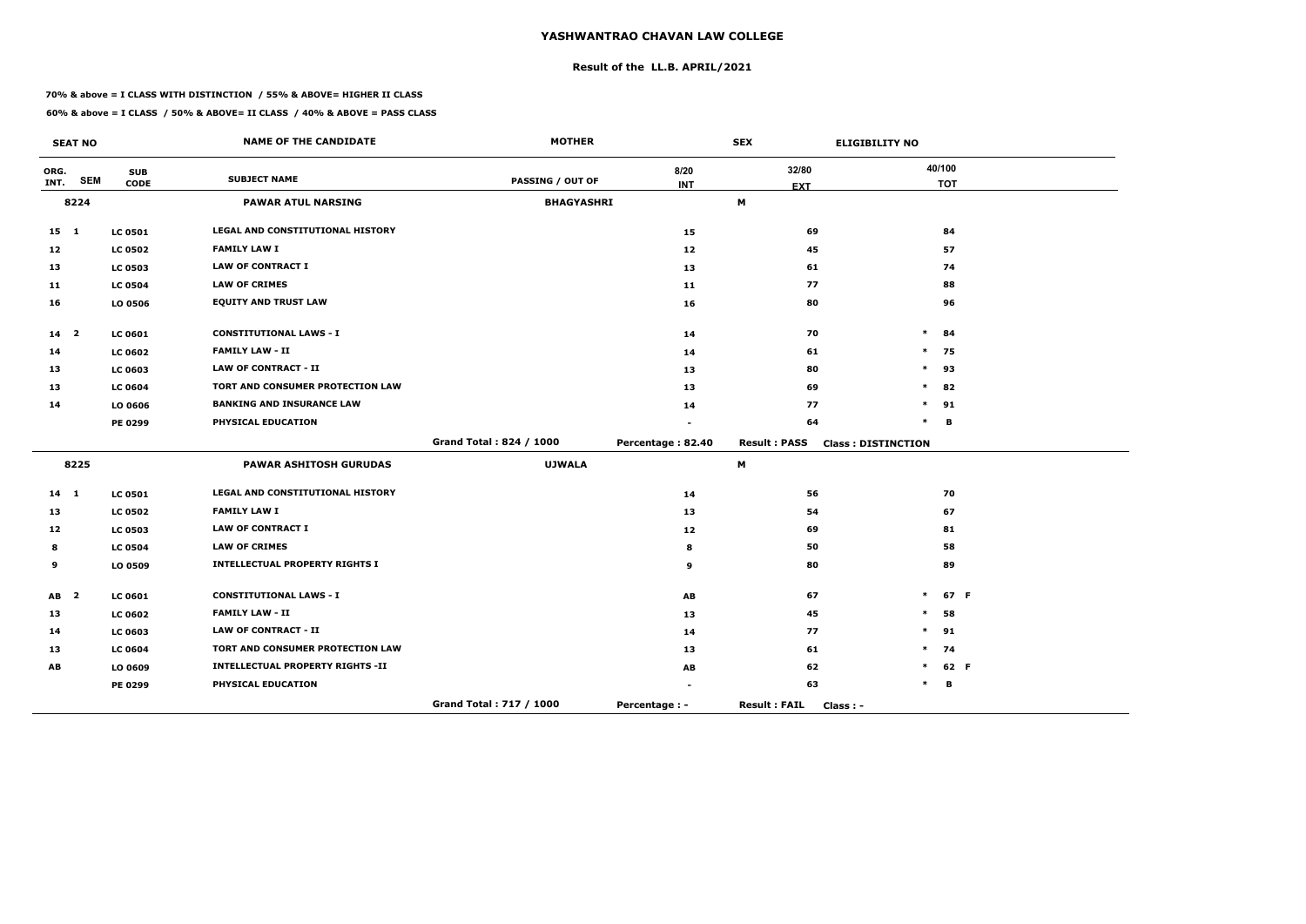# YASHWANTRAO CHAVAN LAW COLLEGE

## Result of the LL.B. APRIL/2021

**70% & above = I CLASS WITH DISTINCTION / 55% & ABOVE= HIGHER II CLASS**

**60% & above = I CLASS / 50% & ABOVE= II CLASS / 40% & ABOVE = PASS CLASS**

| SEAT NO | | | NAME OF THE CANDIDATE | MOTHER | | SEX | ELIGIBILITY NO |
|---|---|---|---|---|---|---|---|
| ORG. INT. | SEM | SUB CODE | SUBJECT NAME | PASSING / OUT OF | 8/20 INT | 32/80 EXT | 40/100 TOT |
| 8224 | | | PAWAR ATUL NARSING | BHAGYASHRI | | M | |
| 15 | 1 | LC 0501 | LEGAL AND CONSTITUTIONAL HISTORY | | 15 | 69 | 84 |
| 12 | | LC 0502 | FAMILY LAW I | | 12 | 45 | 57 |
| 13 | | LC 0503 | LAW OF CONTRACT I | | 13 | 61 | 74 |
| 11 | | LC 0504 | LAW OF CRIMES | | 11 | 77 | 88 |
| 16 | | LO 0506 | EQUITY AND TRUST LAW | | 16 | 80 | 96 |
| 14 | 2 | LC 0601 | CONSTITUTIONAL LAWS - I | | 14 | 70 | * 84 |
| 14 | | LC 0602 | FAMILY LAW - II | | 14 | 61 | * 75 |
| 13 | | LC 0603 | LAW OF CONTRACT - II | | 13 | 80 | * 93 |
| 13 | | LC 0604 | TORT AND CONSUMER PROTECTION LAW | | 13 | 69 | * 82 |
| 14 | | LO 0606 | BANKING AND INSURANCE LAW | | 14 | 77 | * 91 |
| | | PE 0299 | PHYSICAL EDUCATION | | - | 64 | * B |
| | | | | Grand Total : 824 / 1000 | Percentage : 82.40 | Result : PASS | Class : DISTINCTION |
| 8225 | | | PAWAR ASHITOSH GURUDAS | UJWALA | | M | |
| 14 | 1 | LC 0501 | LEGAL AND CONSTITUTIONAL HISTORY | | 14 | 56 | 70 |
| 13 | | LC 0502 | FAMILY LAW I | | 13 | 54 | 67 |
| 12 | | LC 0503 | LAW OF CONTRACT I | | 12 | 69 | 81 |
| 8 | | LC 0504 | LAW OF CRIMES | | 8 | 50 | 58 |
| 9 | | LO 0509 | INTELLECTUAL PROPERTY RIGHTS I | | 9 | 80 | 89 |
| AB | 2 | LC 0601 | CONSTITUTIONAL LAWS - I | | AB | 67 | * 67 F |
| 13 | | LC 0602 | FAMILY LAW - II | | 13 | 45 | * 58 |
| 14 | | LC 0603 | LAW OF CONTRACT - II | | 14 | 77 | * 91 |
| 13 | | LC 0604 | TORT AND CONSUMER PROTECTION LAW | | 13 | 61 | * 74 |
| AB | | LO 0609 | INTELLECTUAL PROPERTY RIGHTS -II | | AB | 62 | * 62 F |
| | | PE 0299 | PHYSICAL EDUCATION | | - | 63 | * B |
| | | | | Grand Total : 717 / 1000 | Percentage : - | Result : FAIL | Class : - |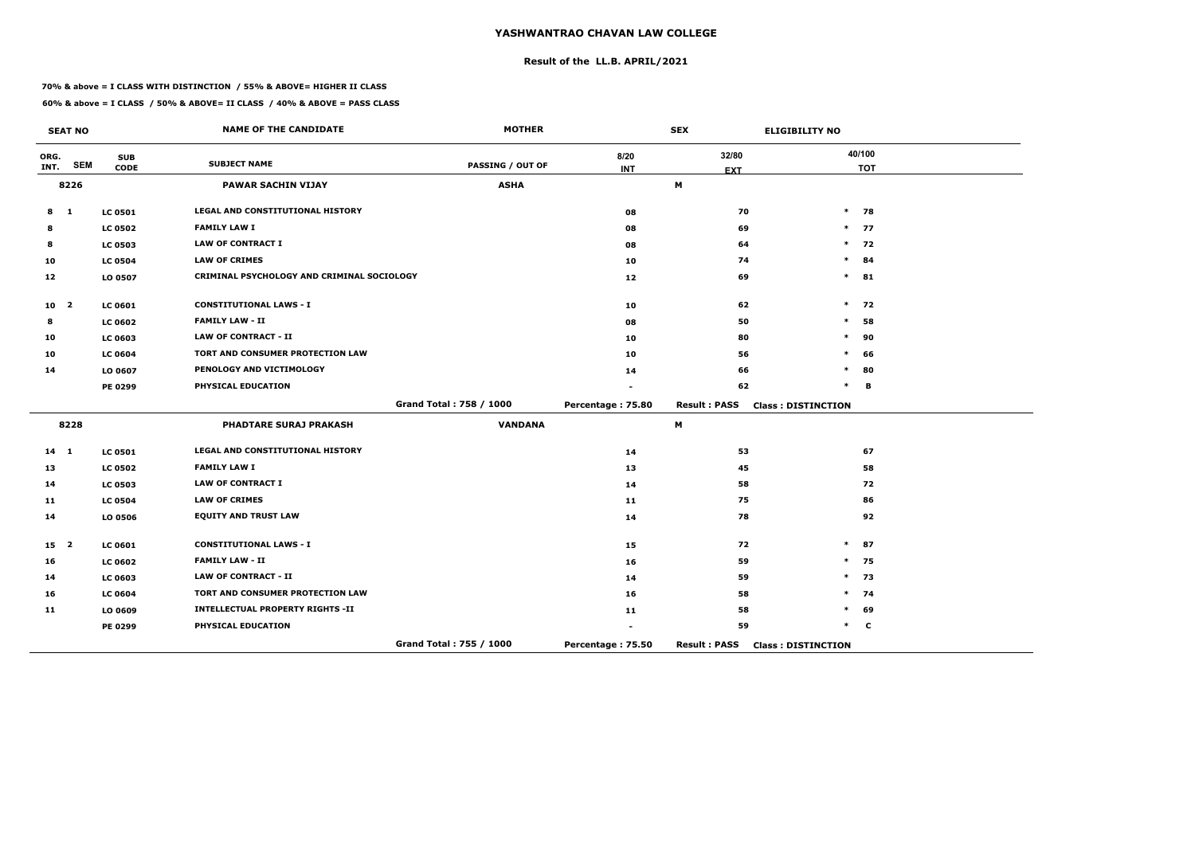# YASHWANTRAO CHAVAN LAW COLLEGE

## Result of the LL.B. APRIL/2021

**70% & above = I CLASS WITH DISTINCTION / 55% & ABOVE= HIGHER II CLASS**

**60% & above = I CLASS / 50% & ABOVE= II CLASS / 40% & ABOVE = PASS CLASS**

| SEAT NO | | | NAME OF THE CANDIDATE | MOTHER | | SEX | ELIGIBILITY NO | |
|---|---|---|---|---|---|---|---|---|
| ORG. INT. | SEM | SUB CODE | SUBJECT NAME | PASSING / OUT OF | 8/20 INT | 32/80 EXT | | 40/100 TOT |
| 8226 | | | PAWAR SACHIN VIJAY | ASHA | | M | | |
| 8 | 1 | LC 0501 | LEGAL AND CONSTITUTIONAL HISTORY | | 08 | 70 | * | 78 |
| 8 | | LC 0502 | FAMILY LAW I | | 08 | 69 | * | 77 |
| 8 | | LC 0503 | LAW OF CONTRACT I | | 08 | 64 | * | 72 |
| 10 | | LC 0504 | LAW OF CRIMES | | 10 | 74 | * | 84 |
| 12 | | LO 0507 | CRIMINAL PSYCHOLOGY AND CRIMINAL SOCIOLOGY | | 12 | 69 | * | 81 |
| 10 | 2 | LC 0601 | CONSTITUTIONAL LAWS - I | | 10 | 62 | * | 72 |
| 8 | | LC 0602 | FAMILY LAW - II | | 08 | 50 | * | 58 |
| 10 | | LC 0603 | LAW OF CONTRACT - II | | 10 | 80 | * | 90 |
| 10 | | LC 0604 | TORT AND CONSUMER PROTECTION LAW | | 10 | 56 | * | 66 |
| 14 | | LO 0607 | PENOLOGY AND VICTIMOLOGY | | 14 | 66 | * | 80 |
| | | PE 0299 | PHYSICAL EDUCATION | | - | 62 | * | B |
| | | | | Grand Total : 758 / 1000 | Percentage : 75.80 | Result : PASS | Class : DISTINCTION | |
| 8228 | | | PHADTARE SURAJ PRAKASH | VANDANA | | M | | |
| 14 | 1 | LC 0501 | LEGAL AND CONSTITUTIONAL HISTORY | | 14 | 53 | | 67 |
| 13 | | LC 0502 | FAMILY LAW I | | 13 | 45 | | 58 |
| 14 | | LC 0503 | LAW OF CONTRACT I | | 14 | 58 | | 72 |
| 11 | | LC 0504 | LAW OF CRIMES | | 11 | 75 | | 86 |
| 14 | | LO 0506 | EQUITY AND TRUST LAW | | 14 | 78 | | 92 |
| 15 | 2 | LC 0601 | CONSTITUTIONAL LAWS - I | | 15 | 72 | * | 87 |
| 16 | | LC 0602 | FAMILY LAW - II | | 16 | 59 | * | 75 |
| 14 | | LC 0603 | LAW OF CONTRACT - II | | 14 | 59 | * | 73 |
| 16 | | LC 0604 | TORT AND CONSUMER PROTECTION LAW | | 16 | 58 | * | 74 |
| 11 | | LO 0609 | INTELLECTUAL PROPERTY RIGHTS -II | | 11 | 58 | * | 69 |
| | | PE 0299 | PHYSICAL EDUCATION | | - | 59 | * | C |
| | | | | Grand Total : 755 / 1000 | Percentage : 75.50 | Result : PASS | Class : DISTINCTION | |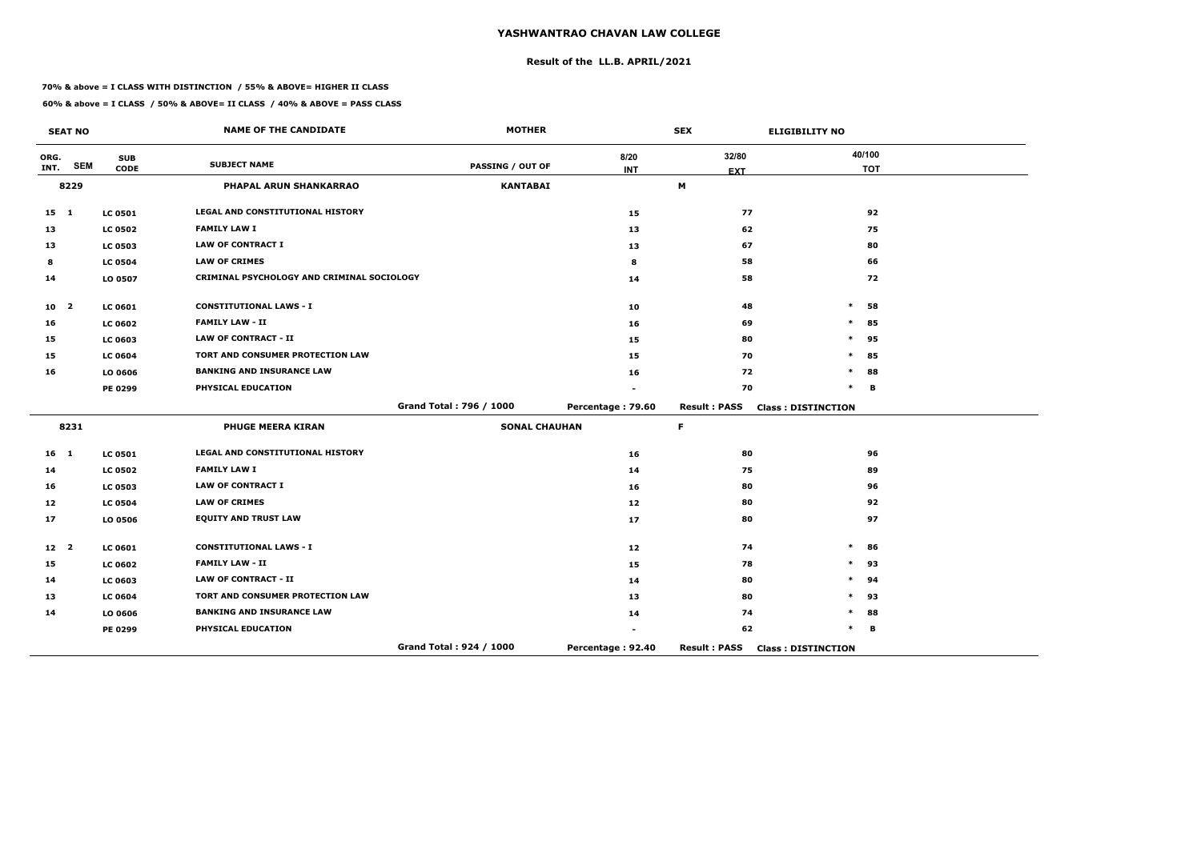# YASHWANTRAO CHAVAN LAW COLLEGE

## Result of the LL.B. APRIL/2021

**70% & above = I CLASS WITH DISTINCTION / 55% & ABOVE= HIGHER II CLASS**

**60% & above = I CLASS / 50% & ABOVE= II CLASS / 40% & ABOVE = PASS CLASS**

| SEAT NO | | | NAME OF THE CANDIDATE | MOTHER | | SEX | ELIGIBILITY NO |
|---|---|---|---|---|---|---|---|
| ORG. INT. | SEM | SUB CODE | SUBJECT NAME | PASSING / OUT OF | 8/20 INT | 32/80 EXT | 40/100 TOT |
| 8229 | | | PHAPAL ARUN SHANKARRAO | KANTABAI | | M | |
| 15 | 1 | LC 0501 | LEGAL AND CONSTITUTIONAL HISTORY | | 15 | 77 | 92 |
| 13 | | LC 0502 | FAMILY LAW I | | 13 | 62 | 75 |
| 13 | | LC 0503 | LAW OF CONTRACT I | | 13 | 67 | 80 |
| 8 | | LC 0504 | LAW OF CRIMES | | 8 | 58 | 66 |
| 14 | | LO 0507 | CRIMINAL PSYCHOLOGY AND CRIMINAL SOCIOLOGY | | 14 | 58 | 72 |
| 10 | 2 | LC 0601 | CONSTITUTIONAL LAWS - I | | 10 | 48 | * 58 |
| 16 | | LC 0602 | FAMILY LAW - II | | 16 | 69 | * 85 |
| 15 | | LC 0603 | LAW OF CONTRACT - II | | 15 | 80 | * 95 |
| 15 | | LC 0604 | TORT AND CONSUMER PROTECTION LAW | | 15 | 70 | * 85 |
| 16 | | LO 0606 | BANKING AND INSURANCE LAW | | 16 | 72 | * 88 |
| | | PE 0299 | PHYSICAL EDUCATION | | - | 70 | * B |
| | | | | Grand Total : 796 / 1000 | Percentage : 79.60 | Result : PASS | Class : DISTINCTION |
| 8231 | | | PHUGE MEERA KIRAN | SONAL CHAUHAN | | F | |
| 16 | 1 | LC 0501 | LEGAL AND CONSTITUTIONAL HISTORY | | 16 | 80 | 96 |
| 14 | | LC 0502 | FAMILY LAW I | | 14 | 75 | 89 |
| 16 | | LC 0503 | LAW OF CONTRACT I | | 16 | 80 | 96 |
| 12 | | LC 0504 | LAW OF CRIMES | | 12 | 80 | 92 |
| 17 | | LO 0506 | EQUITY AND TRUST LAW | | 17 | 80 | 97 |
| 12 | 2 | LC 0601 | CONSTITUTIONAL LAWS - I | | 12 | 74 | * 86 |
| 15 | | LC 0602 | FAMILY LAW - II | | 15 | 78 | * 93 |
| 14 | | LC 0603 | LAW OF CONTRACT - II | | 14 | 80 | * 94 |
| 13 | | LC 0604 | TORT AND CONSUMER PROTECTION LAW | | 13 | 80 | * 93 |
| 14 | | LO 0606 | BANKING AND INSURANCE LAW | | 14 | 74 | * 88 |
| | | PE 0299 | PHYSICAL EDUCATION | | - | 62 | * B |
| | | | | Grand Total : 924 / 1000 | Percentage : 92.40 | Result : PASS | Class : DISTINCTION |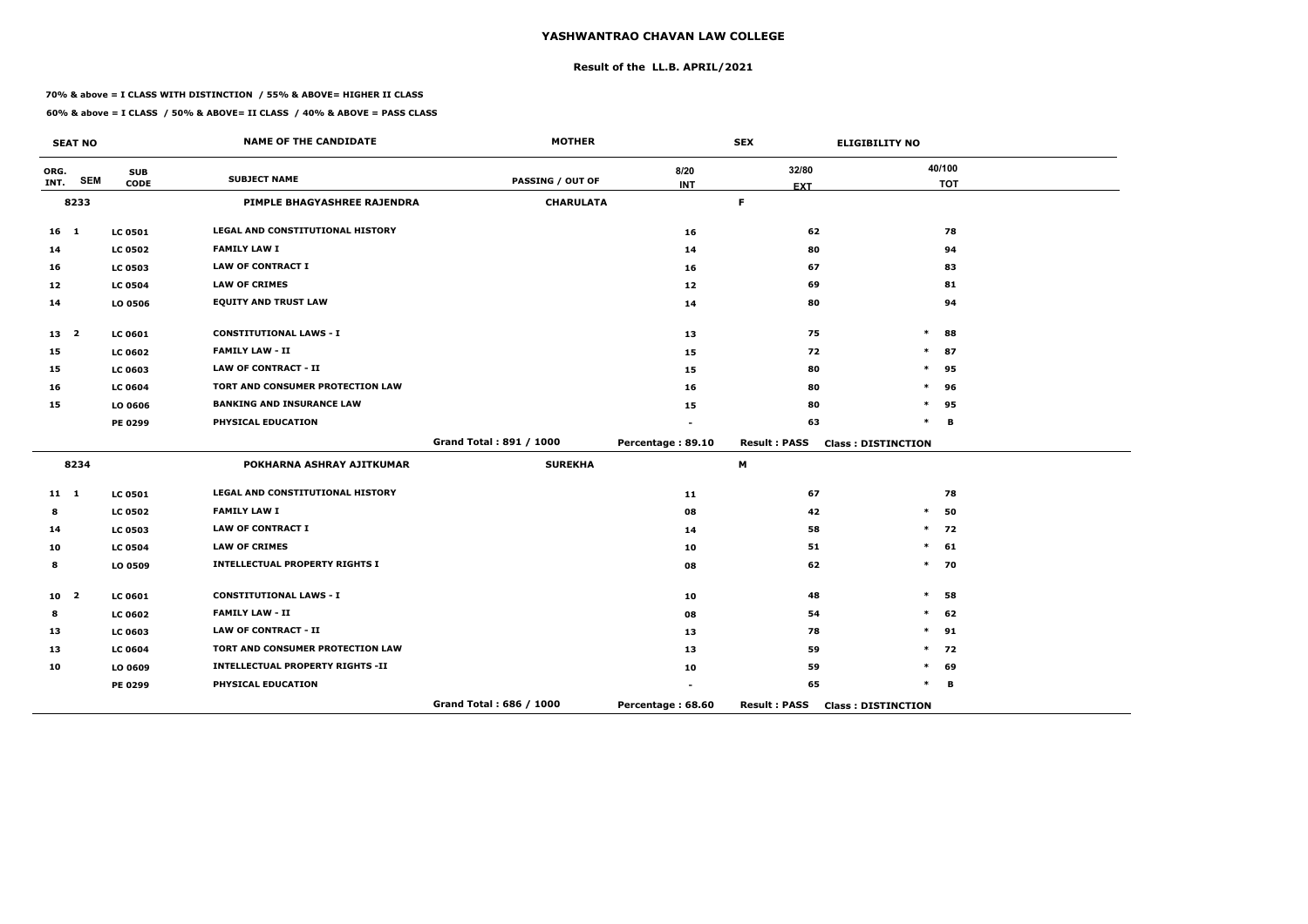# YASHWANTRAO CHAVAN LAW COLLEGE

## Result of the LL.B. APRIL/2021

**70% & above = I CLASS WITH DISTINCTION / 55% & ABOVE= HIGHER II CLASS**

**60% & above = I CLASS / 50% & ABOVE= II CLASS / 40% & ABOVE = PASS CLASS**

| SEAT NO | | | NAME OF THE CANDIDATE | MOTHER | | SEX | ELIGIBILITY NO | |
|---|---|---|---|---|---|---|---|---|
| ORG. INT. | SEM | SUB CODE | SUBJECT NAME | PASSING / OUT OF | 8/20 INT | 32/80 EXT | | 40/100 TOT |
| 8233 | | | PIMPLE BHAGYASHREE RAJENDRA | CHARULATA | | F | | |
| 16 | 1 | LC 0501 | LEGAL AND CONSTITUTIONAL HISTORY | | 16 | 62 | | 78 |
| 14 | | LC 0502 | FAMILY LAW I | | 14 | 80 | | 94 |
| 16 | | LC 0503 | LAW OF CONTRACT I | | 16 | 67 | | 83 |
| 12 | | LC 0504 | LAW OF CRIMES | | 12 | 69 | | 81 |
| 14 | | LO 0506 | EQUITY AND TRUST LAW | | 14 | 80 | | 94 |
| 13 | 2 | LC 0601 | CONSTITUTIONAL LAWS - I | | 13 | 75 | * | 88 |
| 15 | | LC 0602 | FAMILY LAW - II | | 15 | 72 | * | 87 |
| 15 | | LC 0603 | LAW OF CONTRACT - II | | 15 | 80 | * | 95 |
| 16 | | LC 0604 | TORT AND CONSUMER PROTECTION LAW | | 16 | 80 | * | 96 |
| 15 | | LO 0606 | BANKING AND INSURANCE LAW | | 15 | 80 | * | 95 |
| | | PE 0299 | PHYSICAL EDUCATION | | - | 63 | * | B |
| | | | | Grand Total : 891 / 1000 | Percentage : 89.10 | Result : PASS | Class : DISTINCTION | |
| 8234 | | | POKHARNA ASHRAY AJITKUMAR | SUREKHA | | M | | |
| 11 | 1 | LC 0501 | LEGAL AND CONSTITUTIONAL HISTORY | | 11 | 67 | | 78 |
| 8 | | LC 0502 | FAMILY LAW I | | 08 | 42 | * | 50 |
| 14 | | LC 0503 | LAW OF CONTRACT I | | 14 | 58 | * | 72 |
| 10 | | LC 0504 | LAW OF CRIMES | | 10 | 51 | * | 61 |
| 8 | | LO 0509 | INTELLECTUAL PROPERTY RIGHTS I | | 08 | 62 | * | 70 |
| 10 | 2 | LC 0601 | CONSTITUTIONAL LAWS - I | | 10 | 48 | * | 58 |
| 8 | | LC 0602 | FAMILY LAW - II | | 08 | 54 | * | 62 |
| 13 | | LC 0603 | LAW OF CONTRACT - II | | 13 | 78 | * | 91 |
| 13 | | LC 0604 | TORT AND CONSUMER PROTECTION LAW | | 13 | 59 | * | 72 |
| 10 | | LO 0609 | INTELLECTUAL PROPERTY RIGHTS -II | | 10 | 59 | * | 69 |
| | | PE 0299 | PHYSICAL EDUCATION | | - | 65 | * | B |
| | | | | Grand Total : 686 / 1000 | Percentage : 68.60 | Result : PASS | Class : DISTINCTION | |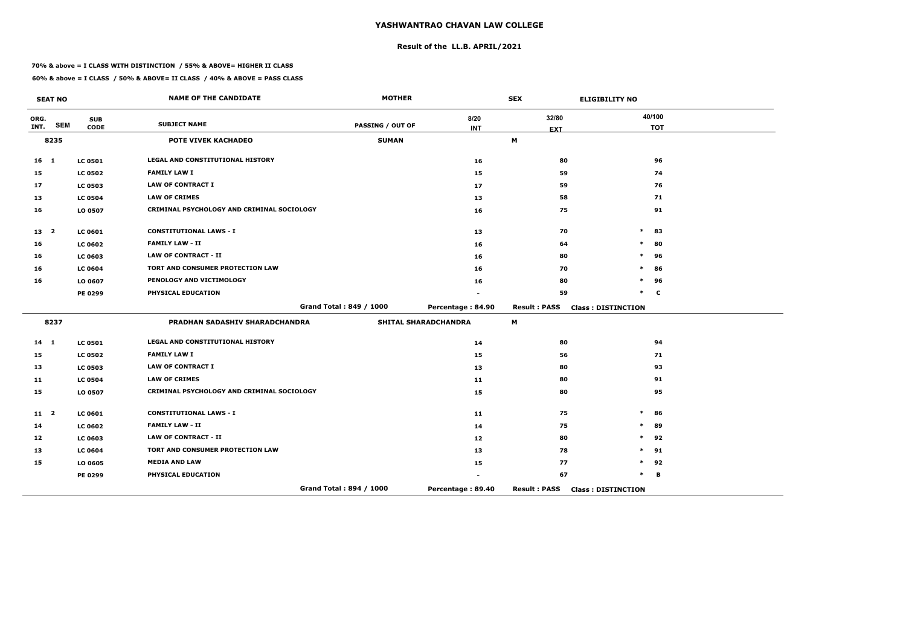# YASHWANTRAO CHAVAN LAW COLLEGE

## Result of the LL.B. APRIL/2021

**70% & above = I CLASS WITH DISTINCTION / 55% & ABOVE= HIGHER II CLASS**

**60% & above = I CLASS / 50% & ABOVE= II CLASS / 40% & ABOVE = PASS CLASS**

| SEAT NO | | | NAME OF THE CANDIDATE | MOTHER | | SEX | ELIGIBILITY NO |
|---|---|---|---|---|---|---|---|
| ORG. INT. | SEM | SUB CODE | SUBJECT NAME | PASSING / OUT OF | 8/20 INT | 32/80 EXT | 40/100 TOT |
| 8235 | | | POTE VIVEK KACHADEO | SUMAN | | M | |
| 16 | 1 | LC 0501 | LEGAL AND CONSTITUTIONAL HISTORY | | 16 | 80 | 96 |
| 15 | | LC 0502 | FAMILY LAW I | | 15 | 59 | 74 |
| 17 | | LC 0503 | LAW OF CONTRACT I | | 17 | 59 | 76 |
| 13 | | LC 0504 | LAW OF CRIMES | | 13 | 58 | 71 |
| 16 | | LO 0507 | CRIMINAL PSYCHOLOGY AND CRIMINAL SOCIOLOGY | | 16 | 75 | 91 |
| 13 | 2 | LC 0601 | CONSTITUTIONAL LAWS - I | | 13 | 70 | * 83 |
| 16 | | LC 0602 | FAMILY LAW - II | | 16 | 64 | * 80 |
| 16 | | LC 0603 | LAW OF CONTRACT - II | | 16 | 80 | * 96 |
| 16 | | LC 0604 | TORT AND CONSUMER PROTECTION LAW | | 16 | 70 | * 86 |
| 16 | | LO 0607 | PENOLOGY AND VICTIMOLOGY | | 16 | 80 | * 96 |
| | | PE 0299 | PHYSICAL EDUCATION | | - | 59 | * C |
| | | | | Grand Total : 849 / 1000 | Percentage : 84.90 | Result : PASS | Class : DISTINCTION |
| 8237 | | | PRADHAN SADASHIV SHARADCHANDRA | SHITAL SHARADCHANDRA | | M | |
| 14 | 1 | LC 0501 | LEGAL AND CONSTITUTIONAL HISTORY | | 14 | 80 | 94 |
| 15 | | LC 0502 | FAMILY LAW I | | 15 | 56 | 71 |
| 13 | | LC 0503 | LAW OF CONTRACT I | | 13 | 80 | 93 |
| 11 | | LC 0504 | LAW OF CRIMES | | 11 | 80 | 91 |
| 15 | | LO 0507 | CRIMINAL PSYCHOLOGY AND CRIMINAL SOCIOLOGY | | 15 | 80 | 95 |
| 11 | 2 | LC 0601 | CONSTITUTIONAL LAWS - I | | 11 | 75 | * 86 |
| 14 | | LC 0602 | FAMILY LAW - II | | 14 | 75 | * 89 |
| 12 | | LC 0603 | LAW OF CONTRACT - II | | 12 | 80 | * 92 |
| 13 | | LC 0604 | TORT AND CONSUMER PROTECTION LAW | | 13 | 78 | * 91 |
| 15 | | LO 0605 | MEDIA AND LAW | | 15 | 77 | * 92 |
| | | PE 0299 | PHYSICAL EDUCATION | | - | 67 | * B |
| | | | | Grand Total : 894 / 1000 | Percentage : 89.40 | Result : PASS | Class : DISTINCTION |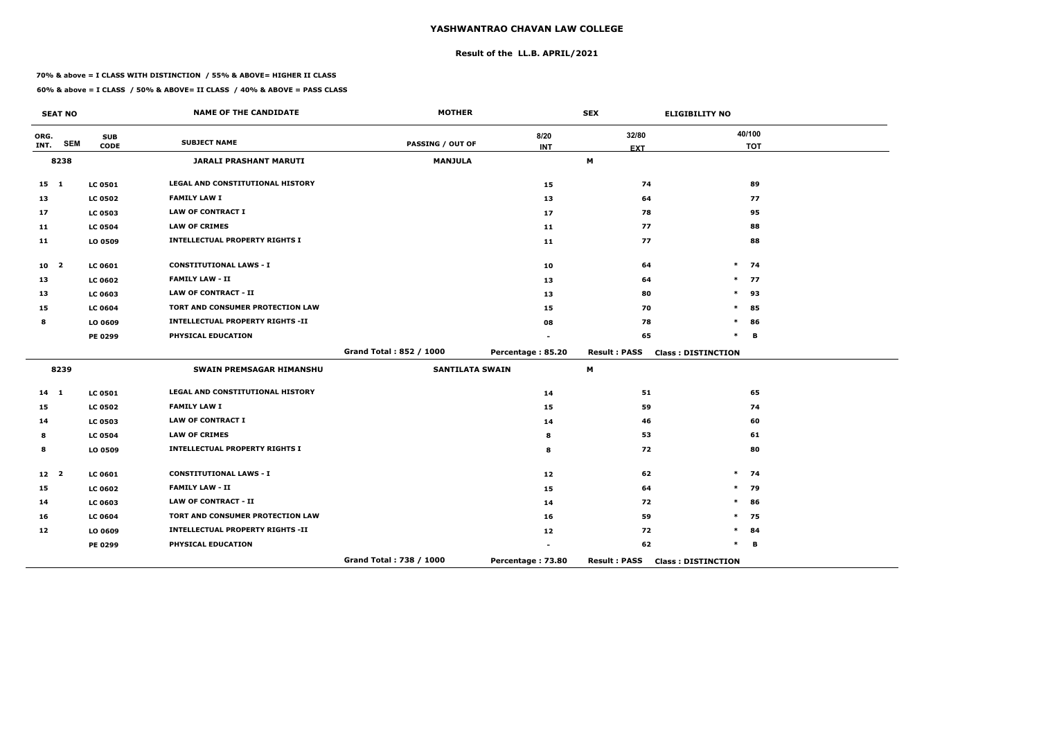# YASHWANTRAO CHAVAN LAW COLLEGE

## Result of the LL.B. APRIL/2021

**70% & above = I CLASS WITH DISTINCTION / 55% & ABOVE= HIGHER II CLASS**

**60% & above = I CLASS / 50% & ABOVE= II CLASS / 40% & ABOVE = PASS CLASS**

| SEAT NO | | | NAME OF THE CANDIDATE | MOTHER | | SEX | ELIGIBILITY NO |
|---|---|---|---|---|---|---|---|
| ORG. INT. | SEM | SUB CODE | SUBJECT NAME | PASSING / OUT OF | 8/20 INT | 32/80 EXT | 40/100 TOT |
| 8238 | | | JARALI PRASHANT MARUTI | MANJULA | | M | |
| 15 | 1 | LC 0501 | LEGAL AND CONSTITUTIONAL HISTORY | | 15 | 74 | 89 |
| 13 | | LC 0502 | FAMILY LAW I | | 13 | 64 | 77 |
| 17 | | LC 0503 | LAW OF CONTRACT I | | 17 | 78 | 95 |
| 11 | | LC 0504 | LAW OF CRIMES | | 11 | 77 | 88 |
| 11 | | LO 0509 | INTELLECTUAL PROPERTY RIGHTS I | | 11 | 77 | 88 |
| 10 | 2 | LC 0601 | CONSTITUTIONAL LAWS - I | | 10 | 64 | * 74 |
| 13 | | LC 0602 | FAMILY LAW - II | | 13 | 64 | * 77 |
| 13 | | LC 0603 | LAW OF CONTRACT - II | | 13 | 80 | * 93 |
| 15 | | LC 0604 | TORT AND CONSUMER PROTECTION LAW | | 15 | 70 | * 85 |
| 8 | | LO 0609 | INTELLECTUAL PROPERTY RIGHTS -II | | 08 | 78 | * 86 |
| | | PE 0299 | PHYSICAL EDUCATION | | - | 65 | * B |
| | | | | Grand Total : 852 / 1000 | Percentage : 85.20 | Result : PASS | Class : DISTINCTION |
| 8239 | | | SWAIN PREMSAGAR HIMANSHU | SANTILATA SWAIN | | M | |
| 14 | 1 | LC 0501 | LEGAL AND CONSTITUTIONAL HISTORY | | 14 | 51 | 65 |
| 15 | | LC 0502 | FAMILY LAW I | | 15 | 59 | 74 |
| 14 | | LC 0503 | LAW OF CONTRACT I | | 14 | 46 | 60 |
| 8 | | LC 0504 | LAW OF CRIMES | | 8 | 53 | 61 |
| 8 | | LO 0509 | INTELLECTUAL PROPERTY RIGHTS I | | 8 | 72 | 80 |
| 12 | 2 | LC 0601 | CONSTITUTIONAL LAWS - I | | 12 | 62 | * 74 |
| 15 | | LC 0602 | FAMILY LAW - II | | 15 | 64 | * 79 |
| 14 | | LC 0603 | LAW OF CONTRACT - II | | 14 | 72 | * 86 |
| 16 | | LC 0604 | TORT AND CONSUMER PROTECTION LAW | | 16 | 59 | * 75 |
| 12 | | LO 0609 | INTELLECTUAL PROPERTY RIGHTS -II | | 12 | 72 | * 84 |
| | | PE 0299 | PHYSICAL EDUCATION | | - | 62 | * B |
| | | | | Grand Total : 738 / 1000 | Percentage : 73.80 | Result : PASS | Class : DISTINCTION |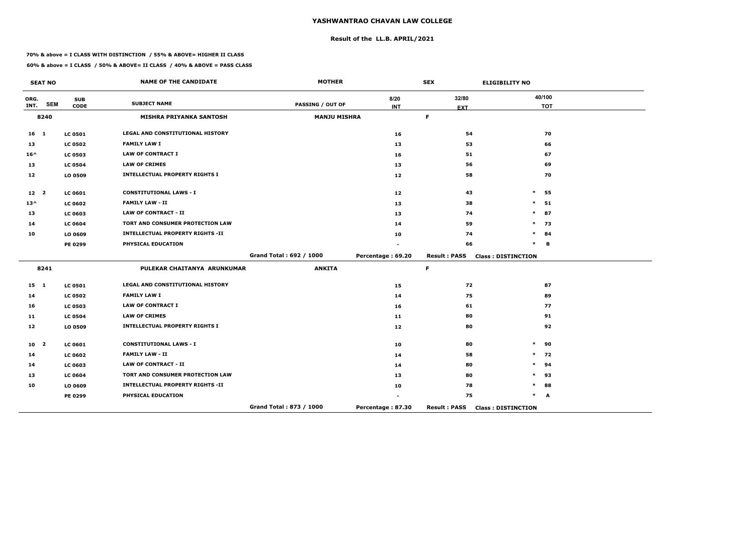# YASHWANTRAO CHAVAN LAW COLLEGE

## Result of the LL.B. APRIL/2021

**70% & above = I CLASS WITH DISTINCTION / 55% & ABOVE= HIGHER II CLASS**

**60% & above = I CLASS / 50% & ABOVE= II CLASS / 40% & ABOVE = PASS CLASS**

| SEAT NO | | | NAME OF THE CANDIDATE | MOTHER | | SEX | ELIGIBILITY NO |
|---|---|---|---|---|---|---|---|
| ORG. INT. | SEM | SUB CODE | SUBJECT NAME | PASSING / OUT OF | 8/20 INT | 32/80 EXT | 40/100 TOT |
| 8240 | | | MISHRA PRIYANKA SANTOSH | MANJU MISHRA | | F | |
| 16 | 1 | LC 0501 | LEGAL AND CONSTITUTIONAL HISTORY | | 16 | 54 | 70 |
| 13 | | LC 0502 | FAMILY LAW I | | 13 | 53 | 66 |
| 16^ | | LC 0503 | LAW OF CONTRACT I | | 16 | 51 | 67 |
| 13 | | LC 0504 | LAW OF CRIMES | | 13 | 56 | 69 |
| 12 | | LO 0509 | INTELLECTUAL PROPERTY RIGHTS I | | 12 | 58 | 70 |
| 12 | 2 | LC 0601 | CONSTITUTIONAL LAWS - I | | 12 | 43 | * 55 |
| 13^ | | LC 0602 | FAMILY LAW - II | | 13 | 38 | * 51 |
| 13 | | LC 0603 | LAW OF CONTRACT - II | | 13 | 74 | * 87 |
| 14 | | LC 0604 | TORT AND CONSUMER PROTECTION LAW | | 14 | 59 | * 73 |
| 10 | | LO 0609 | INTELLECTUAL PROPERTY RIGHTS -II | | 10 | 74 | * 84 |
| | | PE 0299 | PHYSICAL EDUCATION | | - | 66 | * B |
| | | | | Grand Total : 692 / 1000 | Percentage : 69.20 | Result : PASS | Class : DISTINCTION |
| 8241 | | | PULEKAR CHAITANYA ARUNKUMAR | ANKITA | | F | |
| 15 | 1 | LC 0501 | LEGAL AND CONSTITUTIONAL HISTORY | | 15 | 72 | 87 |
| 14 | | LC 0502 | FAMILY LAW I | | 14 | 75 | 89 |
| 16 | | LC 0503 | LAW OF CONTRACT I | | 16 | 61 | 77 |
| 11 | | LC 0504 | LAW OF CRIMES | | 11 | 80 | 91 |
| 12 | | LO 0509 | INTELLECTUAL PROPERTY RIGHTS I | | 12 | 80 | 92 |
| 10 | 2 | LC 0601 | CONSTITUTIONAL LAWS - I | | 10 | 80 | * 90 |
| 14 | | LC 0602 | FAMILY LAW - II | | 14 | 58 | * 72 |
| 14 | | LC 0603 | LAW OF CONTRACT - II | | 14 | 80 | * 94 |
| 13 | | LC 0604 | TORT AND CONSUMER PROTECTION LAW | | 13 | 80 | * 93 |
| 10 | | LO 0609 | INTELLECTUAL PROPERTY RIGHTS -II | | 10 | 78 | * 88 |
| | | PE 0299 | PHYSICAL EDUCATION | | - | 75 | * A |
| | | | | Grand Total : 873 / 1000 | Percentage : 87.30 | Result : PASS | Class : DISTINCTION |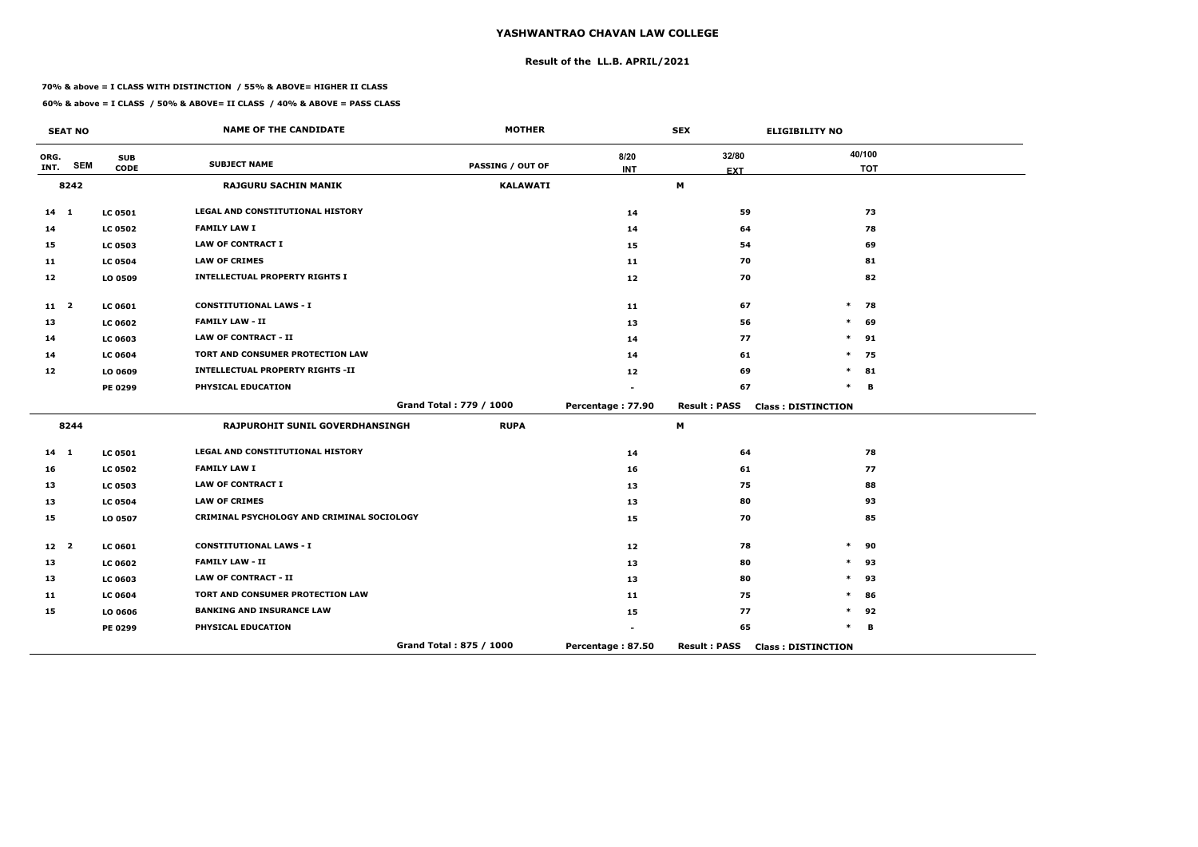# YASHWANTRAO CHAVAN LAW COLLEGE

## Result of the LL.B. APRIL/2021

**70% & above = I CLASS WITH DISTINCTION / 55% & ABOVE= HIGHER II CLASS**

**60% & above = I CLASS / 50% & ABOVE= II CLASS / 40% & ABOVE = PASS CLASS**

| SEAT NO | | | NAME OF THE CANDIDATE | MOTHER | | SEX | ELIGIBILITY NO | |
|---|---|---|---|---|---|---|---|---|
| ORG. INT. | SEM | SUB CODE | SUBJECT NAME | PASSING / OUT OF | 8/20 INT | 32/80 EXT | | 40/100 TOT |
| 8242 | | | RAJGURU SACHIN MANIK | KALAWATI | | M | | |
| 14 | 1 | LC 0501 | LEGAL AND CONSTITUTIONAL HISTORY | | 14 | 59 | | 73 |
| 14 | | LC 0502 | FAMILY LAW I | | 14 | 64 | | 78 |
| 15 | | LC 0503 | LAW OF CONTRACT I | | 15 | 54 | | 69 |
| 11 | | LC 0504 | LAW OF CRIMES | | 11 | 70 | | 81 |
| 12 | | LO 0509 | INTELLECTUAL PROPERTY RIGHTS I | | 12 | 70 | | 82 |
| 11 | 2 | LC 0601 | CONSTITUTIONAL LAWS - I | | 11 | 67 | * | 78 |
| 13 | | LC 0602 | FAMILY LAW - II | | 13 | 56 | * | 69 |
| 14 | | LC 0603 | LAW OF CONTRACT - II | | 14 | 77 | * | 91 |
| 14 | | LC 0604 | TORT AND CONSUMER PROTECTION LAW | | 14 | 61 | * | 75 |
| 12 | | LO 0609 | INTELLECTUAL PROPERTY RIGHTS -II | | 12 | 69 | * | 81 |
| | | PE 0299 | PHYSICAL EDUCATION | | - | 67 | * | B |
| | | | | Grand Total : 779 / 1000 | Percentage : 77.90 | Result : PASS | Class : DISTINCTION | |
| 8244 | | | RAJPUROHIT SUNIL GOVERDHANSINGH | RUPA | | M | | |
| 14 | 1 | LC 0501 | LEGAL AND CONSTITUTIONAL HISTORY | | 14 | 64 | | 78 |
| 16 | | LC 0502 | FAMILY LAW I | | 16 | 61 | | 77 |
| 13 | | LC 0503 | LAW OF CONTRACT I | | 13 | 75 | | 88 |
| 13 | | LC 0504 | LAW OF CRIMES | | 13 | 80 | | 93 |
| 15 | | LO 0507 | CRIMINAL PSYCHOLOGY AND CRIMINAL SOCIOLOGY | | 15 | 70 | | 85 |
| 12 | 2 | LC 0601 | CONSTITUTIONAL LAWS - I | | 12 | 78 | * | 90 |
| 13 | | LC 0602 | FAMILY LAW - II | | 13 | 80 | * | 93 |
| 13 | | LC 0603 | LAW OF CONTRACT - II | | 13 | 80 | * | 93 |
| 11 | | LC 0604 | TORT AND CONSUMER PROTECTION LAW | | 11 | 75 | * | 86 |
| 15 | | LO 0606 | BANKING AND INSURANCE LAW | | 15 | 77 | * | 92 |
| | | PE 0299 | PHYSICAL EDUCATION | | - | 65 | * | B |
| | | | | Grand Total : 875 / 1000 | Percentage : 87.50 | Result : PASS | Class : DISTINCTION | |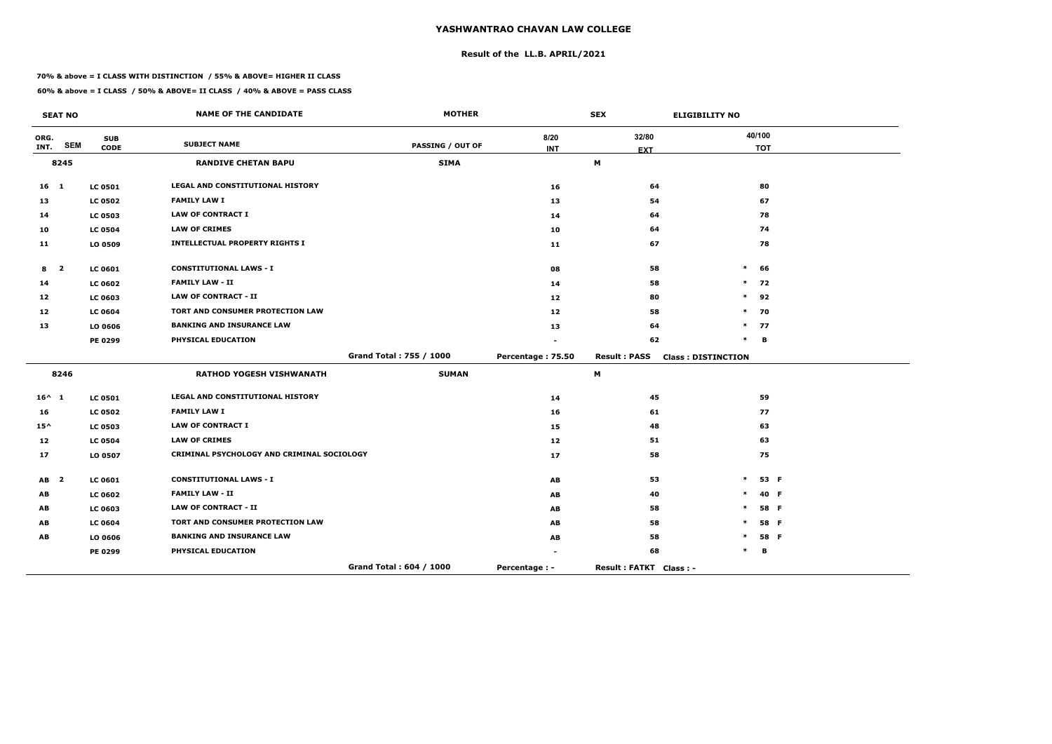# YASHWANTRAO CHAVAN LAW COLLEGE

## Result of the LL.B. APRIL/2021

**70% & above = I CLASS WITH DISTINCTION / 55% & ABOVE= HIGHER II CLASS**

**60% & above = I CLASS / 50% & ABOVE= II CLASS / 40% & ABOVE = PASS CLASS**

| SEAT NO | | NAME OF THE CANDIDATE | MOTHER | | SEX | ELIGIBILITY NO |
|---|---|---|---|---|---|---|
| ORG. INT. / SEM | SUB CODE | SUBJECT NAME | PASSING / OUT OF | 8/20 INT | 32/80 EXT | 40/100 TOT |
| **8245** | | **RANDIVE CHETAN BAPU** | **SIMA** | | **M** | |
| 16 1 | LC 0501 | LEGAL AND CONSTITUTIONAL HISTORY | | 16 | 64 | 80 |
| 13 | LC 0502 | FAMILY LAW I | | 13 | 54 | 67 |
| 14 | LC 0503 | LAW OF CONTRACT I | | 14 | 64 | 78 |
| 10 | LC 0504 | LAW OF CRIMES | | 10 | 64 | 74 |
| 11 | LO 0509 | INTELLECTUAL PROPERTY RIGHTS I | | 11 | 67 | 78 |
| 8 2 | LC 0601 | CONSTITUTIONAL LAWS - I | | 08 | 58 | * 66 |
| 14 | LC 0602 | FAMILY LAW - II | | 14 | 58 | * 72 |
| 12 | LC 0603 | LAW OF CONTRACT - II | | 12 | 80 | * 92 |
| 12 | LC 0604 | TORT AND CONSUMER PROTECTION LAW | | 12 | 58 | * 70 |
| 13 | LO 0606 | BANKING AND INSURANCE LAW | | 13 | 64 | * 77 |
| | PE 0299 | PHYSICAL EDUCATION | | - | 62 | * B |
| | | | Grand Total : 755 / 1000 | Percentage : 75.50 | Result : PASS | Class : DISTINCTION |
| **8246** | | **RATHOD YOGESH VISHWANATH** | **SUMAN** | | **M** | |
| 16^ 1 | LC 0501 | LEGAL AND CONSTITUTIONAL HISTORY | | 14 | 45 | 59 |
| 16 | LC 0502 | FAMILY LAW I | | 16 | 61 | 77 |
| 15^ | LC 0503 | LAW OF CONTRACT I | | 15 | 48 | 63 |
| 12 | LC 0504 | LAW OF CRIMES | | 12 | 51 | 63 |
| 17 | LO 0507 | CRIMINAL PSYCHOLOGY AND CRIMINAL SOCIOLOGY | | 17 | 58 | 75 |
| AB 2 | LC 0601 | CONSTITUTIONAL LAWS - I | | AB | 53 | * 53 F |
| AB | LC 0602 | FAMILY LAW - II | | AB | 40 | * 40 F |
| AB | LC 0603 | LAW OF CONTRACT - II | | AB | 58 | * 58 F |
| AB | LC 0604 | TORT AND CONSUMER PROTECTION LAW | | AB | 58 | * 58 F |
| AB | LO 0606 | BANKING AND INSURANCE LAW | | AB | 58 | * 58 F |
| | PE 0299 | PHYSICAL EDUCATION | | - | 68 | * B |
| | | | Grand Total : 604 / 1000 | Percentage : - | Result : FATKT | Class : - |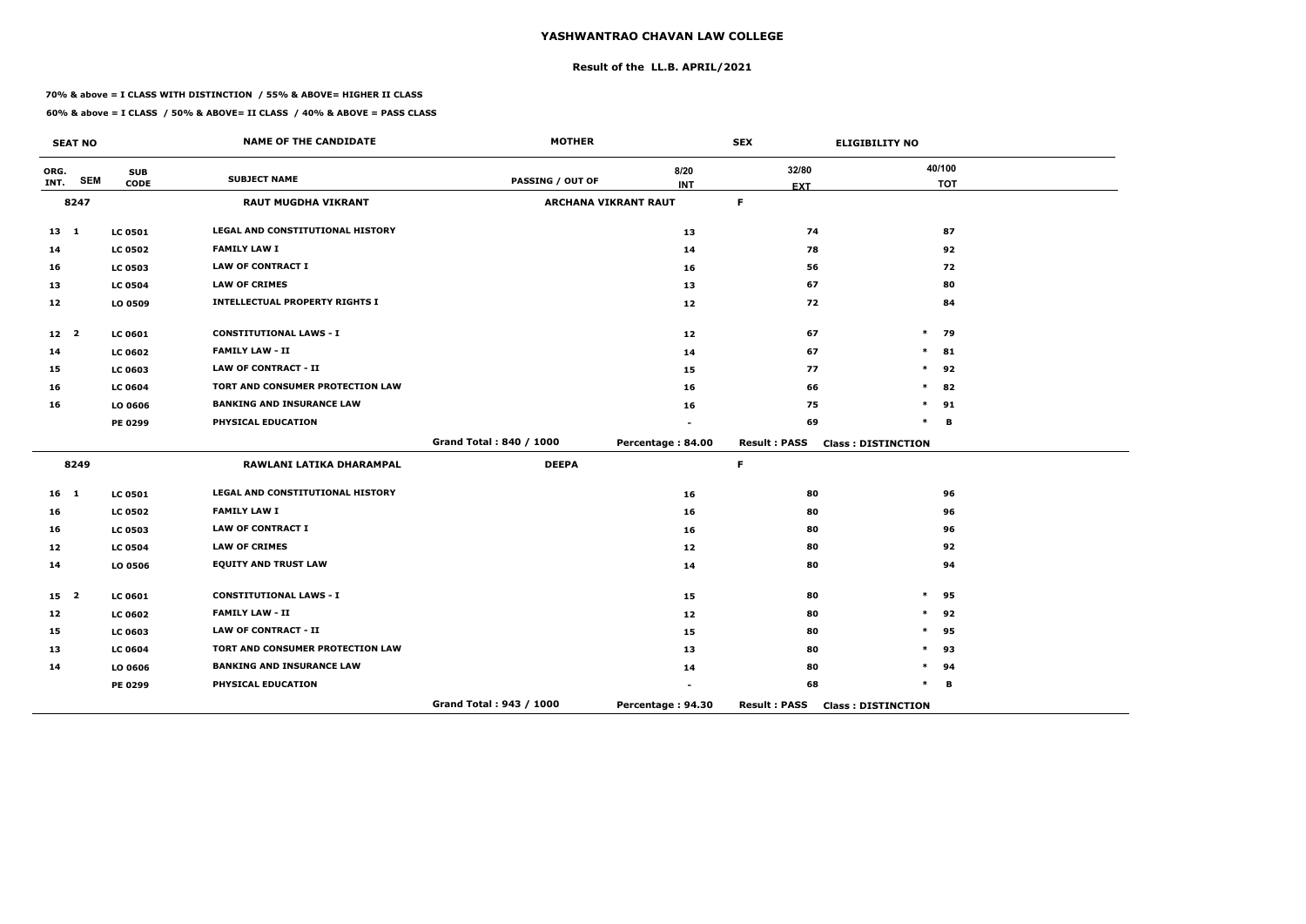# YASHWANTRAO CHAVAN LAW COLLEGE

## Result of the LL.B. APRIL/2021

**70% & above = I CLASS WITH DISTINCTION / 55% & ABOVE= HIGHER II CLASS**

**60% & above = I CLASS / 50% & ABOVE= II CLASS / 40% & ABOVE = PASS CLASS**

| SEAT NO | | | NAME OF THE CANDIDATE | MOTHER | | SEX | ELIGIBILITY NO |
|---|---|---|---|---|---|---|---|
| ORG. INT. | SEM | SUB CODE | SUBJECT NAME | PASSING / OUT OF | 8/20 INT | 32/80 EXT | 40/100 TOT |
| 8247 | | | RAUT MUGDHA VIKRANT | ARCHANA VIKRANT RAUT | | F | |
| 13 | 1 | LC 0501 | LEGAL AND CONSTITUTIONAL HISTORY | | 13 | 74 | 87 |
| 14 | | LC 0502 | FAMILY LAW I | | 14 | 78 | 92 |
| 16 | | LC 0503 | LAW OF CONTRACT I | | 16 | 56 | 72 |
| 13 | | LC 0504 | LAW OF CRIMES | | 13 | 67 | 80 |
| 12 | | LO 0509 | INTELLECTUAL PROPERTY RIGHTS I | | 12 | 72 | 84 |
| 12 | 2 | LC 0601 | CONSTITUTIONAL LAWS - I | | 12 | 67 | * 79 |
| 14 | | LC 0602 | FAMILY LAW - II | | 14 | 67 | * 81 |
| 15 | | LC 0603 | LAW OF CONTRACT - II | | 15 | 77 | * 92 |
| 16 | | LC 0604 | TORT AND CONSUMER PROTECTION LAW | | 16 | 66 | * 82 |
| 16 | | LO 0606 | BANKING AND INSURANCE LAW | | 16 | 75 | * 91 |
| | | PE 0299 | PHYSICAL EDUCATION | | - | 69 | * B |
| | | | | Grand Total : 840 / 1000 | Percentage : 84.00 | Result : PASS | Class : DISTINCTION |
| 8249 | | | RAWLANI LATIKA DHARAMPAL | DEEPA | | F | |
| 16 | 1 | LC 0501 | LEGAL AND CONSTITUTIONAL HISTORY | | 16 | 80 | 96 |
| 16 | | LC 0502 | FAMILY LAW I | | 16 | 80 | 96 |
| 16 | | LC 0503 | LAW OF CONTRACT I | | 16 | 80 | 96 |
| 12 | | LC 0504 | LAW OF CRIMES | | 12 | 80 | 92 |
| 14 | | LO 0506 | EQUITY AND TRUST LAW | | 14 | 80 | 94 |
| 15 | 2 | LC 0601 | CONSTITUTIONAL LAWS - I | | 15 | 80 | * 95 |
| 12 | | LC 0602 | FAMILY LAW - II | | 12 | 80 | * 92 |
| 15 | | LC 0603 | LAW OF CONTRACT - II | | 15 | 80 | * 95 |
| 13 | | LC 0604 | TORT AND CONSUMER PROTECTION LAW | | 13 | 80 | * 93 |
| 14 | | LO 0606 | BANKING AND INSURANCE LAW | | 14 | 80 | * 94 |
| | | PE 0299 | PHYSICAL EDUCATION | | - | 68 | * B |
| | | | | Grand Total : 943 / 1000 | Percentage : 94.30 | Result : PASS | Class : DISTINCTION |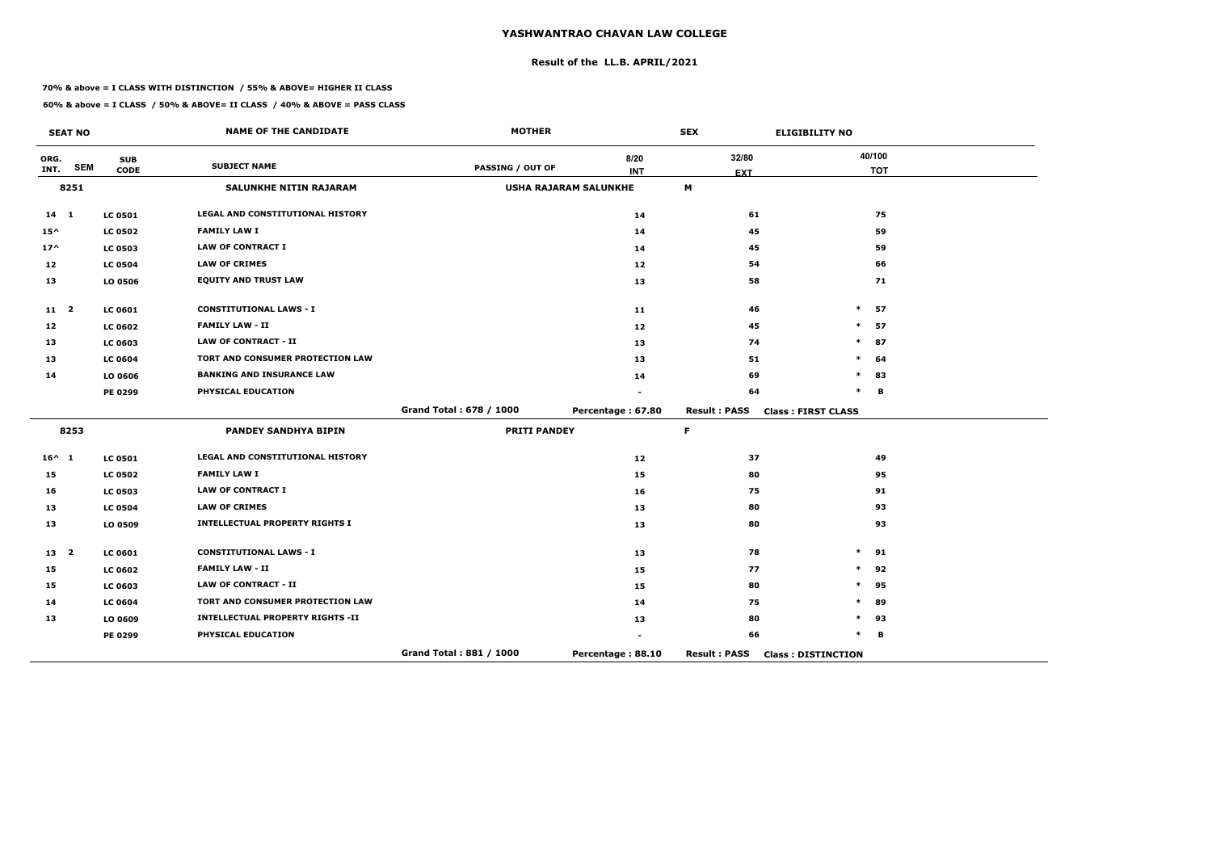# YASHWANTRAO CHAVAN LAW COLLEGE

## Result of the LL.B. APRIL/2021

**70% & above = I CLASS WITH DISTINCTION / 55% & ABOVE= HIGHER II CLASS**

**60% & above = I CLASS / 50% & ABOVE= II CLASS / 40% & ABOVE = PASS CLASS**

| SEAT NO | | | NAME OF THE CANDIDATE | MOTHER | | SEX | ELIGIBILITY NO |
|---|---|---|---|---|---|---|---|
| ORG. INT. | SEM | SUB CODE | SUBJECT NAME | PASSING / OUT OF | 8/20 INT | 32/80 EXT | 40/100 TOT |
| 8251 | | | SALUNKHE NITIN RAJARAM | USHA RAJARAM SALUNKHE | | M | |
| 14 | 1 | LC 0501 | LEGAL AND CONSTITUTIONAL HISTORY | | 14 | 61 | 75 |
| 15^ | | LC 0502 | FAMILY LAW I | | 14 | 45 | 59 |
| 17^ | | LC 0503 | LAW OF CONTRACT I | | 14 | 45 | 59 |
| 12 | | LC 0504 | LAW OF CRIMES | | 12 | 54 | 66 |
| 13 | | LO 0506 | EQUITY AND TRUST LAW | | 13 | 58 | 71 |
| 11 | 2 | LC 0601 | CONSTITUTIONAL LAWS - I | | 11 | 46 | * 57 |
| 12 | | LC 0602 | FAMILY LAW - II | | 12 | 45 | * 57 |
| 13 | | LC 0603 | LAW OF CONTRACT - II | | 13 | 74 | * 87 |
| 13 | | LC 0604 | TORT AND CONSUMER PROTECTION LAW | | 13 | 51 | * 64 |
| 14 | | LO 0606 | BANKING AND INSURANCE LAW | | 14 | 69 | * 83 |
| | | PE 0299 | PHYSICAL EDUCATION | | - | 64 | * B |
| | | | | Grand Total : 678 / 1000 | Percentage : 67.80 | Result : PASS | Class : FIRST CLASS |
| 8253 | | | PANDEY SANDHYA BIPIN | PRITI PANDEY | | F | |
| 16^ | 1 | LC 0501 | LEGAL AND CONSTITUTIONAL HISTORY | | 12 | 37 | 49 |
| 15 | | LC 0502 | FAMILY LAW I | | 15 | 80 | 95 |
| 16 | | LC 0503 | LAW OF CONTRACT I | | 16 | 75 | 91 |
| 13 | | LC 0504 | LAW OF CRIMES | | 13 | 80 | 93 |
| 13 | | LO 0509 | INTELLECTUAL PROPERTY RIGHTS I | | 13 | 80 | 93 |
| 13 | 2 | LC 0601 | CONSTITUTIONAL LAWS - I | | 13 | 78 | * 91 |
| 15 | | LC 0602 | FAMILY LAW - II | | 15 | 77 | * 92 |
| 15 | | LC 0603 | LAW OF CONTRACT - II | | 15 | 80 | * 95 |
| 14 | | LC 0604 | TORT AND CONSUMER PROTECTION LAW | | 14 | 75 | * 89 |
| 13 | | LO 0609 | INTELLECTUAL PROPERTY RIGHTS -II | | 13 | 80 | * 93 |
| | | PE 0299 | PHYSICAL EDUCATION | | - | 66 | * B |
| | | | | Grand Total : 881 / 1000 | Percentage : 88.10 | Result : PASS | Class : DISTINCTION |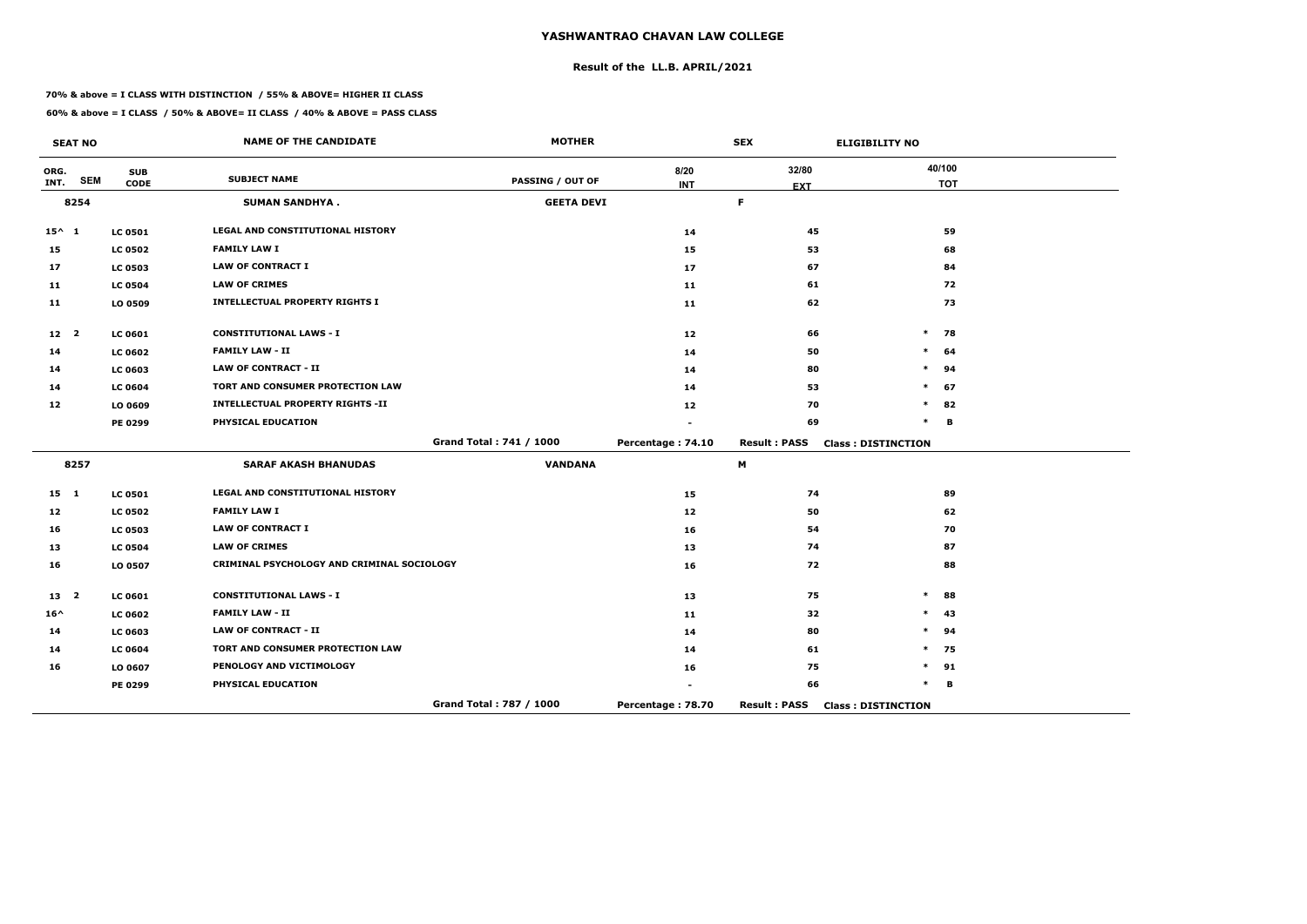# YASHWANTRAO CHAVAN LAW COLLEGE

## Result of the LL.B. APRIL/2021

**70% & above = I CLASS WITH DISTINCTION / 55% & ABOVE= HIGHER II CLASS**

**60% & above = I CLASS / 50% & ABOVE= II CLASS / 40% & ABOVE = PASS CLASS**

| SEAT NO | | | NAME OF THE CANDIDATE | MOTHER | | SEX | ELIGIBILITY NO |
|---|---|---|---|---|---|---|---|
| ORG. INT. | SEM | SUB CODE | SUBJECT NAME | PASSING / OUT OF | 8/20 INT | 32/80 EXT | 40/100 TOT |
| 8254 | | | SUMAN SANDHYA . | GEETA DEVI | | F | |
| 15^ | 1 | LC 0501 | LEGAL AND CONSTITUTIONAL HISTORY | | 14 | 45 | 59 |
| 15 | | LC 0502 | FAMILY LAW I | | 15 | 53 | 68 |
| 17 | | LC 0503 | LAW OF CONTRACT I | | 17 | 67 | 84 |
| 11 | | LC 0504 | LAW OF CRIMES | | 11 | 61 | 72 |
| 11 | | LO 0509 | INTELLECTUAL PROPERTY RIGHTS I | | 11 | 62 | 73 |
| 12 | 2 | LC 0601 | CONSTITUTIONAL LAWS - I | | 12 | 66 | * 78 |
| 14 | | LC 0602 | FAMILY LAW - II | | 14 | 50 | * 64 |
| 14 | | LC 0603 | LAW OF CONTRACT - II | | 14 | 80 | * 94 |
| 14 | | LC 0604 | TORT AND CONSUMER PROTECTION LAW | | 14 | 53 | * 67 |
| 12 | | LO 0609 | INTELLECTUAL PROPERTY RIGHTS -II | | 12 | 70 | * 82 |
| | | PE 0299 | PHYSICAL EDUCATION | | - | 69 | * B |
| | | | | Grand Total : 741 / 1000 | Percentage : 74.10 | Result : PASS | Class : DISTINCTION |
| 8257 | | | SARAF AKASH BHANUDAS | VANDANA | | M | |
| 15 | 1 | LC 0501 | LEGAL AND CONSTITUTIONAL HISTORY | | 15 | 74 | 89 |
| 12 | | LC 0502 | FAMILY LAW I | | 12 | 50 | 62 |
| 16 | | LC 0503 | LAW OF CONTRACT I | | 16 | 54 | 70 |
| 13 | | LC 0504 | LAW OF CRIMES | | 13 | 74 | 87 |
| 16 | | LO 0507 | CRIMINAL PSYCHOLOGY AND CRIMINAL SOCIOLOGY | | 16 | 72 | 88 |
| 13 | 2 | LC 0601 | CONSTITUTIONAL LAWS - I | | 13 | 75 | * 88 |
| 16^ | | LC 0602 | FAMILY LAW - II | | 11 | 32 | * 43 |
| 14 | | LC 0603 | LAW OF CONTRACT - II | | 14 | 80 | * 94 |
| 14 | | LC 0604 | TORT AND CONSUMER PROTECTION LAW | | 14 | 61 | * 75 |
| 16 | | LO 0607 | PENOLOGY AND VICTIMOLOGY | | 16 | 75 | * 91 |
| | | PE 0299 | PHYSICAL EDUCATION | | - | 66 | * B |
| | | | | Grand Total : 787 / 1000 | Percentage : 78.70 | Result : PASS | Class : DISTINCTION |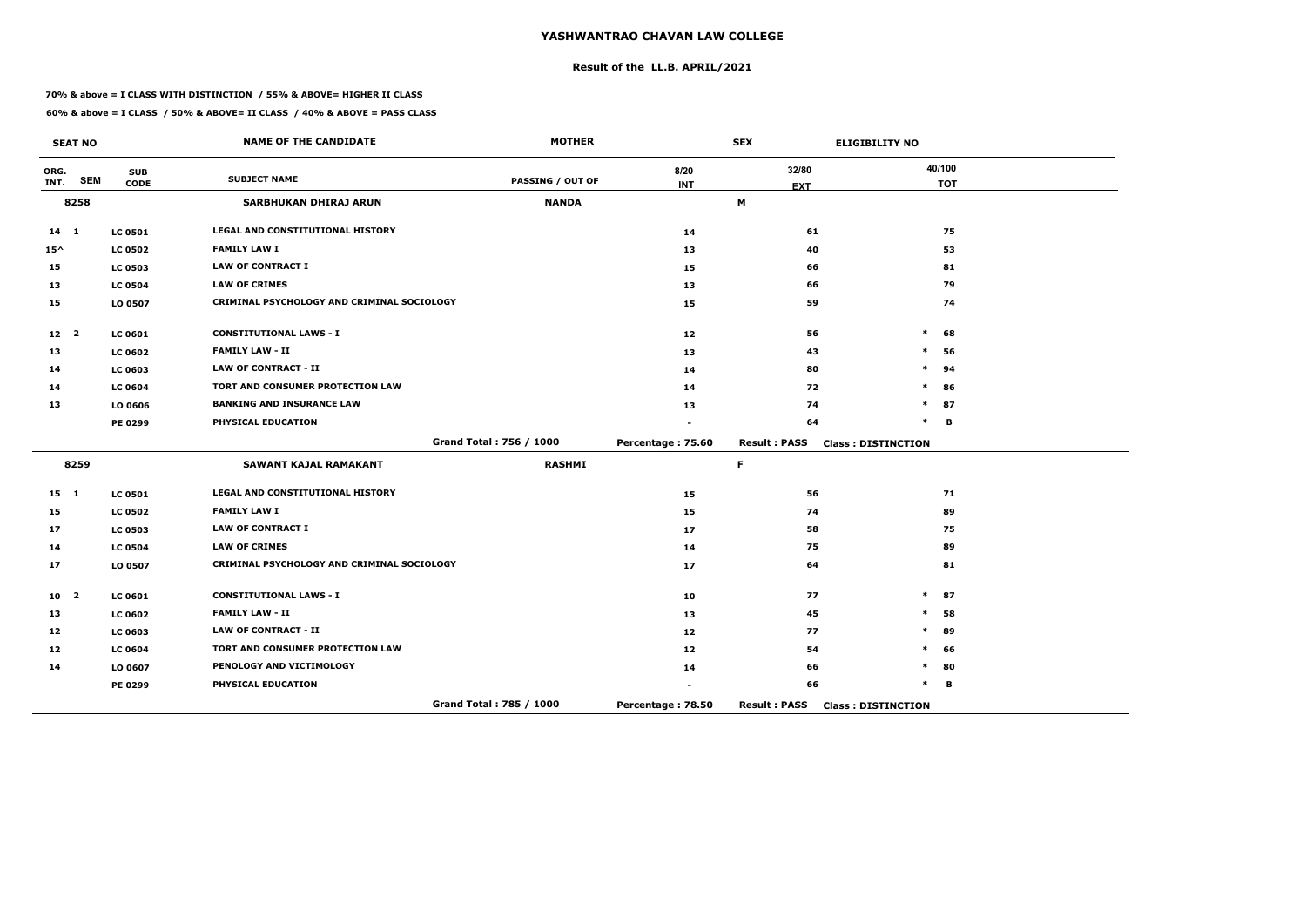# YASHWANTRAO CHAVAN LAW COLLEGE

## Result of the LL.B. APRIL/2021

**70% & above = I CLASS WITH DISTINCTION / 55% & ABOVE= HIGHER II CLASS**

**60% & above = I CLASS / 50% & ABOVE= II CLASS / 40% & ABOVE = PASS CLASS**

| SEAT NO | | | NAME OF THE CANDIDATE | MOTHER | | SEX | ELIGIBILITY NO | |
|---|---|---|---|---|---|---|---|---|
| ORG. INT. | SEM | SUB CODE | SUBJECT NAME | PASSING / OUT OF | 8/20 INT | 32/80 EXT | | 40/100 TOT |
| 8258 | | | SARBHUKAN DHIRAJ ARUN | NANDA | | M | | |
| 14 | 1 | LC 0501 | LEGAL AND CONSTITUTIONAL HISTORY | | 14 | 61 | | 75 |
| 15^ | | LC 0502 | FAMILY LAW I | | 13 | 40 | | 53 |
| 15 | | LC 0503 | LAW OF CONTRACT I | | 15 | 66 | | 81 |
| 13 | | LC 0504 | LAW OF CRIMES | | 13 | 66 | | 79 |
| 15 | | LO 0507 | CRIMINAL PSYCHOLOGY AND CRIMINAL SOCIOLOGY | | 15 | 59 | | 74 |
| 12 | 2 | LC 0601 | CONSTITUTIONAL LAWS - I | | 12 | 56 | * | 68 |
| 13 | | LC 0602 | FAMILY LAW - II | | 13 | 43 | * | 56 |
| 14 | | LC 0603 | LAW OF CONTRACT - II | | 14 | 80 | * | 94 |
| 14 | | LC 0604 | TORT AND CONSUMER PROTECTION LAW | | 14 | 72 | * | 86 |
| 13 | | LO 0606 | BANKING AND INSURANCE LAW | | 13 | 74 | * | 87 |
| | | PE 0299 | PHYSICAL EDUCATION | | - | 64 | * | B |
| | | | | Grand Total : 756 / 1000 | Percentage : 75.60 | Result : PASS | Class : DISTINCTION | |
| 8259 | | | SAWANT KAJAL RAMAKANT | RASHMI | | F | | |
| 15 | 1 | LC 0501 | LEGAL AND CONSTITUTIONAL HISTORY | | 15 | 56 | | 71 |
| 15 | | LC 0502 | FAMILY LAW I | | 15 | 74 | | 89 |
| 17 | | LC 0503 | LAW OF CONTRACT I | | 17 | 58 | | 75 |
| 14 | | LC 0504 | LAW OF CRIMES | | 14 | 75 | | 89 |
| 17 | | LO 0507 | CRIMINAL PSYCHOLOGY AND CRIMINAL SOCIOLOGY | | 17 | 64 | | 81 |
| 10 | 2 | LC 0601 | CONSTITUTIONAL LAWS - I | | 10 | 77 | * | 87 |
| 13 | | LC 0602 | FAMILY LAW - II | | 13 | 45 | * | 58 |
| 12 | | LC 0603 | LAW OF CONTRACT - II | | 12 | 77 | * | 89 |
| 12 | | LC 0604 | TORT AND CONSUMER PROTECTION LAW | | 12 | 54 | * | 66 |
| 14 | | LO 0607 | PENOLOGY AND VICTIMOLOGY | | 14 | 66 | * | 80 |
| | | PE 0299 | PHYSICAL EDUCATION | | - | 66 | * | B |
| | | | | Grand Total : 785 / 1000 | Percentage : 78.50 | Result : PASS | Class : DISTINCTION | |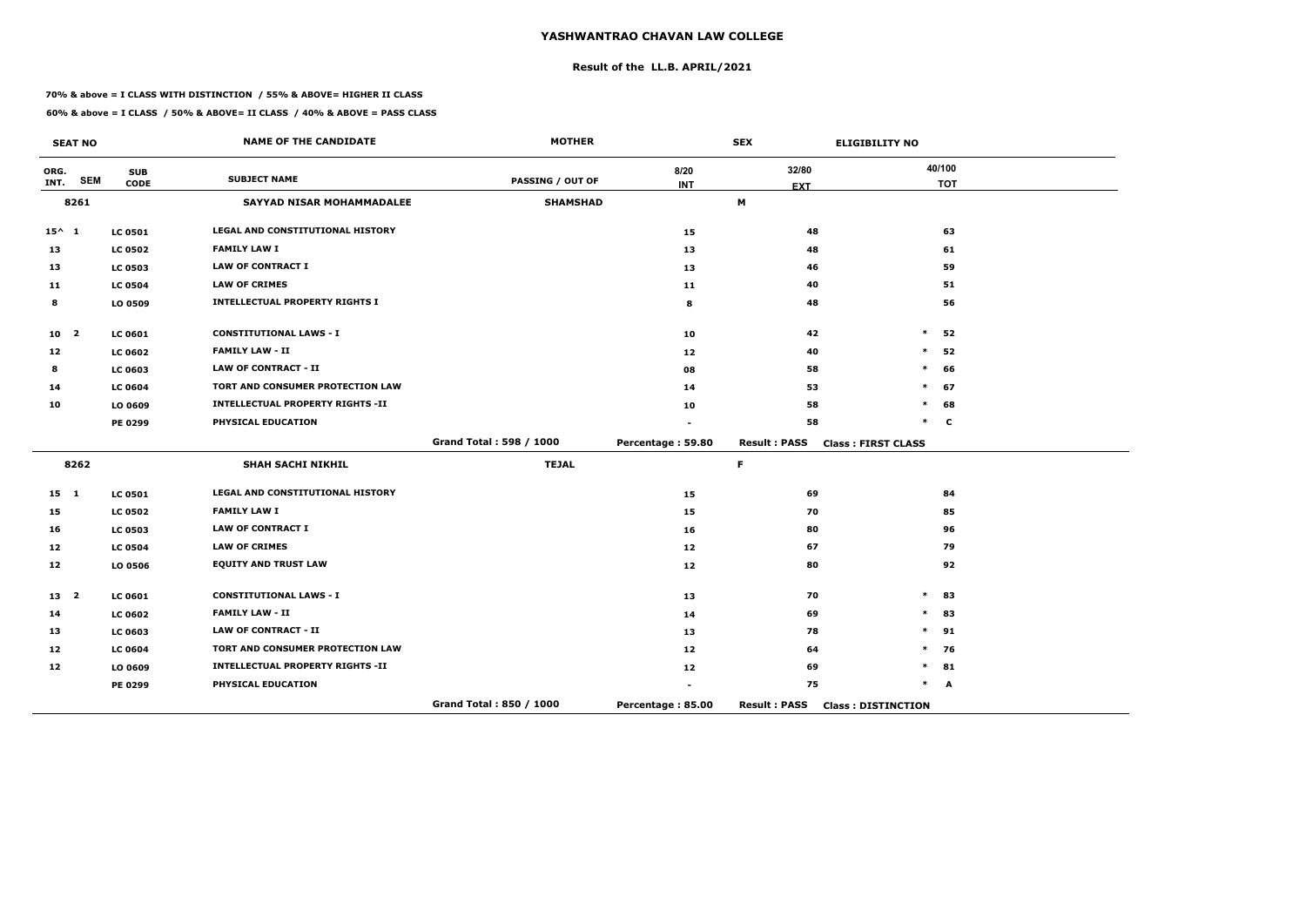# YASHWANTRAO CHAVAN LAW COLLEGE

## Result of the LL.B. APRIL/2021

**70% & above = I CLASS WITH DISTINCTION / 55% & ABOVE= HIGHER II CLASS**

**60% & above = I CLASS / 50% & ABOVE= II CLASS / 40% & ABOVE = PASS CLASS**

| SEAT NO | | | NAME OF THE CANDIDATE | MOTHER | | SEX | ELIGIBILITY NO |
|---|---|---|---|---|---|---|---|
| ORG. INT. | SEM | SUB CODE | SUBJECT NAME | PASSING / OUT OF | 8/20 INT | 32/80 EXT | 40/100 TOT |
| 8261 | | | SAYYAD NISAR MOHAMMADALEE | SHAMSHAD | | M | |
| 15^ | 1 | LC 0501 | LEGAL AND CONSTITUTIONAL HISTORY | | 15 | 48 | 63 |
| 13 | | LC 0502 | FAMILY LAW I | | 13 | 48 | 61 |
| 13 | | LC 0503 | LAW OF CONTRACT I | | 13 | 46 | 59 |
| 11 | | LC 0504 | LAW OF CRIMES | | 11 | 40 | 51 |
| 8 | | LO 0509 | INTELLECTUAL PROPERTY RIGHTS I | | 8 | 48 | 56 |
| 10 | 2 | LC 0601 | CONSTITUTIONAL LAWS - I | | 10 | 42 | * 52 |
| 12 | | LC 0602 | FAMILY LAW - II | | 12 | 40 | * 52 |
| 8 | | LC 0603 | LAW OF CONTRACT - II | | 08 | 58 | * 66 |
| 14 | | LC 0604 | TORT AND CONSUMER PROTECTION LAW | | 14 | 53 | * 67 |
| 10 | | LO 0609 | INTELLECTUAL PROPERTY RIGHTS -II | | 10 | 58 | * 68 |
| | | PE 0299 | PHYSICAL EDUCATION | | - | 58 | * C |
| | | | | Grand Total : 598 / 1000 | Percentage : 59.80 | Result : PASS | Class : FIRST CLASS |
| 8262 | | | SHAH SACHI NIKHIL | TEJAL | | F | |
| 15 | 1 | LC 0501 | LEGAL AND CONSTITUTIONAL HISTORY | | 15 | 69 | 84 |
| 15 | | LC 0502 | FAMILY LAW I | | 15 | 70 | 85 |
| 16 | | LC 0503 | LAW OF CONTRACT I | | 16 | 80 | 96 |
| 12 | | LC 0504 | LAW OF CRIMES | | 12 | 67 | 79 |
| 12 | | LO 0506 | EQUITY AND TRUST LAW | | 12 | 80 | 92 |
| 13 | 2 | LC 0601 | CONSTITUTIONAL LAWS - I | | 13 | 70 | * 83 |
| 14 | | LC 0602 | FAMILY LAW - II | | 14 | 69 | * 83 |
| 13 | | LC 0603 | LAW OF CONTRACT - II | | 13 | 78 | * 91 |
| 12 | | LC 0604 | TORT AND CONSUMER PROTECTION LAW | | 12 | 64 | * 76 |
| 12 | | LO 0609 | INTELLECTUAL PROPERTY RIGHTS -II | | 12 | 69 | * 81 |
| | | PE 0299 | PHYSICAL EDUCATION | | - | 75 | * A |
| | | | | Grand Total : 850 / 1000 | Percentage : 85.00 | Result : PASS | Class : DISTINCTION |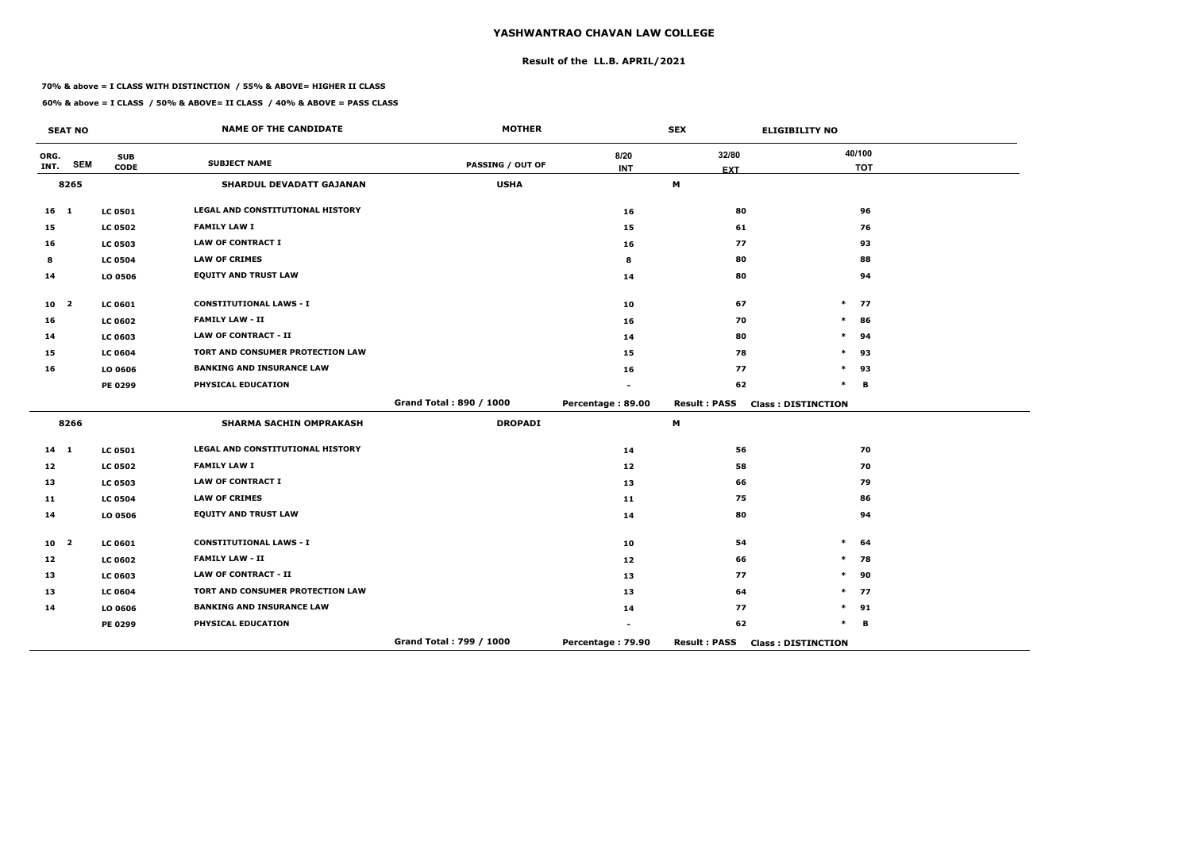# YASHWANTRAO CHAVAN LAW COLLEGE

## Result of the LL.B. APRIL/2021

**70% & above = I CLASS WITH DISTINCTION / 55% & ABOVE= HIGHER II CLASS**

**60% & above = I CLASS / 50% & ABOVE= II CLASS / 40% & ABOVE = PASS CLASS**

| SEAT NO | | | NAME OF THE CANDIDATE | MOTHER | | SEX | ELIGIBILITY NO |
|---|---|---|---|---|---|---|---|
| ORG. INT. | SEM | SUB CODE | SUBJECT NAME | PASSING / OUT OF | 8/20 INT | 32/80 EXT | 40/100 TOT |
| 8265 | | | SHARDUL DEVADATT GAJANAN | USHA | | M | |
| 16 | 1 | LC 0501 | LEGAL AND CONSTITUTIONAL HISTORY | | 16 | 80 | 96 |
| 15 | | LC 0502 | FAMILY LAW I | | 15 | 61 | 76 |
| 16 | | LC 0503 | LAW OF CONTRACT I | | 16 | 77 | 93 |
| 8 | | LC 0504 | LAW OF CRIMES | | 8 | 80 | 88 |
| 14 | | LO 0506 | EQUITY AND TRUST LAW | | 14 | 80 | 94 |
| 10 | 2 | LC 0601 | CONSTITUTIONAL LAWS - I | | 10 | 67 | * 77 |
| 16 | | LC 0602 | FAMILY LAW - II | | 16 | 70 | * 86 |
| 14 | | LC 0603 | LAW OF CONTRACT - II | | 14 | 80 | * 94 |
| 15 | | LC 0604 | TORT AND CONSUMER PROTECTION LAW | | 15 | 78 | * 93 |
| 16 | | LO 0606 | BANKING AND INSURANCE LAW | | 16 | 77 | * 93 |
| | | PE 0299 | PHYSICAL EDUCATION | | - | 62 | * B |
| | | | | Grand Total : 890 / 1000 | Percentage : 89.00 | Result : PASS | Class : DISTINCTION |
| 8266 | | | SHARMA SACHIN OMPRAKASH | DROPADI | | M | |
| 14 | 1 | LC 0501 | LEGAL AND CONSTITUTIONAL HISTORY | | 14 | 56 | 70 |
| 12 | | LC 0502 | FAMILY LAW I | | 12 | 58 | 70 |
| 13 | | LC 0503 | LAW OF CONTRACT I | | 13 | 66 | 79 |
| 11 | | LC 0504 | LAW OF CRIMES | | 11 | 75 | 86 |
| 14 | | LO 0506 | EQUITY AND TRUST LAW | | 14 | 80 | 94 |
| 10 | 2 | LC 0601 | CONSTITUTIONAL LAWS - I | | 10 | 54 | * 64 |
| 12 | | LC 0602 | FAMILY LAW - II | | 12 | 66 | * 78 |
| 13 | | LC 0603 | LAW OF CONTRACT - II | | 13 | 77 | * 90 |
| 13 | | LC 0604 | TORT AND CONSUMER PROTECTION LAW | | 13 | 64 | * 77 |
| 14 | | LO 0606 | BANKING AND INSURANCE LAW | | 14 | 77 | * 91 |
| | | PE 0299 | PHYSICAL EDUCATION | | - | 62 | * B |
| | | | | Grand Total : 799 / 1000 | Percentage : 79.90 | Result : PASS | Class : DISTINCTION |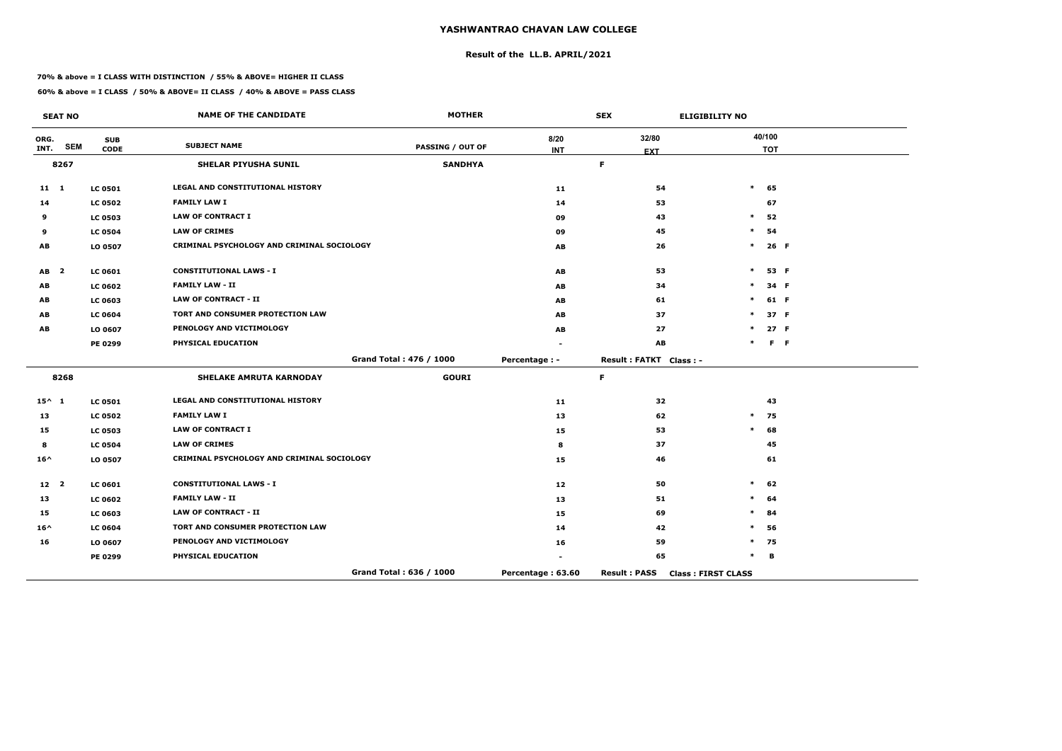# YASHWANTRAO CHAVAN LAW COLLEGE

## Result of the LL.B. APRIL/2021

**70% & above = I CLASS WITH DISTINCTION / 55% & ABOVE= HIGHER II CLASS**

**60% & above = I CLASS / 50% & ABOVE= II CLASS / 40% & ABOVE = PASS CLASS**

| SEAT NO | | | NAME OF THE CANDIDATE | MOTHER | | SEX | ELIGIBILITY NO | |
|---|---|---|---|---|---|---|---|---|
| ORG. INT. | SEM | SUB CODE | SUBJECT NAME | PASSING / OUT OF | 8/20 INT | 32/80 EXT | 40/100 TOT | |
| 8267 | | | SHELAR PIYUSHA SUNIL | SANDHYA | | F | | |
| 11 | 1 | LC 0501 | LEGAL AND CONSTITUTIONAL HISTORY | | 11 | 54 | * 65 | |
| 14 | | LC 0502 | FAMILY LAW I | | 14 | 53 | 67 | |
| 9 | | LC 0503 | LAW OF CONTRACT I | | 09 | 43 | * 52 | |
| 9 | | LC 0504 | LAW OF CRIMES | | 09 | 45 | * 54 | |
| AB | | LO 0507 | CRIMINAL PSYCHOLOGY AND CRIMINAL SOCIOLOGY | | AB | 26 | * 26 | F |
| AB | 2 | LC 0601 | CONSTITUTIONAL LAWS - I | | AB | 53 | * 53 | F |
| AB | | LC 0602 | FAMILY LAW - II | | AB | 34 | * 34 | F |
| AB | | LC 0603 | LAW OF CONTRACT - II | | AB | 61 | * 61 | F |
| AB | | LC 0604 | TORT AND CONSUMER PROTECTION LAW | | AB | 37 | * 37 | F |
| AB | | LO 0607 | PENOLOGY AND VICTIMOLOGY | | AB | 27 | * 27 | F |
| | | PE 0299 | PHYSICAL EDUCATION | | - | AB | * F | F |
| | | | | Grand Total : 476 / 1000 | Percentage : - | Result : FATKT | Class : - | |
| 8268 | | | SHELAKE AMRUTA KARNODAY | GOURI | | F | | |
| 15^ | 1 | LC 0501 | LEGAL AND CONSTITUTIONAL HISTORY | | 11 | 32 | 43 | |
| 13 | | LC 0502 | FAMILY LAW I | | 13 | 62 | * 75 | |
| 15 | | LC 0503 | LAW OF CONTRACT I | | 15 | 53 | * 68 | |
| 8 | | LC 0504 | LAW OF CRIMES | | 8 | 37 | 45 | |
| 16^ | | LO 0507 | CRIMINAL PSYCHOLOGY AND CRIMINAL SOCIOLOGY | | 15 | 46 | 61 | |
| 12 | 2 | LC 0601 | CONSTITUTIONAL LAWS - I | | 12 | 50 | * 62 | |
| 13 | | LC 0602 | FAMILY LAW - II | | 13 | 51 | * 64 | |
| 15 | | LC 0603 | LAW OF CONTRACT - II | | 15 | 69 | * 84 | |
| 16^ | | LC 0604 | TORT AND CONSUMER PROTECTION LAW | | 14 | 42 | * 56 | |
| 16 | | LO 0607 | PENOLOGY AND VICTIMOLOGY | | 16 | 59 | * 75 | |
| | | PE 0299 | PHYSICAL EDUCATION | | - | 65 | * B | |
| | | | | Grand Total : 636 / 1000 | Percentage : 63.60 | Result : PASS | Class : FIRST CLASS | |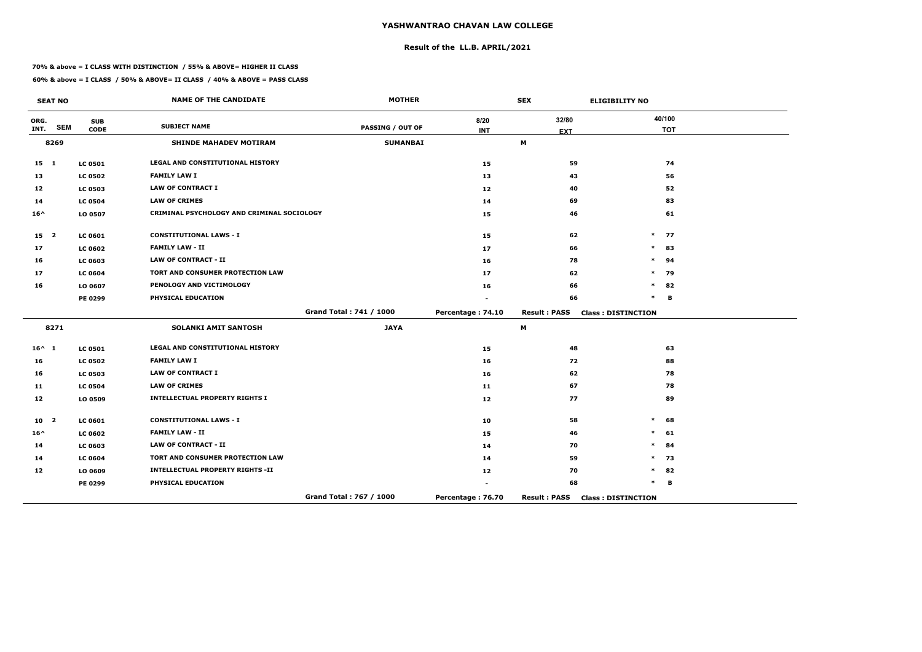# YASHWANTRAO CHAVAN LAW COLLEGE

## Result of the LL.B. APRIL/2021

**70% & above = I CLASS WITH DISTINCTION / 55% & ABOVE= HIGHER II CLASS**

**60% & above = I CLASS / 50% & ABOVE= II CLASS / 40% & ABOVE = PASS CLASS**

| SEAT NO | | | NAME OF THE CANDIDATE | MOTHER | | SEX | ELIGIBILITY NO |
|---|---|---|---|---|---|---|---|
| ORG. INT. | SEM | SUB CODE | SUBJECT NAME | PASSING / OUT OF | 8/20 INT | 32/80 EXT | 40/100 TOT |
| 8269 | | | SHINDE MAHADEV MOTIRAM | SUMANBAI | | M | |
| 15 | 1 | LC 0501 | LEGAL AND CONSTITUTIONAL HISTORY | | 15 | 59 | 74 |
| 13 | | LC 0502 | FAMILY LAW I | | 13 | 43 | 56 |
| 12 | | LC 0503 | LAW OF CONTRACT I | | 12 | 40 | 52 |
| 14 | | LC 0504 | LAW OF CRIMES | | 14 | 69 | 83 |
| 16^ | | LO 0507 | CRIMINAL PSYCHOLOGY AND CRIMINAL SOCIOLOGY | | 15 | 46 | 61 |
| 15 | 2 | LC 0601 | CONSTITUTIONAL LAWS - I | | 15 | 62 | * 77 |
| 17 | | LC 0602 | FAMILY LAW - II | | 17 | 66 | * 83 |
| 16 | | LC 0603 | LAW OF CONTRACT - II | | 16 | 78 | * 94 |
| 17 | | LC 0604 | TORT AND CONSUMER PROTECTION LAW | | 17 | 62 | * 79 |
| 16 | | LO 0607 | PENOLOGY AND VICTIMOLOGY | | 16 | 66 | * 82 |
| | | PE 0299 | PHYSICAL EDUCATION | | - | 66 | * B |
| | | | | Grand Total : 741 / 1000 | Percentage : 74.10 | Result : PASS | Class : DISTINCTION |
| 8271 | | | SOLANKI AMIT SANTOSH | JAYA | | M | |
| 16^ | 1 | LC 0501 | LEGAL AND CONSTITUTIONAL HISTORY | | 15 | 48 | 63 |
| 16 | | LC 0502 | FAMILY LAW I | | 16 | 72 | 88 |
| 16 | | LC 0503 | LAW OF CONTRACT I | | 16 | 62 | 78 |
| 11 | | LC 0504 | LAW OF CRIMES | | 11 | 67 | 78 |
| 12 | | LO 0509 | INTELLECTUAL PROPERTY RIGHTS I | | 12 | 77 | 89 |
| 10 | 2 | LC 0601 | CONSTITUTIONAL LAWS - I | | 10 | 58 | * 68 |
| 16^ | | LC 0602 | FAMILY LAW - II | | 15 | 46 | * 61 |
| 14 | | LC 0603 | LAW OF CONTRACT - II | | 14 | 70 | * 84 |
| 14 | | LC 0604 | TORT AND CONSUMER PROTECTION LAW | | 14 | 59 | * 73 |
| 12 | | LO 0609 | INTELLECTUAL PROPERTY RIGHTS -II | | 12 | 70 | * 82 |
| | | PE 0299 | PHYSICAL EDUCATION | | - | 68 | * B |
| | | | | Grand Total : 767 / 1000 | Percentage : 76.70 | Result : PASS | Class : DISTINCTION |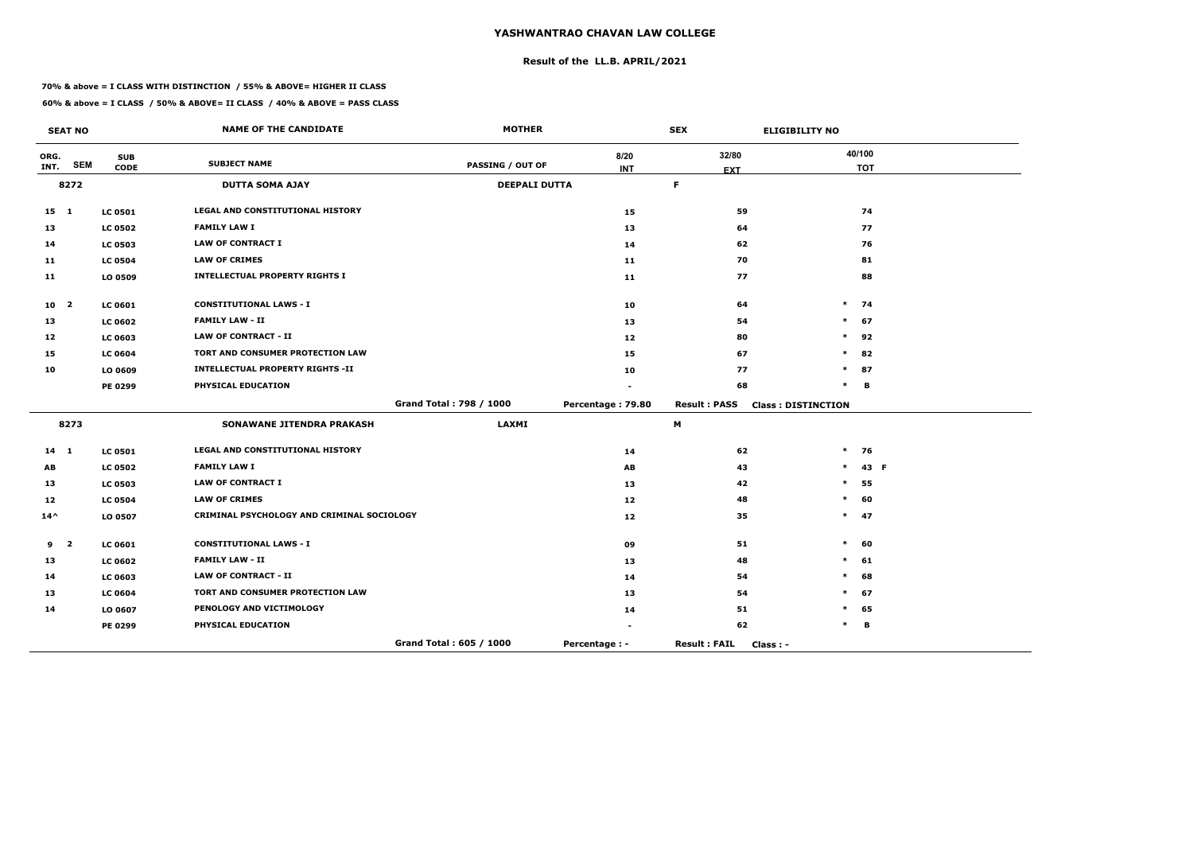# YASHWANTRAO CHAVAN LAW COLLEGE

## Result of the LL.B. APRIL/2021

**70% & above = I CLASS WITH DISTINCTION / 55% & ABOVE= HIGHER II CLASS**

**60% & above = I CLASS / 50% & ABOVE= II CLASS / 40% & ABOVE = PASS CLASS**

| SEAT NO | | | NAME OF THE CANDIDATE | MOTHER | | SEX | ELIGIBILITY NO |
|---|---|---|---|---|---|---|---|
| ORG. INT. | SEM | SUB CODE | SUBJECT NAME | PASSING / OUT OF | 8/20 INT | 32/80 EXT | 40/100 TOT |
| **8272** | | | **DUTTA SOMA AJAY** | **DEEPALI DUTTA** | | **F** | |
| 15 | 1 | LC 0501 | LEGAL AND CONSTITUTIONAL HISTORY | | 15 | 59 | 74 |
| 13 | | LC 0502 | FAMILY LAW I | | 13 | 64 | 77 |
| 14 | | LC 0503 | LAW OF CONTRACT I | | 14 | 62 | 76 |
| 11 | | LC 0504 | LAW OF CRIMES | | 11 | 70 | 81 |
| 11 | | LO 0509 | INTELLECTUAL PROPERTY RIGHTS I | | 11 | 77 | 88 |
| 10 | 2 | LC 0601 | CONSTITUTIONAL LAWS - I | | 10 | 64 | * 74 |
| 13 | | LC 0602 | FAMILY LAW - II | | 13 | 54 | * 67 |
| 12 | | LC 0603 | LAW OF CONTRACT - II | | 12 | 80 | * 92 |
| 15 | | LC 0604 | TORT AND CONSUMER PROTECTION LAW | | 15 | 67 | * 82 |
| 10 | | LO 0609 | INTELLECTUAL PROPERTY RIGHTS -II | | 10 | 77 | * 87 |
| | | PE 0299 | PHYSICAL EDUCATION | | - | 68 | * B |
| | | | | Grand Total : 798 / 1000 | Percentage : 79.80 | Result : PASS | Class : DISTINCTION |
| **8273** | | | **SONAWANE JITENDRA PRAKASH** | **LAXMI** | | **M** | |
| 14 | 1 | LC 0501 | LEGAL AND CONSTITUTIONAL HISTORY | | 14 | 62 | * 76 |
| AB | | LC 0502 | FAMILY LAW I | | AB | 43 | * 43 F |
| 13 | | LC 0503 | LAW OF CONTRACT I | | 13 | 42 | * 55 |
| 12 | | LC 0504 | LAW OF CRIMES | | 12 | 48 | * 60 |
| 14^ | | LO 0507 | CRIMINAL PSYCHOLOGY AND CRIMINAL SOCIOLOGY | | 12 | 35 | * 47 |
| 9 | 2 | LC 0601 | CONSTITUTIONAL LAWS - I | | 09 | 51 | * 60 |
| 13 | | LC 0602 | FAMILY LAW - II | | 13 | 48 | * 61 |
| 14 | | LC 0603 | LAW OF CONTRACT - II | | 14 | 54 | * 68 |
| 13 | | LC 0604 | TORT AND CONSUMER PROTECTION LAW | | 13 | 54 | * 67 |
| 14 | | LO 0607 | PENOLOGY AND VICTIMOLOGY | | 14 | 51 | * 65 |
| | | PE 0299 | PHYSICAL EDUCATION | | - | 62 | * B |
| | | | | Grand Total : 605 / 1000 | Percentage : - | Result : FAIL | Class : - |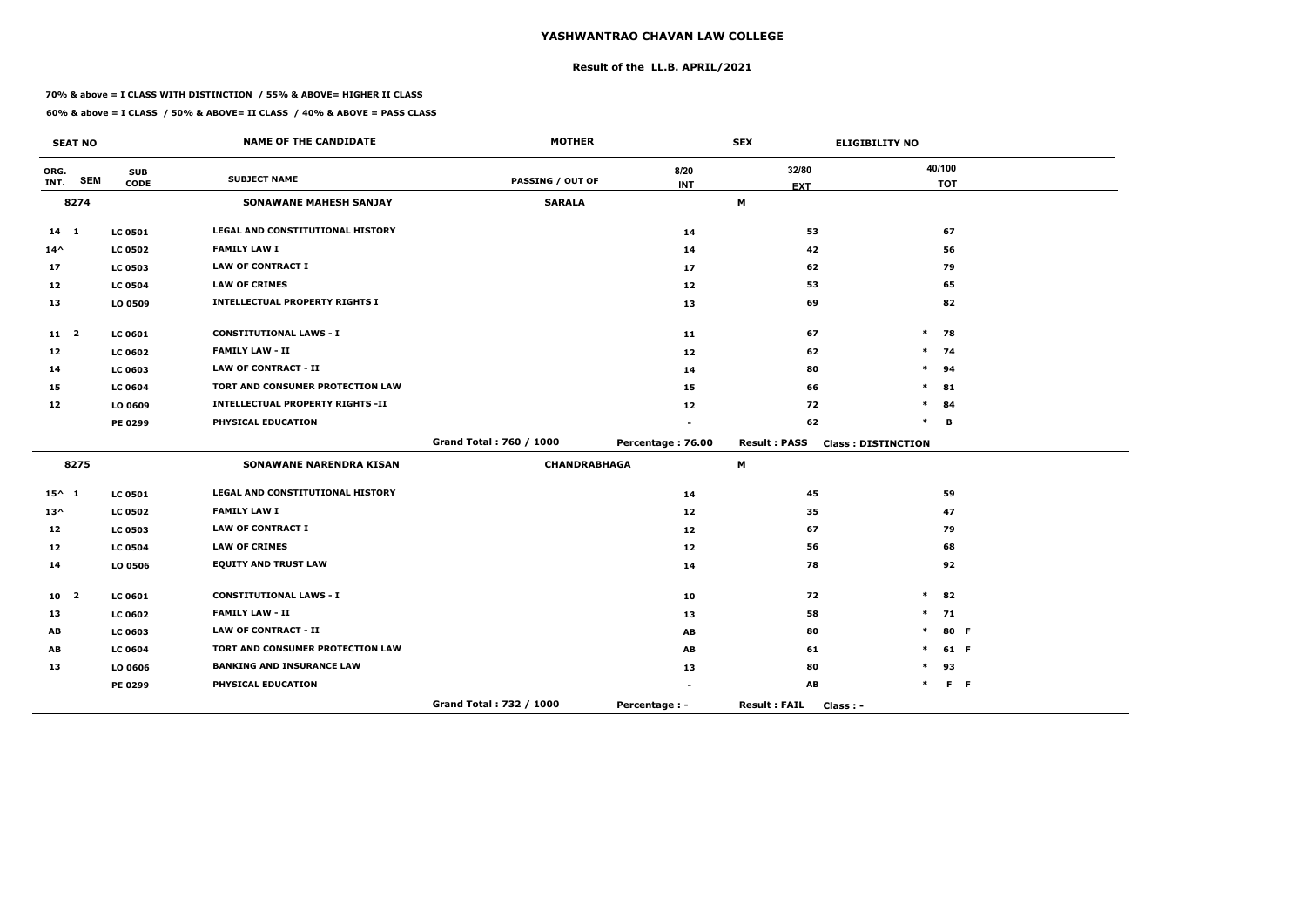# YASHWANTRAO CHAVAN LAW COLLEGE

## Result of the LL.B. APRIL/2021

**70% & above = I CLASS WITH DISTINCTION / 55% & ABOVE= HIGHER II CLASS**

**60% & above = I CLASS / 50% & ABOVE= II CLASS / 40% & ABOVE = PASS CLASS**

| SEAT NO | | | NAME OF THE CANDIDATE | MOTHER | | SEX | ELIGIBILITY NO |
|---|---|---|---|---|---|---|---|
| ORG. INT. | SEM | SUB CODE | SUBJECT NAME | PASSING / OUT OF | 8/20 INT | 32/80 EXT | 40/100 TOT |
| 8274 | | | SONAWANE MAHESH SANJAY | SARALA | | M | |
| 14 | 1 | LC 0501 | LEGAL AND CONSTITUTIONAL HISTORY | | 14 | 53 | 67 |
| 14^ | | LC 0502 | FAMILY LAW I | | 14 | 42 | 56 |
| 17 | | LC 0503 | LAW OF CONTRACT I | | 17 | 62 | 79 |
| 12 | | LC 0504 | LAW OF CRIMES | | 12 | 53 | 65 |
| 13 | | LO 0509 | INTELLECTUAL PROPERTY RIGHTS I | | 13 | 69 | 82 |
| 11 | 2 | LC 0601 | CONSTITUTIONAL LAWS - I | | 11 | 67 | * 78 |
| 12 | | LC 0602 | FAMILY LAW - II | | 12 | 62 | * 74 |
| 14 | | LC 0603 | LAW OF CONTRACT - II | | 14 | 80 | * 94 |
| 15 | | LC 0604 | TORT AND CONSUMER PROTECTION LAW | | 15 | 66 | * 81 |
| 12 | | LO 0609 | INTELLECTUAL PROPERTY RIGHTS -II | | 12 | 72 | * 84 |
| | | PE 0299 | PHYSICAL EDUCATION | | - | 62 | * B |
| | | | | Grand Total : 760 / 1000 | Percentage : 76.00 | Result : PASS | Class : DISTINCTION |
| 8275 | | | SONAWANE NARENDRA KISAN | CHANDRABHAGA | | M | |
| 15^ | 1 | LC 0501 | LEGAL AND CONSTITUTIONAL HISTORY | | 14 | 45 | 59 |
| 13^ | | LC 0502 | FAMILY LAW I | | 12 | 35 | 47 |
| 12 | | LC 0503 | LAW OF CONTRACT I | | 12 | 67 | 79 |
| 12 | | LC 0504 | LAW OF CRIMES | | 12 | 56 | 68 |
| 14 | | LO 0506 | EQUITY AND TRUST LAW | | 14 | 78 | 92 |
| 10 | 2 | LC 0601 | CONSTITUTIONAL LAWS - I | | 10 | 72 | * 82 |
| 13 | | LC 0602 | FAMILY LAW - II | | 13 | 58 | * 71 |
| AB | | LC 0603 | LAW OF CONTRACT - II | | AB | 80 | * 80 F |
| AB | | LC 0604 | TORT AND CONSUMER PROTECTION LAW | | AB | 61 | * 61 F |
| 13 | | LO 0606 | BANKING AND INSURANCE LAW | | 13 | 80 | * 93 |
| | | PE 0299 | PHYSICAL EDUCATION | | - | AB | * F F |
| | | | | Grand Total : 732 / 1000 | Percentage : - | Result : FAIL | Class : - |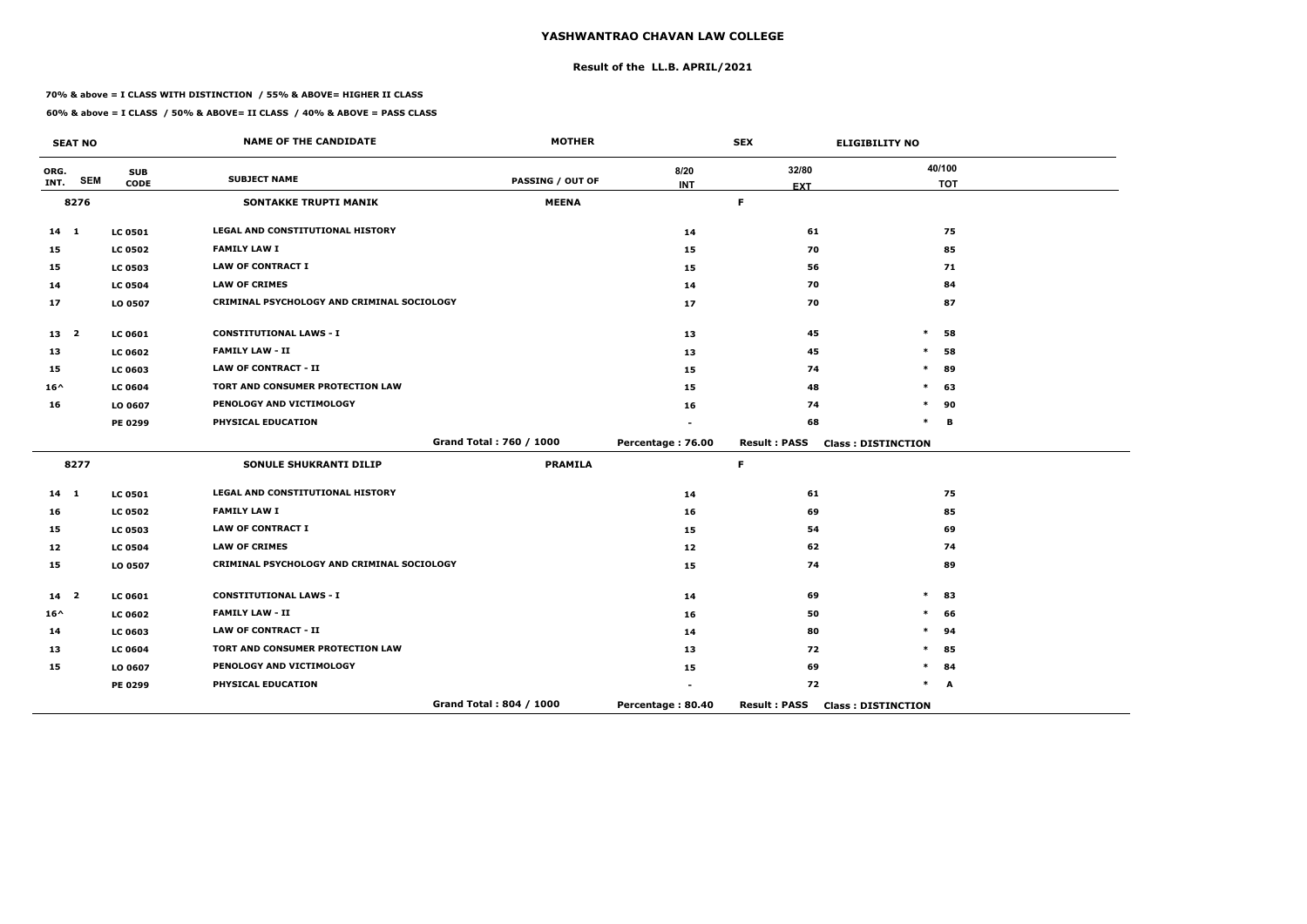# YASHWANTRAO CHAVAN LAW COLLEGE

## Result of the LL.B. APRIL/2021

**70% & above = I CLASS WITH DISTINCTION / 55% & ABOVE= HIGHER II CLASS**

**60% & above = I CLASS / 50% & ABOVE= II CLASS / 40% & ABOVE = PASS CLASS**

| SEAT NO | | | NAME OF THE CANDIDATE | MOTHER | | SEX | ELIGIBILITY NO |
|---|---|---|---|---|---|---|---|
| ORG. INT. | SEM | SUB CODE | SUBJECT NAME | PASSING / OUT OF | 8/20 INT | 32/80 EXT | 40/100 TOT |
| 8276 | | | SONTAKKE TRUPTI MANIK | MEENA | | F | |
| 14 | 1 | LC 0501 | LEGAL AND CONSTITUTIONAL HISTORY | | 14 | 61 | 75 |
| 15 | | LC 0502 | FAMILY LAW I | | 15 | 70 | 85 |
| 15 | | LC 0503 | LAW OF CONTRACT I | | 15 | 56 | 71 |
| 14 | | LC 0504 | LAW OF CRIMES | | 14 | 70 | 84 |
| 17 | | LO 0507 | CRIMINAL PSYCHOLOGY AND CRIMINAL SOCIOLOGY | | 17 | 70 | 87 |
| 13 | 2 | LC 0601 | CONSTITUTIONAL LAWS - I | | 13 | 45 | * 58 |
| 13 | | LC 0602 | FAMILY LAW - II | | 13 | 45 | * 58 |
| 15 | | LC 0603 | LAW OF CONTRACT - II | | 15 | 74 | * 89 |
| 16^ | | LC 0604 | TORT AND CONSUMER PROTECTION LAW | | 15 | 48 | * 63 |
| 16 | | LO 0607 | PENOLOGY AND VICTIMOLOGY | | 16 | 74 | * 90 |
| | | PE 0299 | PHYSICAL EDUCATION | | - | 68 | * B |
| | | | | Grand Total : 760 / 1000 | Percentage : 76.00 | Result : PASS | Class : DISTINCTION |
| 8277 | | | SONULE SHUKRANTI DILIP | PRAMILA | | F | |
| 14 | 1 | LC 0501 | LEGAL AND CONSTITUTIONAL HISTORY | | 14 | 61 | 75 |
| 16 | | LC 0502 | FAMILY LAW I | | 16 | 69 | 85 |
| 15 | | LC 0503 | LAW OF CONTRACT I | | 15 | 54 | 69 |
| 12 | | LC 0504 | LAW OF CRIMES | | 12 | 62 | 74 |
| 15 | | LO 0507 | CRIMINAL PSYCHOLOGY AND CRIMINAL SOCIOLOGY | | 15 | 74 | 89 |
| 14 | 2 | LC 0601 | CONSTITUTIONAL LAWS - I | | 14 | 69 | * 83 |
| 16^ | | LC 0602 | FAMILY LAW - II | | 16 | 50 | * 66 |
| 14 | | LC 0603 | LAW OF CONTRACT - II | | 14 | 80 | * 94 |
| 13 | | LC 0604 | TORT AND CONSUMER PROTECTION LAW | | 13 | 72 | * 85 |
| 15 | | LO 0607 | PENOLOGY AND VICTIMOLOGY | | 15 | 69 | * 84 |
| | | PE 0299 | PHYSICAL EDUCATION | | - | 72 | * A |
| | | | | Grand Total : 804 / 1000 | Percentage : 80.40 | Result : PASS | Class : DISTINCTION |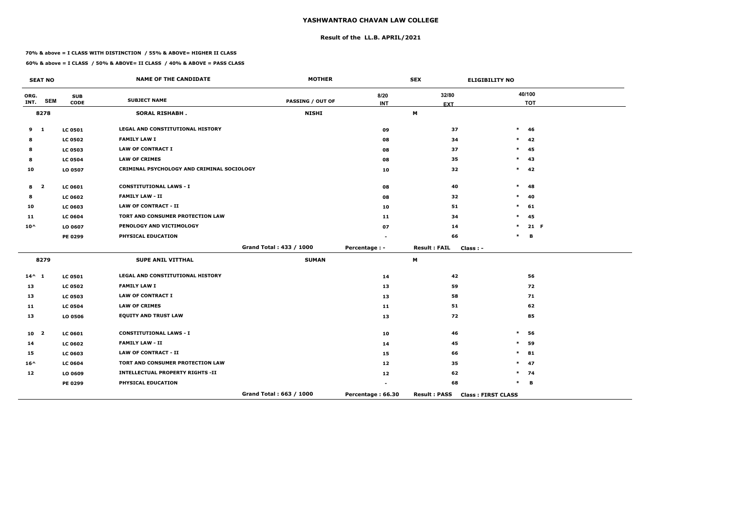# YASHWANTRAO CHAVAN LAW COLLEGE

## Result of the LL.B. APRIL/2021

**70% & above = I CLASS WITH DISTINCTION / 55% & ABOVE= HIGHER II CLASS**

**60% & above = I CLASS / 50% & ABOVE= II CLASS / 40% & ABOVE = PASS CLASS**

| SEAT NO | | | NAME OF THE CANDIDATE | MOTHER | | SEX | ELIGIBILITY NO |
|---|---|---|---|---|---|---|---|
| ORG. INT. | SEM | SUB CODE | SUBJECT NAME | PASSING / OUT OF | 8/20 INT | 32/80 EXT | 40/100 TOT |
| 8278 | | | SORAL RISHABH . | NISHI | | M | |
| 9 | 1 | LC 0501 | LEGAL AND CONSTITUTIONAL HISTORY | | 09 | 37 | * 46 |
| 8 | | LC 0502 | FAMILY LAW I | | 08 | 34 | * 42 |
| 8 | | LC 0503 | LAW OF CONTRACT I | | 08 | 37 | * 45 |
| 8 | | LC 0504 | LAW OF CRIMES | | 08 | 35 | * 43 |
| 10 | | LO 0507 | CRIMINAL PSYCHOLOGY AND CRIMINAL SOCIOLOGY | | 10 | 32 | * 42 |
| 8 | 2 | LC 0601 | CONSTITUTIONAL LAWS - I | | 08 | 40 | * 48 |
| 8 | | LC 0602 | FAMILY LAW - II | | 08 | 32 | * 40 |
| 10 | | LC 0603 | LAW OF CONTRACT - II | | 10 | 51 | * 61 |
| 11 | | LC 0604 | TORT AND CONSUMER PROTECTION LAW | | 11 | 34 | * 45 |
| 10^ | | LO 0607 | PENOLOGY AND VICTIMOLOGY | | 07 | 14 | * 21 F |
| | | PE 0299 | PHYSICAL EDUCATION | | - | 66 | * B |
| | | | | Grand Total : 433 / 1000 | Percentage : - | Result : FAIL | Class : - |
| 8279 | | | SUPE ANIL VITTHAL | SUMAN | | M | |
| 14^ | 1 | LC 0501 | LEGAL AND CONSTITUTIONAL HISTORY | | 14 | 42 | 56 |
| 13 | | LC 0502 | FAMILY LAW I | | 13 | 59 | 72 |
| 13 | | LC 0503 | LAW OF CONTRACT I | | 13 | 58 | 71 |
| 11 | | LC 0504 | LAW OF CRIMES | | 11 | 51 | 62 |
| 13 | | LO 0506 | EQUITY AND TRUST LAW | | 13 | 72 | 85 |
| 10 | 2 | LC 0601 | CONSTITUTIONAL LAWS - I | | 10 | 46 | * 56 |
| 14 | | LC 0602 | FAMILY LAW - II | | 14 | 45 | * 59 |
| 15 | | LC 0603 | LAW OF CONTRACT - II | | 15 | 66 | * 81 |
| 16^ | | LC 0604 | TORT AND CONSUMER PROTECTION LAW | | 12 | 35 | * 47 |
| 12 | | LO 0609 | INTELLECTUAL PROPERTY RIGHTS -II | | 12 | 62 | * 74 |
| | | PE 0299 | PHYSICAL EDUCATION | | - | 68 | * B |
| | | | | Grand Total : 663 / 1000 | Percentage : 66.30 | Result : PASS | Class : FIRST CLASS |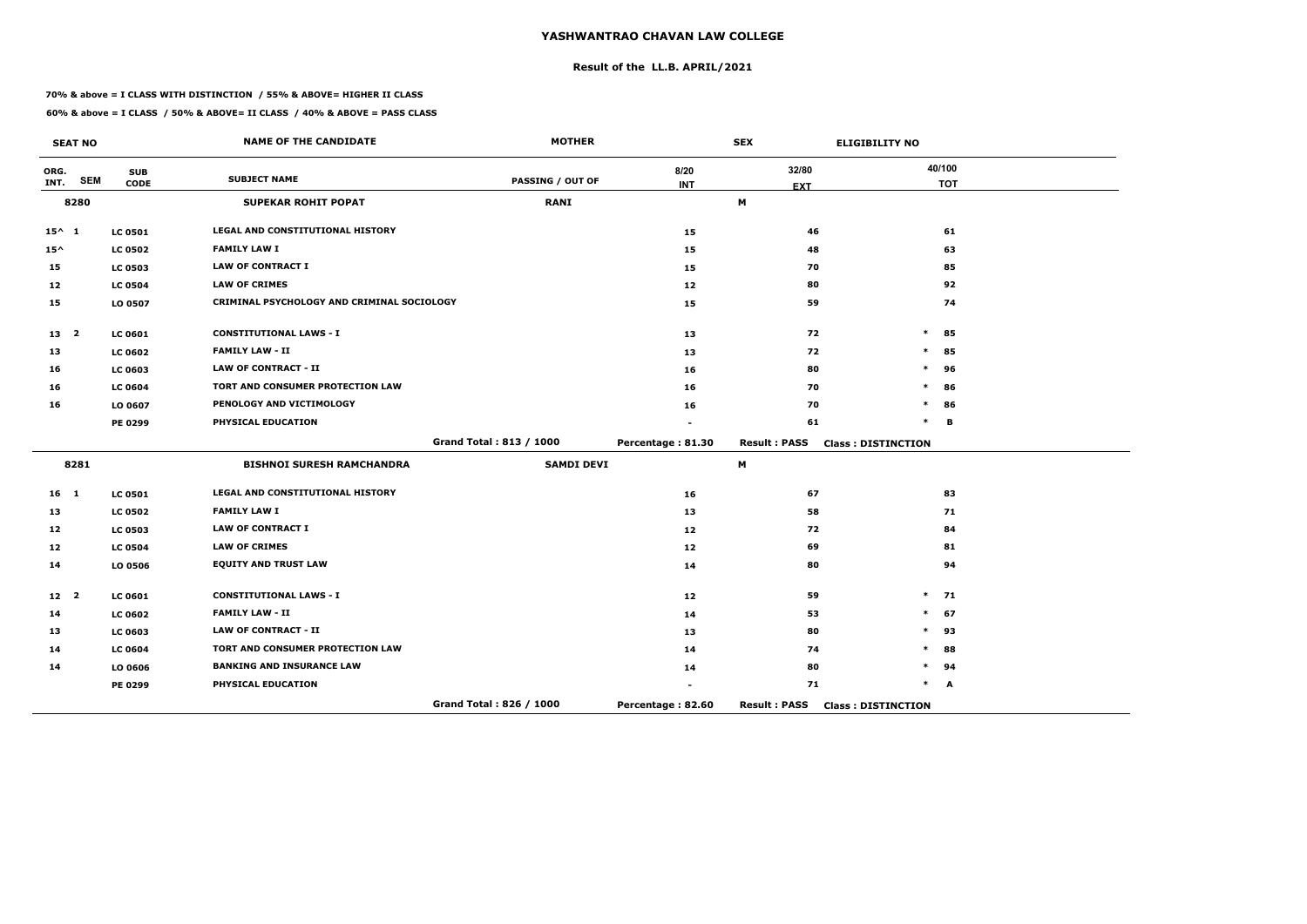# YASHWANTRAO CHAVAN LAW COLLEGE

## Result of the LL.B. APRIL/2021

**70% & above = I CLASS WITH DISTINCTION / 55% & ABOVE= HIGHER II CLASS**

**60% & above = I CLASS / 50% & ABOVE= II CLASS / 40% & ABOVE = PASS CLASS**

| SEAT NO | | NAME OF THE CANDIDATE | MOTHER | | SEX | ELIGIBILITY NO |
|---|---|---|---|---|---|---|
| ORG. INT. SEM | SUB CODE | SUBJECT NAME | PASSING / OUT OF | 8/20 INT | 32/80 EXT | 40/100 TOT |
| **8280** | | **SUPEKAR ROHIT POPAT** | **RANI** | | **M** | |
| 15^ 1 | LC 0501 | LEGAL AND CONSTITUTIONAL HISTORY | | 15 | 46 | 61 |
| 15^ | LC 0502 | FAMILY LAW I | | 15 | 48 | 63 |
| 15 | LC 0503 | LAW OF CONTRACT I | | 15 | 70 | 85 |
| 12 | LC 0504 | LAW OF CRIMES | | 12 | 80 | 92 |
| 15 | LO 0507 | CRIMINAL PSYCHOLOGY AND CRIMINAL SOCIOLOGY | | 15 | 59 | 74 |
| 13 2 | LC 0601 | CONSTITUTIONAL LAWS - I | | 13 | 72 | * 85 |
| 13 | LC 0602 | FAMILY LAW - II | | 13 | 72 | * 85 |
| 16 | LC 0603 | LAW OF CONTRACT - II | | 16 | 80 | * 96 |
| 16 | LC 0604 | TORT AND CONSUMER PROTECTION LAW | | 16 | 70 | * 86 |
| 16 | LO 0607 | PENOLOGY AND VICTIMOLOGY | | 16 | 70 | * 86 |
| | PE 0299 | PHYSICAL EDUCATION | | - | 61 | * B |
| | | | Grand Total : 813 / 1000 | Percentage : 81.30 | Result : PASS | Class : DISTINCTION |
| **8281** | | **BISHNOI SURESH RAMCHANDRA** | **SAMDI DEVI** | | **M** | |
| 16 1 | LC 0501 | LEGAL AND CONSTITUTIONAL HISTORY | | 16 | 67 | 83 |
| 13 | LC 0502 | FAMILY LAW I | | 13 | 58 | 71 |
| 12 | LC 0503 | LAW OF CONTRACT I | | 12 | 72 | 84 |
| 12 | LC 0504 | LAW OF CRIMES | | 12 | 69 | 81 |
| 14 | LO 0506 | EQUITY AND TRUST LAW | | 14 | 80 | 94 |
| 12 2 | LC 0601 | CONSTITUTIONAL LAWS - I | | 12 | 59 | * 71 |
| 14 | LC 0602 | FAMILY LAW - II | | 14 | 53 | * 67 |
| 13 | LC 0603 | LAW OF CONTRACT - II | | 13 | 80 | * 93 |
| 14 | LC 0604 | TORT AND CONSUMER PROTECTION LAW | | 14 | 74 | * 88 |
| 14 | LO 0606 | BANKING AND INSURANCE LAW | | 14 | 80 | * 94 |
| | PE 0299 | PHYSICAL EDUCATION | | - | 71 | * A |
| | | | Grand Total : 826 / 1000 | Percentage : 82.60 | Result : PASS | Class : DISTINCTION |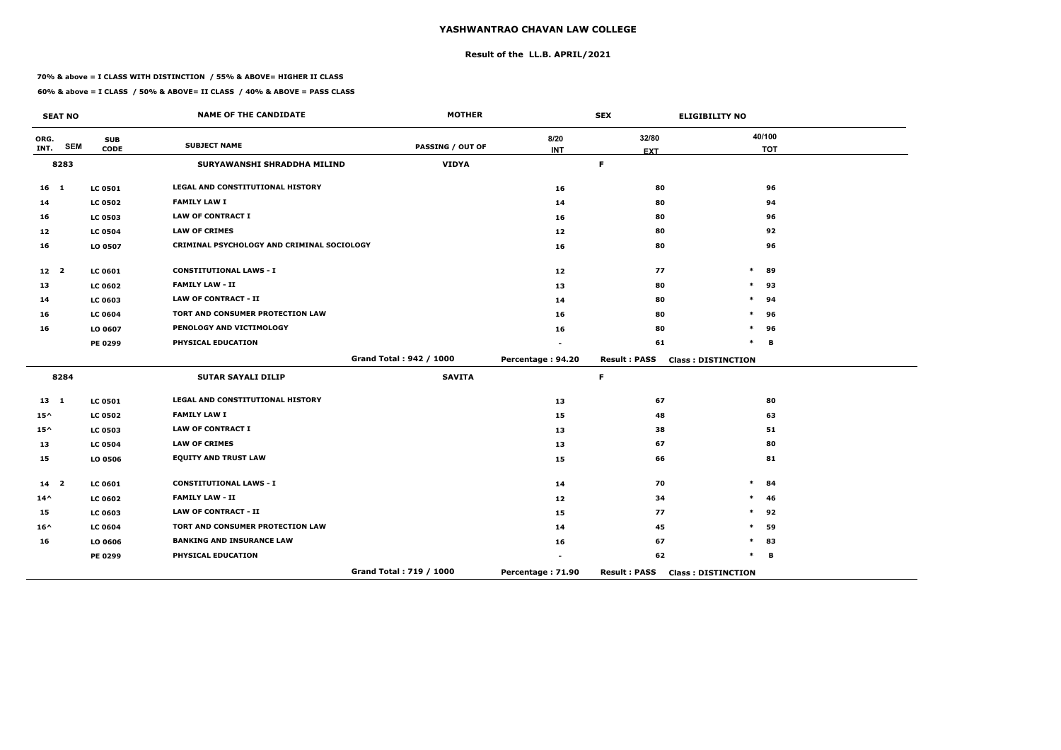# YASHWANTRAO CHAVAN LAW COLLEGE

## Result of the LL.B. APRIL/2021

**70% & above = I CLASS WITH DISTINCTION / 55% & ABOVE= HIGHER II CLASS**

**60% & above = I CLASS / 50% & ABOVE= II CLASS / 40% & ABOVE = PASS CLASS**

| SEAT NO | | | NAME OF THE CANDIDATE | MOTHER | SEX | | ELIGIBILITY NO | |
|---|---|---|---|---|---|---|---|---|
| ORG. INT. | SEM | SUB CODE | SUBJECT NAME | PASSING / OUT OF | 8/20 INT | 32/80 EXT | | 40/100 TOT |
| 8283 | | | SURYAWANSHI SHRADDHA MILIND | VIDYA | | F | | |
| 16 | 1 | LC 0501 | LEGAL AND CONSTITUTIONAL HISTORY | | 16 | 80 | | 96 |
| 14 | | LC 0502 | FAMILY LAW I | | 14 | 80 | | 94 |
| 16 | | LC 0503 | LAW OF CONTRACT I | | 16 | 80 | | 96 |
| 12 | | LC 0504 | LAW OF CRIMES | | 12 | 80 | | 92 |
| 16 | | LO 0507 | CRIMINAL PSYCHOLOGY AND CRIMINAL SOCIOLOGY | | 16 | 80 | | 96 |
| 12 | 2 | LC 0601 | CONSTITUTIONAL LAWS - I | | 12 | 77 | * | 89 |
| 13 | | LC 0602 | FAMILY LAW - II | | 13 | 80 | * | 93 |
| 14 | | LC 0603 | LAW OF CONTRACT - II | | 14 | 80 | * | 94 |
| 16 | | LC 0604 | TORT AND CONSUMER PROTECTION LAW | | 16 | 80 | * | 96 |
| 16 | | LO 0607 | PENOLOGY AND VICTIMOLOGY | | 16 | 80 | * | 96 |
| | | PE 0299 | PHYSICAL EDUCATION | | - | 61 | * | B |
| | | | | Grand Total : 942 / 1000 | Percentage : 94.20 | Result : PASS | Class : DISTINCTION | |
| 8284 | | | SUTAR SAYALI DILIP | SAVITA | | F | | |
| 13 | 1 | LC 0501 | LEGAL AND CONSTITUTIONAL HISTORY | | 13 | 67 | | 80 |
| 15^ | | LC 0502 | FAMILY LAW I | | 15 | 48 | | 63 |
| 15^ | | LC 0503 | LAW OF CONTRACT I | | 13 | 38 | | 51 |
| 13 | | LC 0504 | LAW OF CRIMES | | 13 | 67 | | 80 |
| 15 | | LO 0506 | EQUITY AND TRUST LAW | | 15 | 66 | | 81 |
| 14 | 2 | LC 0601 | CONSTITUTIONAL LAWS - I | | 14 | 70 | * | 84 |
| 14^ | | LC 0602 | FAMILY LAW - II | | 12 | 34 | * | 46 |
| 15 | | LC 0603 | LAW OF CONTRACT - II | | 15 | 77 | * | 92 |
| 16^ | | LC 0604 | TORT AND CONSUMER PROTECTION LAW | | 14 | 45 | * | 59 |
| 16 | | LO 0606 | BANKING AND INSURANCE LAW | | 16 | 67 | * | 83 |
| | | PE 0299 | PHYSICAL EDUCATION | | - | 62 | * | B |
| | | | | Grand Total : 719 / 1000 | Percentage : 71.90 | Result : PASS | Class : DISTINCTION | |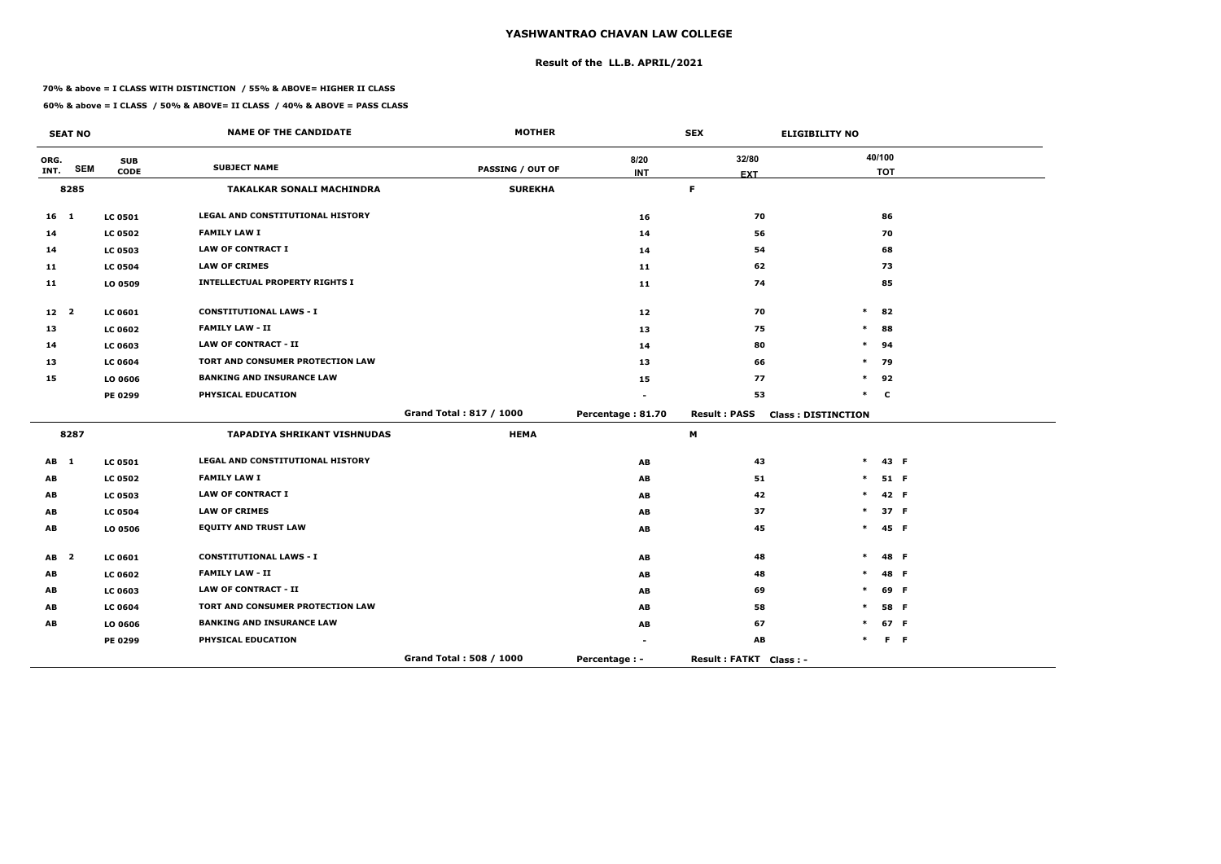# YASHWANTRAO CHAVAN LAW COLLEGE

## Result of the LL.B. APRIL/2021

**70% & above = I CLASS WITH DISTINCTION / 55% & ABOVE= HIGHER II CLASS**

**60% & above = I CLASS / 50% & ABOVE= II CLASS / 40% & ABOVE = PASS CLASS**

| SEAT NO | | | NAME OF THE CANDIDATE | MOTHER | | SEX | ELIGIBILITY NO |
|---|---|---|---|---|---|---|---|
| ORG. INT. | SEM | SUB CODE | SUBJECT NAME | PASSING / OUT OF | 8/20 INT | 32/80 EXT | 40/100 TOT |
| 8285 | | | TAKALKAR SONALI MACHINDRA | SUREKHA | | F | |
| 16 | 1 | LC 0501 | LEGAL AND CONSTITUTIONAL HISTORY | | 16 | 70 | 86 |
| 14 | | LC 0502 | FAMILY LAW I | | 14 | 56 | 70 |
| 14 | | LC 0503 | LAW OF CONTRACT I | | 14 | 54 | 68 |
| 11 | | LC 0504 | LAW OF CRIMES | | 11 | 62 | 73 |
| 11 | | LO 0509 | INTELLECTUAL PROPERTY RIGHTS I | | 11 | 74 | 85 |
| 12 | 2 | LC 0601 | CONSTITUTIONAL LAWS - I | | 12 | 70 | * 82 |
| 13 | | LC 0602 | FAMILY LAW - II | | 13 | 75 | * 88 |
| 14 | | LC 0603 | LAW OF CONTRACT - II | | 14 | 80 | * 94 |
| 13 | | LC 0604 | TORT AND CONSUMER PROTECTION LAW | | 13 | 66 | * 79 |
| 15 | | LO 0606 | BANKING AND INSURANCE LAW | | 15 | 77 | * 92 |
| | | PE 0299 | PHYSICAL EDUCATION | | - | 53 | * C |
| | | | | Grand Total : 817 / 1000 | Percentage : 81.70 | Result : PASS | Class : DISTINCTION |
| 8287 | | | TAPADIYA SHRIKANT VISHNUDAS | HEMA | | M | |
| AB | 1 | LC 0501 | LEGAL AND CONSTITUTIONAL HISTORY | | AB | 43 | * 43 F |
| AB | | LC 0502 | FAMILY LAW I | | AB | 51 | * 51 F |
| AB | | LC 0503 | LAW OF CONTRACT I | | AB | 42 | * 42 F |
| AB | | LC 0504 | LAW OF CRIMES | | AB | 37 | * 37 F |
| AB | | LO 0506 | EQUITY AND TRUST LAW | | AB | 45 | * 45 F |
| AB | 2 | LC 0601 | CONSTITUTIONAL LAWS - I | | AB | 48 | * 48 F |
| AB | | LC 0602 | FAMILY LAW - II | | AB | 48 | * 48 F |
| AB | | LC 0603 | LAW OF CONTRACT - II | | AB | 69 | * 69 F |
| AB | | LC 0604 | TORT AND CONSUMER PROTECTION LAW | | AB | 58 | * 58 F |
| AB | | LO 0606 | BANKING AND INSURANCE LAW | | AB | 67 | * 67 F |
| | | PE 0299 | PHYSICAL EDUCATION | | - | AB | * F F |
| | | | | Grand Total : 508 / 1000 | Percentage : - | Result : FATKT | Class : - |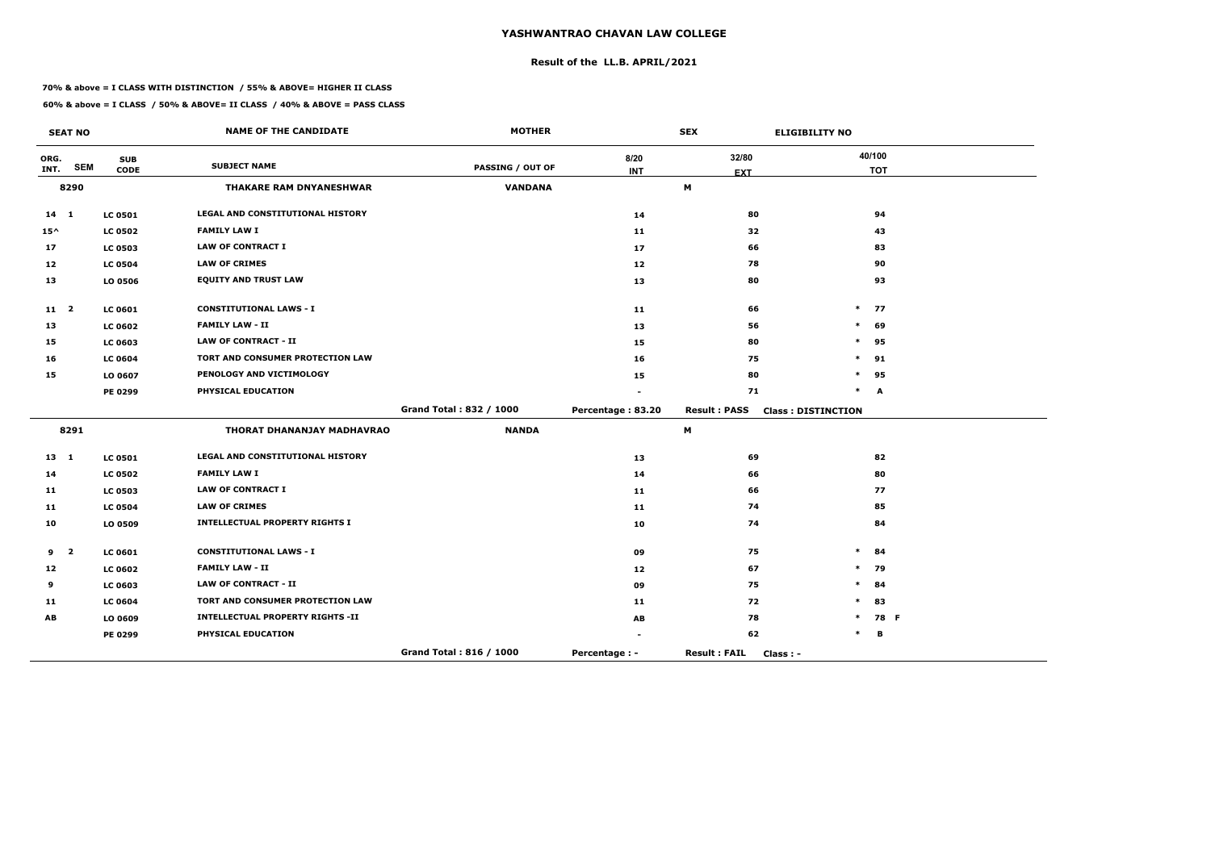# YASHWANTRAO CHAVAN LAW COLLEGE

## Result of the LL.B. APRIL/2021

**70% & above = I CLASS WITH DISTINCTION / 55% & ABOVE= HIGHER II CLASS**

**60% & above = I CLASS / 50% & ABOVE= II CLASS / 40% & ABOVE = PASS CLASS**

| SEAT NO | | | NAME OF THE CANDIDATE | MOTHER | SEX | | ELIGIBILITY NO |
|---|---|---|---|---|---|---|---|
| ORG. INT. | SEM | SUB CODE | SUBJECT NAME | PASSING / OUT OF | 8/20 INT | 32/80 EXT | 40/100 TOT |
| 8290 | | | THAKARE RAM DNYANESHWAR | VANDANA | | M | |
| 14 | 1 | LC 0501 | LEGAL AND CONSTITUTIONAL HISTORY | | 14 | 80 | 94 |
| 15^ | | LC 0502 | FAMILY LAW I | | 11 | 32 | 43 |
| 17 | | LC 0503 | LAW OF CONTRACT I | | 17 | 66 | 83 |
| 12 | | LC 0504 | LAW OF CRIMES | | 12 | 78 | 90 |
| 13 | | LO 0506 | EQUITY AND TRUST LAW | | 13 | 80 | 93 |
| 11 | 2 | LC 0601 | CONSTITUTIONAL LAWS - I | | 11 | 66 | * 77 |
| 13 | | LC 0602 | FAMILY LAW - II | | 13 | 56 | * 69 |
| 15 | | LC 0603 | LAW OF CONTRACT - II | | 15 | 80 | * 95 |
| 16 | | LC 0604 | TORT AND CONSUMER PROTECTION LAW | | 16 | 75 | * 91 |
| 15 | | LO 0607 | PENOLOGY AND VICTIMOLOGY | | 15 | 80 | * 95 |
| | | PE 0299 | PHYSICAL EDUCATION | | - | 71 | * A |
| | | | | Grand Total : 832 / 1000 | Percentage : 83.20 | Result : PASS | Class : DISTINCTION |
| 8291 | | | THORAT DHANANJAY MADHAVRAO | NANDA | | M | |
| 13 | 1 | LC 0501 | LEGAL AND CONSTITUTIONAL HISTORY | | 13 | 69 | 82 |
| 14 | | LC 0502 | FAMILY LAW I | | 14 | 66 | 80 |
| 11 | | LC 0503 | LAW OF CONTRACT I | | 11 | 66 | 77 |
| 11 | | LC 0504 | LAW OF CRIMES | | 11 | 74 | 85 |
| 10 | | LO 0509 | INTELLECTUAL PROPERTY RIGHTS I | | 10 | 74 | 84 |
| 9 | 2 | LC 0601 | CONSTITUTIONAL LAWS - I | | 09 | 75 | * 84 |
| 12 | | LC 0602 | FAMILY LAW - II | | 12 | 67 | * 79 |
| 9 | | LC 0603 | LAW OF CONTRACT - II | | 09 | 75 | * 84 |
| 11 | | LC 0604 | TORT AND CONSUMER PROTECTION LAW | | 11 | 72 | * 83 |
| AB | | LO 0609 | INTELLECTUAL PROPERTY RIGHTS -II | | AB | 78 | * 78 F |
| | | PE 0299 | PHYSICAL EDUCATION | | - | 62 | * B |
| | | | | Grand Total : 816 / 1000 | Percentage : - | Result : FAIL | Class : - |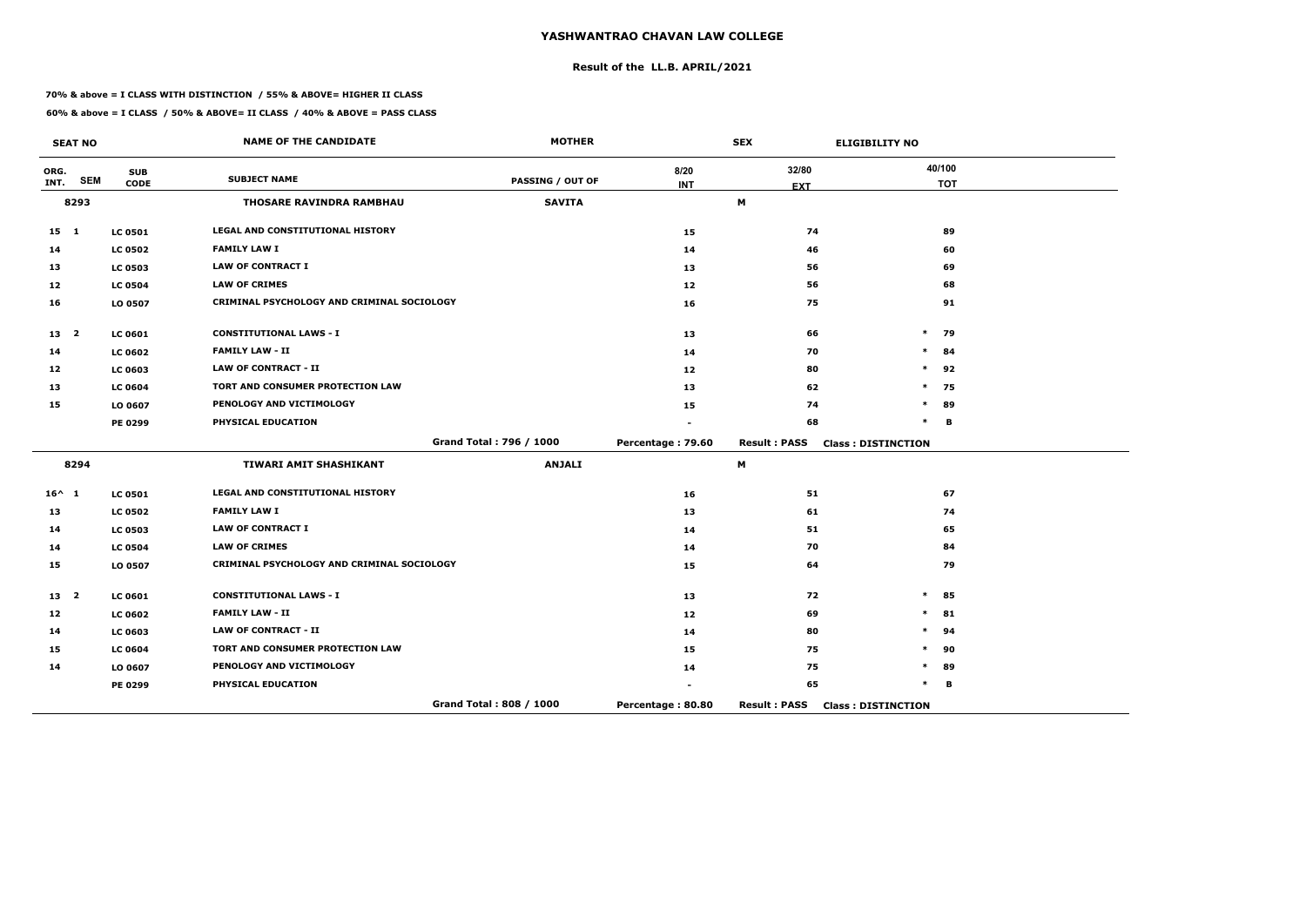# YASHWANTRAO CHAVAN LAW COLLEGE

## Result of the LL.B. APRIL/2021

**70% & above = I CLASS WITH DISTINCTION / 55% & ABOVE= HIGHER II CLASS**

**60% & above = I CLASS / 50% & ABOVE= II CLASS / 40% & ABOVE = PASS CLASS**

| SEAT NO | | | NAME OF THE CANDIDATE | MOTHER | SEX | | ELIGIBILITY NO |
|---|---|---|---|---|---|---|---|
| ORG. INT. | SEM | SUB CODE | SUBJECT NAME | PASSING / OUT OF | 8/20 INT | 32/80 EXT | 40/100 TOT |
| 8293 | | | THOSARE RAVINDRA RAMBHAU | SAVITA | | M | |
| 15 | 1 | LC 0501 | LEGAL AND CONSTITUTIONAL HISTORY | | 15 | 74 | 89 |
| 14 | | LC 0502 | FAMILY LAW I | | 14 | 46 | 60 |
| 13 | | LC 0503 | LAW OF CONTRACT I | | 13 | 56 | 69 |
| 12 | | LC 0504 | LAW OF CRIMES | | 12 | 56 | 68 |
| 16 | | LO 0507 | CRIMINAL PSYCHOLOGY AND CRIMINAL SOCIOLOGY | | 16 | 75 | 91 |
| 13 | 2 | LC 0601 | CONSTITUTIONAL LAWS - I | | 13 | 66 | * 79 |
| 14 | | LC 0602 | FAMILY LAW - II | | 14 | 70 | * 84 |
| 12 | | LC 0603 | LAW OF CONTRACT - II | | 12 | 80 | * 92 |
| 13 | | LC 0604 | TORT AND CONSUMER PROTECTION LAW | | 13 | 62 | * 75 |
| 15 | | LO 0607 | PENOLOGY AND VICTIMOLOGY | | 15 | 74 | * 89 |
| | | PE 0299 | PHYSICAL EDUCATION | | - | 68 | * B |
| | | | | Grand Total : 796 / 1000 | Percentage : 79.60 | Result : PASS | Class : DISTINCTION |
| 8294 | | | TIWARI AMIT SHASHIKANT | ANJALI | | M | |
| 16^ | 1 | LC 0501 | LEGAL AND CONSTITUTIONAL HISTORY | | 16 | 51 | 67 |
| 13 | | LC 0502 | FAMILY LAW I | | 13 | 61 | 74 |
| 14 | | LC 0503 | LAW OF CONTRACT I | | 14 | 51 | 65 |
| 14 | | LC 0504 | LAW OF CRIMES | | 14 | 70 | 84 |
| 15 | | LO 0507 | CRIMINAL PSYCHOLOGY AND CRIMINAL SOCIOLOGY | | 15 | 64 | 79 |
| 13 | 2 | LC 0601 | CONSTITUTIONAL LAWS - I | | 13 | 72 | * 85 |
| 12 | | LC 0602 | FAMILY LAW - II | | 12 | 69 | * 81 |
| 14 | | LC 0603 | LAW OF CONTRACT - II | | 14 | 80 | * 94 |
| 15 | | LC 0604 | TORT AND CONSUMER PROTECTION LAW | | 15 | 75 | * 90 |
| 14 | | LO 0607 | PENOLOGY AND VICTIMOLOGY | | 14 | 75 | * 89 |
| | | PE 0299 | PHYSICAL EDUCATION | | - | 65 | * B |
| | | | | Grand Total : 808 / 1000 | Percentage : 80.80 | Result : PASS | Class : DISTINCTION |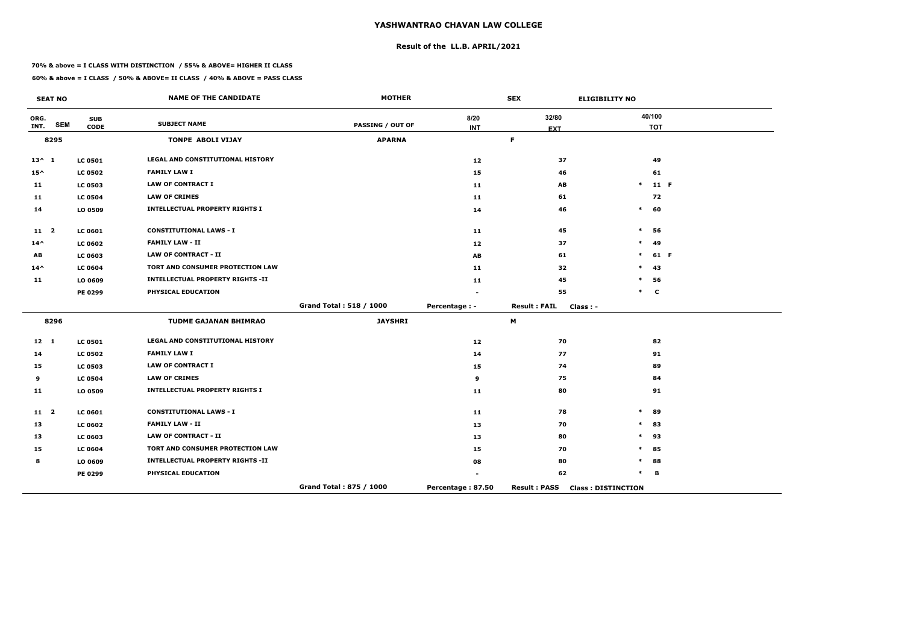# YASHWANTRAO CHAVAN LAW COLLEGE

## Result of the LL.B. APRIL/2021

**70% & above = I CLASS WITH DISTINCTION / 55% & ABOVE= HIGHER II CLASS**

**60% & above = I CLASS / 50% & ABOVE= II CLASS / 40% & ABOVE = PASS CLASS**

| SEAT NO | | | NAME OF THE CANDIDATE | MOTHER | | SEX | ELIGIBILITY NO | |
|---|---|---|---|---|---|---|---|---|
| ORG. INT. | SEM | SUB CODE | SUBJECT NAME | PASSING / OUT OF | 8/20 INT | 32/80 EXT | 40/100 TOT | |
| 8295 | | | TONPE ABOLI VIJAY | APARNA | | F | | |
| 13^ | 1 | LC 0501 | LEGAL AND CONSTITUTIONAL HISTORY | | 12 | 37 | 49 | |
| 15^ | | LC 0502 | FAMILY LAW I | | 15 | 46 | 61 | |
| 11 | | LC 0503 | LAW OF CONTRACT I | | 11 | AB | * 11 | F |
| 11 | | LC 0504 | LAW OF CRIMES | | 11 | 61 | 72 | |
| 14 | | LO 0509 | INTELLECTUAL PROPERTY RIGHTS I | | 14 | 46 | * 60 | |
| 11 | 2 | LC 0601 | CONSTITUTIONAL LAWS - I | | 11 | 45 | * 56 | |
| 14^ | | LC 0602 | FAMILY LAW - II | | 12 | 37 | * 49 | |
| AB | | LC 0603 | LAW OF CONTRACT - II | | AB | 61 | * 61 | F |
| 14^ | | LC 0604 | TORT AND CONSUMER PROTECTION LAW | | 11 | 32 | * 43 | |
| 11 | | LO 0609 | INTELLECTUAL PROPERTY RIGHTS -II | | 11 | 45 | * 56 | |
| | | PE 0299 | PHYSICAL EDUCATION | | - | 55 | * C | |
| | | | | Grand Total : 518 / 1000 | Percentage : - | Result : FAIL | Class : - | |
| 8296 | | | TUDME GAJANAN BHIMRAO | JAYSHRI | | M | | |
| 12 | 1 | LC 0501 | LEGAL AND CONSTITUTIONAL HISTORY | | 12 | 70 | 82 | |
| 14 | | LC 0502 | FAMILY LAW I | | 14 | 77 | 91 | |
| 15 | | LC 0503 | LAW OF CONTRACT I | | 15 | 74 | 89 | |
| 9 | | LC 0504 | LAW OF CRIMES | | 9 | 75 | 84 | |
| 11 | | LO 0509 | INTELLECTUAL PROPERTY RIGHTS I | | 11 | 80 | 91 | |
| 11 | 2 | LC 0601 | CONSTITUTIONAL LAWS - I | | 11 | 78 | * 89 | |
| 13 | | LC 0602 | FAMILY LAW - II | | 13 | 70 | * 83 | |
| 13 | | LC 0603 | LAW OF CONTRACT - II | | 13 | 80 | * 93 | |
| 15 | | LC 0604 | TORT AND CONSUMER PROTECTION LAW | | 15 | 70 | * 85 | |
| 8 | | LO 0609 | INTELLECTUAL PROPERTY RIGHTS -II | | 08 | 80 | * 88 | |
| | | PE 0299 | PHYSICAL EDUCATION | | - | 62 | * B | |
| | | | | Grand Total : 875 / 1000 | Percentage : 87.50 | Result : PASS | Class : DISTINCTION | |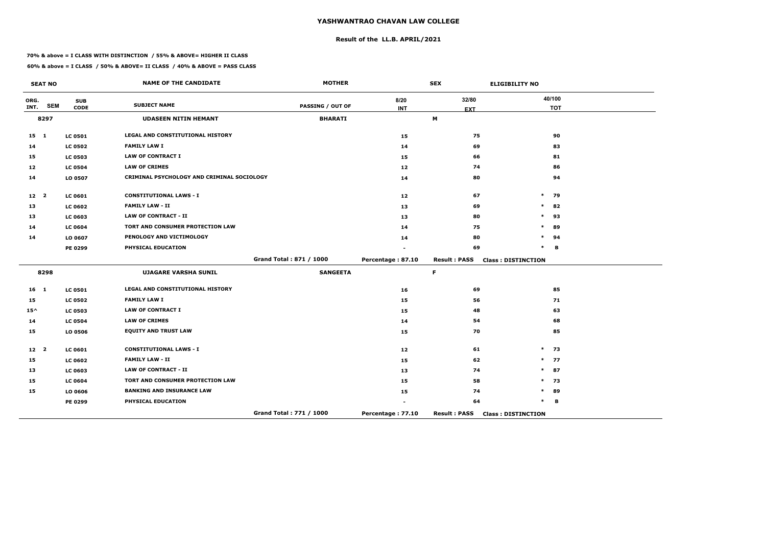# YASHWANTRAO CHAVAN LAW COLLEGE

## Result of the LL.B. APRIL/2021

**70% & above = I CLASS WITH DISTINCTION / 55% & ABOVE= HIGHER II CLASS**

**60% & above = I CLASS / 50% & ABOVE= II CLASS / 40% & ABOVE = PASS CLASS**

| SEAT NO | | | NAME OF THE CANDIDATE | MOTHER | SEX | | ELIGIBILITY NO | |
|---|---|---|---|---|---|---|---|---|
| ORG. INT. | SEM | SUB CODE | SUBJECT NAME | PASSING / OUT OF | 8/20 INT | 32/80 EXT | | 40/100 TOT |
| 8297 | | | UDASEEN NITIN HEMANT | BHARATI | | M | | |
| 15 | 1 | LC 0501 | LEGAL AND CONSTITUTIONAL HISTORY | | 15 | 75 | | 90 |
| 14 | | LC 0502 | FAMILY LAW I | | 14 | 69 | | 83 |
| 15 | | LC 0503 | LAW OF CONTRACT I | | 15 | 66 | | 81 |
| 12 | | LC 0504 | LAW OF CRIMES | | 12 | 74 | | 86 |
| 14 | | LO 0507 | CRIMINAL PSYCHOLOGY AND CRIMINAL SOCIOLOGY | | 14 | 80 | | 94 |
| 12 | 2 | LC 0601 | CONSTITUTIONAL LAWS - I | | 12 | 67 | * | 79 |
| 13 | | LC 0602 | FAMILY LAW - II | | 13 | 69 | * | 82 |
| 13 | | LC 0603 | LAW OF CONTRACT - II | | 13 | 80 | * | 93 |
| 14 | | LC 0604 | TORT AND CONSUMER PROTECTION LAW | | 14 | 75 | * | 89 |
| 14 | | LO 0607 | PENOLOGY AND VICTIMOLOGY | | 14 | 80 | * | 94 |
| | | PE 0299 | PHYSICAL EDUCATION | | - | 69 | * | B |
| | | | | Grand Total : 871 / 1000 | Percentage : 87.10 | Result : PASS | Class : DISTINCTION | |
| 8298 | | | UJAGARE VARSHA SUNIL | SANGEETA | | F | | |
| 16 | 1 | LC 0501 | LEGAL AND CONSTITUTIONAL HISTORY | | 16 | 69 | | 85 |
| 15 | | LC 0502 | FAMILY LAW I | | 15 | 56 | | 71 |
| 15^ | | LC 0503 | LAW OF CONTRACT I | | 15 | 48 | | 63 |
| 14 | | LC 0504 | LAW OF CRIMES | | 14 | 54 | | 68 |
| 15 | | LO 0506 | EQUITY AND TRUST LAW | | 15 | 70 | | 85 |
| 12 | 2 | LC 0601 | CONSTITUTIONAL LAWS - I | | 12 | 61 | * | 73 |
| 15 | | LC 0602 | FAMILY LAW - II | | 15 | 62 | * | 77 |
| 13 | | LC 0603 | LAW OF CONTRACT - II | | 13 | 74 | * | 87 |
| 15 | | LC 0604 | TORT AND CONSUMER PROTECTION LAW | | 15 | 58 | * | 73 |
| 15 | | LO 0606 | BANKING AND INSURANCE LAW | | 15 | 74 | * | 89 |
| | | PE 0299 | PHYSICAL EDUCATION | | - | 64 | * | B |
| | | | | Grand Total : 771 / 1000 | Percentage : 77.10 | Result : PASS | Class : DISTINCTION | |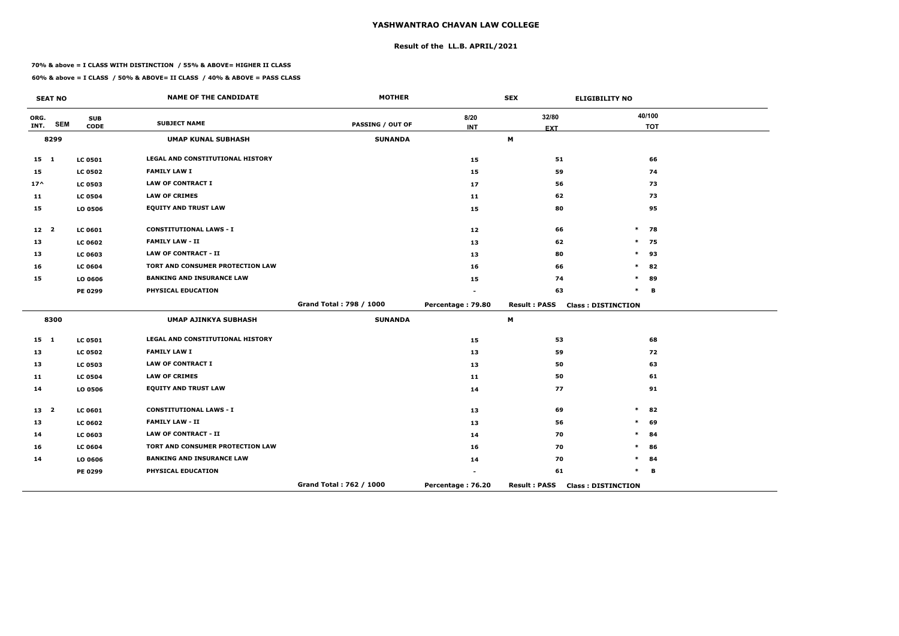# YASHWANTRAO CHAVAN LAW COLLEGE

## Result of the LL.B. APRIL/2021

**70% & above = I CLASS WITH DISTINCTION / 55% & ABOVE= HIGHER II CLASS**

**60% & above = I CLASS / 50% & ABOVE= II CLASS / 40% & ABOVE = PASS CLASS**

| SEAT NO | | | NAME OF THE CANDIDATE | MOTHER | | SEX | ELIGIBILITY NO |
|---|---|---|---|---|---|---|---|
| ORG. INT. | SEM | SUB CODE | SUBJECT NAME | PASSING / OUT OF | 8/20 INT | 32/80 EXT | 40/100 TOT |
| **8299** | | | **UMAP KUNAL SUBHASH** | **SUNANDA** | | **M** | |
| 15 | 1 | LC 0501 | LEGAL AND CONSTITUTIONAL HISTORY | | 15 | 51 | 66 |
| 15 | | LC 0502 | FAMILY LAW I | | 15 | 59 | 74 |
| 17^ | | LC 0503 | LAW OF CONTRACT I | | 17 | 56 | 73 |
| 11 | | LC 0504 | LAW OF CRIMES | | 11 | 62 | 73 |
| 15 | | LO 0506 | EQUITY AND TRUST LAW | | 15 | 80 | 95 |
| 12 | 2 | LC 0601 | CONSTITUTIONAL LAWS - I | | 12 | 66 | * 78 |
| 13 | | LC 0602 | FAMILY LAW - II | | 13 | 62 | * 75 |
| 13 | | LC 0603 | LAW OF CONTRACT - II | | 13 | 80 | * 93 |
| 16 | | LC 0604 | TORT AND CONSUMER PROTECTION LAW | | 16 | 66 | * 82 |
| 15 | | LO 0606 | BANKING AND INSURANCE LAW | | 15 | 74 | * 89 |
| | | PE 0299 | PHYSICAL EDUCATION | | - | 63 | * B |
| | | | | Grand Total : 798 / 1000 | Percentage : 79.80 | Result : PASS | Class : DISTINCTION |
| **8300** | | | **UMAP AJINKYA SUBHASH** | **SUNANDA** | | **M** | |
| 15 | 1 | LC 0501 | LEGAL AND CONSTITUTIONAL HISTORY | | 15 | 53 | 68 |
| 13 | | LC 0502 | FAMILY LAW I | | 13 | 59 | 72 |
| 13 | | LC 0503 | LAW OF CONTRACT I | | 13 | 50 | 63 |
| 11 | | LC 0504 | LAW OF CRIMES | | 11 | 50 | 61 |
| 14 | | LO 0506 | EQUITY AND TRUST LAW | | 14 | 77 | 91 |
| 13 | 2 | LC 0601 | CONSTITUTIONAL LAWS - I | | 13 | 69 | * 82 |
| 13 | | LC 0602 | FAMILY LAW - II | | 13 | 56 | * 69 |
| 14 | | LC 0603 | LAW OF CONTRACT - II | | 14 | 70 | * 84 |
| 16 | | LC 0604 | TORT AND CONSUMER PROTECTION LAW | | 16 | 70 | * 86 |
| 14 | | LO 0606 | BANKING AND INSURANCE LAW | | 14 | 70 | * 84 |
| | | PE 0299 | PHYSICAL EDUCATION | | - | 61 | * B |
| | | | | Grand Total : 762 / 1000 | Percentage : 76.20 | Result : PASS | Class : DISTINCTION |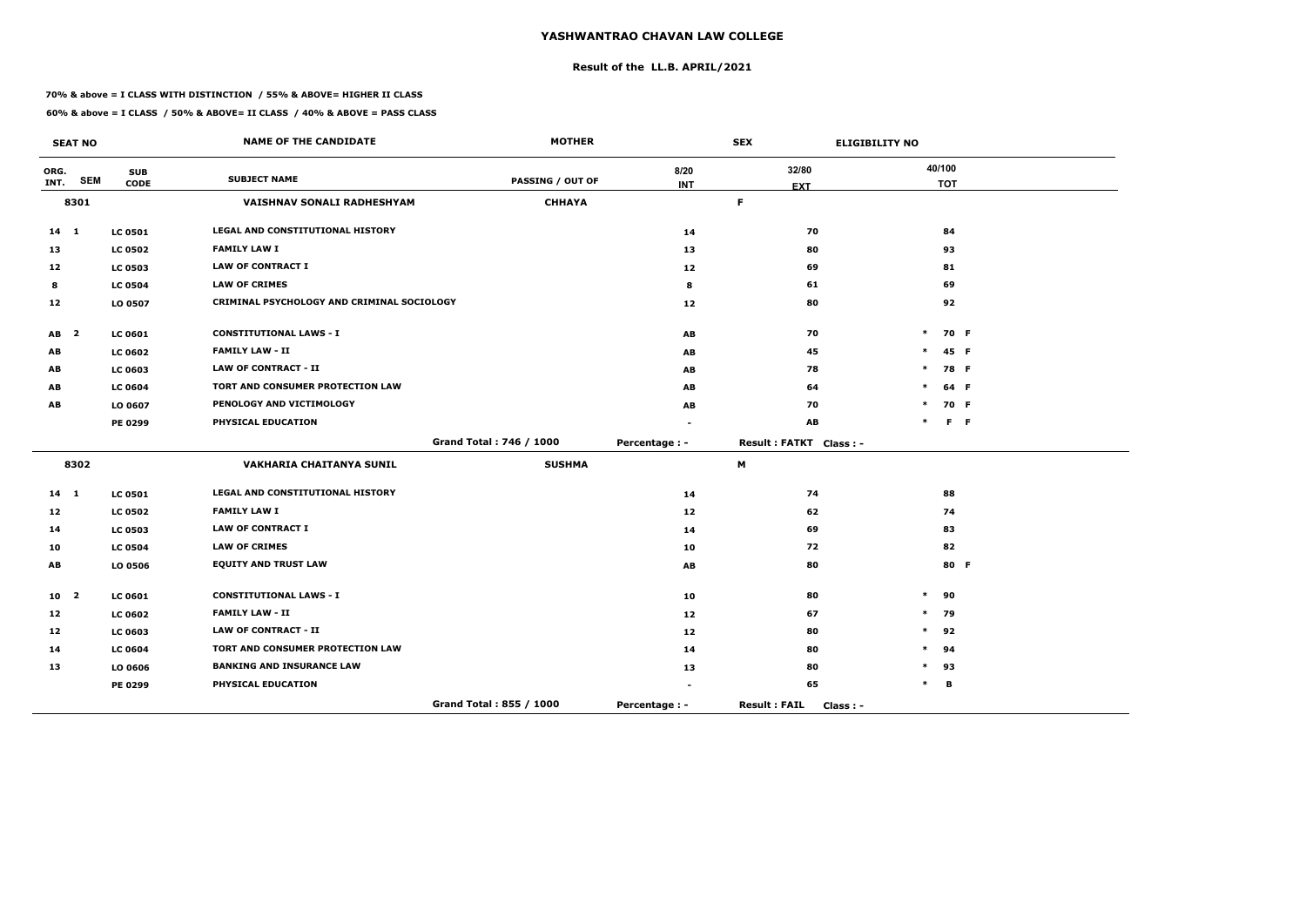# YASHWANTRAO CHAVAN LAW COLLEGE

## Result of the LL.B. APRIL/2021

**70% & above = I CLASS WITH DISTINCTION / 55% & ABOVE= HIGHER II CLASS**

**60% & above = I CLASS / 50% & ABOVE= II CLASS / 40% & ABOVE = PASS CLASS**

| SEAT NO | | | NAME OF THE CANDIDATE | MOTHER | | SEX | ELIGIBILITY NO |
|---|---|---|---|---|---|---|---|
| ORG. INT. | SEM | SUB CODE | SUBJECT NAME | PASSING / OUT OF | 8/20 INT | 32/80 EXT | 40/100 TOT |
| 8301 | | | VAISHNAV SONALI RADHESHYAM | CHHAYA | | F | |
| 14 | 1 | LC 0501 | LEGAL AND CONSTITUTIONAL HISTORY | | 14 | 70 | 84 |
| 13 | | LC 0502 | FAMILY LAW I | | 13 | 80 | 93 |
| 12 | | LC 0503 | LAW OF CONTRACT I | | 12 | 69 | 81 |
| 8 | | LC 0504 | LAW OF CRIMES | | 8 | 61 | 69 |
| 12 | | LO 0507 | CRIMINAL PSYCHOLOGY AND CRIMINAL SOCIOLOGY | | 12 | 80 | 92 |
| AB | 2 | LC 0601 | CONSTITUTIONAL LAWS - I | | AB | 70 | * 70 F |
| AB | | LC 0602 | FAMILY LAW - II | | AB | 45 | * 45 F |
| AB | | LC 0603 | LAW OF CONTRACT - II | | AB | 78 | * 78 F |
| AB | | LC 0604 | TORT AND CONSUMER PROTECTION LAW | | AB | 64 | * 64 F |
| AB | | LO 0607 | PENOLOGY AND VICTIMOLOGY | | AB | 70 | * 70 F |
| | | PE 0299 | PHYSICAL EDUCATION | | - | AB | * F F |
| | | | | Grand Total : 746 / 1000 | Percentage : - | Result : FATKT | Class : - |
| 8302 | | | VAKHARIA CHAITANYA SUNIL | SUSHMA | | M | |
| 14 | 1 | LC 0501 | LEGAL AND CONSTITUTIONAL HISTORY | | 14 | 74 | 88 |
| 12 | | LC 0502 | FAMILY LAW I | | 12 | 62 | 74 |
| 14 | | LC 0503 | LAW OF CONTRACT I | | 14 | 69 | 83 |
| 10 | | LC 0504 | LAW OF CRIMES | | 10 | 72 | 82 |
| AB | | LO 0506 | EQUITY AND TRUST LAW | | AB | 80 | 80 F |
| 10 | 2 | LC 0601 | CONSTITUTIONAL LAWS - I | | 10 | 80 | * 90 |
| 12 | | LC 0602 | FAMILY LAW - II | | 12 | 67 | * 79 |
| 12 | | LC 0603 | LAW OF CONTRACT - II | | 12 | 80 | * 92 |
| 14 | | LC 0604 | TORT AND CONSUMER PROTECTION LAW | | 14 | 80 | * 94 |
| 13 | | LO 0606 | BANKING AND INSURANCE LAW | | 13 | 80 | * 93 |
| | | PE 0299 | PHYSICAL EDUCATION | | - | 65 | * B |
| | | | | Grand Total : 855 / 1000 | Percentage : - | Result : FAIL | Class : - |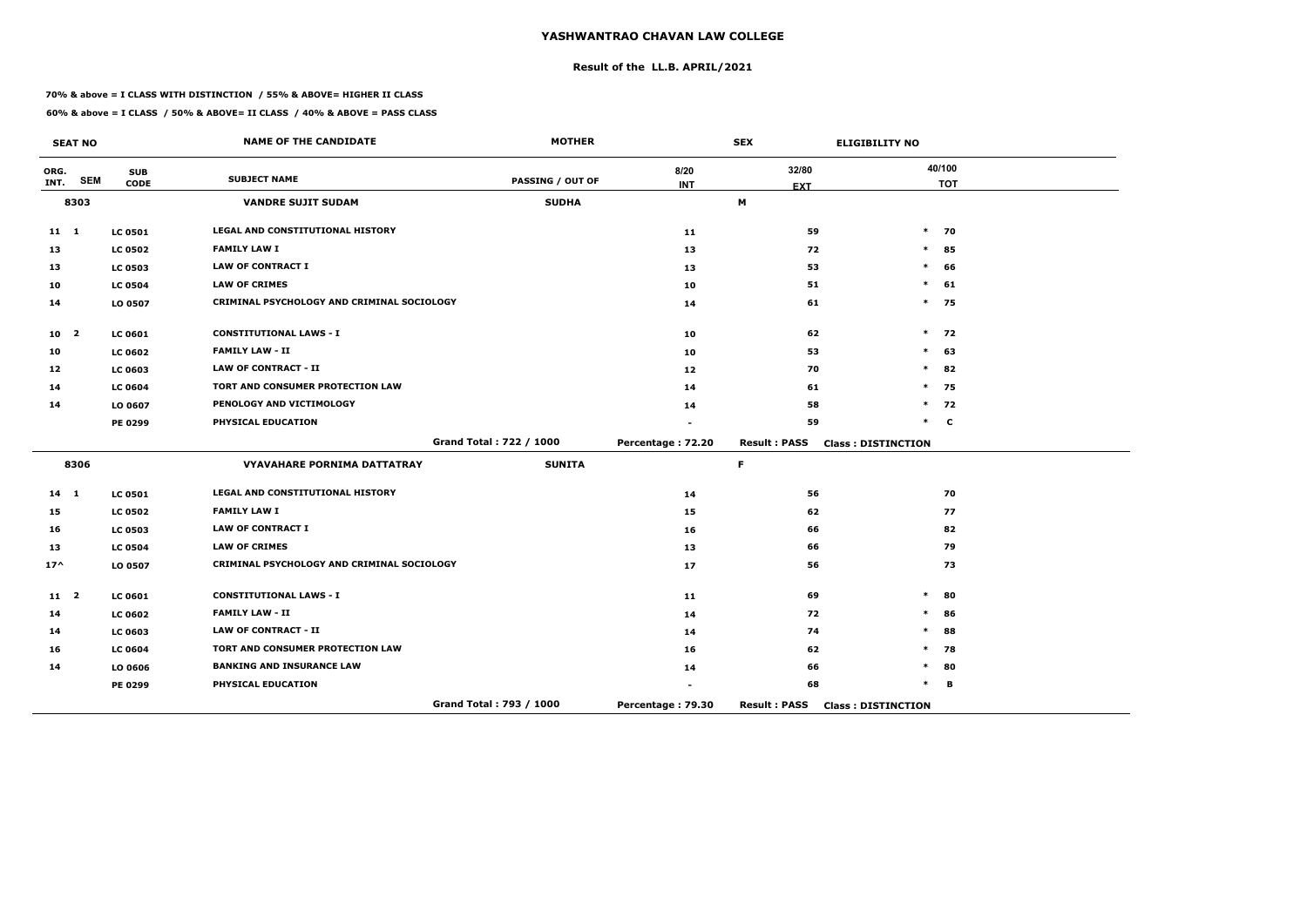# YASHWANTRAO CHAVAN LAW COLLEGE

## Result of the LL.B. APRIL/2021

**70% & above = I CLASS WITH DISTINCTION / 55% & ABOVE= HIGHER II CLASS**

**60% & above = I CLASS / 50% & ABOVE= II CLASS / 40% & ABOVE = PASS CLASS**

| SEAT NO | | | NAME OF THE CANDIDATE | MOTHER | | SEX | ELIGIBILITY NO | |
|---|---|---|---|---|---|---|---|---|
| ORG. INT. | SEM | SUB CODE | SUBJECT NAME | PASSING / OUT OF | 8/20 INT | 32/80 EXT | | 40/100 TOT |
| **8303** | | | **VANDRE SUJIT SUDAM** | **SUDHA** | | **M** | | |
| 11 | 1 | LC 0501 | LEGAL AND CONSTITUTIONAL HISTORY | | 11 | 59 | * | 70 |
| 13 | | LC 0502 | FAMILY LAW I | | 13 | 72 | * | 85 |
| 13 | | LC 0503 | LAW OF CONTRACT I | | 13 | 53 | * | 66 |
| 10 | | LC 0504 | LAW OF CRIMES | | 10 | 51 | * | 61 |
| 14 | | LO 0507 | CRIMINAL PSYCHOLOGY AND CRIMINAL SOCIOLOGY | | 14 | 61 | * | 75 |
| 10 | 2 | LC 0601 | CONSTITUTIONAL LAWS - I | | 10 | 62 | * | 72 |
| 10 | | LC 0602 | FAMILY LAW - II | | 10 | 53 | * | 63 |
| 12 | | LC 0603 | LAW OF CONTRACT - II | | 12 | 70 | * | 82 |
| 14 | | LC 0604 | TORT AND CONSUMER PROTECTION LAW | | 14 | 61 | * | 75 |
| 14 | | LO 0607 | PENOLOGY AND VICTIMOLOGY | | 14 | 58 | * | 72 |
| | | PE 0299 | PHYSICAL EDUCATION | | - | 59 | * | C |
| | | | | Grand Total : 722 / 1000 | Percentage : 72.20 | Result : PASS | Class : DISTINCTION | |
| **8306** | | | **VYAVAHARE PORNIMA DATTATRAY** | **SUNITA** | | **F** | | |
| 14 | 1 | LC 0501 | LEGAL AND CONSTITUTIONAL HISTORY | | 14 | 56 | | 70 |
| 15 | | LC 0502 | FAMILY LAW I | | 15 | 62 | | 77 |
| 16 | | LC 0503 | LAW OF CONTRACT I | | 16 | 66 | | 82 |
| 13 | | LC 0504 | LAW OF CRIMES | | 13 | 66 | | 79 |
| 17^ | | LO 0507 | CRIMINAL PSYCHOLOGY AND CRIMINAL SOCIOLOGY | | 17 | 56 | | 73 |
| 11 | 2 | LC 0601 | CONSTITUTIONAL LAWS - I | | 11 | 69 | * | 80 |
| 14 | | LC 0602 | FAMILY LAW - II | | 14 | 72 | * | 86 |
| 14 | | LC 0603 | LAW OF CONTRACT - II | | 14 | 74 | * | 88 |
| 16 | | LC 0604 | TORT AND CONSUMER PROTECTION LAW | | 16 | 62 | * | 78 |
| 14 | | LO 0606 | BANKING AND INSURANCE LAW | | 14 | 66 | * | 80 |
| | | PE 0299 | PHYSICAL EDUCATION | | - | 68 | * | B |
| | | | | Grand Total : 793 / 1000 | Percentage : 79.30 | Result : PASS | Class : DISTINCTION | |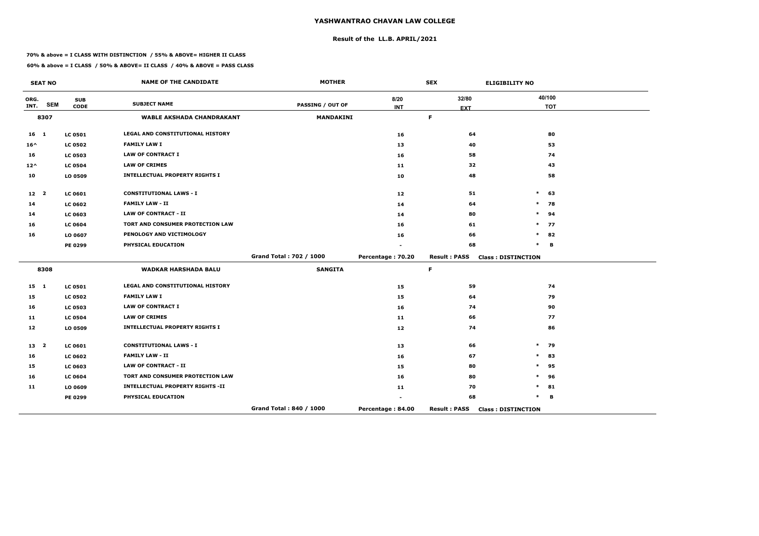# YASHWANTRAO CHAVAN LAW COLLEGE

## Result of the LL.B. APRIL/2021

**70% & above = I CLASS WITH DISTINCTION / 55% & ABOVE= HIGHER II CLASS**

**60% & above = I CLASS / 50% & ABOVE= II CLASS / 40% & ABOVE = PASS CLASS**

| SEAT NO | | | NAME OF THE CANDIDATE | MOTHER | | SEX | ELIGIBILITY NO |
|---|---|---|---|---|---|---|---|
| ORG. INT. | SEM | SUB CODE | SUBJECT NAME | PASSING / OUT OF | 8/20 INT | 32/80 EXT | 40/100 TOT |
| 8307 | | | WABLE AKSHADA CHANDRAKANT | MANDAKINI | | F | |
| 16 | 1 | LC 0501 | LEGAL AND CONSTITUTIONAL HISTORY | | 16 | 64 | 80 |
| 16^ | | LC 0502 | FAMILY LAW I | | 13 | 40 | 53 |
| 16 | | LC 0503 | LAW OF CONTRACT I | | 16 | 58 | 74 |
| 12^ | | LC 0504 | LAW OF CRIMES | | 11 | 32 | 43 |
| 10 | | LO 0509 | INTELLECTUAL PROPERTY RIGHTS I | | 10 | 48 | 58 |
| 12 | 2 | LC 0601 | CONSTITUTIONAL LAWS - I | | 12 | 51 | * 63 |
| 14 | | LC 0602 | FAMILY LAW - II | | 14 | 64 | * 78 |
| 14 | | LC 0603 | LAW OF CONTRACT - II | | 14 | 80 | * 94 |
| 16 | | LC 0604 | TORT AND CONSUMER PROTECTION LAW | | 16 | 61 | * 77 |
| 16 | | LO 0607 | PENOLOGY AND VICTIMOLOGY | | 16 | 66 | * 82 |
| | | PE 0299 | PHYSICAL EDUCATION | | - | 68 | * B |
| | | | | Grand Total : 702 / 1000 | Percentage : 70.20 | Result : PASS | Class : DISTINCTION |
| 8308 | | | WADKAR HARSHADA BALU | SANGITA | | F | |
| 15 | 1 | LC 0501 | LEGAL AND CONSTITUTIONAL HISTORY | | 15 | 59 | 74 |
| 15 | | LC 0502 | FAMILY LAW I | | 15 | 64 | 79 |
| 16 | | LC 0503 | LAW OF CONTRACT I | | 16 | 74 | 90 |
| 11 | | LC 0504 | LAW OF CRIMES | | 11 | 66 | 77 |
| 12 | | LO 0509 | INTELLECTUAL PROPERTY RIGHTS I | | 12 | 74 | 86 |
| 13 | 2 | LC 0601 | CONSTITUTIONAL LAWS - I | | 13 | 66 | * 79 |
| 16 | | LC 0602 | FAMILY LAW - II | | 16 | 67 | * 83 |
| 15 | | LC 0603 | LAW OF CONTRACT - II | | 15 | 80 | * 95 |
| 16 | | LC 0604 | TORT AND CONSUMER PROTECTION LAW | | 16 | 80 | * 96 |
| 11 | | LO 0609 | INTELLECTUAL PROPERTY RIGHTS -II | | 11 | 70 | * 81 |
| | | PE 0299 | PHYSICAL EDUCATION | | - | 68 | * B |
| | | | | Grand Total : 840 / 1000 | Percentage : 84.00 | Result : PASS | Class : DISTINCTION |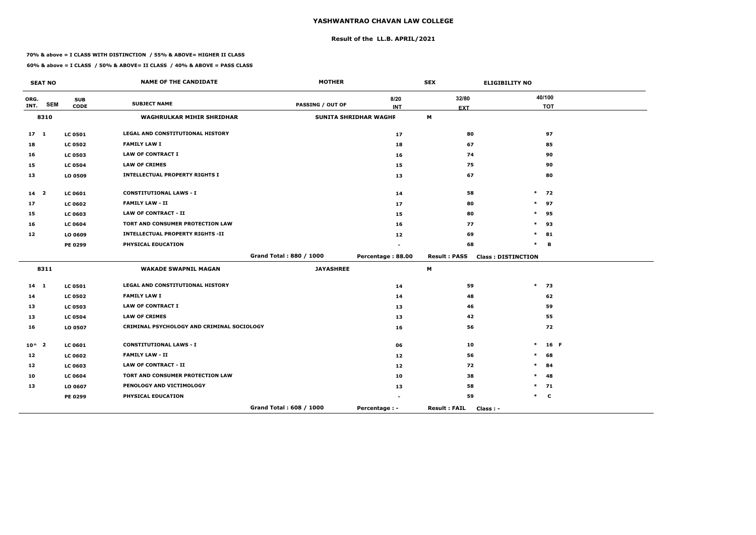# YASHWANTRAO CHAVAN LAW COLLEGE

## Result of the LL.B. APRIL/2021

**70% & above = I CLASS WITH DISTINCTION / 55% & ABOVE= HIGHER II CLASS**

**60% & above = I CLASS / 50% & ABOVE= II CLASS / 40% & ABOVE = PASS CLASS**

| SEAT NO | | | NAME OF THE CANDIDATE | MOTHER | | SEX | ELIGIBILITY NO |
|---|---|---|---|---|---|---|---|
| ORG. INT. | SEM | SUB CODE | SUBJECT NAME | PASSING / OUT OF | 8/20 INT | 32/80 EXT | 40/100 TOT |
| 8310 | | | WAGHRULKAR MIHIR SHRIDHAR | SUNITA SHRIDHAR WAGHR | | M | |
| 17 | 1 | LC 0501 | LEGAL AND CONSTITUTIONAL HISTORY | | 17 | 80 | 97 |
| 18 | | LC 0502 | FAMILY LAW I | | 18 | 67 | 85 |
| 16 | | LC 0503 | LAW OF CONTRACT I | | 16 | 74 | 90 |
| 15 | | LC 0504 | LAW OF CRIMES | | 15 | 75 | 90 |
| 13 | | LO 0509 | INTELLECTUAL PROPERTY RIGHTS I | | 13 | 67 | 80 |
| 14 | 2 | LC 0601 | CONSTITUTIONAL LAWS - I | | 14 | 58 | * 72 |
| 17 | | LC 0602 | FAMILY LAW - II | | 17 | 80 | * 97 |
| 15 | | LC 0603 | LAW OF CONTRACT - II | | 15 | 80 | * 95 |
| 16 | | LC 0604 | TORT AND CONSUMER PROTECTION LAW | | 16 | 77 | * 93 |
| 12 | | LO 0609 | INTELLECTUAL PROPERTY RIGHTS -II | | 12 | 69 | * 81 |
| | | PE 0299 | PHYSICAL EDUCATION | | - | 68 | * B |
| | | | | Grand Total : 880 / 1000 | Percentage : 88.00 | Result : PASS | Class : DISTINCTION |
| 8311 | | | WAKADE SWAPNIL MAGAN | JAYASHREE | | M | |
| 14 | 1 | LC 0501 | LEGAL AND CONSTITUTIONAL HISTORY | | 14 | 59 | * 73 |
| 14 | | LC 0502 | FAMILY LAW I | | 14 | 48 | 62 |
| 13 | | LC 0503 | LAW OF CONTRACT I | | 13 | 46 | 59 |
| 13 | | LC 0504 | LAW OF CRIMES | | 13 | 42 | 55 |
| 16 | | LO 0507 | CRIMINAL PSYCHOLOGY AND CRIMINAL SOCIOLOGY | | 16 | 56 | 72 |
| 10^ | 2 | LC 0601 | CONSTITUTIONAL LAWS - I | | 06 | 10 | * 16 F |
| 12 | | LC 0602 | FAMILY LAW - II | | 12 | 56 | * 68 |
| 12 | | LC 0603 | LAW OF CONTRACT - II | | 12 | 72 | * 84 |
| 10 | | LC 0604 | TORT AND CONSUMER PROTECTION LAW | | 10 | 38 | * 48 |
| 13 | | LO 0607 | PENOLOGY AND VICTIMOLOGY | | 13 | 58 | * 71 |
| | | PE 0299 | PHYSICAL EDUCATION | | - | 59 | * C |
| | | | | Grand Total : 608 / 1000 | Percentage : - | Result : FAIL | Class : - |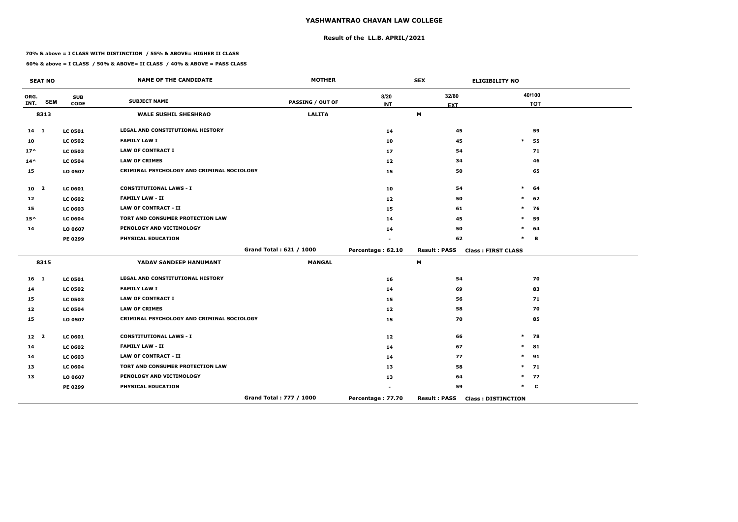# YASHWANTRAO CHAVAN LAW COLLEGE

## Result of the LL.B. APRIL/2021

**70% & above = I CLASS WITH DISTINCTION / 55% & ABOVE= HIGHER II CLASS**

**60% & above = I CLASS / 50% & ABOVE= II CLASS / 40% & ABOVE = PASS CLASS**

| SEAT NO | | | NAME OF THE CANDIDATE | MOTHER | | SEX | ELIGIBILITY NO | |
|---|---|---|---|---|---|---|---|---|
| ORG. INT. | SEM | SUB CODE | SUBJECT NAME | PASSING / OUT OF | 8/20 INT | 32/80 EXT | | 40/100 TOT |
| 8313 | | | WALE SUSHIL SHESHRAO | LALITA | | M | | |
| 14 | 1 | LC 0501 | LEGAL AND CONSTITUTIONAL HISTORY | | 14 | 45 | | 59 |
| 10 | | LC 0502 | FAMILY LAW I | | 10 | 45 | * | 55 |
| 17^ | | LC 0503 | LAW OF CONTRACT I | | 17 | 54 | | 71 |
| 14^ | | LC 0504 | LAW OF CRIMES | | 12 | 34 | | 46 |
| 15 | | LO 0507 | CRIMINAL PSYCHOLOGY AND CRIMINAL SOCIOLOGY | | 15 | 50 | | 65 |
| 10 | 2 | LC 0601 | CONSTITUTIONAL LAWS - I | | 10 | 54 | * | 64 |
| 12 | | LC 0602 | FAMILY LAW - II | | 12 | 50 | * | 62 |
| 15 | | LC 0603 | LAW OF CONTRACT - II | | 15 | 61 | * | 76 |
| 15^ | | LC 0604 | TORT AND CONSUMER PROTECTION LAW | | 14 | 45 | * | 59 |
| 14 | | LO 0607 | PENOLOGY AND VICTIMOLOGY | | 14 | 50 | * | 64 |
| | | PE 0299 | PHYSICAL EDUCATION | | - | 62 | * | B |
| | | | | Grand Total : 621 / 1000 | Percentage : 62.10 | Result : PASS | Class : FIRST CLASS | |
| 8315 | | | YADAV SANDEEP HANUMANT | MANGAL | | M | | |
| 16 | 1 | LC 0501 | LEGAL AND CONSTITUTIONAL HISTORY | | 16 | 54 | | 70 |
| 14 | | LC 0502 | FAMILY LAW I | | 14 | 69 | | 83 |
| 15 | | LC 0503 | LAW OF CONTRACT I | | 15 | 56 | | 71 |
| 12 | | LC 0504 | LAW OF CRIMES | | 12 | 58 | | 70 |
| 15 | | LO 0507 | CRIMINAL PSYCHOLOGY AND CRIMINAL SOCIOLOGY | | 15 | 70 | | 85 |
| 12 | 2 | LC 0601 | CONSTITUTIONAL LAWS - I | | 12 | 66 | * | 78 |
| 14 | | LC 0602 | FAMILY LAW - II | | 14 | 67 | * | 81 |
| 14 | | LC 0603 | LAW OF CONTRACT - II | | 14 | 77 | * | 91 |
| 13 | | LC 0604 | TORT AND CONSUMER PROTECTION LAW | | 13 | 58 | * | 71 |
| 13 | | LO 0607 | PENOLOGY AND VICTIMOLOGY | | 13 | 64 | * | 77 |
| | | PE 0299 | PHYSICAL EDUCATION | | - | 59 | * | C |
| | | | | Grand Total : 777 / 1000 | Percentage : 77.70 | Result : PASS | Class : DISTINCTION | |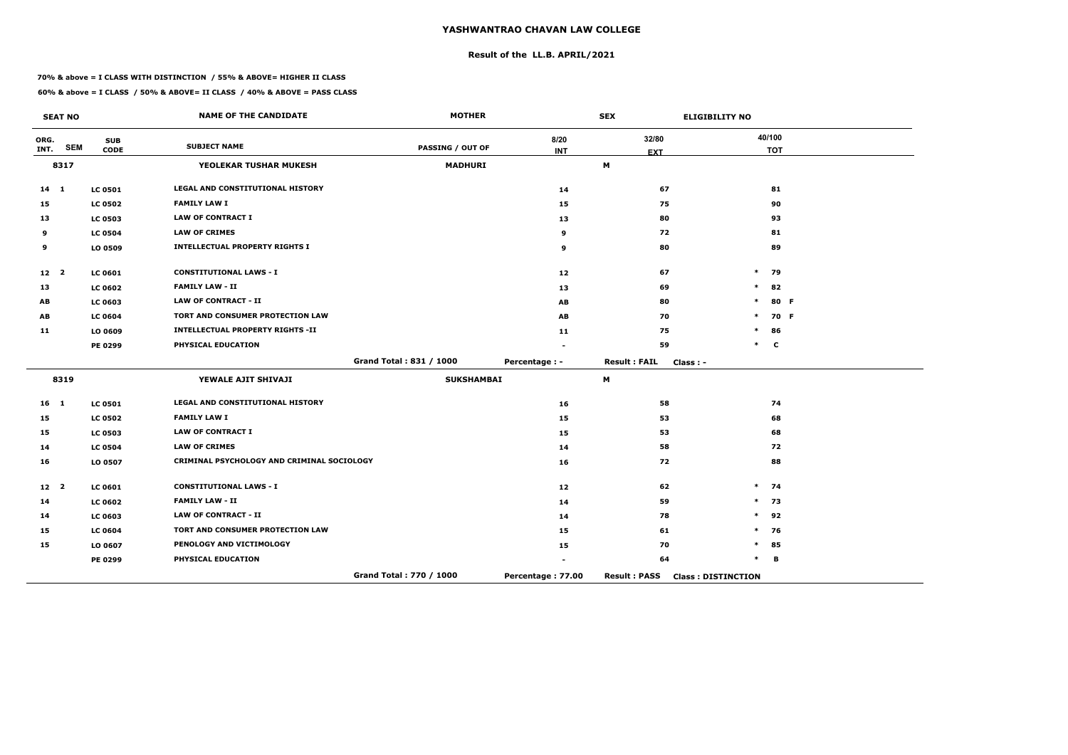# YASHWANTRAO CHAVAN LAW COLLEGE

## Result of the LL.B. APRIL/2021

**70% & above = I CLASS WITH DISTINCTION / 55% & ABOVE= HIGHER II CLASS**

**60% & above = I CLASS / 50% & ABOVE= II CLASS / 40% & ABOVE = PASS CLASS**

| SEAT NO | | | NAME OF THE CANDIDATE | MOTHER | | SEX | ELIGIBILITY NO |
|---|---|---|---|---|---|---|---|
| ORG. INT. | SEM | SUB CODE | SUBJECT NAME | PASSING / OUT OF | 8/20 INT | 32/80 EXT | 40/100 TOT |
| 8317 | | | YEOLEKAR TUSHAR MUKESH | MADHURI | | M | |
| 14 | 1 | LC 0501 | LEGAL AND CONSTITUTIONAL HISTORY | | 14 | 67 | 81 |
| 15 | | LC 0502 | FAMILY LAW I | | 15 | 75 | 90 |
| 13 | | LC 0503 | LAW OF CONTRACT I | | 13 | 80 | 93 |
| 9 | | LC 0504 | LAW OF CRIMES | | 9 | 72 | 81 |
| 9 | | LO 0509 | INTELLECTUAL PROPERTY RIGHTS I | | 9 | 80 | 89 |
| 12 | 2 | LC 0601 | CONSTITUTIONAL LAWS - I | | 12 | 67 | * 79 |
| 13 | | LC 0602 | FAMILY LAW - II | | 13 | 69 | * 82 |
| AB | | LC 0603 | LAW OF CONTRACT - II | | AB | 80 | * 80 F |
| AB | | LC 0604 | TORT AND CONSUMER PROTECTION LAW | | AB | 70 | * 70 F |
| 11 | | LO 0609 | INTELLECTUAL PROPERTY RIGHTS -II | | 11 | 75 | * 86 |
| | | PE 0299 | PHYSICAL EDUCATION | | - | 59 | * C |
| | | | | Grand Total : 831 / 1000 | Percentage : - | Result : FAIL | Class : - |
| 8319 | | | YEWALE AJIT SHIVAJI | SUKSHAMBAI | | M | |
| 16 | 1 | LC 0501 | LEGAL AND CONSTITUTIONAL HISTORY | | 16 | 58 | 74 |
| 15 | | LC 0502 | FAMILY LAW I | | 15 | 53 | 68 |
| 15 | | LC 0503 | LAW OF CONTRACT I | | 15 | 53 | 68 |
| 14 | | LC 0504 | LAW OF CRIMES | | 14 | 58 | 72 |
| 16 | | LO 0507 | CRIMINAL PSYCHOLOGY AND CRIMINAL SOCIOLOGY | | 16 | 72 | 88 |
| 12 | 2 | LC 0601 | CONSTITUTIONAL LAWS - I | | 12 | 62 | * 74 |
| 14 | | LC 0602 | FAMILY LAW - II | | 14 | 59 | * 73 |
| 14 | | LC 0603 | LAW OF CONTRACT - II | | 14 | 78 | * 92 |
| 15 | | LC 0604 | TORT AND CONSUMER PROTECTION LAW | | 15 | 61 | * 76 |
| 15 | | LO 0607 | PENOLOGY AND VICTIMOLOGY | | 15 | 70 | * 85 |
| | | PE 0299 | PHYSICAL EDUCATION | | - | 64 | * B |
| | | | | Grand Total : 770 / 1000 | Percentage : 77.00 | Result : PASS | Class : DISTINCTION |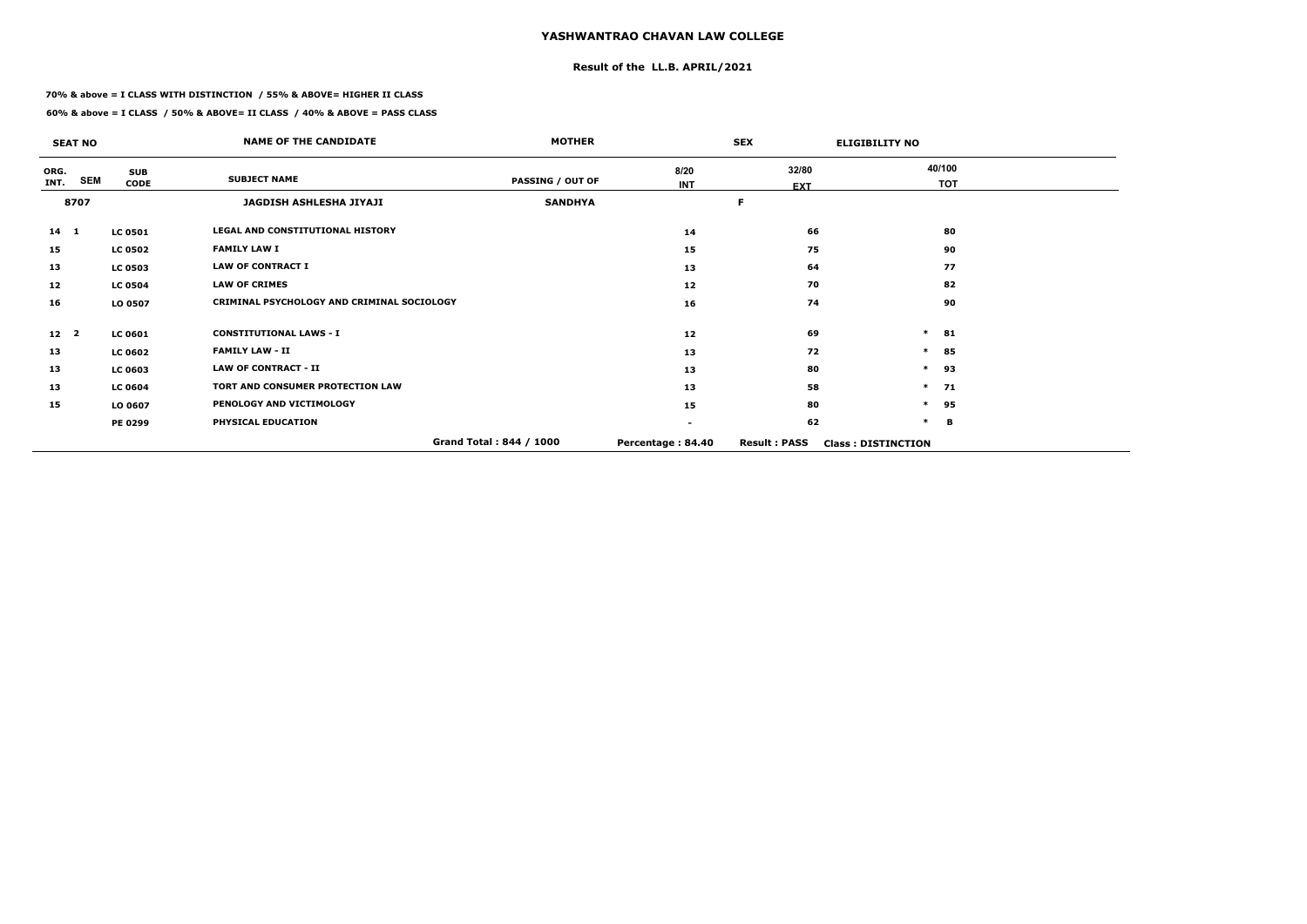# YASHWANTRAO CHAVAN LAW COLLEGE

## Result of the LL.B. APRIL/2021

**70% & above = I CLASS WITH DISTINCTION / 55% & ABOVE= HIGHER II CLASS**

**60% & above = I CLASS / 50% & ABOVE= II CLASS / 40% & ABOVE = PASS CLASS**

| SEAT NO | | | NAME OF THE CANDIDATE | MOTHER | SEX | | ELIGIBILITY NO |
|---|---|---|---|---|---|---|---|
| ORG. INT. | SEM | SUB CODE | SUBJECT NAME | PASSING / OUT OF | 8/20 INT | 32/80 EXT | 40/100 TOT |
| 8707 | | | JAGDISH ASHLESHA JIYAJI | SANDHYA | | F | |
| 14 | 1 | LC 0501 | LEGAL AND CONSTITUTIONAL HISTORY | | 14 | 66 | 80 |
| 15 | | LC 0502 | FAMILY LAW I | | 15 | 75 | 90 |
| 13 | | LC 0503 | LAW OF CONTRACT I | | 13 | 64 | 77 |
| 12 | | LC 0504 | LAW OF CRIMES | | 12 | 70 | 82 |
| 16 | | LO 0507 | CRIMINAL PSYCHOLOGY AND CRIMINAL SOCIOLOGY | | 16 | 74 | 90 |
| 12 | 2 | LC 0601 | CONSTITUTIONAL LAWS - I | | 12 | 69 | * 81 |
| 13 | | LC 0602 | FAMILY LAW - II | | 13 | 72 | * 85 |
| 13 | | LC 0603 | LAW OF CONTRACT - II | | 13 | 80 | * 93 |
| 13 | | LC 0604 | TORT AND CONSUMER PROTECTION LAW | | 13 | 58 | * 71 |
| 15 | | LO 0607 | PENOLOGY AND VICTIMOLOGY | | 15 | 80 | * 95 |
| | | PE 0299 | PHYSICAL EDUCATION | | - | 62 | * B |
| | | | | Grand Total : 844 / 1000 | Percentage : 84.40 | Result : PASS | Class : DISTINCTION |